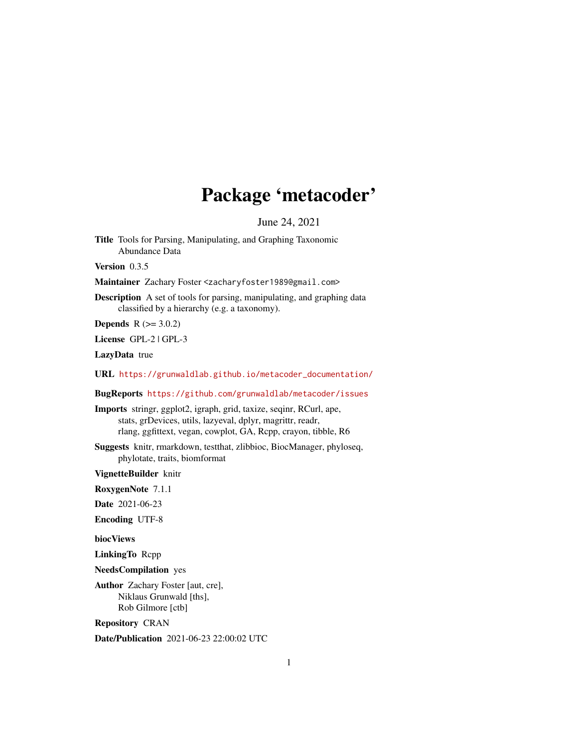# Package 'metacoder'

June 24, 2021

**Title** Tools for Parsing, Manipulating, and Graphing Taxonomic Abundance Data

**Version** 0.3.5

**Maintainer** Zachary Foster <zacharyfoster1989@gmail.com>

**Description** A set of tools for parsing, manipulating, and graphing data classified by a hierarchy (e.g. a taxonomy).

**Depends** R (>= 3.0.2)

**License** GPL-2 | GPL-3

**LazyData** true

**URL** https://grunwaldlab.github.io/metacoder_documentation/

**BugReports** https://github.com/grunwaldlab/metacoder/issues

**Imports** stringr, ggplot2, igraph, grid, taxize, seqinr, RCurl, ape, stats, grDevices, utils, lazyeval, dplyr, magrittr, readr, rlang, ggfittext, vegan, cowplot, GA, Rcpp, crayon, tibble, R6

**Suggests** knitr, rmarkdown, testthat, zlibbioc, BiocManager, phyloseq, phylotate, traits, biomformat

**VignetteBuilder** knitr

**RoxygenNote** 7.1.1

**Date** 2021-06-23

**Encoding** UTF-8

**biocViews**

**LinkingTo** Rcpp

**NeedsCompilation** yes

**Author** Zachary Foster [aut, cre], Niklaus Grunwald [ths], Rob Gilmore [ctb]

**Repository** CRAN

**Date/Publication** 2021-06-23 22:00:02 UTC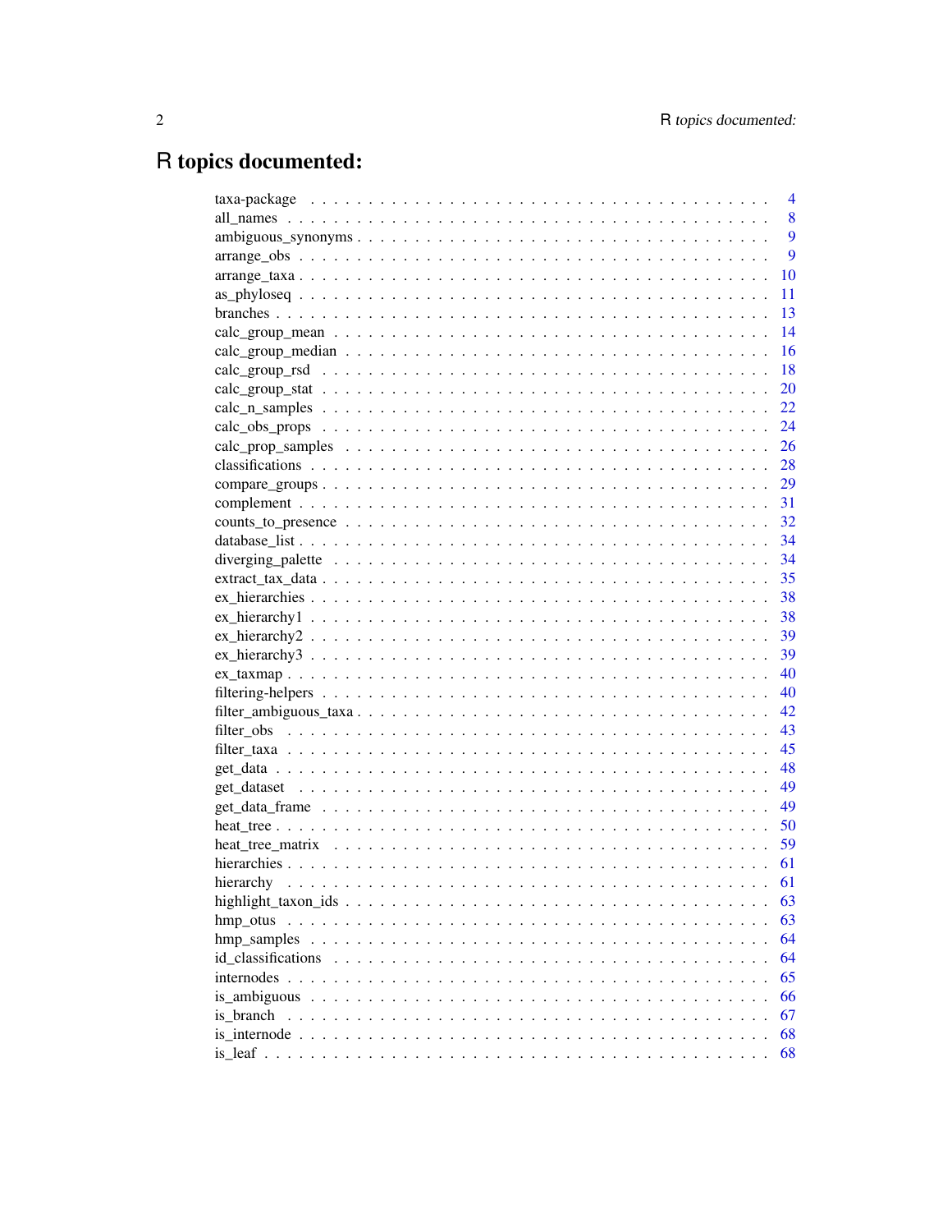# R topics documented:

| | |
|---|---|
| taxa-package | 4 |
| all_names | 8 |
| ambiguous_synonyms | 9 |
| arrange_obs | 9 |
| arrange_taxa | 10 |
| as_phyloseq | 11 |
| branches | 13 |
| calc_group_mean | 14 |
| calc_group_median | 16 |
| calc_group_rsd | 18 |
| calc_group_stat | 20 |
| calc_n_samples | 22 |
| calc_obs_props | 24 |
| calc_prop_samples | 26 |
| classifications | 28 |
| compare_groups | 29 |
| complement | 31 |
| counts_to_presence | 32 |
| database_list | 34 |
| diverging_palette | 34 |
| extract_tax_data | 35 |
| ex_hierarchies | 38 |
| ex_hierarchy1 | 38 |
| ex_hierarchy2 | 39 |
| ex_hierarchy3 | 39 |
| ex_taxmap | 40 |
| filtering-helpers | 40 |
| filter_ambiguous_taxa | 42 |
| filter_obs | 43 |
| filter_taxa | 45 |
| get_data | 48 |
| get_dataset | 49 |
| get_data_frame | 49 |
| heat_tree | 50 |
| heat_tree_matrix | 59 |
| hierarchies | 61 |
| hierarchy | 61 |
| highlight_taxon_ids | 63 |
| hmp_otus | 63 |
| hmp_samples | 64 |
| id_classifications | 64 |
| internodes | 65 |
| is_ambiguous | 66 |
| is_branch | 67 |
| is_internode | 68 |
| is_leaf | 68 |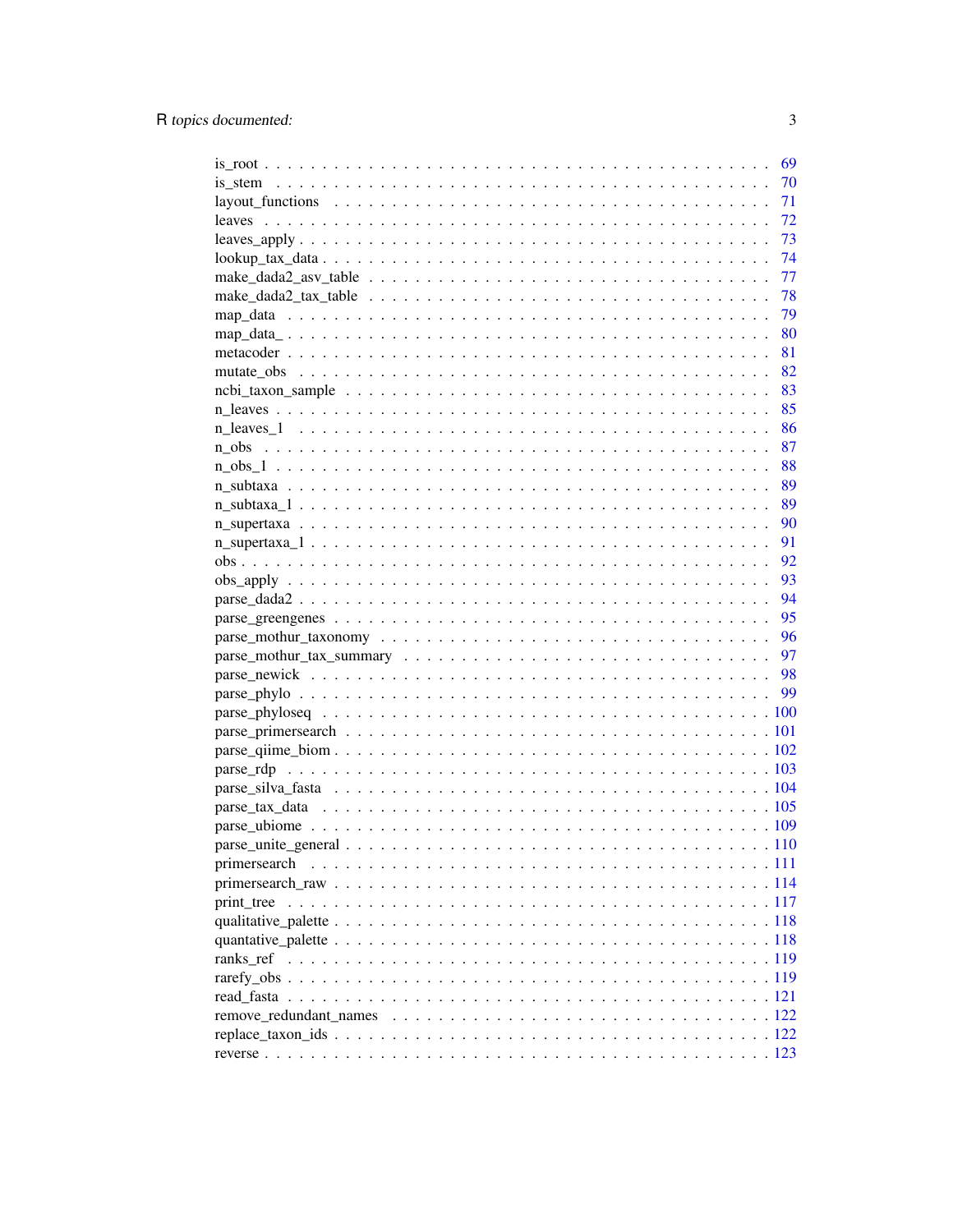is_root . . . . . . . . . . . . . . . . . . . . . . . . . . . . . . . . . . . . . . . . . 69
is_stem . . . . . . . . . . . . . . . . . . . . . . . . . . . . . . . . . . . . . . . . . 70
layout_functions . . . . . . . . . . . . . . . . . . . . . . . . . . . . . . . . . . . . . 71
leaves . . . . . . . . . . . . . . . . . . . . . . . . . . . . . . . . . . . . . . . . . . 72
leaves_apply . . . . . . . . . . . . . . . . . . . . . . . . . . . . . . . . . . . . . . . 73
lookup_tax_data . . . . . . . . . . . . . . . . . . . . . . . . . . . . . . . . . . . . . 74
make_dada2_asv_table . . . . . . . . . . . . . . . . . . . . . . . . . . . . . . . . . . 77
make_dada2_tax_table . . . . . . . . . . . . . . . . . . . . . . . . . . . . . . . . . . 78
map_data . . . . . . . . . . . . . . . . . . . . . . . . . . . . . . . . . . . . . . . . 79
map_data_ . . . . . . . . . . . . . . . . . . . . . . . . . . . . . . . . . . . . . . . . 80
metacoder . . . . . . . . . . . . . . . . . . . . . . . . . . . . . . . . . . . . . . . . 81
mutate_obs . . . . . . . . . . . . . . . . . . . . . . . . . . . . . . . . . . . . . . . 82
ncbi_taxon_sample . . . . . . . . . . . . . . . . . . . . . . . . . . . . . . . . . . . 83
n_leaves . . . . . . . . . . . . . . . . . . . . . . . . . . . . . . . . . . . . . . . . 85
n_leaves_1 . . . . . . . . . . . . . . . . . . . . . . . . . . . . . . . . . . . . . . . 86
n_obs . . . . . . . . . . . . . . . . . . . . . . . . . . . . . . . . . . . . . . . . . 87
n_obs_1 . . . . . . . . . . . . . . . . . . . . . . . . . . . . . . . . . . . . . . . . 88
n_subtaxa . . . . . . . . . . . . . . . . . . . . . . . . . . . . . . . . . . . . . . . 89
n_subtaxa_1 . . . . . . . . . . . . . . . . . . . . . . . . . . . . . . . . . . . . . . 89
n_supertaxa . . . . . . . . . . . . . . . . . . . . . . . . . . . . . . . . . . . . . . 90
n_supertaxa_1 . . . . . . . . . . . . . . . . . . . . . . . . . . . . . . . . . . . . . 91
obs . . . . . . . . . . . . . . . . . . . . . . . . . . . . . . . . . . . . . . . . . . 92
obs_apply . . . . . . . . . . . . . . . . . . . . . . . . . . . . . . . . . . . . . . . 93
parse_dada2 . . . . . . . . . . . . . . . . . . . . . . . . . . . . . . . . . . . . . . 94
parse_greengenes . . . . . . . . . . . . . . . . . . . . . . . . . . . . . . . . . . . . 95
parse_mothur_taxonomy . . . . . . . . . . . . . . . . . . . . . . . . . . . . . . . . . 96
parse_mothur_tax_summary . . . . . . . . . . . . . . . . . . . . . . . . . . . . . . . . 97
parse_newick . . . . . . . . . . . . . . . . . . . . . . . . . . . . . . . . . . . . . . 98
parse_phylo . . . . . . . . . . . . . . . . . . . . . . . . . . . . . . . . . . . . . . 99
parse_phyloseq . . . . . . . . . . . . . . . . . . . . . . . . . . . . . . . . . . . . . 100
parse_primersearch . . . . . . . . . . . . . . . . . . . . . . . . . . . . . . . . . . . 101
parse_qiime_biom . . . . . . . . . . . . . . . . . . . . . . . . . . . . . . . . . . . . 102
parse_rdp . . . . . . . . . . . . . . . . . . . . . . . . . . . . . . . . . . . . . . . . 103
parse_silva_fasta . . . . . . . . . . . . . . . . . . . . . . . . . . . . . . . . . . . . 104
parse_tax_data . . . . . . . . . . . . . . . . . . . . . . . . . . . . . . . . . . . . . 105
parse_ubiome . . . . . . . . . . . . . . . . . . . . . . . . . . . . . . . . . . . . . . 109
parse_unite_general . . . . . . . . . . . . . . . . . . . . . . . . . . . . . . . . . . . 110
primersearch . . . . . . . . . . . . . . . . . . . . . . . . . . . . . . . . . . . . . . 111
primersearch_raw . . . . . . . . . . . . . . . . . . . . . . . . . . . . . . . . . . . . 114
print_tree . . . . . . . . . . . . . . . . . . . . . . . . . . . . . . . . . . . . . . . 117
qualitative_palette . . . . . . . . . . . . . . . . . . . . . . . . . . . . . . . . . . . 118
quantative_palette . . . . . . . . . . . . . . . . . . . . . . . . . . . . . . . . . . . 118
ranks_ref . . . . . . . . . . . . . . . . . . . . . . . . . . . . . . . . . . . . . . . . 119
rarefy_obs . . . . . . . . . . . . . . . . . . . . . . . . . . . . . . . . . . . . . . . 119
read_fasta . . . . . . . . . . . . . . . . . . . . . . . . . . . . . . . . . . . . . . . 121
remove_redundant_names . . . . . . . . . . . . . . . . . . . . . . . . . . . . . . . . . 122
replace_taxon_ids . . . . . . . . . . . . . . . . . . . . . . . . . . . . . . . . . . . . 122
reverse . . . . . . . . . . . . . . . . . . . . . . . . . . . . . . . . . . . . . . . . . 123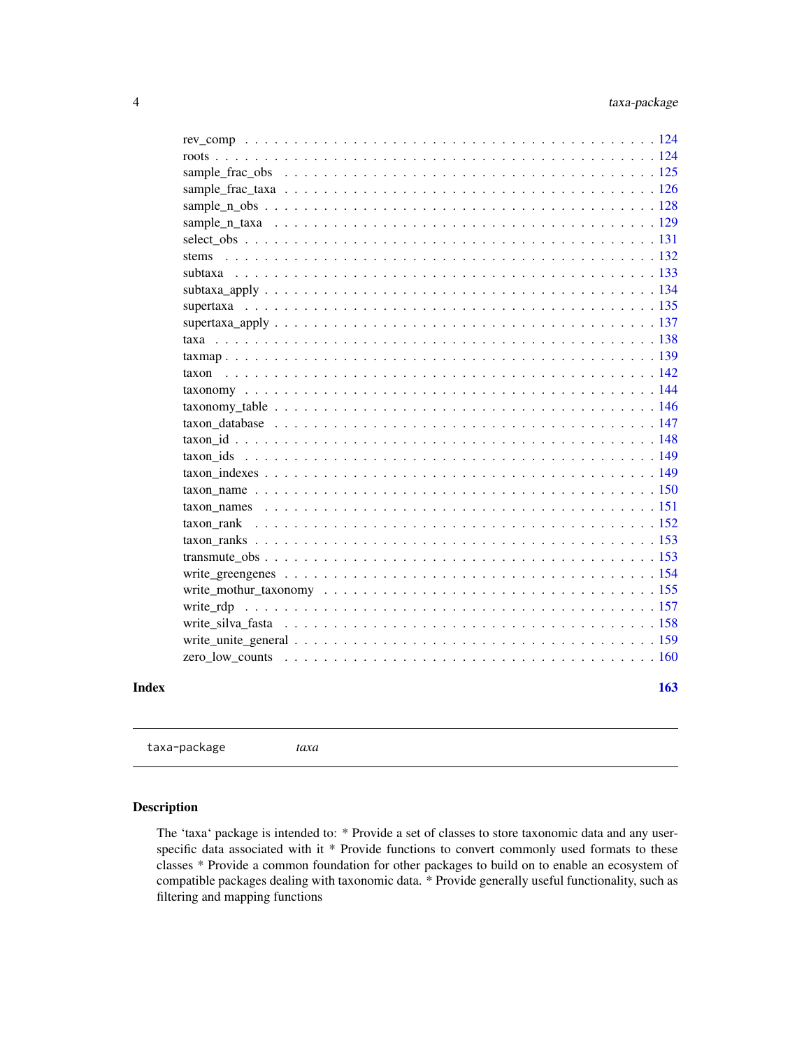rev_comp . . . . . . . . . . . . . . . . . . . . . . . . . . . . . . . . . . . . . . . . . 124
roots . . . . . . . . . . . . . . . . . . . . . . . . . . . . . . . . . . . . . . . . . . . 124
sample_frac_obs . . . . . . . . . . . . . . . . . . . . . . . . . . . . . . . . . . . . . 125
sample_frac_taxa . . . . . . . . . . . . . . . . . . . . . . . . . . . . . . . . . . . . 126
sample_n_obs . . . . . . . . . . . . . . . . . . . . . . . . . . . . . . . . . . . . . . 128
sample_n_taxa . . . . . . . . . . . . . . . . . . . . . . . . . . . . . . . . . . . . . 129
select_obs . . . . . . . . . . . . . . . . . . . . . . . . . . . . . . . . . . . . . . . . 131
stems . . . . . . . . . . . . . . . . . . . . . . . . . . . . . . . . . . . . . . . . . . 132
subtaxa . . . . . . . . . . . . . . . . . . . . . . . . . . . . . . . . . . . . . . . . . 133
subtaxa_apply . . . . . . . . . . . . . . . . . . . . . . . . . . . . . . . . . . . . . . 134
supertaxa . . . . . . . . . . . . . . . . . . . . . . . . . . . . . . . . . . . . . . . . 135
supertaxa_apply . . . . . . . . . . . . . . . . . . . . . . . . . . . . . . . . . . . . . 137
taxa . . . . . . . . . . . . . . . . . . . . . . . . . . . . . . . . . . . . . . . . . . . 138
taxmap . . . . . . . . . . . . . . . . . . . . . . . . . . . . . . . . . . . . . . . . . . 139
taxon . . . . . . . . . . . . . . . . . . . . . . . . . . . . . . . . . . . . . . . . . . 142
taxonomy . . . . . . . . . . . . . . . . . . . . . . . . . . . . . . . . . . . . . . . . 144
taxonomy_table . . . . . . . . . . . . . . . . . . . . . . . . . . . . . . . . . . . . . 146
taxon_database . . . . . . . . . . . . . . . . . . . . . . . . . . . . . . . . . . . . . 147
taxon_id . . . . . . . . . . . . . . . . . . . . . . . . . . . . . . . . . . . . . . . . . 148
taxon_ids . . . . . . . . . . . . . . . . . . . . . . . . . . . . . . . . . . . . . . . . 149
taxon_indexes . . . . . . . . . . . . . . . . . . . . . . . . . . . . . . . . . . . . . . 149
taxon_name . . . . . . . . . . . . . . . . . . . . . . . . . . . . . . . . . . . . . . . 150
taxon_names . . . . . . . . . . . . . . . . . . . . . . . . . . . . . . . . . . . . . . . 151
taxon_rank . . . . . . . . . . . . . . . . . . . . . . . . . . . . . . . . . . . . . . . . 152
taxon_ranks . . . . . . . . . . . . . . . . . . . . . . . . . . . . . . . . . . . . . . . 153
transmute_obs . . . . . . . . . . . . . . . . . . . . . . . . . . . . . . . . . . . . . . 153
write_greengenes . . . . . . . . . . . . . . . . . . . . . . . . . . . . . . . . . . . . 154
write_mothur_taxonomy . . . . . . . . . . . . . . . . . . . . . . . . . . . . . . . . . 155
write_rdp . . . . . . . . . . . . . . . . . . . . . . . . . . . . . . . . . . . . . . . . 157
write_silva_fasta . . . . . . . . . . . . . . . . . . . . . . . . . . . . . . . . . . . . 158
write_unite_general . . . . . . . . . . . . . . . . . . . . . . . . . . . . . . . . . . . 159
zero_low_counts . . . . . . . . . . . . . . . . . . . . . . . . . . . . . . . . . . . . . 160

**Index** **163**

---

`taxa-package` *taxa*

---

## Description

The 'taxa' package is intended to: * Provide a set of classes to store taxonomic data and any user-specific data associated with it * Provide functions to convert commonly used formats to these classes * Provide a common foundation for other packages to build on to enable an ecosystem of compatible packages dealing with taxonomic data. * Provide generally useful functionality, such as filtering and mapping functions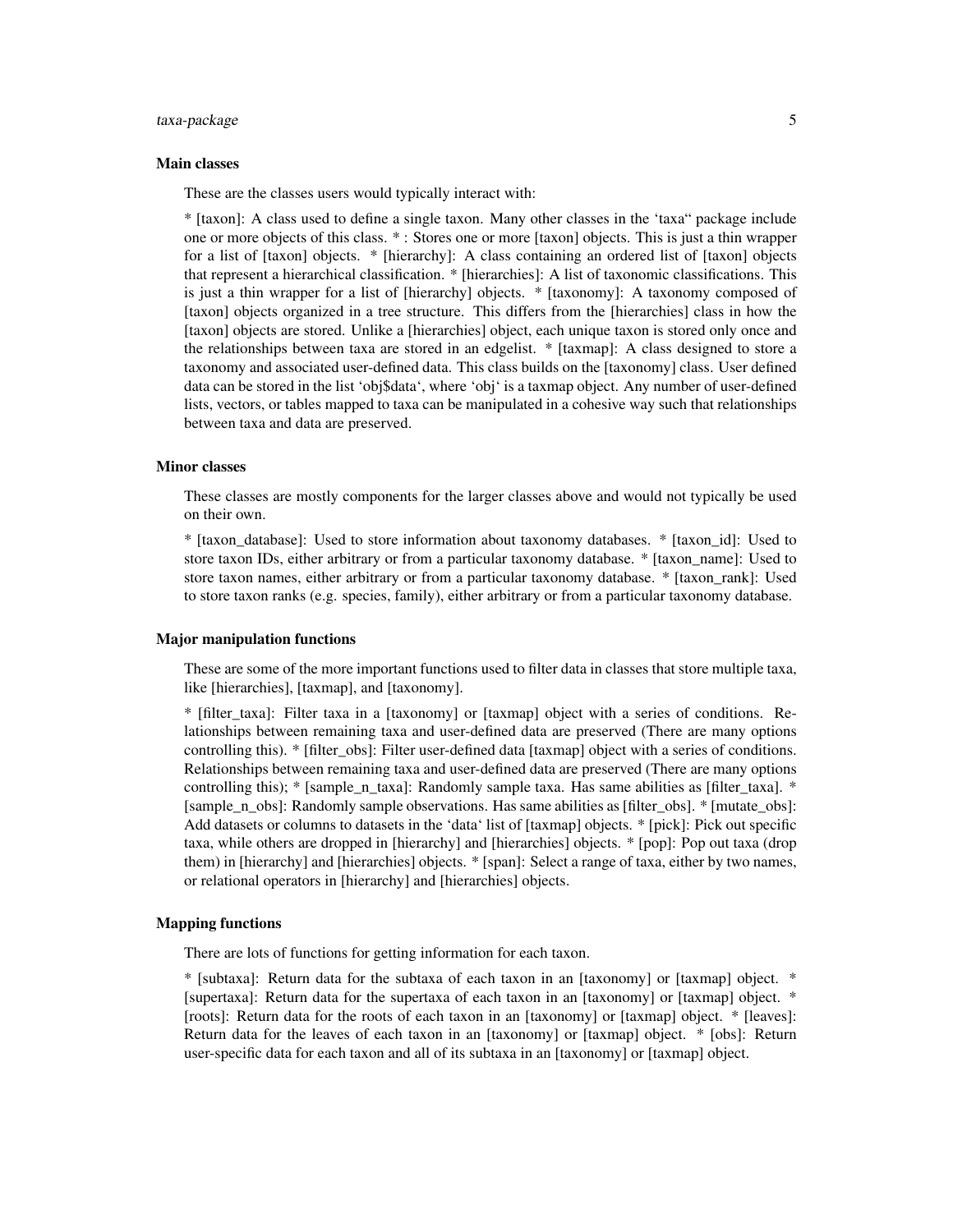### Main classes

These are the classes users would typically interact with:

* [taxon]: A class used to define a single taxon. Many other classes in the 'taxa" package include one or more objects of this class. * : Stores one or more [taxon] objects. This is just a thin wrapper for a list of [taxon] objects. * [hierarchy]: A class containing an ordered list of [taxon] objects that represent a hierarchical classification. * [hierarchies]: A list of taxonomic classifications. This is just a thin wrapper for a list of [hierarchy] objects. * [taxonomy]: A taxonomy composed of [taxon] objects organized in a tree structure. This differs from the [hierarchies] class in how the [taxon] objects are stored. Unlike a [hierarchies] object, each unique taxon is stored only once and the relationships between taxa are stored in an edgelist. * [taxmap]: A class designed to store a taxonomy and associated user-defined data. This class builds on the [taxonomy] class. User defined data can be stored in the list 'obj$data', where 'obj' is a taxmap object. Any number of user-defined lists, vectors, or tables mapped to taxa can be manipulated in a cohesive way such that relationships between taxa and data are preserved.

### Minor classes

These classes are mostly components for the larger classes above and would not typically be used on their own.

* [taxon_database]: Used to store information about taxonomy databases. * [taxon_id]: Used to store taxon IDs, either arbitrary or from a particular taxonomy database. * [taxon_name]: Used to store taxon names, either arbitrary or from a particular taxonomy database. * [taxon_rank]: Used to store taxon ranks (e.g. species, family), either arbitrary or from a particular taxonomy database.

### Major manipulation functions

These are some of the more important functions used to filter data in classes that store multiple taxa, like [hierarchies], [taxmap], and [taxonomy].

* [filter_taxa]: Filter taxa in a [taxonomy] or [taxmap] object with a series of conditions. Relationships between remaining taxa and user-defined data are preserved (There are many options controlling this). * [filter_obs]: Filter user-defined data [taxmap] object with a series of conditions. Relationships between remaining taxa and user-defined data are preserved (There are many options controlling this); * [sample_n_taxa]: Randomly sample taxa. Has same abilities as [filter_taxa]. * [sample_n_obs]: Randomly sample observations. Has same abilities as [filter_obs]. * [mutate_obs]: Add datasets or columns to datasets in the 'data' list of [taxmap] objects. * [pick]: Pick out specific taxa, while others are dropped in [hierarchy] and [hierarchies] objects. * [pop]: Pop out taxa (drop them) in [hierarchy] and [hierarchies] objects. * [span]: Select a range of taxa, either by two names, or relational operators in [hierarchy] and [hierarchies] objects.

### Mapping functions

There are lots of functions for getting information for each taxon.

* [subtaxa]: Return data for the subtaxa of each taxon in an [taxonomy] or [taxmap] object. * [supertaxa]: Return data for the supertaxa of each taxon in an [taxonomy] or [taxmap] object. * [roots]: Return data for the roots of each taxon in an [taxonomy] or [taxmap] object. * [leaves]: Return data for the leaves of each taxon in an [taxonomy] or [taxmap] object. * [obs]: Return user-specific data for each taxon and all of its subtaxa in an [taxonomy] or [taxmap] object.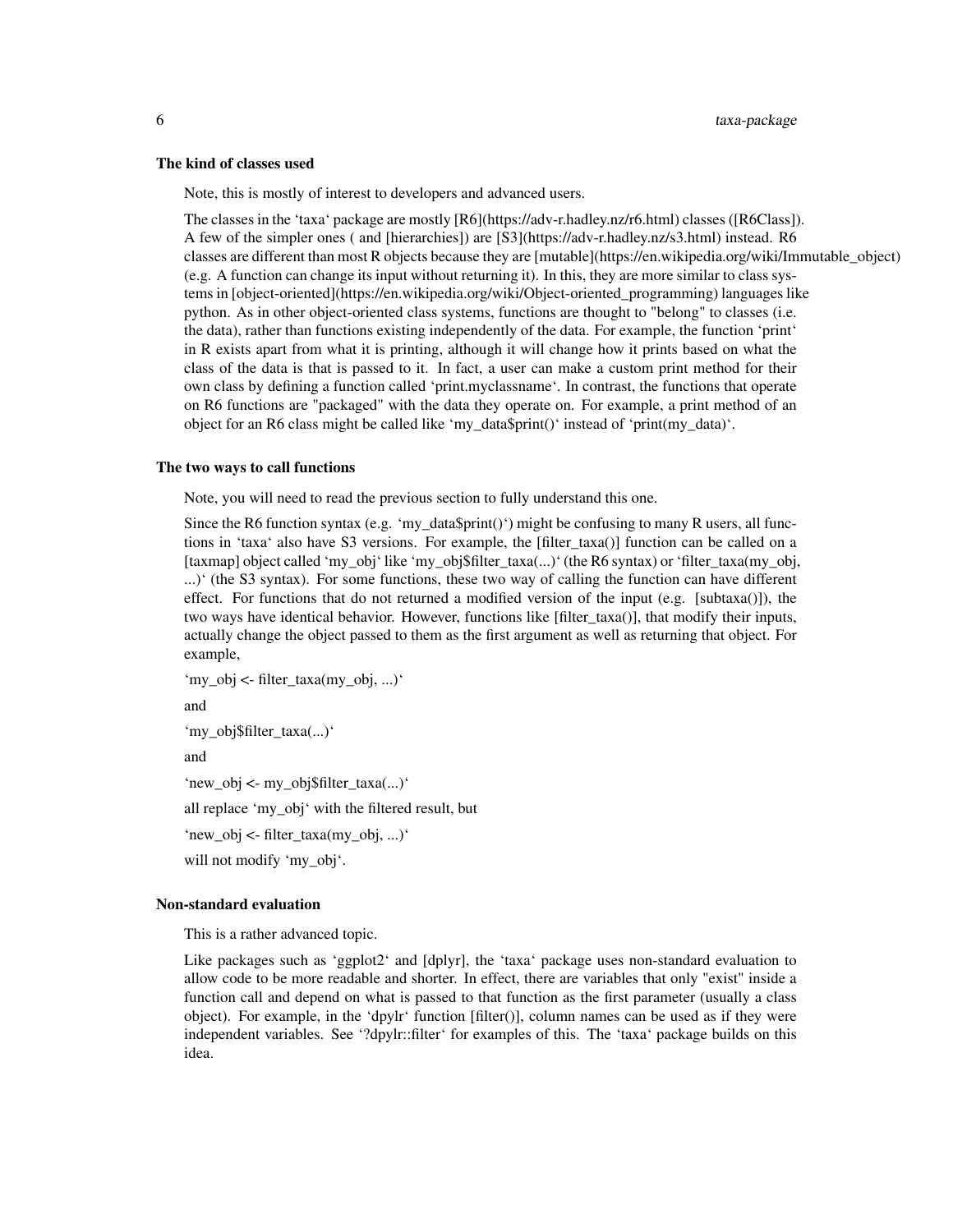### The kind of classes used

Note, this is mostly of interest to developers and advanced users.

The classes in the 'taxa' package are mostly [R6](https://adv-r.hadley.nz/r6.html) classes ([R6Class]). A few of the simpler ones ( and [hierarchies]) are [S3](https://adv-r.hadley.nz/s3.html) instead. R6 classes are different than most R objects because they are [mutable](https://en.wikipedia.org/wiki/Immutable_object) (e.g. A function can change its input without returning it). In this, they are more similar to class systems in [object-oriented](https://en.wikipedia.org/wiki/Object-oriented_programming) languages like python. As in other object-oriented class systems, functions are thought to "belong" to classes (i.e. the data), rather than functions existing independently of the data. For example, the function 'print' in R exists apart from what it is printing, although it will change how it prints based on what the class of the data is that is passed to it. In fact, a user can make a custom print method for their own class by defining a function called 'print.myclassname'. In contrast, the functions that operate on R6 functions are "packaged" with the data they operate on. For example, a print method of an object for an R6 class might be called like 'my_data$print()' instead of 'print(my_data)'.

### The two ways to call functions

Note, you will need to read the previous section to fully understand this one.

Since the R6 function syntax (e.g. 'my_data$print()') might be confusing to many R users, all functions in 'taxa' also have S3 versions. For example, the [filter_taxa()] function can be called on a [taxmap] object called 'my_obj' like 'my_obj$filter_taxa(...)' (the R6 syntax) or 'filter_taxa(my_obj, ...)' (the S3 syntax). For some functions, these two way of calling the function can have different effect. For functions that do not returned a modified version of the input (e.g. [subtaxa()]), the two ways have identical behavior. However, functions like [filter_taxa()], that modify their inputs, actually change the object passed to them as the first argument as well as returning that object. For example,

'my_obj <- filter_taxa(my_obj, ...)'

and

'my_obj$filter_taxa(...)'

and

'new_obj <- my_obj$filter_taxa(...)'

all replace 'my_obj' with the filtered result, but

'new_obj <- filter_taxa(my_obj, ...)'

will not modify 'my_obj'.

### Non-standard evaluation

This is a rather advanced topic.

Like packages such as 'ggplot2' and [dplyr], the 'taxa' package uses non-standard evaluation to allow code to be more readable and shorter. In effect, there are variables that only "exist" inside a function call and depend on what is passed to that function as the first parameter (usually a class object). For example, in the 'dpylr' function [filter()], column names can be used as if they were independent variables. See '?dpylr::filter' for examples of this. The 'taxa' package builds on this idea.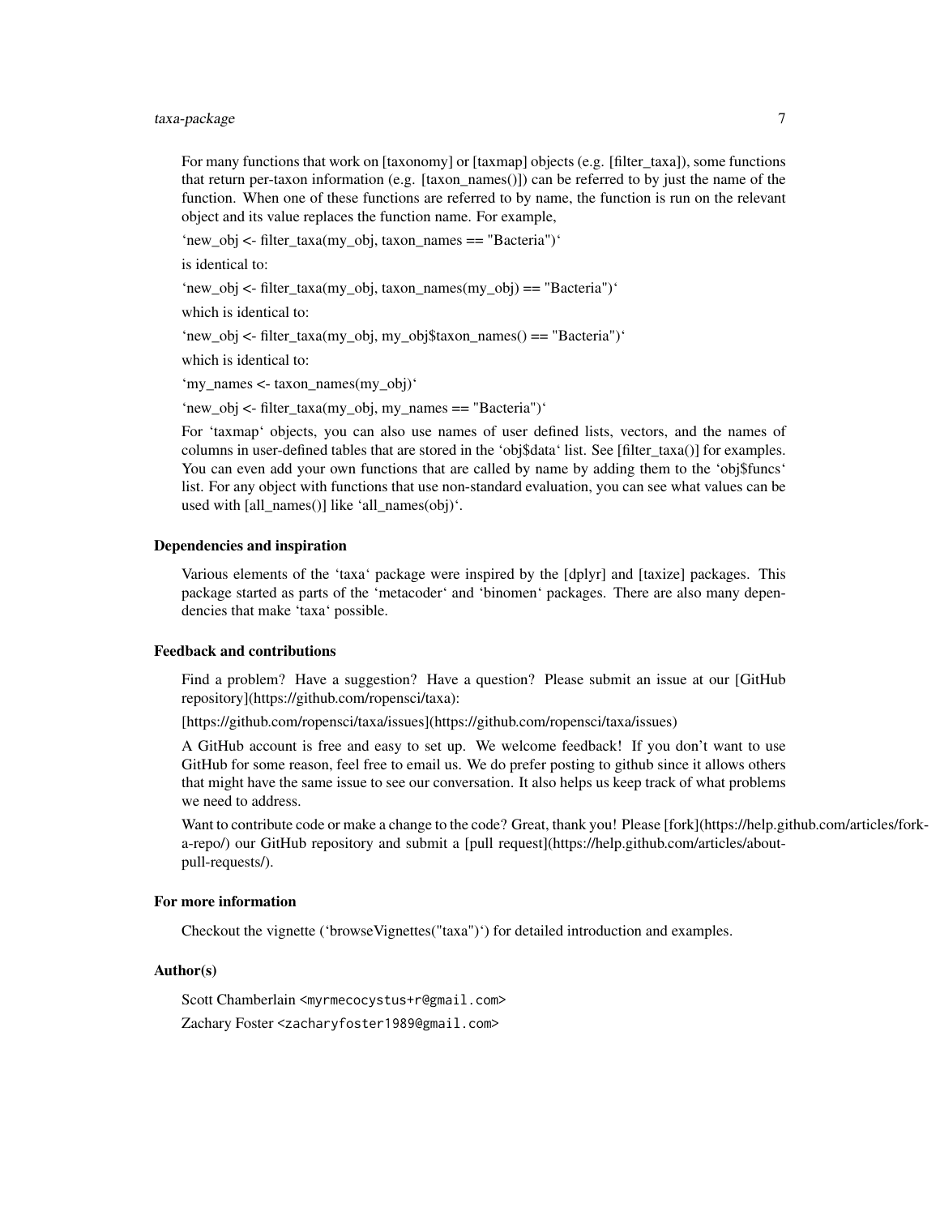For many functions that work on [taxonomy] or [taxmap] objects (e.g. [filter_taxa]), some functions that return per-taxon information (e.g. [taxon_names()]) can be referred to by just the name of the function. When one of these functions are referred to by name, the function is run on the relevant object and its value replaces the function name. For example,

'new_obj <- filter_taxa(my_obj, taxon_names == "Bacteria")'

is identical to:

'new_obj <- filter_taxa(my_obj, taxon_names(my_obj) == "Bacteria")'

which is identical to:

'new_obj <- filter_taxa(my_obj, my_obj$taxon_names() == "Bacteria")'

which is identical to:

'my_names <- taxon_names(my_obj)'

'new_obj <- filter_taxa(my_obj, my_names == "Bacteria")'

For 'taxmap' objects, you can also use names of user defined lists, vectors, and the names of columns in user-defined tables that are stored in the 'obj$data' list. See [filter_taxa()] for examples. You can even add your own functions that are called by name by adding them to the 'obj$funcs' list. For any object with functions that use non-standard evaluation, you can see what values can be used with [all_names()] like 'all_names(obj)'.

### Dependencies and inspiration

Various elements of the 'taxa' package were inspired by the [dplyr] and [taxize] packages. This package started as parts of the 'metacoder' and 'binomen' packages. There are also many dependencies that make 'taxa' possible.

### Feedback and contributions

Find a problem? Have a suggestion? Have a question? Please submit an issue at our [GitHub repository](https://github.com/ropensci/taxa):

[https://github.com/ropensci/taxa/issues](https://github.com/ropensci/taxa/issues)

A GitHub account is free and easy to set up. We welcome feedback! If you don't want to use GitHub for some reason, feel free to email us. We do prefer posting to github since it allows others that might have the same issue to see our conversation. It also helps us keep track of what problems we need to address.

Want to contribute code or make a change to the code? Great, thank you! Please [fork](https://help.github.com/articles/fork-a-repo/) our GitHub repository and submit a [pull request](https://help.github.com/articles/about-pull-requests/).

### For more information

Checkout the vignette ('browseVignettes("taxa")') for detailed introduction and examples.

### Author(s)

Scott Chamberlain <myrmecocystus+r@gmail.com>

Zachary Foster <zacharyfoster1989@gmail.com>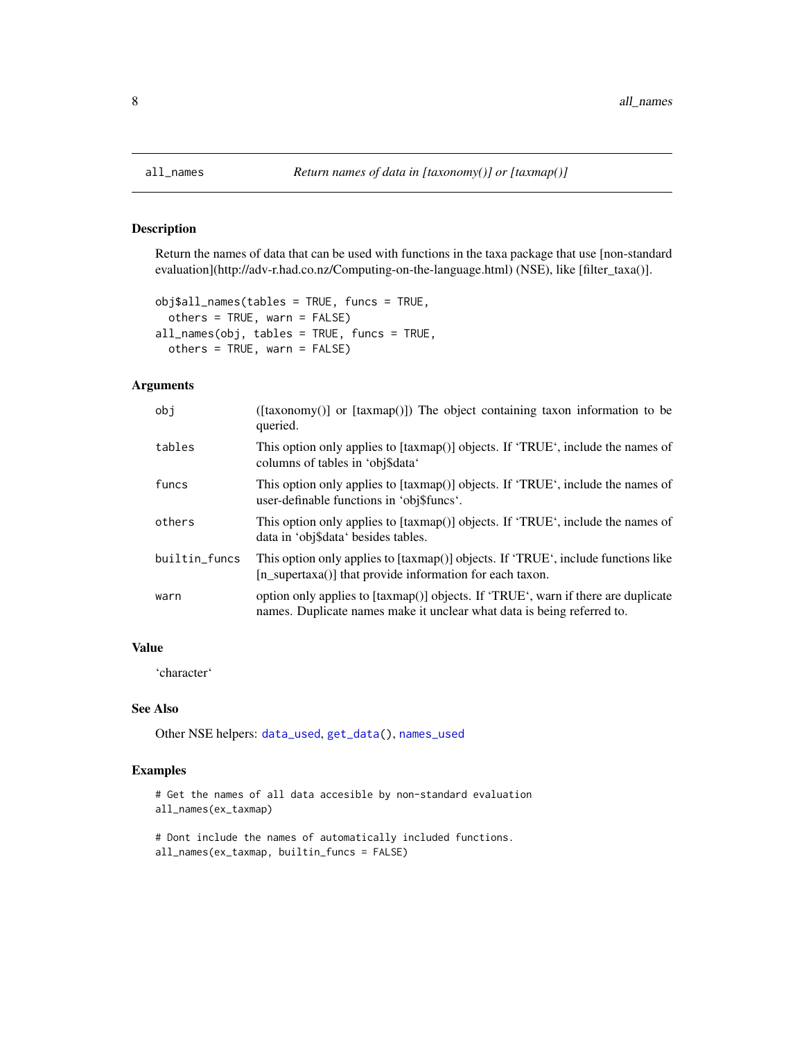# all_names

*Return names of data in [taxonomy()] or [taxmap()]*

## Description

Return the names of data that can be used with functions in the taxa package that use [non-standard evaluation](http://adv-r.had.co.nz/Computing-on-the-language.html) (NSE), like [filter_taxa()].

```
obj$all_names(tables = TRUE, funcs = TRUE,
  others = TRUE, warn = FALSE)
all_names(obj, tables = TRUE, funcs = TRUE,
  others = TRUE, warn = FALSE)
```

## Arguments

| | |
|---|---|
| obj | ([taxonomy()] or [taxmap()]) The object containing taxon information to be queried. |
| tables | This option only applies to [taxmap()] objects. If 'TRUE', include the names of columns of tables in 'obj$data' |
| funcs | This option only applies to [taxmap()] objects. If 'TRUE', include the names of user-definable functions in 'obj$funcs'. |
| others | This option only applies to [taxmap()] objects. If 'TRUE', include the names of data in 'obj$data' besides tables. |
| builtin_funcs | This option only applies to [taxmap()] objects. If 'TRUE', include functions like [n_supertaxa()] that provide information for each taxon. |
| warn | option only applies to [taxmap()] objects. If 'TRUE', warn if there are duplicate names. Duplicate names make it unclear what data is being referred to. |

## Value

'character'

## See Also

Other NSE helpers: data_used, get_data(), names_used

## Examples

```
# Get the names of all data accesible by non-standard evaluation
all_names(ex_taxmap)

# Dont include the names of automatically included functions.
all_names(ex_taxmap, builtin_funcs = FALSE)
```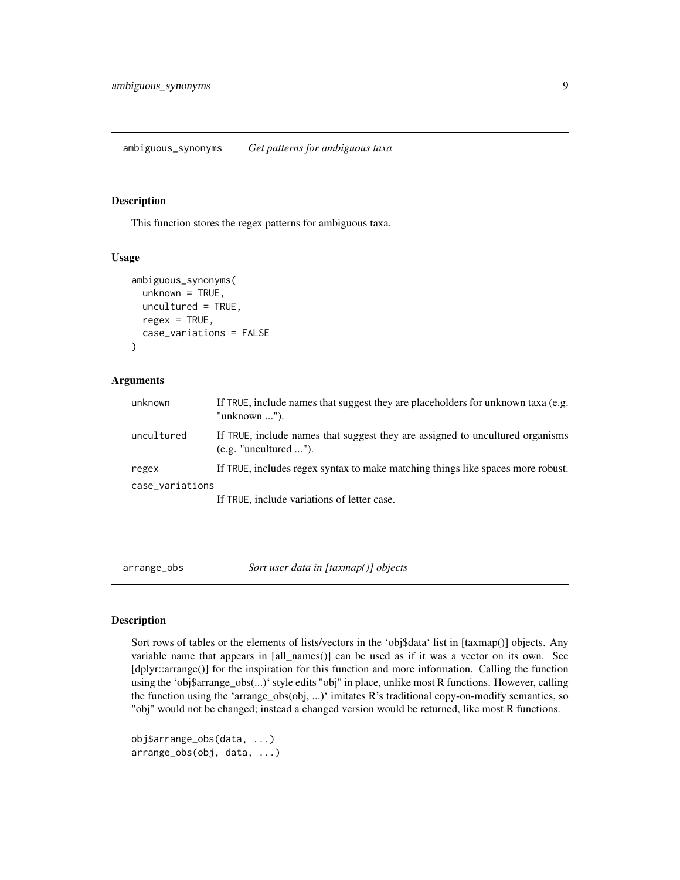## ambiguous_synonyms *Get patterns for ambiguous taxa*

### Description

This function stores the regex patterns for ambiguous taxa.

### Usage

```
ambiguous_synonyms(
  unknown = TRUE,
  uncultured = TRUE,
  regex = TRUE,
  case_variations = FALSE
)
```

### Arguments

| | |
|---|---|
| unknown | If TRUE, include names that suggest they are placeholders for unknown taxa (e.g. "unknown ..."). |
| uncultured | If TRUE, include names that suggest they are assigned to uncultured organisms (e.g. "uncultured ..."). |
| regex | If TRUE, includes regex syntax to make matching things like spaces more robust. |
| case_variations | If TRUE, include variations of letter case. |

## arrange_obs *Sort user data in [taxmap()] objects*

### Description

Sort rows of tables or the elements of lists/vectors in the 'obj$data' list in [taxmap()] objects. Any variable name that appears in [all_names()] can be used as if it was a vector on its own. See [dplyr::arrange()] for the inspiration for this function and more information. Calling the function using the 'obj$arrange_obs(...)' style edits "obj" in place, unlike most R functions. However, calling the function using the 'arrange_obs(obj, ...)' imitates R's traditional copy-on-modify semantics, so "obj" would not be changed; instead a changed version would be returned, like most R functions.

```
obj$arrange_obs(data, ...)
arrange_obs(obj, data, ...)
```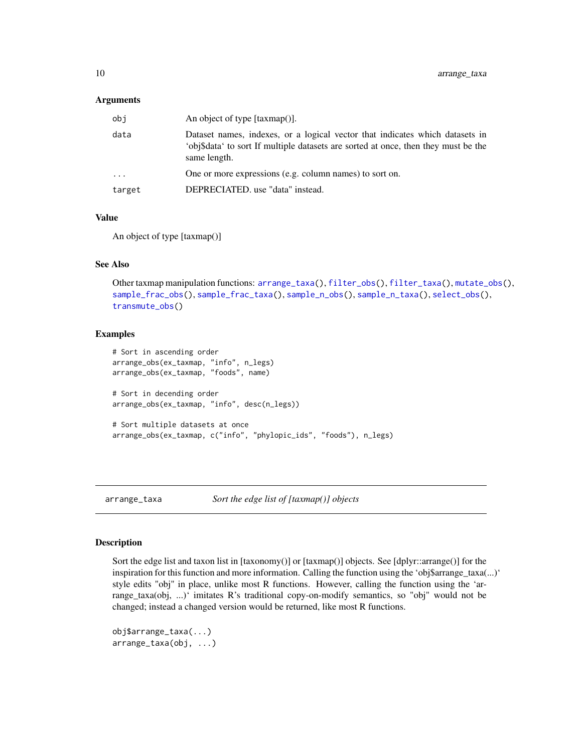### Arguments

| | |
|---|---|
| obj | An object of type [taxmap()]. |
| data | Dataset names, indexes, or a logical vector that indicates which datasets in ‘obj$data‘ to sort If multiple datasets are sorted at once, then they must be the same length. |
| ... | One or more expressions (e.g. column names) to sort on. |
| target | DEPRECIATED. use "data" instead. |

### Value

An object of type [taxmap()]

### See Also

Other taxmap manipulation functions: arrange_taxa(), filter_obs(), filter_taxa(), mutate_obs(), sample_frac_obs(), sample_frac_taxa(), sample_n_obs(), sample_n_taxa(), select_obs(), transmute_obs()

### Examples

```
# Sort in ascending order
arrange_obs(ex_taxmap, "info", n_legs)
arrange_obs(ex_taxmap, "foods", name)

# Sort in decending order
arrange_obs(ex_taxmap, "info", desc(n_legs))

# Sort multiple datasets at once
arrange_obs(ex_taxmap, c("info", "phylopic_ids", "foods"), n_legs)
```

---

## arrange_taxa — *Sort the edge list of [taxmap()] objects*

### Description

Sort the edge list and taxon list in [taxonomy()] or [taxmap()] objects. See [dplyr::arrange()] for the inspiration for this function and more information. Calling the function using the ‘obj$arrange_taxa(...)‘ style edits "obj" in place, unlike most R functions. However, calling the function using the ‘arrange_taxa(obj, ...)‘ imitates R’s traditional copy-on-modify semantics, so "obj" would not be changed; instead a changed version would be returned, like most R functions.

```
obj$arrange_taxa(...)
arrange_taxa(obj, ...)
```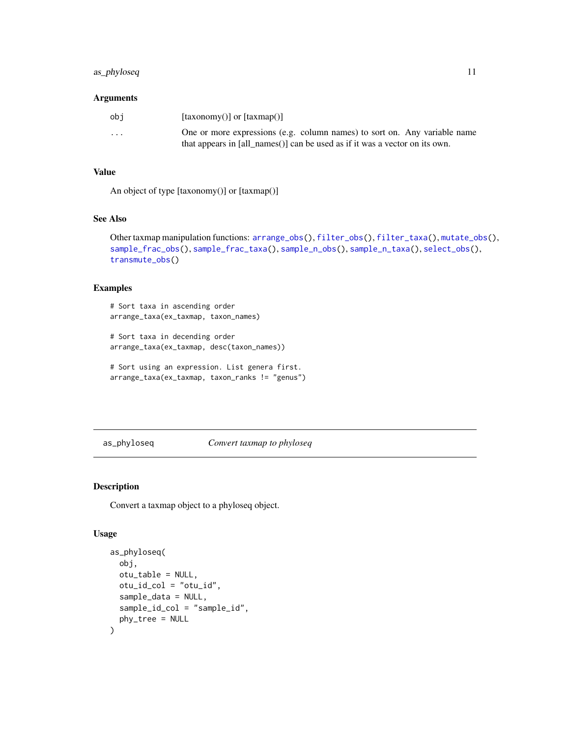### Arguments

| | |
|---|---|
| obj | [taxonomy()] or [taxmap()] |
| ... | One or more expressions (e.g. column names) to sort on. Any variable name that appears in [all_names()] can be used as if it was a vector on its own. |

### Value

An object of type [taxonomy()] or [taxmap()]

### See Also

Other taxmap manipulation functions: `arrange_obs()`, `filter_obs()`, `filter_taxa()`, `mutate_obs()`, `sample_frac_obs()`, `sample_frac_taxa()`, `sample_n_obs()`, `sample_n_taxa()`, `select_obs()`, `transmute_obs()`

### Examples

```
# Sort taxa in ascending order
arrange_taxa(ex_taxmap, taxon_names)

# Sort taxa in decending order
arrange_taxa(ex_taxmap, desc(taxon_names))

# Sort using an expression. List genera first.
arrange_taxa(ex_taxmap, taxon_ranks != "genus")
```

---

## as_phyloseq — *Convert taxmap to phyloseq*

### Description

Convert a taxmap object to a phyloseq object.

### Usage

```
as_phyloseq(
  obj,
  otu_table = NULL,
  otu_id_col = "otu_id",
  sample_data = NULL,
  sample_id_col = "sample_id",
  phy_tree = NULL
)
```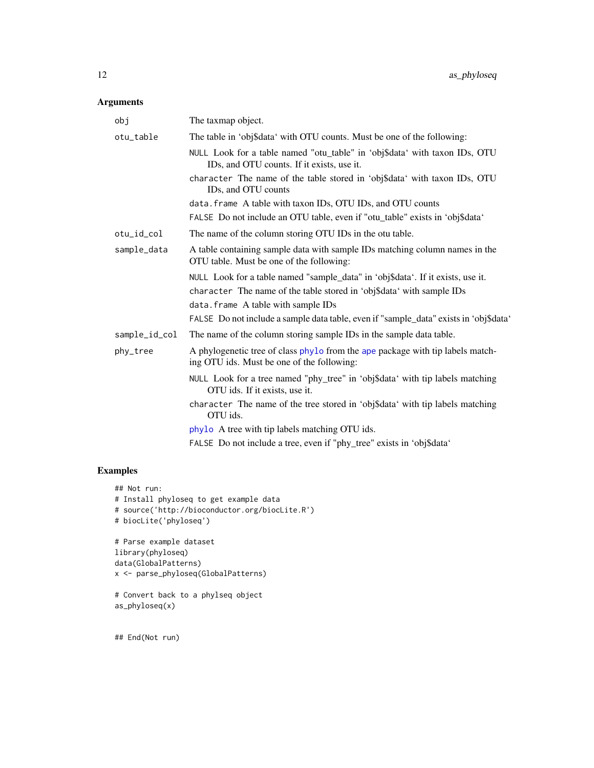## Arguments

**obj** The taxmap object.

**otu_table** The table in 'obj$data' with OTU counts. Must be one of the following:

- `NULL` Look for a table named "otu_table" in 'obj$data' with taxon IDs, OTU IDs, and OTU counts. If it exists, use it.
- `character` The name of the table stored in 'obj$data' with taxon IDs, OTU IDs, and OTU counts
- `data.frame` A table with taxon IDs, OTU IDs, and OTU counts
- `FALSE` Do not include an OTU table, even if "otu_table" exists in 'obj$data'

**otu_id_col** The name of the column storing OTU IDs in the otu table.

**sample_data** A table containing sample data with sample IDs matching column names in the OTU table. Must be one of the following:

- `NULL` Look for a table named "sample_data" in 'obj$data'. If it exists, use it.
- `character` The name of the table stored in 'obj$data' with sample IDs
- `data.frame` A table with sample IDs
- `FALSE` Do not include a sample data table, even if "sample_data" exists in 'obj$data'

**sample_id_col** The name of the column storing sample IDs in the sample data table.

**phy_tree** A phylogenetic tree of class `phylo` from the `ape` package with tip labels matching OTU ids. Must be one of the following:

- `NULL` Look for a tree named "phy_tree" in 'obj$data' with tip labels matching OTU ids. If it exists, use it.
- `character` The name of the tree stored in 'obj$data' with tip labels matching OTU ids.
- `phylo` A tree with tip labels matching OTU ids.
- `FALSE` Do not include a tree, even if "phy_tree" exists in 'obj$data'

## Examples

```
## Not run:
# Install phyloseq to get example data
# source('http://bioconductor.org/biocLite.R')
# biocLite('phyloseq')

# Parse example dataset
library(phyloseq)
data(GlobalPatterns)
x <- parse_phyloseq(GlobalPatterns)

# Convert back to a phylseq object
as_phyloseq(x)


## End(Not run)
```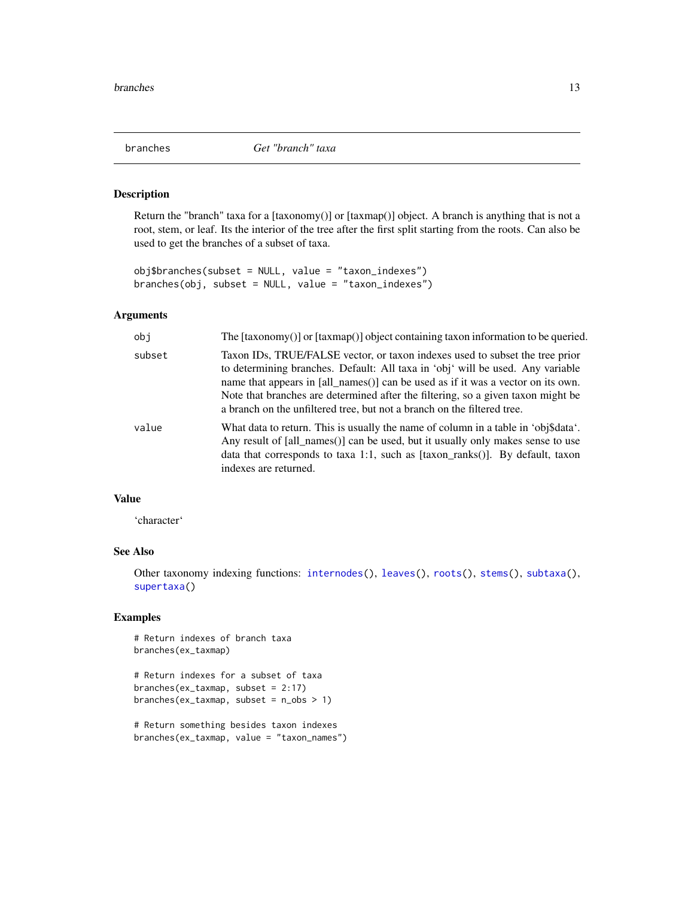## branches — Get "branch" taxa

### Description

Return the "branch" taxa for a [taxonomy()] or [taxmap()] object. A branch is anything that is not a root, stem, or leaf. Its the interior of the tree after the first split starting from the roots. Can also be used to get the branches of a subset of taxa.

```
obj$branches(subset = NULL, value = "taxon_indexes")
branches(obj, subset = NULL, value = "taxon_indexes")
```

### Arguments

| | |
|---|---|
| obj | The [taxonomy()] or [taxmap()] object containing taxon information to be queried. |
| subset | Taxon IDs, TRUE/FALSE vector, or taxon indexes used to subset the tree prior to determining branches. Default: All taxa in 'obj' will be used. Any variable name that appears in [all_names()] can be used as if it was a vector on its own. Note that branches are determined after the filtering, so a given taxon might be a branch on the unfiltered tree, but not a branch on the filtered tree. |
| value | What data to return. This is usually the name of column in a table in 'obj$data'. Any result of [all_names()] can be used, but it usually only makes sense to use data that corresponds to taxa 1:1, such as [taxon_ranks()]. By default, taxon indexes are returned. |

### Value

'character'

### See Also

Other taxonomy indexing functions: internodes(), leaves(), roots(), stems(), subtaxa(), supertaxa()

### Examples

```
# Return indexes of branch taxa
branches(ex_taxmap)

# Return indexes for a subset of taxa
branches(ex_taxmap, subset = 2:17)
branches(ex_taxmap, subset = n_obs > 1)

# Return something besides taxon indexes
branches(ex_taxmap, value = "taxon_names")
```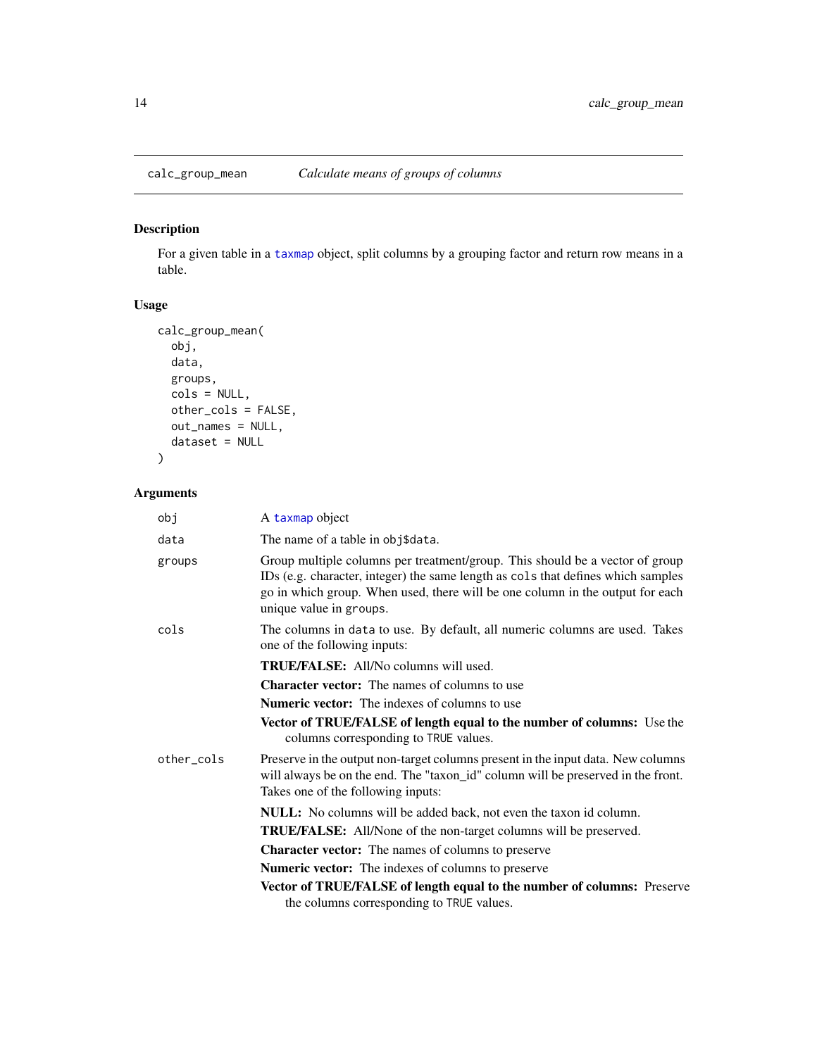calc_group_mean *Calculate means of groups of columns*

### Description

For a given table in a taxmap object, split columns by a grouping factor and return row means in a table.

### Usage

```
calc_group_mean(
  obj,
  data,
  groups,
  cols = NULL,
  other_cols = FALSE,
  out_names = NULL,
  dataset = NULL
)
```

### Arguments

| | |
|---|---|
| obj | A taxmap object |
| data | The name of a table in obj$data. |
| groups | Group multiple columns per treatment/group. This should be a vector of group IDs (e.g. character, integer) the same length as cols that defines which samples go in which group. When used, there will be one column in the output for each unique value in groups. |
| cols | The columns in data to use. By default, all numeric columns are used. Takes one of the following inputs:<br>**TRUE/FALSE:** All/No columns will used.<br>**Character vector:** The names of columns to use<br>**Numeric vector:** The indexes of columns to use<br>**Vector of TRUE/FALSE of length equal to the number of columns:** Use the columns corresponding to TRUE values. |
| other_cols | Preserve in the output non-target columns present in the input data. New columns will always be on the end. The "taxon_id" column will be preserved in the front. Takes one of the following inputs:<br>**NULL:** No columns will be added back, not even the taxon id column.<br>**TRUE/FALSE:** All/None of the non-target columns will be preserved.<br>**Character vector:** The names of columns to preserve<br>**Numeric vector:** The indexes of columns to preserve<br>**Vector of TRUE/FALSE of length equal to the number of columns:** Preserve the columns corresponding to TRUE values. |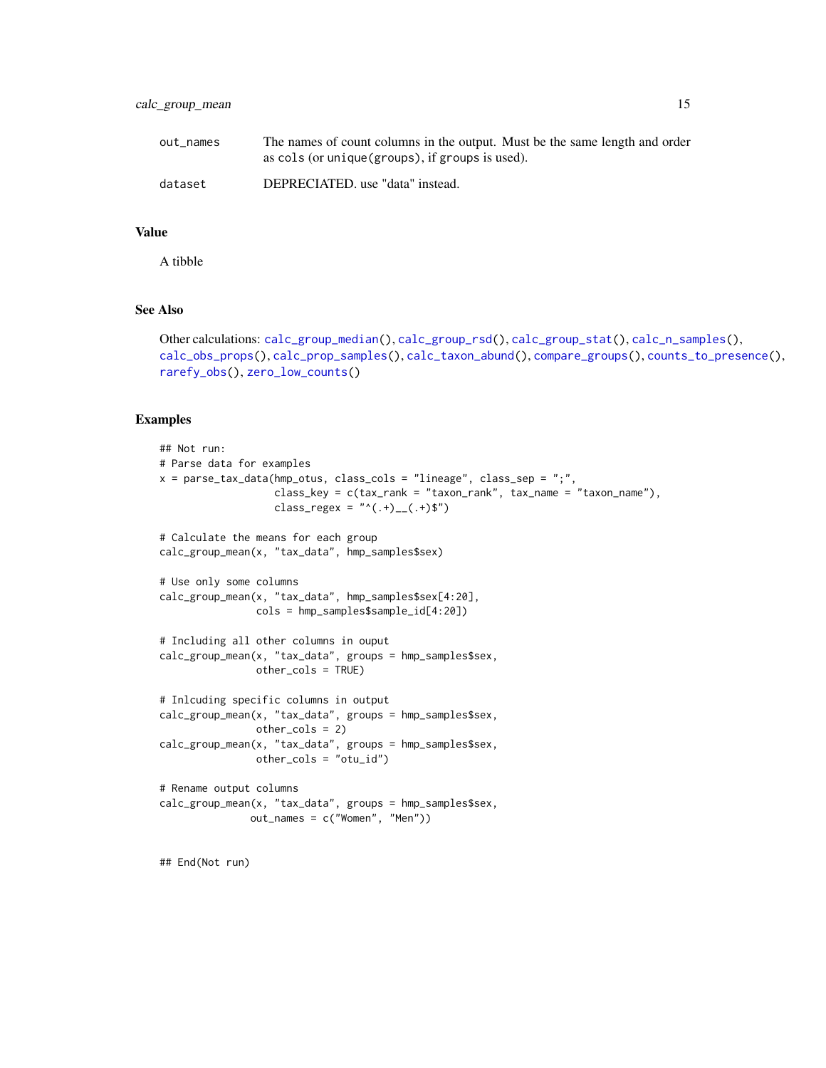| | |
|---|---|
| out_names | The names of count columns in the output. Must be the same length and order as cols (or unique(groups), if groups is used). |
| dataset | DEPRECIATED. use "data" instead. |

## Value

A tibble

## See Also

Other calculations: calc_group_median(), calc_group_rsd(), calc_group_stat(), calc_n_samples(), calc_obs_props(), calc_prop_samples(), calc_taxon_abund(), compare_groups(), counts_to_presence(), rarefy_obs(), zero_low_counts()

## Examples

```
## Not run:
# Parse data for examples
x = parse_tax_data(hmp_otus, class_cols = "lineage", class_sep = ";",
                   class_key = c(tax_rank = "taxon_rank", tax_name = "taxon_name"),
                   class_regex = "^(.+)__(.+)$")

# Calculate the means for each group
calc_group_mean(x, "tax_data", hmp_samples$sex)

# Use only some columns
calc_group_mean(x, "tax_data", hmp_samples$sex[4:20],
                cols = hmp_samples$sample_id[4:20])

# Including all other columns in ouput
calc_group_mean(x, "tax_data", groups = hmp_samples$sex,
                other_cols = TRUE)

# Inlcuding specific columns in output
calc_group_mean(x, "tax_data", groups = hmp_samples$sex,
                other_cols = 2)
calc_group_mean(x, "tax_data", groups = hmp_samples$sex,
                other_cols = "otu_id")

# Rename output columns
calc_group_mean(x, "tax_data", groups = hmp_samples$sex,
               out_names = c("Women", "Men"))


## End(Not run)
```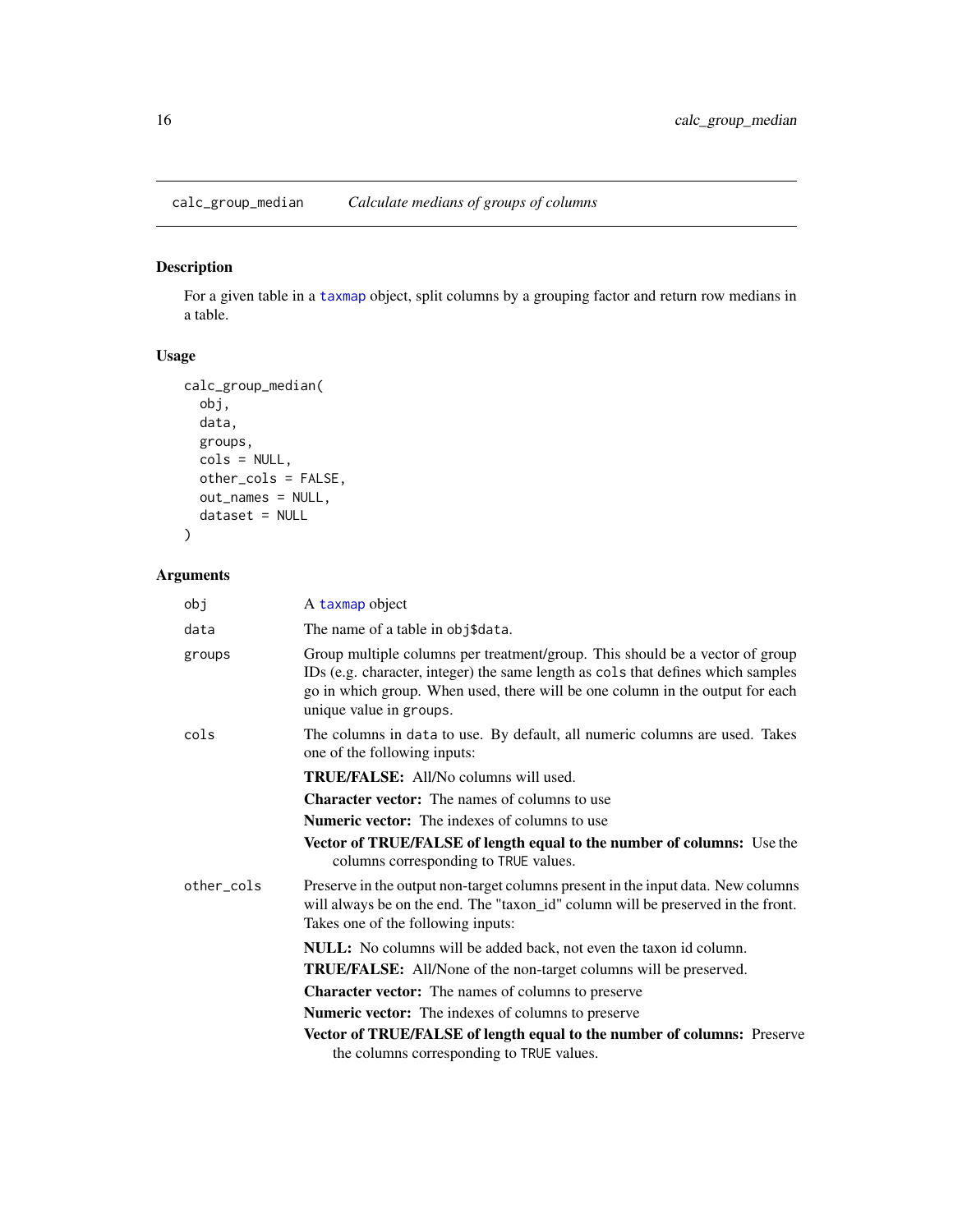calc_group_median *Calculate medians of groups of columns*

## Description

For a given table in a taxmap object, split columns by a grouping factor and return row medians in a table.

## Usage

```
calc_group_median(
  obj,
  data,
  groups,
  cols = NULL,
  other_cols = FALSE,
  out_names = NULL,
  dataset = NULL
)
```

## Arguments

- `obj` — A taxmap object
- `data` — The name of a table in `obj$data`.
- `groups` — Group multiple columns per treatment/group. This should be a vector of group IDs (e.g. character, integer) the same length as `cols` that defines which samples go in which group. When used, there will be one column in the output for each unique value in `groups`.
- `cols` — The columns in `data` to use. By default, all numeric columns are used. Takes one of the following inputs:
  - **TRUE/FALSE:** All/No columns will used.
  - **Character vector:** The names of columns to use
  - **Numeric vector:** The indexes of columns to use
  - **Vector of TRUE/FALSE of length equal to the number of columns:** Use the columns corresponding to `TRUE` values.
- `other_cols` — Preserve in the output non-target columns present in the input data. New columns will always be on the end. The "taxon_id" column will be preserved in the front. Takes one of the following inputs:
  - **NULL:** No columns will be added back, not even the taxon id column.
  - **TRUE/FALSE:** All/None of the non-target columns will be preserved.
  - **Character vector:** The names of columns to preserve
  - **Numeric vector:** The indexes of columns to preserve
  - **Vector of TRUE/FALSE of length equal to the number of columns:** Preserve the columns corresponding to `TRUE` values.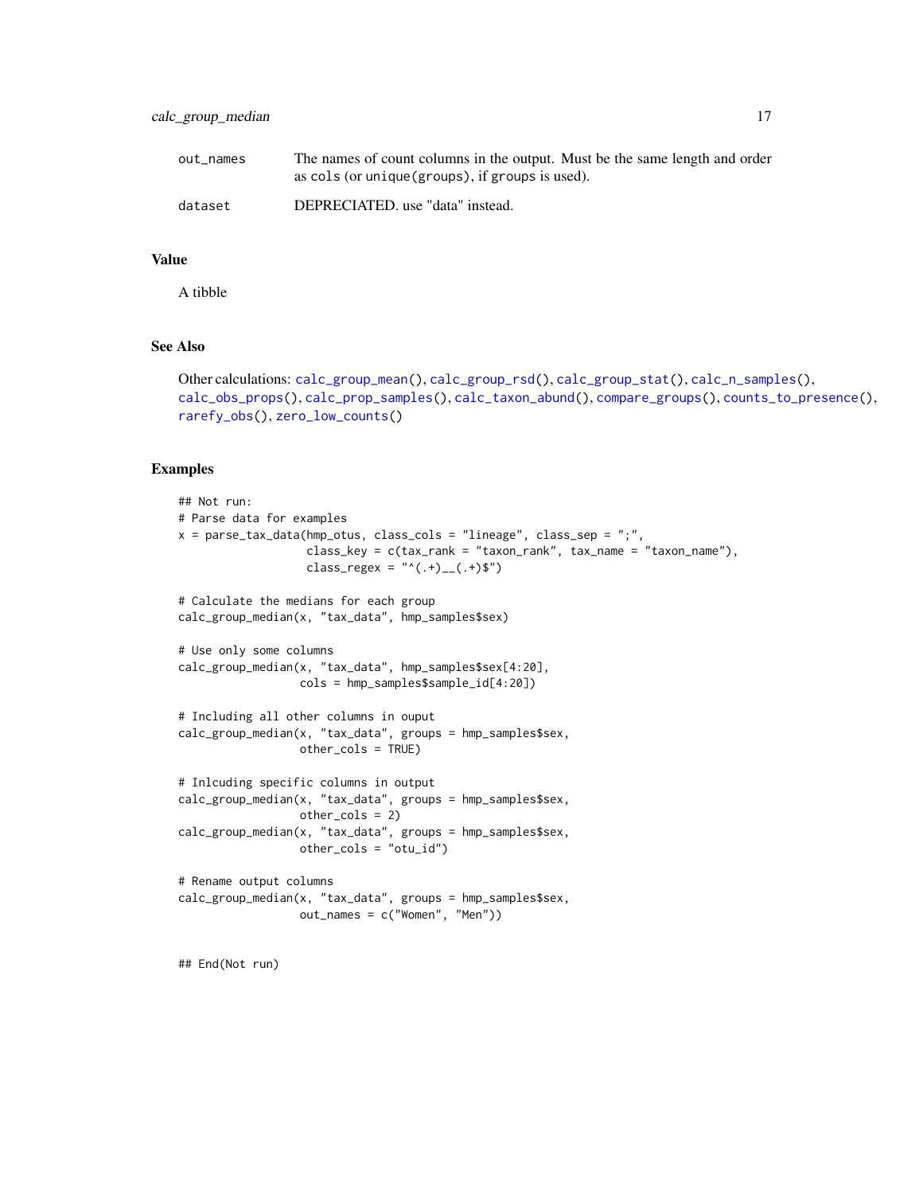| | |
|---|---|
| out_names | The names of count columns in the output. Must be the same length and order as cols (or unique(groups), if groups is used). |
| dataset | DEPRECIATED. use "data" instead. |

## Value

A tibble

## See Also

Other calculations: calc_group_mean(), calc_group_rsd(), calc_group_stat(), calc_n_samples(), calc_obs_props(), calc_prop_samples(), calc_taxon_abund(), compare_groups(), counts_to_presence(), rarefy_obs(), zero_low_counts()

## Examples

```
## Not run:
# Parse data for examples
x = parse_tax_data(hmp_otus, class_cols = "lineage", class_sep = ";",
                   class_key = c(tax_rank = "taxon_rank", tax_name = "taxon_name"),
                   class_regex = "^(.+)__(.+)$")

# Calculate the medians for each group
calc_group_median(x, "tax_data", hmp_samples$sex)

# Use only some columns
calc_group_median(x, "tax_data", hmp_samples$sex[4:20],
                  cols = hmp_samples$sample_id[4:20])

# Including all other columns in ouput
calc_group_median(x, "tax_data", groups = hmp_samples$sex,
                  other_cols = TRUE)

# Inlcuding specific columns in output
calc_group_median(x, "tax_data", groups = hmp_samples$sex,
                  other_cols = 2)
calc_group_median(x, "tax_data", groups = hmp_samples$sex,
                  other_cols = "otu_id")

# Rename output columns
calc_group_median(x, "tax_data", groups = hmp_samples$sex,
                  out_names = c("Women", "Men"))


## End(Not run)
```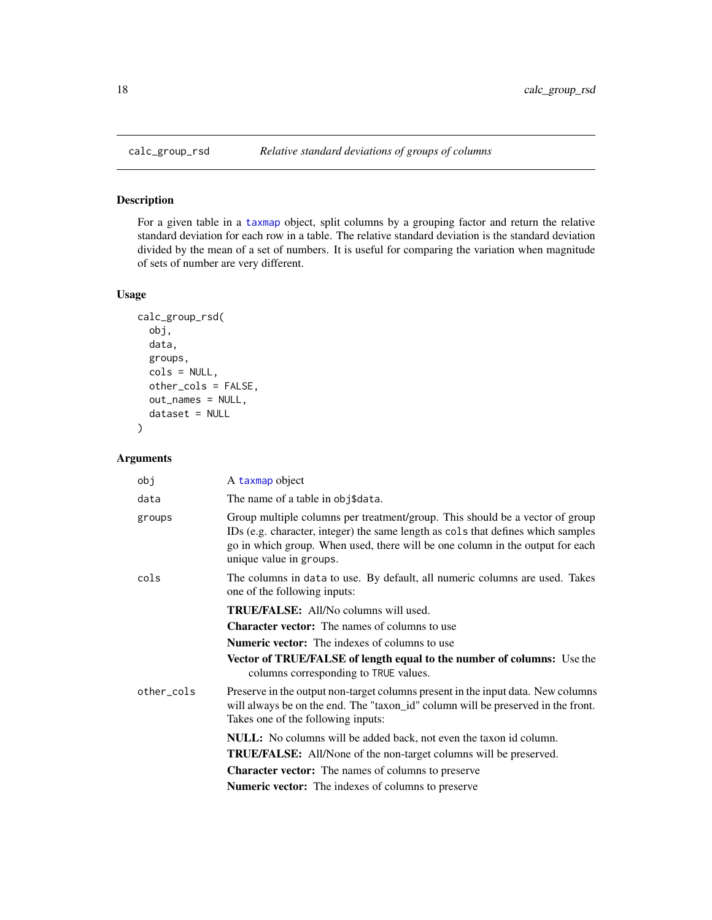## calc_group_rsd — *Relative standard deviations of groups of columns*

### Description

For a given table in a taxmap object, split columns by a grouping factor and return the relative standard deviation for each row in a table. The relative standard deviation is the standard deviation divided by the mean of a set of numbers. It is useful for comparing the variation when magnitude of sets of number are very different.

### Usage

```
calc_group_rsd(
  obj,
  data,
  groups,
  cols = NULL,
  other_cols = FALSE,
  out_names = NULL,
  dataset = NULL
)
```

### Arguments

`obj`
: A taxmap object

`data`
: The name of a table in `obj$data`.

`groups`
: Group multiple columns per treatment/group. This should be a vector of group IDs (e.g. character, integer) the same length as `cols` that defines which samples go in which group. When used, there will be one column in the output for each unique value in `groups`.

`cols`
: The columns in `data` to use. By default, all numeric columns are used. Takes one of the following inputs:

  **TRUE/FALSE:** All/No columns will used.

  **Character vector:** The names of columns to use

  **Numeric vector:** The indexes of columns to use

  **Vector of TRUE/FALSE of length equal to the number of columns:** Use the columns corresponding to `TRUE` values.

`other_cols`
: Preserve in the output non-target columns present in the input data. New columns will always be on the end. The "taxon_id" column will be preserved in the front. Takes one of the following inputs:

  **NULL:** No columns will be added back, not even the taxon id column.

  **TRUE/FALSE:** All/None of the non-target columns will be preserved.

  **Character vector:** The names of columns to preserve

  **Numeric vector:** The indexes of columns to preserve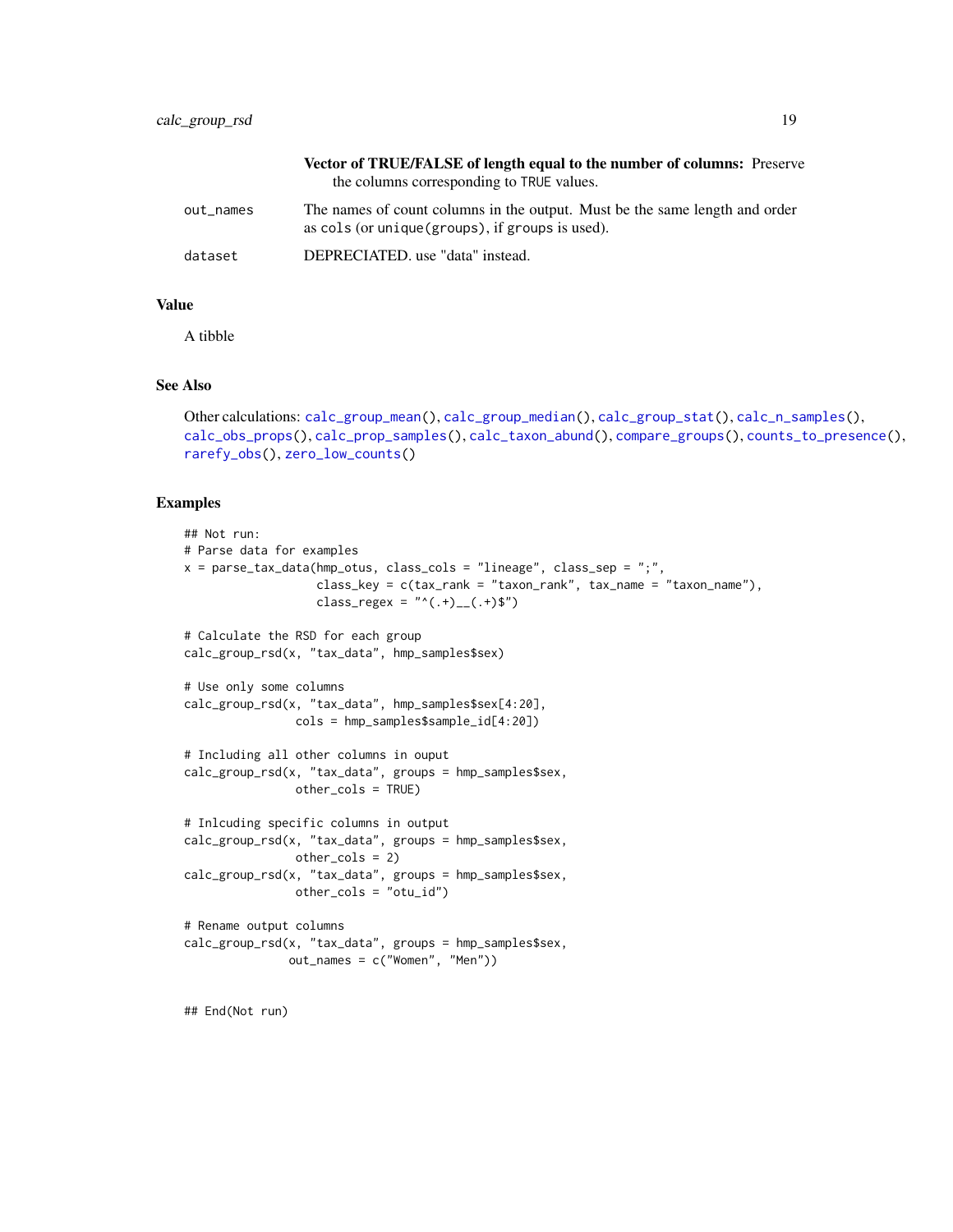**Vector of TRUE/FALSE of length equal to the number of columns:** Preserve the columns corresponding to TRUE values.

| | |
|---|---|
| out_names | The names of count columns in the output. Must be the same length and order as cols (or unique(groups), if groups is used). |
| dataset | DEPRECIATED. use "data" instead. |

### Value

A tibble

### See Also

Other calculations: calc_group_mean(), calc_group_median(), calc_group_stat(), calc_n_samples(), calc_obs_props(), calc_prop_samples(), calc_taxon_abund(), compare_groups(), counts_to_presence(), rarefy_obs(), zero_low_counts()

### Examples

```
## Not run:
# Parse data for examples
x = parse_tax_data(hmp_otus, class_cols = "lineage", class_sep = ";",
                   class_key = c(tax_rank = "taxon_rank", tax_name = "taxon_name"),
                   class_regex = "^(.+)__(.+)$")

# Calculate the RSD for each group
calc_group_rsd(x, "tax_data", hmp_samples$sex)

# Use only some columns
calc_group_rsd(x, "tax_data", hmp_samples$sex[4:20],
               cols = hmp_samples$sample_id[4:20])

# Including all other columns in ouput
calc_group_rsd(x, "tax_data", groups = hmp_samples$sex,
               other_cols = TRUE)

# Inlcuding specific columns in output
calc_group_rsd(x, "tax_data", groups = hmp_samples$sex,
               other_cols = 2)
calc_group_rsd(x, "tax_data", groups = hmp_samples$sex,
               other_cols = "otu_id")

# Rename output columns
calc_group_rsd(x, "tax_data", groups = hmp_samples$sex,
              out_names = c("Women", "Men"))


## End(Not run)
```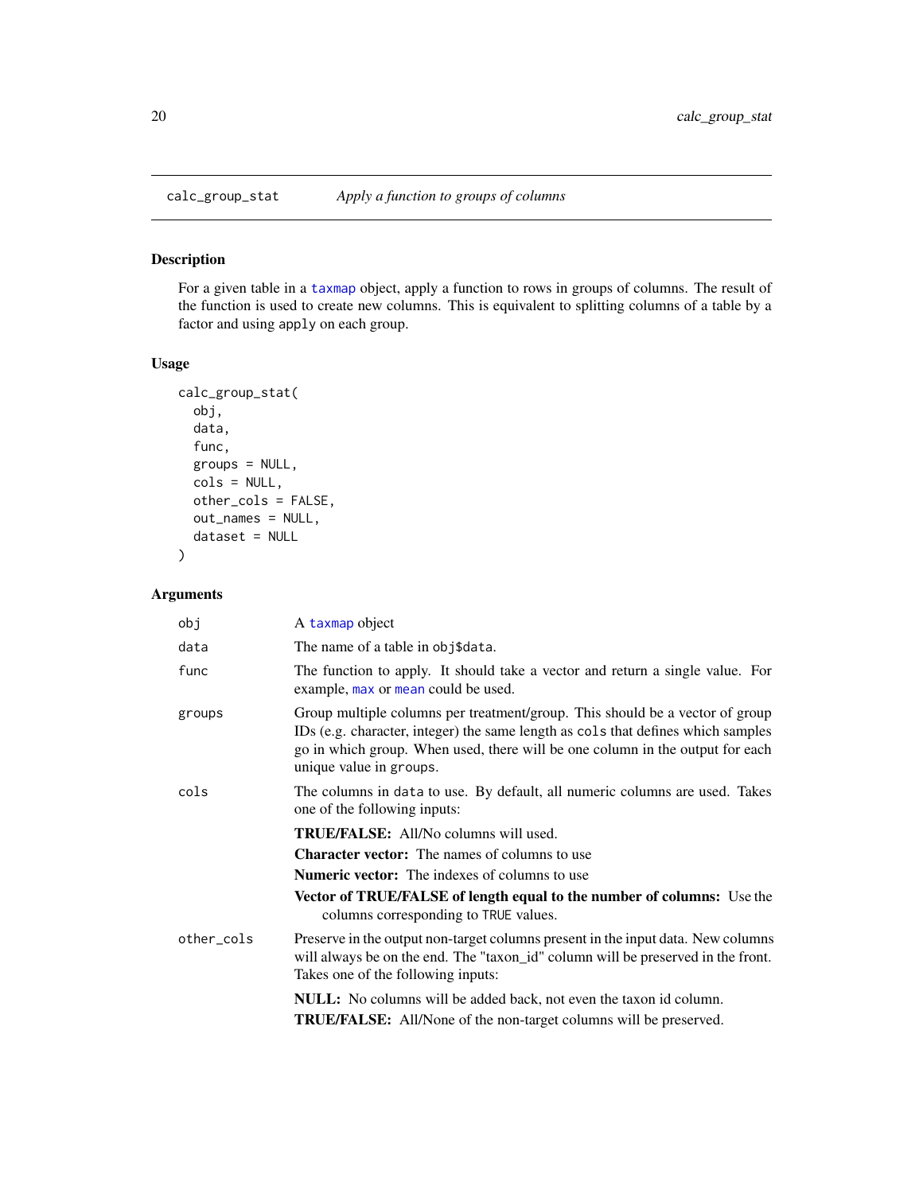## calc_group_stat — *Apply a function to groups of columns*

### Description

For a given table in a `taxmap` object, apply a function to rows in groups of columns. The result of the function is used to create new columns. This is equivalent to splitting columns of a table by a factor and using `apply` on each group.

### Usage

```
calc_group_stat(
  obj,
  data,
  func,
  groups = NULL,
  cols = NULL,
  other_cols = FALSE,
  out_names = NULL,
  dataset = NULL
)
```

### Arguments

`obj` — A `taxmap` object

`data` — The name of a table in `obj$data`.

`func` — The function to apply. It should take a vector and return a single value. For example, `max` or `mean` could be used.

`groups` — Group multiple columns per treatment/group. This should be a vector of group IDs (e.g. character, integer) the same length as `cols` that defines which samples go in which group. When used, there will be one column in the output for each unique value in `groups`.

`cols` — The columns in `data` to use. By default, all numeric columns are used. Takes one of the following inputs:

- **TRUE/FALSE:** All/No columns will used.
- **Character vector:** The names of columns to use
- **Numeric vector:** The indexes of columns to use
- **Vector of TRUE/FALSE of length equal to the number of columns:** Use the columns corresponding to `TRUE` values.

`other_cols` — Preserve in the output non-target columns present in the input data. New columns will always be on the end. The "taxon_id" column will be preserved in the front. Takes one of the following inputs:

- **NULL:** No columns will be added back, not even the taxon id column.
- **TRUE/FALSE:** All/None of the non-target columns will be preserved.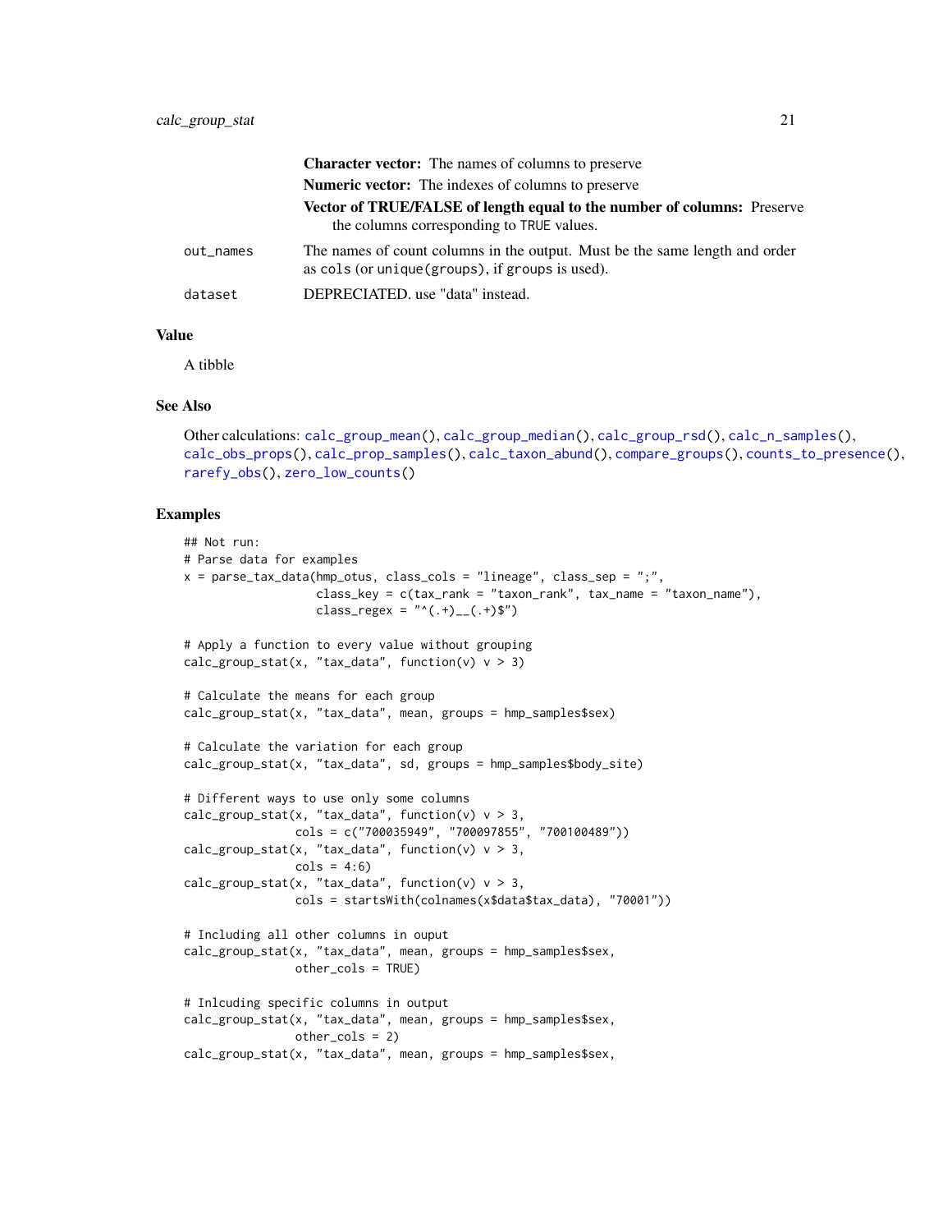**Character vector:** The names of columns to preserve

**Numeric vector:** The indexes of columns to preserve

**Vector of TRUE/FALSE of length equal to the number of columns:** Preserve the columns corresponding to TRUE values.

out_names The names of count columns in the output. Must be the same length and order as cols (or unique(groups), if groups is used).

dataset DEPRECIATED. use "data" instead.

## Value

A tibble

## See Also

Other calculations: calc_group_mean(), calc_group_median(), calc_group_rsd(), calc_n_samples(), calc_obs_props(), calc_prop_samples(), calc_taxon_abund(), compare_groups(), counts_to_presence(), rarefy_obs(), zero_low_counts()

## Examples

```
## Not run:
# Parse data for examples
x = parse_tax_data(hmp_otus, class_cols = "lineage", class_sep = ";",
                   class_key = c(tax_rank = "taxon_rank", tax_name = "taxon_name"),
                   class_regex = "^(.+)__(.+)$")

# Apply a function to every value without grouping
calc_group_stat(x, "tax_data", function(v) v > 3)

# Calculate the means for each group
calc_group_stat(x, "tax_data", mean, groups = hmp_samples$sex)

# Calculate the variation for each group
calc_group_stat(x, "tax_data", sd, groups = hmp_samples$body_site)

# Different ways to use only some columns
calc_group_stat(x, "tax_data", function(v) v > 3,
                cols = c("700035949", "700097855", "700100489"))
calc_group_stat(x, "tax_data", function(v) v > 3,
                cols = 4:6)
calc_group_stat(x, "tax_data", function(v) v > 3,
                cols = startsWith(colnames(x$data$tax_data), "70001"))

# Including all other columns in ouput
calc_group_stat(x, "tax_data", mean, groups = hmp_samples$sex,
                other_cols = TRUE)

# Inlcuding specific columns in output
calc_group_stat(x, "tax_data", mean, groups = hmp_samples$sex,
                other_cols = 2)
calc_group_stat(x, "tax_data", mean, groups = hmp_samples$sex,
```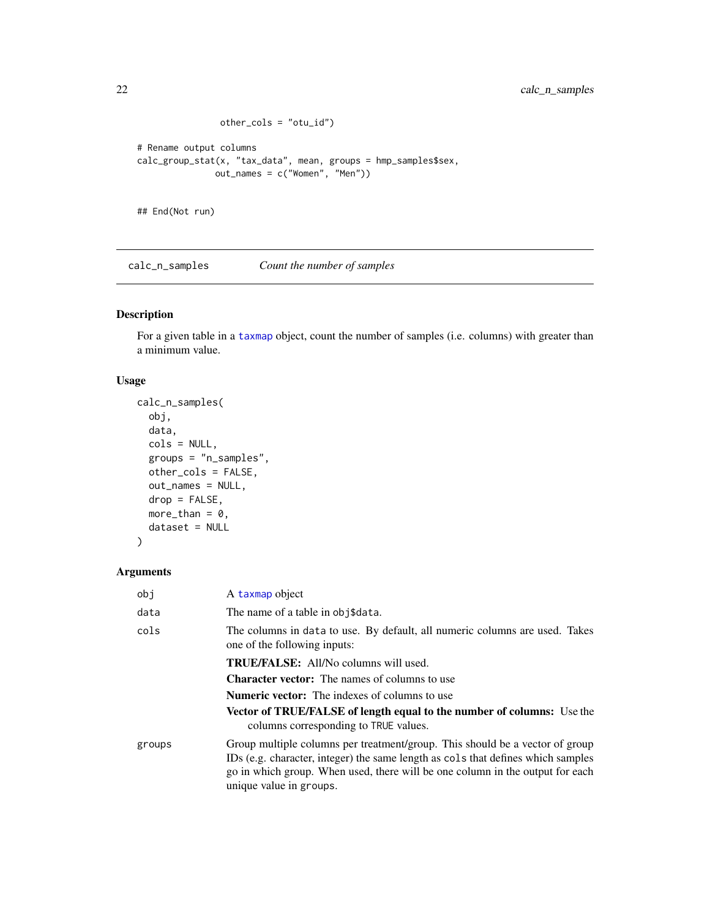```
                  other_cols = "otu_id")

# Rename output columns
calc_group_stat(x, "tax_data", mean, groups = hmp_samples$sex,
                out_names = c("Women", "Men"))


## End(Not run)
```

---

## calc_n_samples — *Count the number of samples*

### Description

For a given table in a taxmap object, count the number of samples (i.e. columns) with greater than a minimum value.

### Usage

```
calc_n_samples(
  obj,
  data,
  cols = NULL,
  groups = "n_samples",
  other_cols = FALSE,
  out_names = NULL,
  drop = FALSE,
  more_than = 0,
  dataset = NULL
)
```

### Arguments

`obj` — A taxmap object

`data` — The name of a table in `obj$data`.

`cols` — The columns in `data` to use. By default, all numeric columns are used. Takes one of the following inputs:

- **TRUE/FALSE:** All/No columns will used.
- **Character vector:** The names of columns to use
- **Numeric vector:** The indexes of columns to use
- **Vector of TRUE/FALSE of length equal to the number of columns:** Use the columns corresponding to `TRUE` values.

`groups` — Group multiple columns per treatment/group. This should be a vector of group IDs (e.g. character, integer) the same length as `cols` that defines which samples go in which group. When used, there will be one column in the output for each unique value in `groups`.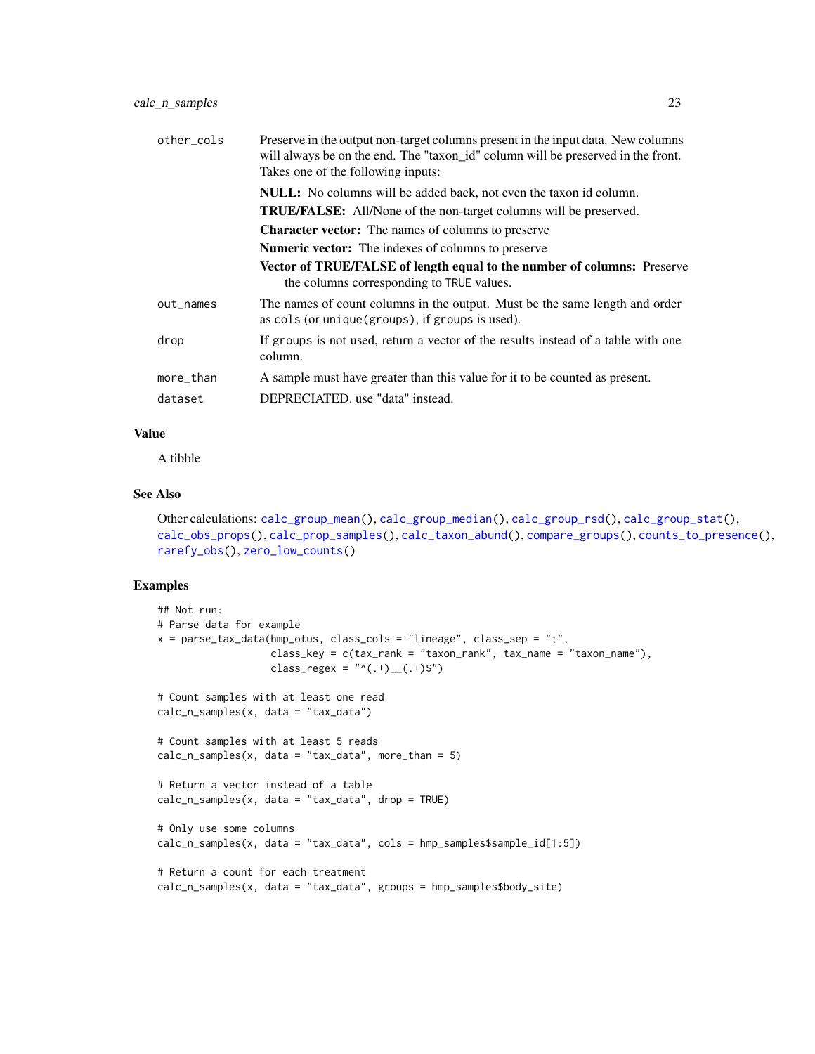| | |
|---|---|
| other_cols | Preserve in the output non-target columns present in the input data. New columns will always be on the end. The "taxon_id" column will be preserved in the front. Takes one of the following inputs:<br>**NULL:** No columns will be added back, not even the taxon id column.<br>**TRUE/FALSE:** All/None of the non-target columns will be preserved.<br>**Character vector:** The names of columns to preserve<br>**Numeric vector:** The indexes of columns to preserve<br>**Vector of TRUE/FALSE of length equal to the number of columns:** Preserve the columns corresponding to `TRUE` values. |
| out_names | The names of count columns in the output. Must be the same length and order as `cols` (or `unique(groups)`, if `groups` is used). |
| drop | If `groups` is not used, return a vector of the results instead of a table with one column. |
| more_than | A sample must have greater than this value for it to be counted as present. |
| dataset | DEPRECIATED. use "data" instead. |

## Value

A tibble

## See Also

Other calculations: `calc_group_mean()`, `calc_group_median()`, `calc_group_rsd()`, `calc_group_stat()`, `calc_obs_props()`, `calc_prop_samples()`, `calc_taxon_abund()`, `compare_groups()`, `counts_to_presence()`, `rarefy_obs()`, `zero_low_counts()`

## Examples

```
## Not run:
# Parse data for example
x = parse_tax_data(hmp_otus, class_cols = "lineage", class_sep = ";",
                   class_key = c(tax_rank = "taxon_rank", tax_name = "taxon_name"),
                   class_regex = "^(.+)__(.+)$")

# Count samples with at least one read
calc_n_samples(x, data = "tax_data")

# Count samples with at least 5 reads
calc_n_samples(x, data = "tax_data", more_than = 5)

# Return a vector instead of a table
calc_n_samples(x, data = "tax_data", drop = TRUE)

# Only use some columns
calc_n_samples(x, data = "tax_data", cols = hmp_samples$sample_id[1:5])

# Return a count for each treatment
calc_n_samples(x, data = "tax_data", groups = hmp_samples$body_site)
```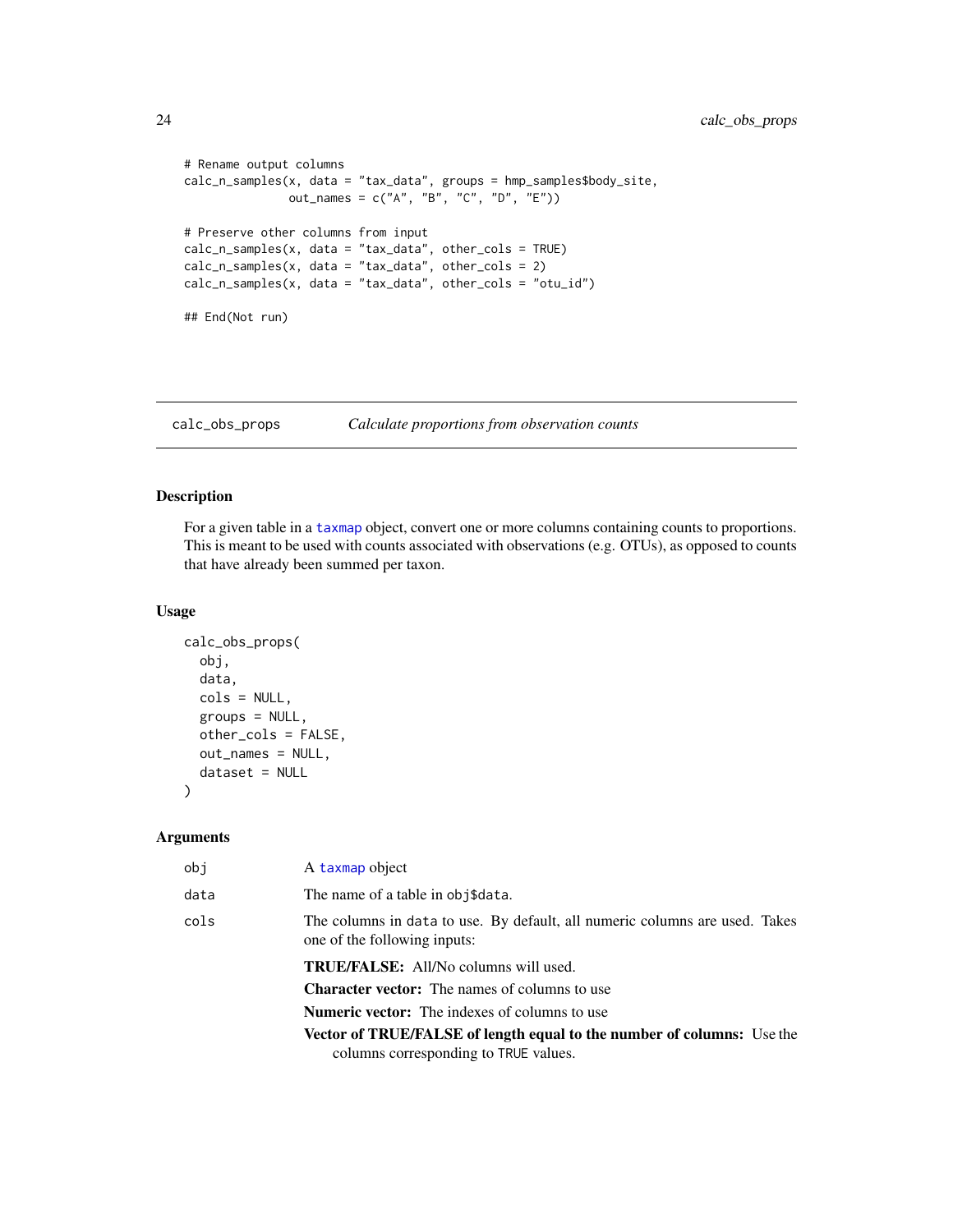```
# Rename output columns
calc_n_samples(x, data = "tax_data", groups = hmp_samples$body_site,
               out_names = c("A", "B", "C", "D", "E"))

# Preserve other columns from input
calc_n_samples(x, data = "tax_data", other_cols = TRUE)
calc_n_samples(x, data = "tax_data", other_cols = 2)
calc_n_samples(x, data = "tax_data", other_cols = "otu_id")

## End(Not run)
```

## calc_obs_props *Calculate proportions from observation counts*

### Description

For a given table in a taxmap object, convert one or more columns containing counts to proportions. This is meant to be used with counts associated with observations (e.g. OTUs), as opposed to counts that have already been summed per taxon.

### Usage

```
calc_obs_props(
  obj,
  data,
  cols = NULL,
  groups = NULL,
  other_cols = FALSE,
  out_names = NULL,
  dataset = NULL
)
```

### Arguments

`obj` A taxmap object

`data` The name of a table in `obj$data`.

`cols` The columns in `data` to use. By default, all numeric columns are used. Takes one of the following inputs:

- **TRUE/FALSE:** All/No columns will used.
- **Character vector:** The names of columns to use
- **Numeric vector:** The indexes of columns to use
- **Vector of TRUE/FALSE of length equal to the number of columns:** Use the columns corresponding to `TRUE` values.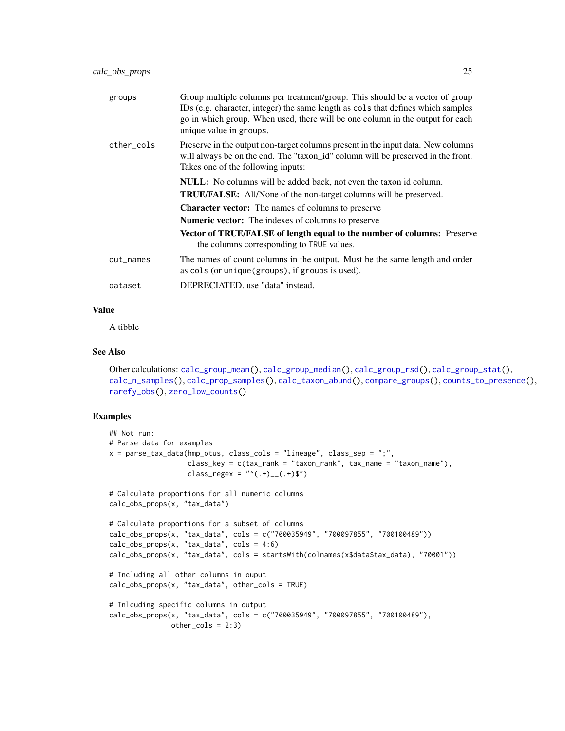groups
: Group multiple columns per treatment/group. This should be a vector of group IDs (e.g. character, integer) the same length as `cols` that defines which samples go in which group. When used, there will be one column in the output for each unique value in `groups`.

other_cols
: Preserve in the output non-target columns present in the input data. New columns will always be on the end. The "taxon_id" column will be preserved in the front. Takes one of the following inputs:

  **NULL:** No columns will be added back, not even the taxon id column.

  **TRUE/FALSE:** All/None of the non-target columns will be preserved.

  **Character vector:** The names of columns to preserve

  **Numeric vector:** The indexes of columns to preserve

  **Vector of TRUE/FALSE of length equal to the number of columns:** Preserve the columns corresponding to `TRUE` values.

out_names
: The names of count columns in the output. Must be the same length and order as `cols` (or `unique(groups)`, if `groups` is used).

dataset
: DEPRECIATED. use "data" instead.

## Value

A tibble

## See Also

Other calculations: calc_group_mean(), calc_group_median(), calc_group_rsd(), calc_group_stat(), calc_n_samples(), calc_prop_samples(), calc_taxon_abund(), compare_groups(), counts_to_presence(), rarefy_obs(), zero_low_counts()

## Examples

```
## Not run:
# Parse data for examples
x = parse_tax_data(hmp_otus, class_cols = "lineage", class_sep = ";",
                   class_key = c(tax_rank = "taxon_rank", tax_name = "taxon_name"),
                   class_regex = "^(.+)__(.+)$")

# Calculate proportions for all numeric columns
calc_obs_props(x, "tax_data")

# Calculate proportions for a subset of columns
calc_obs_props(x, "tax_data", cols = c("700035949", "700097855", "700100489"))
calc_obs_props(x, "tax_data", cols = 4:6)
calc_obs_props(x, "tax_data", cols = startsWith(colnames(x$data$tax_data), "70001"))

# Including all other columns in ouput
calc_obs_props(x, "tax_data", other_cols = TRUE)

# Inlcuding specific columns in output
calc_obs_props(x, "tax_data", cols = c("700035949", "700097855", "700100489"),
               other_cols = 2:3)
```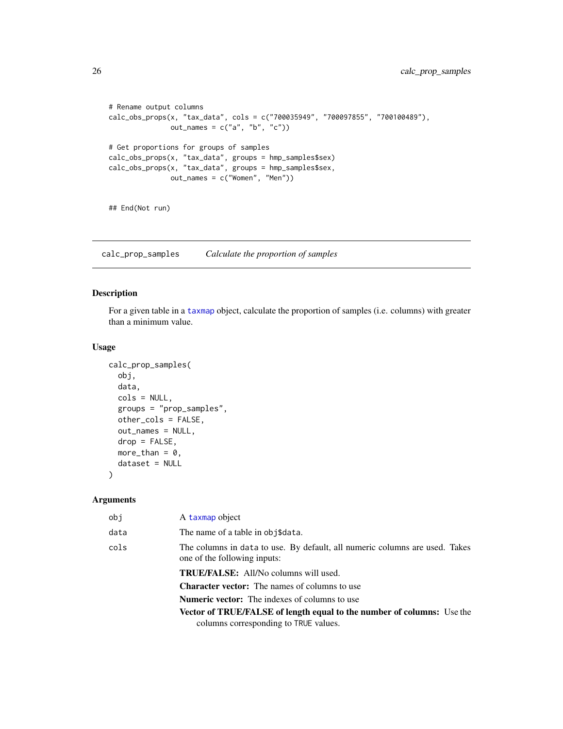```
# Rename output columns
calc_obs_props(x, "tax_data", cols = c("700035949", "700097855", "700100489"),
               out_names = c("a", "b", "c"))

# Get proportions for groups of samples
calc_obs_props(x, "tax_data", groups = hmp_samples$sex)
calc_obs_props(x, "tax_data", groups = hmp_samples$sex,
               out_names = c("Women", "Men"))


## End(Not run)
```

---

## calc_prop_samples — *Calculate the proportion of samples*

### Description

For a given table in a taxmap object, calculate the proportion of samples (i.e. columns) with greater than a minimum value.

### Usage

```
calc_prop_samples(
  obj,
  data,
  cols = NULL,
  groups = "prop_samples",
  other_cols = FALSE,
  out_names = NULL,
  drop = FALSE,
  more_than = 0,
  dataset = NULL
)
```

### Arguments

`obj` — A taxmap object

`data` — The name of a table in `obj$data`.

`cols` — The columns in `data` to use. By default, all numeric columns are used. Takes one of the following inputs:

- **TRUE/FALSE:** All/No columns will used.
- **Character vector:** The names of columns to use
- **Numeric vector:** The indexes of columns to use
- **Vector of TRUE/FALSE of length equal to the number of columns:** Use the columns corresponding to `TRUE` values.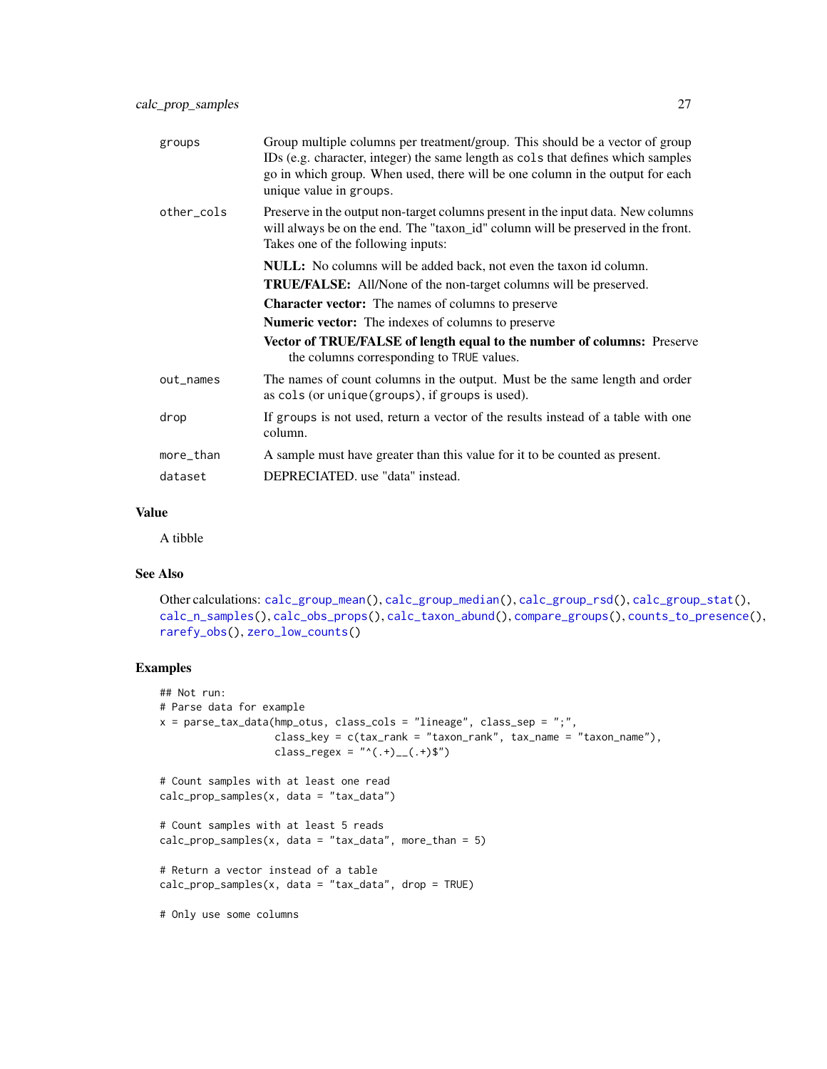| | |
|---|---|
| `groups` | Group multiple columns per treatment/group. This should be a vector of group IDs (e.g. character, integer) the same length as `cols` that defines which samples go in which group. When used, there will be one column in the output for each unique value in `groups`. |
| `other_cols` | Preserve in the output non-target columns present in the input data. New columns will always be on the end. The "taxon_id" column will be preserved in the front. Takes one of the following inputs:<br>**NULL:** No columns will be added back, not even the taxon id column.<br>**TRUE/FALSE:** All/None of the non-target columns will be preserved.<br>**Character vector:** The names of columns to preserve<br>**Numeric vector:** The indexes of columns to preserve<br>**Vector of TRUE/FALSE of length equal to the number of columns:** Preserve the columns corresponding to `TRUE` values. |
| `out_names` | The names of count columns in the output. Must be the same length and order as `cols` (or `unique(groups)`, if `groups` is used). |
| `drop` | If `groups` is not used, return a vector of the results instead of a table with one column. |
| `more_than` | A sample must have greater than this value for it to be counted as present. |
| `dataset` | DEPRECIATED. use "data" instead. |

## Value

A tibble

## See Also

Other calculations: `calc_group_mean()`, `calc_group_median()`, `calc_group_rsd()`, `calc_group_stat()`, `calc_n_samples()`, `calc_obs_props()`, `calc_taxon_abund()`, `compare_groups()`, `counts_to_presence()`, `rarefy_obs()`, `zero_low_counts()`

## Examples

```
## Not run:
# Parse data for example
x = parse_tax_data(hmp_otus, class_cols = "lineage", class_sep = ";",
                   class_key = c(tax_rank = "taxon_rank", tax_name = "taxon_name"),
                   class_regex = "^(.+)__(.+)$")

# Count samples with at least one read
calc_prop_samples(x, data = "tax_data")

# Count samples with at least 5 reads
calc_prop_samples(x, data = "tax_data", more_than = 5)

# Return a vector instead of a table
calc_prop_samples(x, data = "tax_data", drop = TRUE)

# Only use some columns
```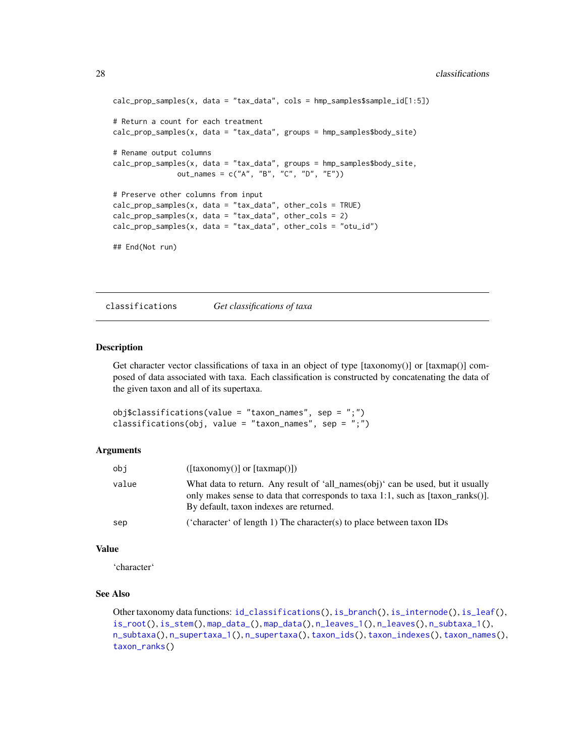```
calc_prop_samples(x, data = "tax_data", cols = hmp_samples$sample_id[1:5])

# Return a count for each treatment
calc_prop_samples(x, data = "tax_data", groups = hmp_samples$body_site)

# Rename output columns
calc_prop_samples(x, data = "tax_data", groups = hmp_samples$body_site,
               out_names = c("A", "B", "C", "D", "E"))

# Preserve other columns from input
calc_prop_samples(x, data = "tax_data", other_cols = TRUE)
calc_prop_samples(x, data = "tax_data", other_cols = 2)
calc_prop_samples(x, data = "tax_data", other_cols = "otu_id")

## End(Not run)
```

## classifications — *Get classifications of taxa*

### Description

Get character vector classifications of taxa in an object of type [taxonomy()] or [taxmap()] composed of data associated with taxa. Each classification is constructed by concatenating the data of the given taxon and all of its supertaxa.

```
obj$classifications(value = "taxon_names", sep = ";")
classifications(obj, value = "taxon_names", sep = ";")
```

### Arguments

| | |
|---|---|
| obj | ([taxonomy()] or [taxmap()]) |
| value | What data to return. Any result of 'all_names(obj)' can be used, but it usually only makes sense to data that corresponds to taxa 1:1, such as [taxon_ranks()]. By default, taxon indexes are returned. |
| sep | ('character' of length 1) The character(s) to place between taxon IDs |

### Value

'character'

### See Also

Other taxonomy data functions: id_classifications(), is_branch(), is_internode(), is_leaf(), is_root(), is_stem(), map_data_(), map_data(), n_leaves_1(), n_leaves(), n_subtaxa_1(), n_subtaxa(), n_supertaxa_1(), n_supertaxa(), taxon_ids(), taxon_indexes(), taxon_names(), taxon_ranks()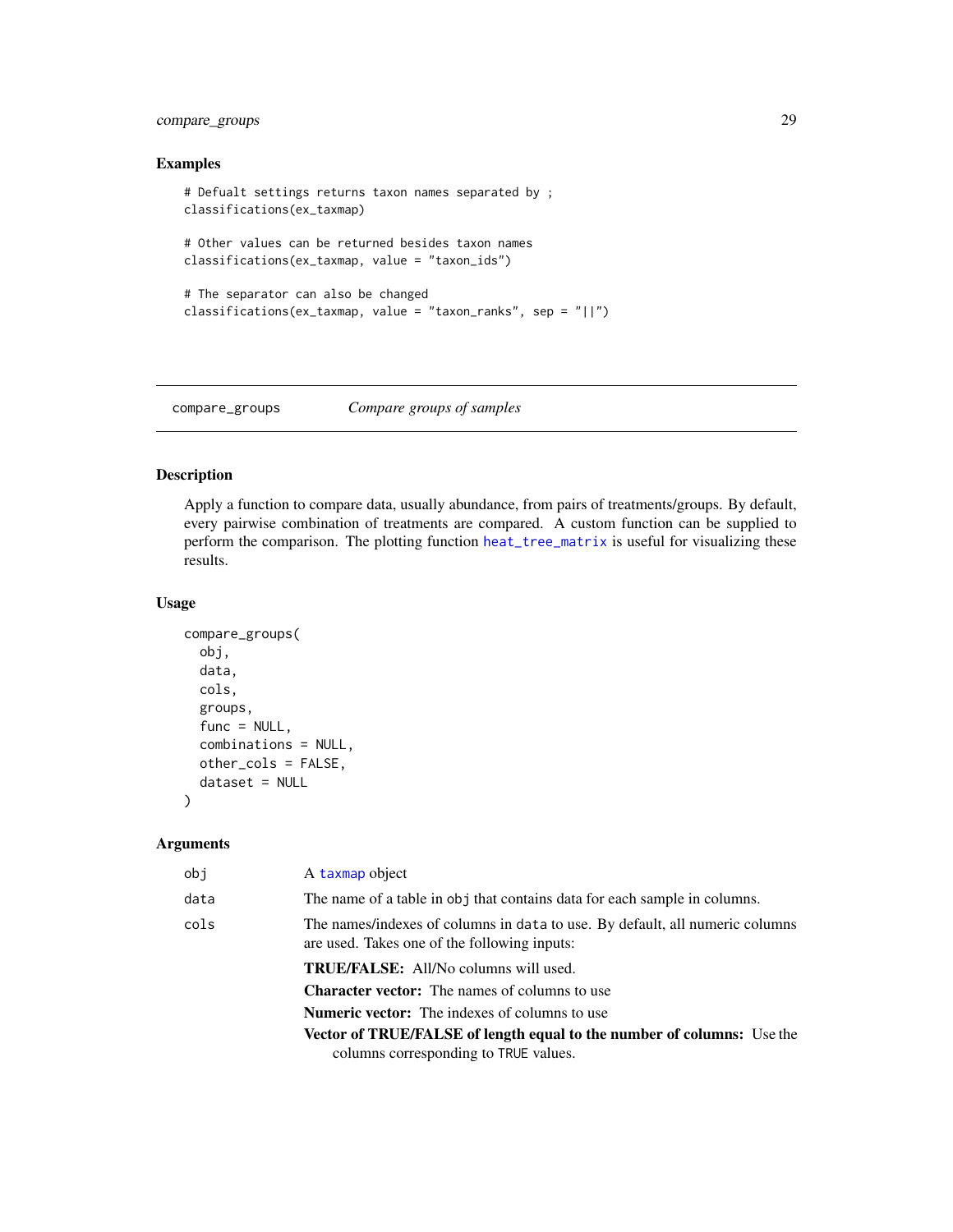## Examples

```
# Defualt settings returns taxon names separated by ;
classifications(ex_taxmap)

# Other values can be returned besides taxon names
classifications(ex_taxmap, value = "taxon_ids")

# The separator can also be changed
classifications(ex_taxmap, value = "taxon_ranks", sep = "||")
```

---

# compare_groups — *Compare groups of samples*

---

## Description

Apply a function to compare data, usually abundance, from pairs of treatments/groups. By default, every pairwise combination of treatments are compared. A custom function can be supplied to perform the comparison. The plotting function heat_tree_matrix is useful for visualizing these results.

## Usage

```
compare_groups(
  obj,
  data,
  cols,
  groups,
  func = NULL,
  combinations = NULL,
  other_cols = FALSE,
  dataset = NULL
)
```

## Arguments

| | |
|---|---|
| obj | A taxmap object |
| data | The name of a table in obj that contains data for each sample in columns. |
| cols | The names/indexes of columns in data to use. By default, all numeric columns are used. Takes one of the following inputs: <br> **TRUE/FALSE:** All/No columns will used. <br> **Character vector:** The names of columns to use <br> **Numeric vector:** The indexes of columns to use <br> **Vector of TRUE/FALSE of length equal to the number of columns:** Use the columns corresponding to TRUE values. |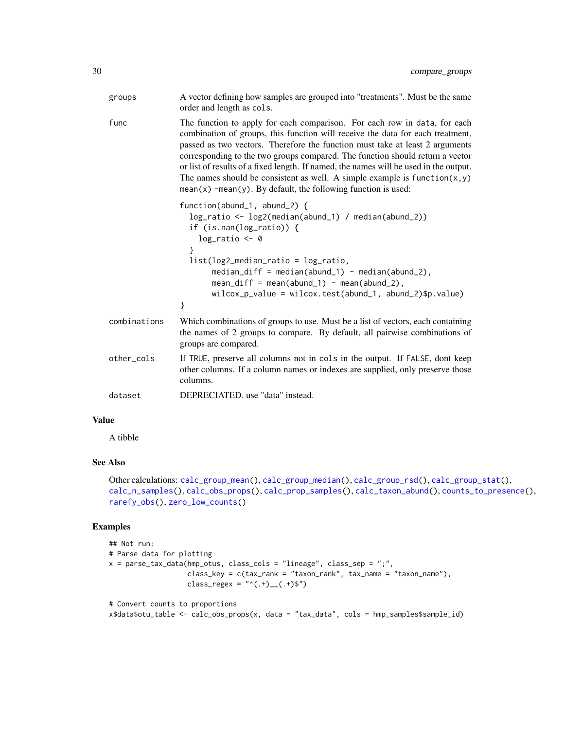groups
: A vector defining how samples are grouped into "treatments". Must be the same order and length as `cols`.

func
: The function to apply for each comparison. For each row in `data`, for each combination of groups, this function will receive the data for each treatment, passed as two vectors. Therefore the function must take at least 2 arguments corresponding to the two groups compared. The function should return a vector or list of results of a fixed length. If named, the names will be used in the output. The names should be consistent as well. A simple example is `function(x,y) mean(x) -mean(y)`. By default, the following function is used:

```
function(abund_1, abund_2) {
  log_ratio <- log2(median(abund_1) / median(abund_2))
  if (is.nan(log_ratio)) {
    log_ratio <- 0
  }
  list(log2_median_ratio = log_ratio,
       median_diff = median(abund_1) - median(abund_2),
       mean_diff = mean(abund_1) - mean(abund_2),
       wilcox_p_value = wilcox.test(abund_1, abund_2)$p.value)
}
```

combinations
: Which combinations of groups to use. Must be a list of vectors, each containing the names of 2 groups to compare. By default, all pairwise combinations of groups are compared.

other_cols
: If `TRUE`, preserve all columns not in `cols` in the output. If `FALSE`, dont keep other columns. If a column names or indexes are supplied, only preserve those columns.

dataset
: DEPRECIATED. use "data" instead.

## Value

A tibble

## See Also

Other calculations: `calc_group_mean()`, `calc_group_median()`, `calc_group_rsd()`, `calc_group_stat()`, `calc_n_samples()`, `calc_obs_props()`, `calc_prop_samples()`, `calc_taxon_abund()`, `counts_to_presence()`, `rarefy_obs()`, `zero_low_counts()`

## Examples

```
## Not run:
# Parse data for plotting
x = parse_tax_data(hmp_otus, class_cols = "lineage", class_sep = ";",
                   class_key = c(tax_rank = "taxon_rank", tax_name = "taxon_name"),
                   class_regex = "^(.+)__(.+)$")

# Convert counts to proportions
x$data$otu_table <- calc_obs_props(x, data = "tax_data", cols = hmp_samples$sample_id)
```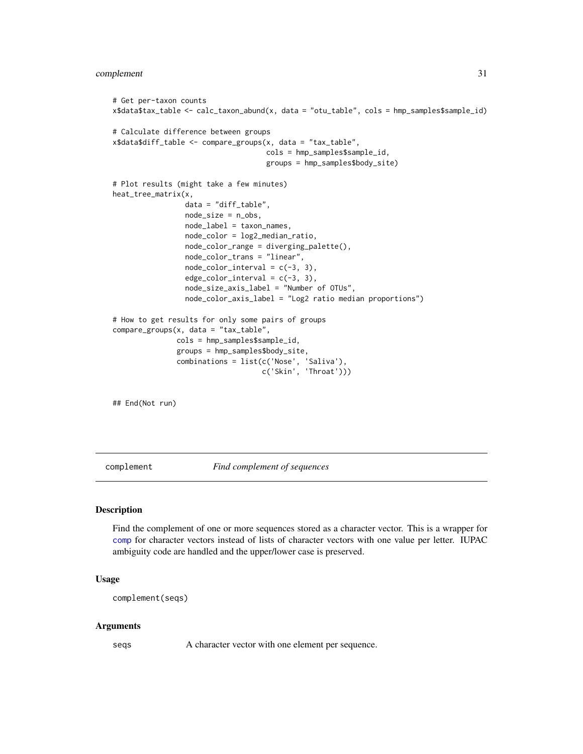```
# Get per-taxon counts
x$data$tax_table <- calc_taxon_abund(x, data = "otu_table", cols = hmp_samples$sample_id)

# Calculate difference between groups
x$data$diff_table <- compare_groups(x, data = "tax_table",
                                    cols = hmp_samples$sample_id,
                                    groups = hmp_samples$body_site)

# Plot results (might take a few minutes)
heat_tree_matrix(x,
                 data = "diff_table",
                 node_size = n_obs,
                 node_label = taxon_names,
                 node_color = log2_median_ratio,
                 node_color_range = diverging_palette(),
                 node_color_trans = "linear",
                 node_color_interval = c(-3, 3),
                 edge_color_interval = c(-3, 3),
                 node_size_axis_label = "Number of OTUs",
                 node_color_axis_label = "Log2 ratio median proportions")

# How to get results for only some pairs of groups
compare_groups(x, data = "tax_table",
               cols = hmp_samples$sample_id,
               groups = hmp_samples$body_site,
               combinations = list(c('Nose', 'Saliva'),
                                   c('Skin', 'Throat')))


## End(Not run)
```

---

## complement    *Find complement of sequences*

---

### Description

Find the complement of one or more sequences stored as a character vector. This is a wrapper for comp for character vectors instead of lists of character vectors with one value per letter. IUPAC ambiguity code are handled and the upper/lower case is preserved.

### Usage

```
complement(seqs)
```

### Arguments

| | |
|---|---|
| seqs | A character vector with one element per sequence. |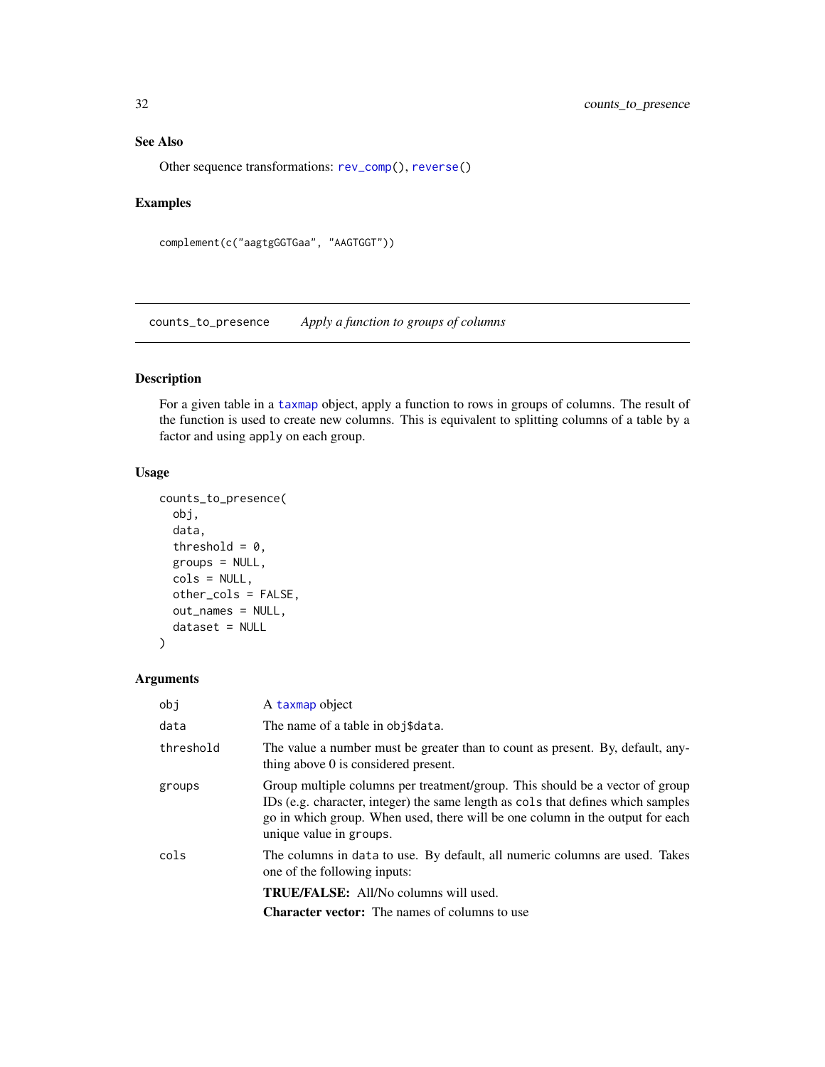## See Also

Other sequence transformations: `rev_comp()`, `reverse()`

## Examples

```
complement(c("aagtgGGTGaa", "AAGTGGT"))
```

---

# counts_to_presence    *Apply a function to groups of columns*

## Description

For a given table in a `taxmap` object, apply a function to rows in groups of columns. The result of the function is used to create new columns. This is equivalent to splitting columns of a table by a factor and using `apply` on each group.

## Usage

```
counts_to_presence(
  obj,
  data,
  threshold = 0,
  groups = NULL,
  cols = NULL,
  other_cols = FALSE,
  out_names = NULL,
  dataset = NULL
)
```

## Arguments

| | |
|---|---|
| `obj` | A `taxmap` object |
| `data` | The name of a table in `obj$data`. |
| `threshold` | The value a number must be greater than to count as present. By, default, anything above 0 is considered present. |
| `groups` | Group multiple columns per treatment/group. This should be a vector of group IDs (e.g. character, integer) the same length as `cols` that defines which samples go in which group. When used, there will be one column in the output for each unique value in `groups`. |
| `cols` | The columns in `data` to use. By default, all numeric columns are used. Takes one of the following inputs:<br>**TRUE/FALSE:** All/No columns will used.<br>**Character vector:** The names of columns to use |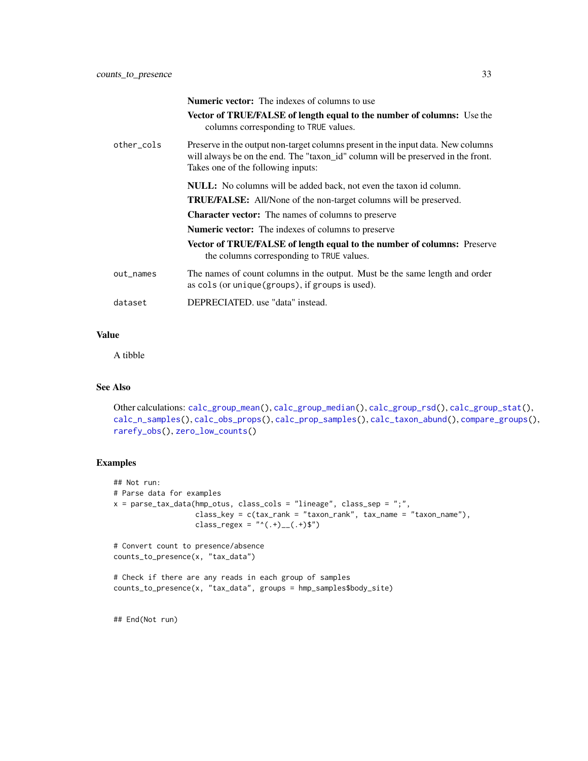**Numeric vector:** The indexes of columns to use

**Vector of TRUE/FALSE of length equal to the number of columns:** Use the columns corresponding to TRUE values.

other_cols
: Preserve in the output non-target columns present in the input data. New columns will always be on the end. The "taxon_id" column will be preserved in the front. Takes one of the following inputs:

  **NULL:** No columns will be added back, not even the taxon id column.

  **TRUE/FALSE:** All/None of the non-target columns will be preserved.

  **Character vector:** The names of columns to preserve

  **Numeric vector:** The indexes of columns to preserve

  **Vector of TRUE/FALSE of length equal to the number of columns:** Preserve the columns corresponding to TRUE values.

out_names
: The names of count columns in the output. Must be the same length and order as `cols` (or `unique(groups)`, if `groups` is used).

dataset
: DEPRECIATED. use "data" instead.

## Value

A tibble

## See Also

Other calculations: `calc_group_mean()`, `calc_group_median()`, `calc_group_rsd()`, `calc_group_stat()`, `calc_n_samples()`, `calc_obs_props()`, `calc_prop_samples()`, `calc_taxon_abund()`, `compare_groups()`, `rarefy_obs()`, `zero_low_counts()`

## Examples

```
## Not run:
# Parse data for examples
x = parse_tax_data(hmp_otus, class_cols = "lineage", class_sep = ";",
                   class_key = c(tax_rank = "taxon_rank", tax_name = "taxon_name"),
                   class_regex = "^(.+)__(.+)$")

# Convert count to presence/absence
counts_to_presence(x, "tax_data")

# Check if there are any reads in each group of samples
counts_to_presence(x, "tax_data", groups = hmp_samples$body_site)


## End(Not run)
```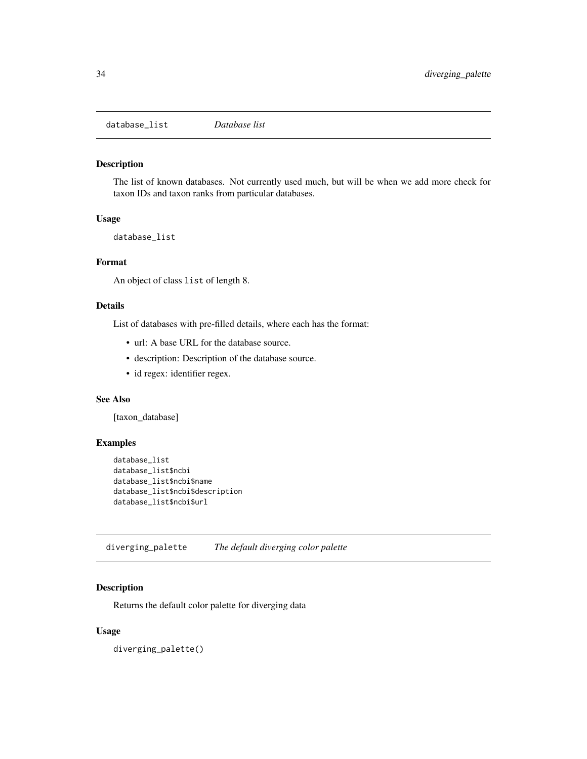## database_list *Database list*

### Description

The list of known databases. Not currently used much, but will be when we add more check for taxon IDs and taxon ranks from particular databases.

### Usage

```
database_list
```

### Format

An object of class `list` of length 8.

### Details

List of databases with pre-filled details, where each has the format:

- url: A base URL for the database source.
- description: Description of the database source.
- id regex: identifier regex.

### See Also

[taxon_database]

### Examples

```
database_list
database_list$ncbi
database_list$ncbi$name
database_list$ncbi$description
database_list$ncbi$url
```

## diverging_palette *The default diverging color palette*

### Description

Returns the default color palette for diverging data

### Usage

```
diverging_palette()
```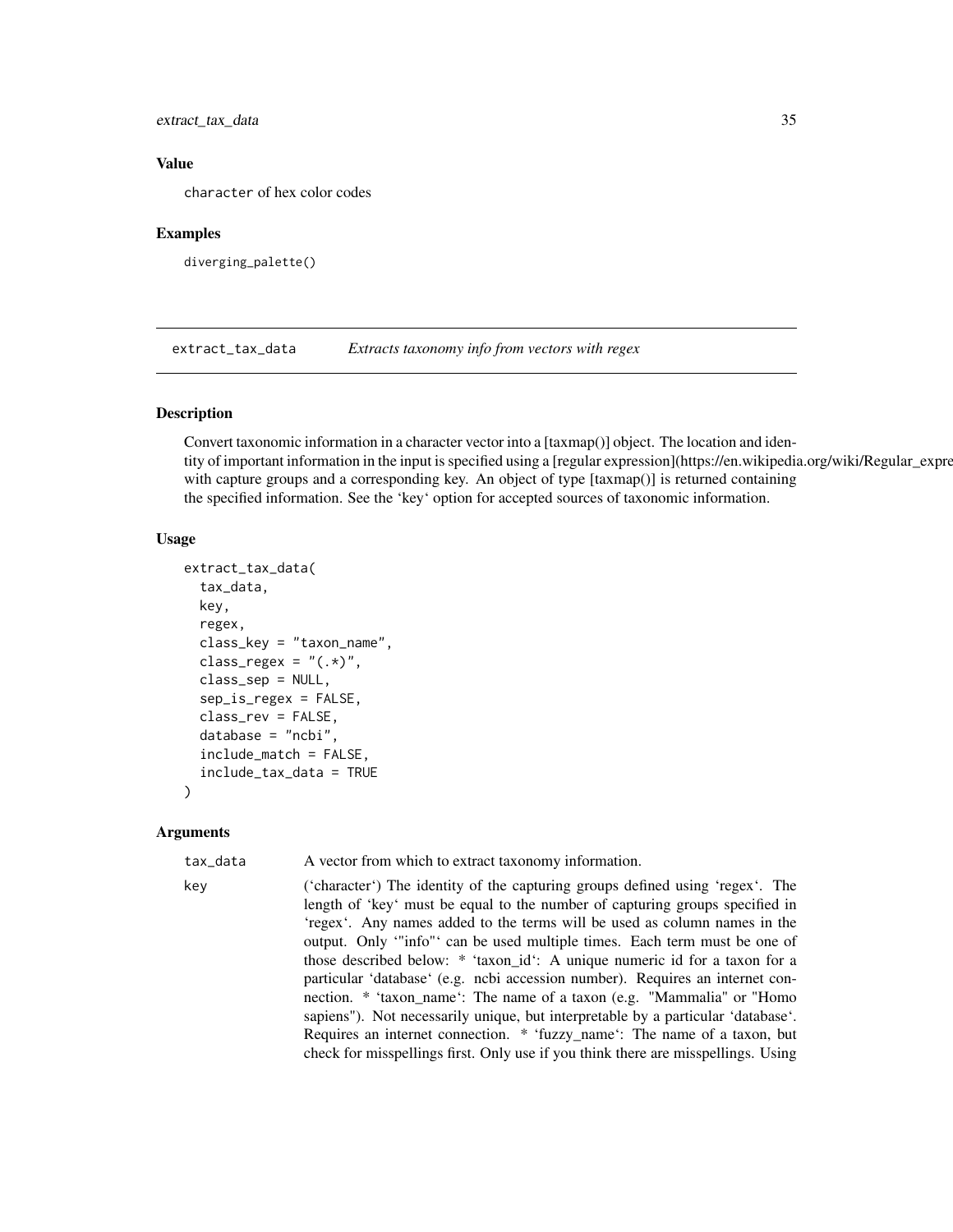### Value

character of hex color codes

### Examples

```
diverging_palette()
```

## extract_tax_data *Extracts taxonomy info from vectors with regex*

### Description

Convert taxonomic information in a character vector into a [taxmap()] object. The location and identity of important information in the input is specified using a [regular expression](https://en.wikipedia.org/wiki/Regular_expre with capture groups and a corresponding key. An object of type [taxmap()] is returned containing the specified information. See the 'key' option for accepted sources of taxonomic information.

### Usage

```
extract_tax_data(
  tax_data,
  key,
  regex,
  class_key = "taxon_name",
  class_regex = "(.*)",
  class_sep = NULL,
  sep_is_regex = FALSE,
  class_rev = FALSE,
  database = "ncbi",
  include_match = FALSE,
  include_tax_data = TRUE
)
```

### Arguments

| | |
|---|---|
| tax_data | A vector from which to extract taxonomy information. |
| key | ('character') The identity of the capturing groups defined using 'regex'. The length of 'key' must be equal to the number of capturing groups specified in 'regex'. Any names added to the terms will be used as column names in the output. Only '"info"' can be used multiple times. Each term must be one of those described below: * 'taxon_id': A unique numeric id for a taxon for a particular 'database' (e.g. ncbi accession number). Requires an internet connection. * 'taxon_name': The name of a taxon (e.g. "Mammalia" or "Homo sapiens"). Not necessarily unique, but interpretable by a particular 'database'. Requires an internet connection. * 'fuzzy_name': The name of a taxon, but check for misspellings first. Only use if you think there are misspellings. Using |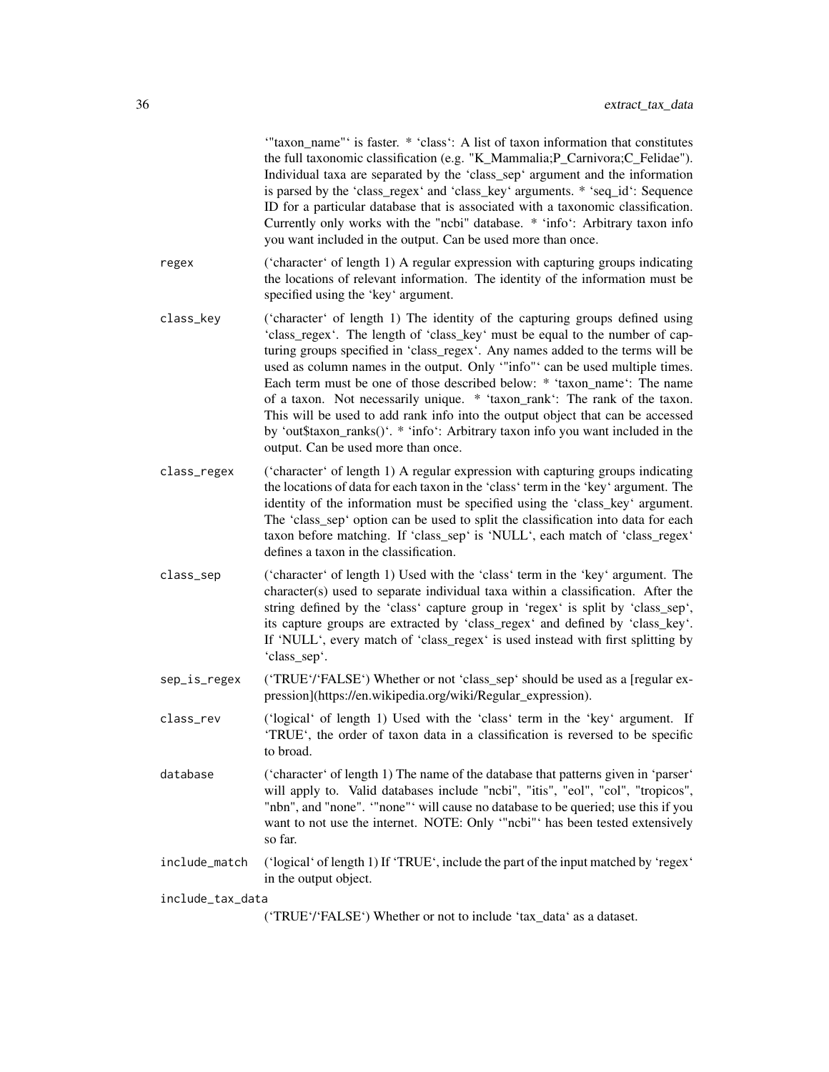'"taxon_name"' is faster. * 'class': A list of taxon information that constitutes the full taxonomic classification (e.g. "K_Mammalia;P_Carnivora;C_Felidae"). Individual taxa are separated by the 'class_sep' argument and the information is parsed by the 'class_regex' and 'class_key' arguments. * 'seq_id': Sequence ID for a particular database that is associated with a taxonomic classification. Currently only works with the "ncbi" database. * 'info': Arbitrary taxon info you want included in the output. Can be used more than once.

`regex`
: ('character' of length 1) A regular expression with capturing groups indicating the locations of relevant information. The identity of the information must be specified using the 'key' argument.

`class_key`
: ('character' of length 1) The identity of the capturing groups defined using 'class_regex'. The length of 'class_key' must be equal to the number of capturing groups specified in 'class_regex'. Any names added to the terms will be used as column names in the output. Only '"info"' can be used multiple times. Each term must be one of those described below: * 'taxon_name': The name of a taxon. Not necessarily unique. * 'taxon_rank': The rank of the taxon. This will be used to add rank info into the output object that can be accessed by 'out$taxon_ranks()'. * 'info': Arbitrary taxon info you want included in the output. Can be used more than once.

`class_regex`
: ('character' of length 1) A regular expression with capturing groups indicating the locations of data for each taxon in the 'class' term in the 'key' argument. The identity of the information must be specified using the 'class_key' argument. The 'class_sep' option can be used to split the classification into data for each taxon before matching. If 'class_sep' is 'NULL', each match of 'class_regex' defines a taxon in the classification.

`class_sep`
: ('character' of length 1) Used with the 'class' term in the 'key' argument. The character(s) used to separate individual taxa within a classification. After the string defined by the 'class' capture group in 'regex' is split by 'class_sep', its capture groups are extracted by 'class_regex' and defined by 'class_key'. If 'NULL', every match of 'class_regex' is used instead with first splitting by 'class_sep'.

`sep_is_regex`
: ('TRUE'/'FALSE') Whether or not 'class_sep' should be used as a [regular expression](https://en.wikipedia.org/wiki/Regular_expression).

`class_rev`
: ('logical' of length 1) Used with the 'class' term in the 'key' argument. If 'TRUE', the order of taxon data in a classification is reversed to be specific to broad.

`database`
: ('character' of length 1) The name of the database that patterns given in 'parser' will apply to. Valid databases include "ncbi", "itis", "eol", "col", "tropicos", "nbn", and "none". '"none"' will cause no database to be queried; use this if you want to not use the internet. NOTE: Only '"ncbi"' has been tested extensively so far.

`include_match`
: ('logical' of length 1) If 'TRUE', include the part of the input matched by 'regex' in the output object.

`include_tax_data`
: ('TRUE'/'FALSE') Whether or not to include 'tax_data' as a dataset.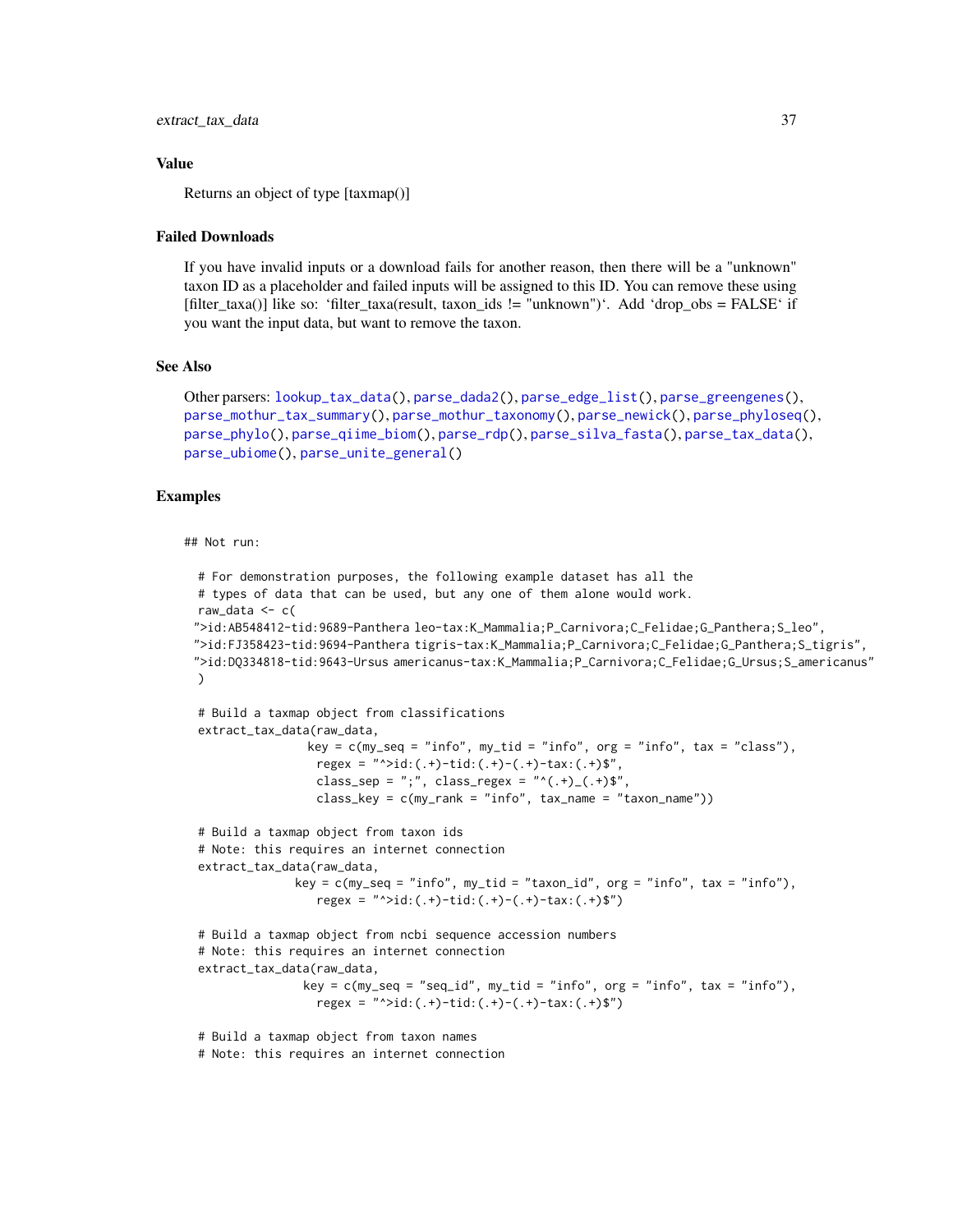## Value

Returns an object of type [taxmap()]

## Failed Downloads

If you have invalid inputs or a download fails for another reason, then there will be a "unknown" taxon ID as a placeholder and failed inputs will be assigned to this ID. You can remove these using [filter_taxa()] like so: 'filter_taxa(result, taxon_ids != "unknown")'. Add 'drop_obs = FALSE' if you want the input data, but want to remove the taxon.

## See Also

Other parsers: lookup_tax_data(), parse_dada2(), parse_edge_list(), parse_greengenes(), parse_mothur_tax_summary(), parse_mothur_taxonomy(), parse_newick(), parse_phyloseq(), parse_phylo(), parse_qiime_biom(), parse_rdp(), parse_silva_fasta(), parse_tax_data(), parse_ubiome(), parse_unite_general()

## Examples

```
## Not run:

  # For demonstration purposes, the following example dataset has all the
  # types of data that can be used, but any one of them alone would work.
  raw_data <- c(
 ">id:AB548412-tid:9689-Panthera leo-tax:K_Mammalia;P_Carnivora;C_Felidae;G_Panthera;S_leo",
 ">id:FJ358423-tid:9694-Panthera tigris-tax:K_Mammalia;P_Carnivora;C_Felidae;G_Panthera;S_tigris",
 ">id:DQ334818-tid:9643-Ursus americanus-tax:K_Mammalia;P_Carnivora;C_Felidae;G_Ursus;S_americanus"
  )

  # Build a taxmap object from classifications
  extract_tax_data(raw_data,
                  key = c(my_seq = "info", my_tid = "info", org = "info", tax = "class"),
                   regex = "^>id:(.+)-tid:(.+)-(.+)-tax:(.+)$",
                   class_sep = ";", class_regex = "^(.+)_(.+)$",
                   class_key = c(my_rank = "info", tax_name = "taxon_name"))

  # Build a taxmap object from taxon ids
  # Note: this requires an internet connection
  extract_tax_data(raw_data,
                key = c(my_seq = "info", my_tid = "taxon_id", org = "info", tax = "info"),
                   regex = "^>id:(.+)-tid:(.+)-(.+)-tax:(.+)$")

  # Build a taxmap object from ncbi sequence accession numbers
  # Note: this requires an internet connection
  extract_tax_data(raw_data,
                 key = c(my_seq = "seq_id", my_tid = "info", org = "info", tax = "info"),
                   regex = "^>id:(.+)-tid:(.+)-(.+)-tax:(.+)$")

  # Build a taxmap object from taxon names
  # Note: this requires an internet connection
```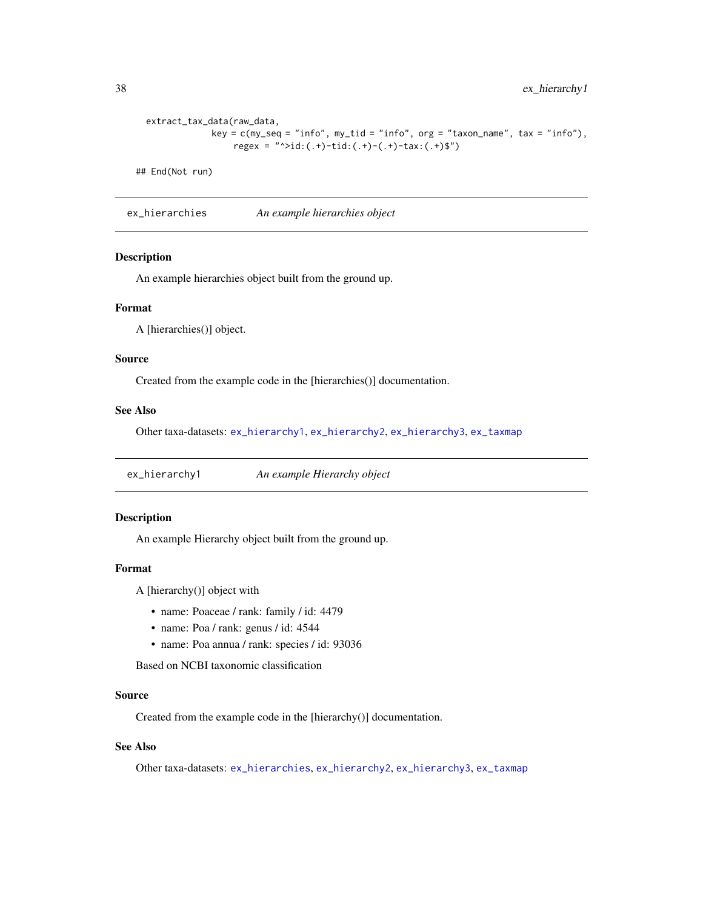```
  extract_tax_data(raw_data,
              key = c(my_seq = "info", my_tid = "info", org = "taxon_name", tax = "info"),
                  regex = "^>id:(.+)-tid:(.+)-(.+)-tax:(.+)$")

## End(Not run)
```

---

## ex_hierarchies *An example hierarchies object*

### Description

An example hierarchies object built from the ground up.

### Format

A [hierarchies()] object.

### Source

Created from the example code in the [hierarchies()] documentation.

### See Also

Other taxa-datasets: ex_hierarchy1, ex_hierarchy2, ex_hierarchy3, ex_taxmap

---

## ex_hierarchy1 *An example Hierarchy object*

### Description

An example Hierarchy object built from the ground up.

### Format

A [hierarchy()] object with

- name: Poaceae / rank: family / id: 4479
- name: Poa / rank: genus / id: 4544
- name: Poa annua / rank: species / id: 93036

Based on NCBI taxonomic classification

### Source

Created from the example code in the [hierarchy()] documentation.

### See Also

Other taxa-datasets: ex_hierarchies, ex_hierarchy2, ex_hierarchy3, ex_taxmap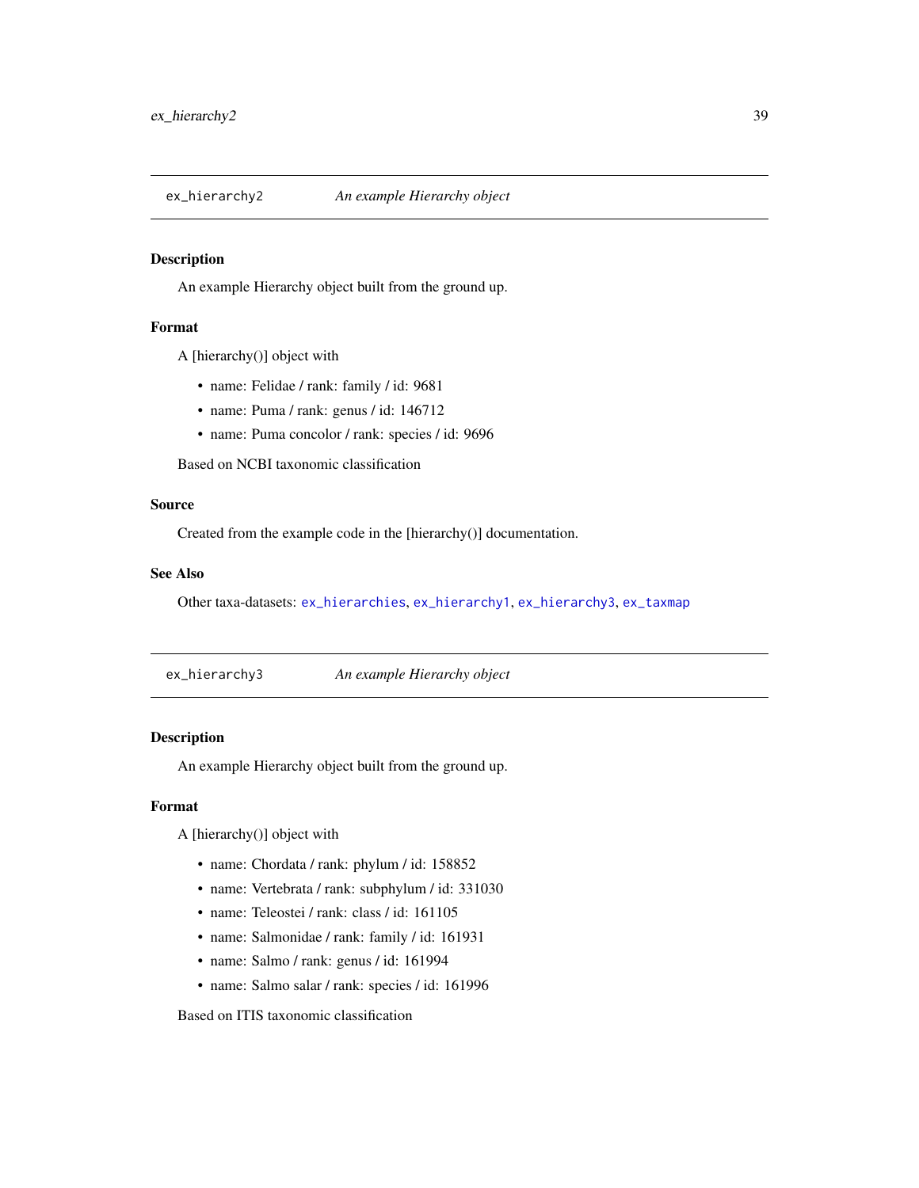## ex_hierarchy2 — *An example Hierarchy object*

### Description

An example Hierarchy object built from the ground up.

### Format

A [hierarchy()] object with

- name: Felidae / rank: family / id: 9681
- name: Puma / rank: genus / id: 146712
- name: Puma concolor / rank: species / id: 9696

Based on NCBI taxonomic classification

### Source

Created from the example code in the [hierarchy()] documentation.

### See Also

Other taxa-datasets: `ex_hierarchies`, `ex_hierarchy1`, `ex_hierarchy3`, `ex_taxmap`

## ex_hierarchy3 — *An example Hierarchy object*

### Description

An example Hierarchy object built from the ground up.

### Format

A [hierarchy()] object with

- name: Chordata / rank: phylum / id: 158852
- name: Vertebrata / rank: subphylum / id: 331030
- name: Teleostei / rank: class / id: 161105
- name: Salmonidae / rank: family / id: 161931
- name: Salmo / rank: genus / id: 161994
- name: Salmo salar / rank: species / id: 161996

Based on ITIS taxonomic classification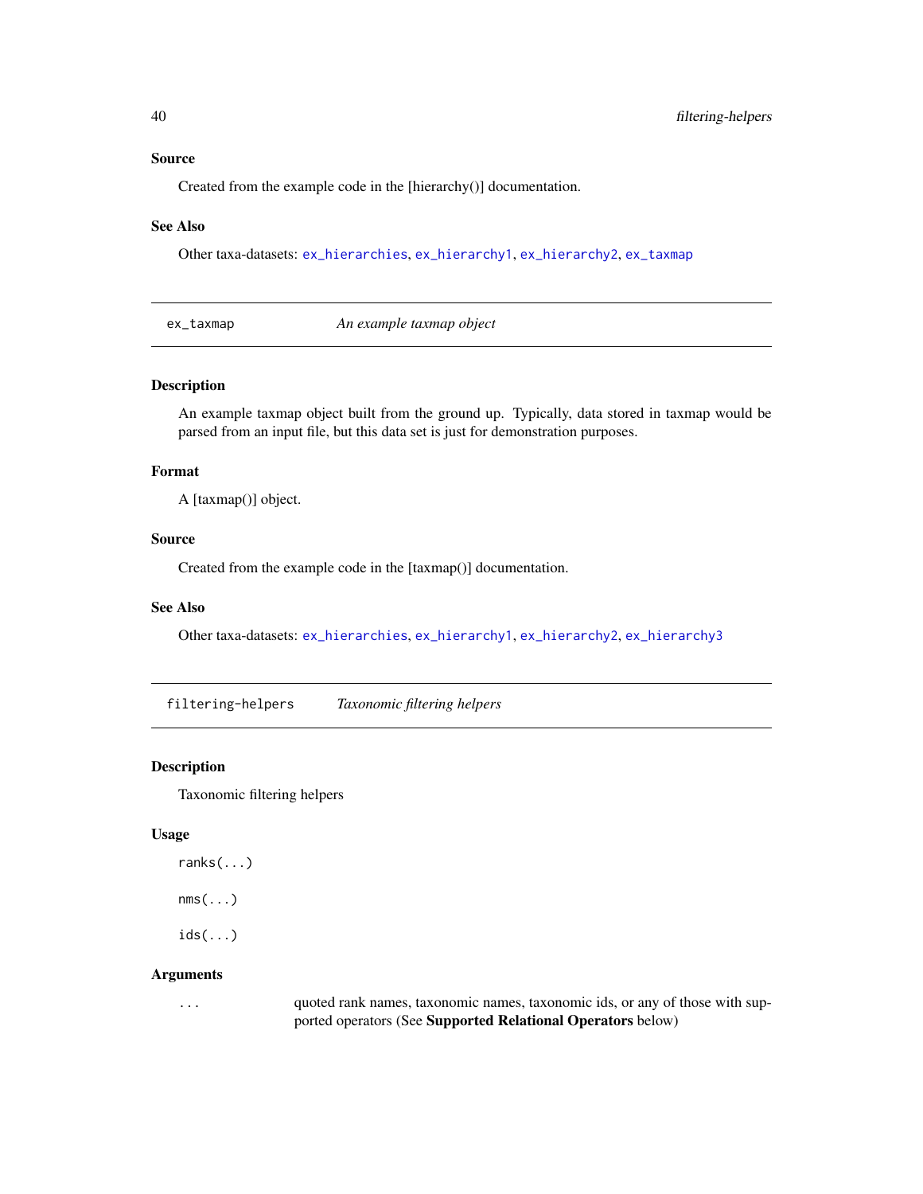### Source

Created from the example code in the [hierarchy()] documentation.

### See Also

Other taxa-datasets: `ex_hierarchies`, `ex_hierarchy1`, `ex_hierarchy2`, `ex_taxmap`

---

## ex_taxmap — *An example taxmap object*

### Description

An example taxmap object built from the ground up. Typically, data stored in taxmap would be parsed from an input file, but this data set is just for demonstration purposes.

### Format

A [taxmap()] object.

### Source

Created from the example code in the [taxmap()] documentation.

### See Also

Other taxa-datasets: `ex_hierarchies`, `ex_hierarchy1`, `ex_hierarchy2`, `ex_hierarchy3`

---

## filtering-helpers — *Taxonomic filtering helpers*

### Description

Taxonomic filtering helpers

### Usage

```
ranks(...)

nms(...)

ids(...)
```

### Arguments

| | |
|---|---|
| `...` | quoted rank names, taxonomic names, taxonomic ids, or any of those with supported operators (See **Supported Relational Operators** below) |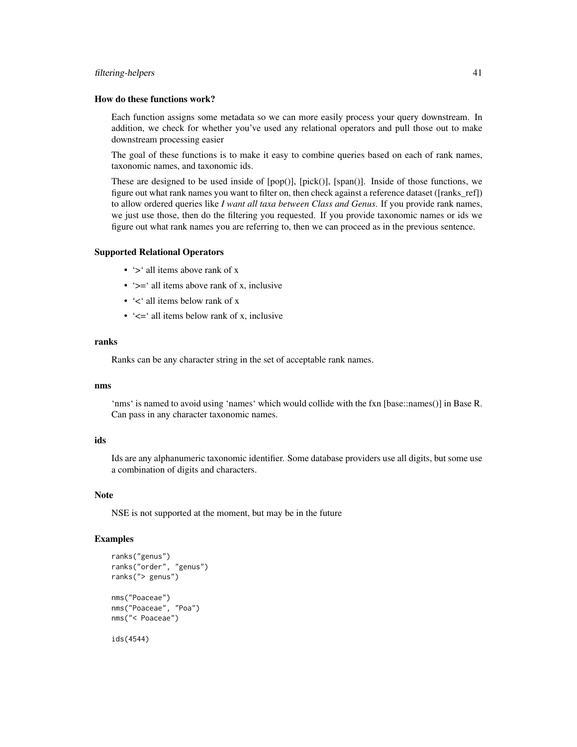### How do these functions work?

Each function assigns some metadata so we can more easily process your query downstream. In addition, we check for whether you've used any relational operators and pull those out to make downstream processing easier

The goal of these functions is to make it easy to combine queries based on each of rank names, taxonomic names, and taxonomic ids.

These are designed to be used inside of [pop()], [pick()], [span()]. Inside of those functions, we figure out what rank names you want to filter on, then check against a reference dataset ([ranks_ref]) to allow ordered queries like *I want all taxa between Class and Genus*. If you provide rank names, we just use those, then do the filtering you requested. If you provide taxonomic names or ids we figure out what rank names you are referring to, then we can proceed as in the previous sentence.

### Supported Relational Operators

- '>' all items above rank of x
- '>=' all items above rank of x, inclusive
- '<' all items below rank of x
- '<=' all items below rank of x, inclusive

### ranks

Ranks can be any character string in the set of acceptable rank names.

### nms

'nms' is named to avoid using 'names' which would collide with the fxn [base::names()] in Base R. Can pass in any character taxonomic names.

### ids

Ids are any alphanumeric taxonomic identifier. Some database providers use all digits, but some use a combination of digits and characters.

### Note

NSE is not supported at the moment, but may be in the future

### Examples

```
ranks("genus")
ranks("order", "genus")
ranks("> genus")

nms("Poaceae")
nms("Poaceae", "Poa")
nms("< Poaceae")

ids(4544)
```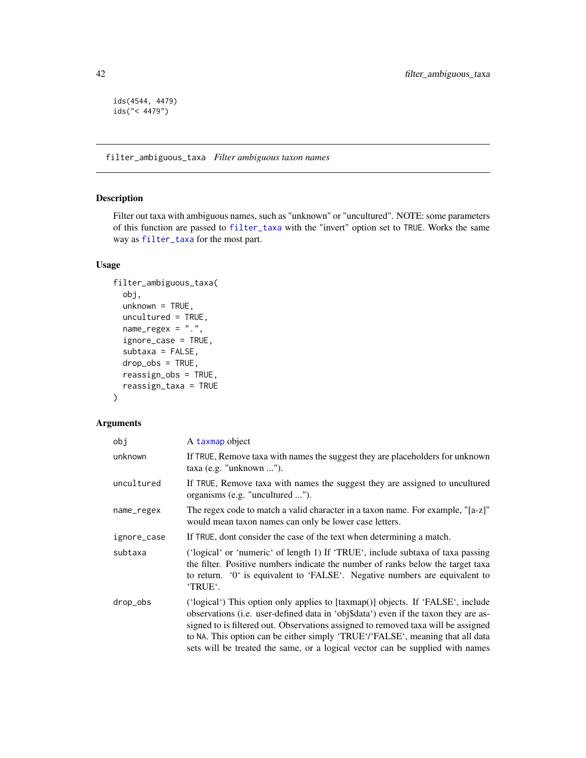```
ids(4544, 4479)
ids("< 4479")
```

---

## filter_ambiguous_taxa *Filter ambiguous taxon names*

### Description

Filter out taxa with ambiguous names, such as "unknown" or "uncultured". NOTE: some parameters of this function are passed to filter_taxa with the "invert" option set to TRUE. Works the same way as filter_taxa for the most part.

### Usage

```
filter_ambiguous_taxa(
  obj,
  unknown = TRUE,
  uncultured = TRUE,
  name_regex = ".",
  ignore_case = TRUE,
  subtaxa = FALSE,
  drop_obs = TRUE,
  reassign_obs = TRUE,
  reassign_taxa = TRUE
)
```

### Arguments

| | |
|---|---|
| obj | A taxmap object |
| unknown | If TRUE, Remove taxa with names the suggest they are placeholders for unknown taxa (e.g. "unknown ..."). |
| uncultured | If TRUE, Remove taxa with names the suggest they are assigned to uncultured organisms (e.g. "uncultured ..."). |
| name_regex | The regex code to match a valid character in a taxon name. For example, "[a-z]" would mean taxon names can only be lower case letters. |
| ignore_case | If TRUE, dont consider the case of the text when determining a match. |
| subtaxa | ('logical' or 'numeric' of length 1) If 'TRUE', include subtaxa of taxa passing the filter. Positive numbers indicate the number of ranks below the target taxa to return. '0' is equivalent to 'FALSE'. Negative numbers are equivalent to 'TRUE'. |
| drop_obs | ('logical') This option only applies to [taxmap()] objects. If 'FALSE', include observations (i.e. user-defined data in 'obj$data') even if the taxon they are assigned to is filtered out. Observations assigned to removed taxa will be assigned to NA. This option can be either simply 'TRUE'/'FALSE', meaning that all data sets will be treated the same, or a logical vector can be supplied with names |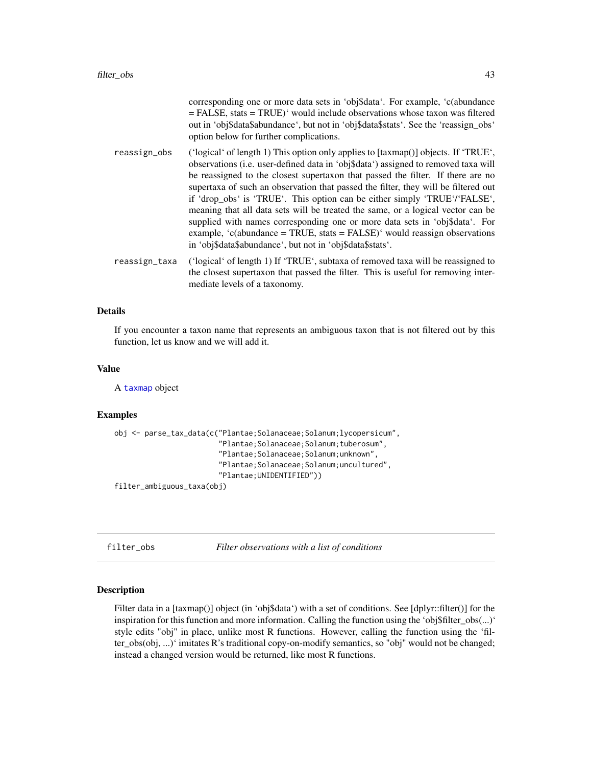corresponding one or more data sets in 'obj$data'. For example, 'c(abundance = FALSE, stats = TRUE)' would include observations whose taxon was filtered out in 'obj$data$abundance', but not in 'obj$data$stats'. See the 'reassign_obs' option below for further complications.

reassign_obs
: ('logical' of length 1) This option only applies to [taxmap()] objects. If 'TRUE', observations (i.e. user-defined data in 'obj$data') assigned to removed taxa will be reassigned to the closest supertaxon that passed the filter. If there are no supertaxa of such an observation that passed the filter, they will be filtered out if 'drop_obs' is 'TRUE'. This option can be either simply 'TRUE'/'FALSE', meaning that all data sets will be treated the same, or a logical vector can be supplied with names corresponding one or more data sets in 'obj$data'. For example, 'c(abundance = TRUE, stats = FALSE)' would reassign observations in 'obj$data$abundance', but not in 'obj$data$stats'.

reassign_taxa
: ('logical' of length 1) If 'TRUE', subtaxa of removed taxa will be reassigned to the closest supertaxon that passed the filter. This is useful for removing intermediate levels of a taxonomy.

### Details

If you encounter a taxon name that represents an ambiguous taxon that is not filtered out by this function, let us know and we will add it.

### Value

A taxmap object

### Examples

```
obj <- parse_tax_data(c("Plantae;Solanaceae;Solanum;lycopersicum",
                        "Plantae;Solanaceae;Solanum;tuberosum",
                        "Plantae;Solanaceae;Solanum;unknown",
                        "Plantae;Solanaceae;Solanum;uncultured",
                        "Plantae;UNIDENTIFIED"))
filter_ambiguous_taxa(obj)
```

---

## filter_obs — *Filter observations with a list of conditions*

### Description

Filter data in a [taxmap()] object (in 'obj$data') with a set of conditions. See [dplyr::filter()] for the inspiration for this function and more information. Calling the function using the 'obj$filter_obs(...)' style edits "obj" in place, unlike most R functions. However, calling the function using the 'filter_obs(obj, ...)' imitates R's traditional copy-on-modify semantics, so "obj" would not be changed; instead a changed version would be returned, like most R functions.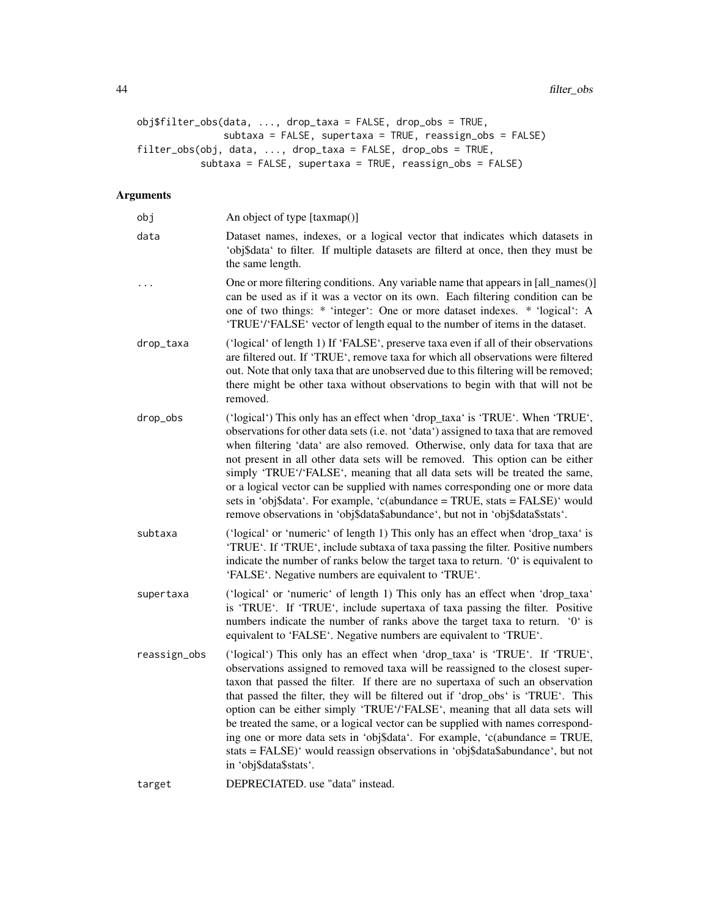```
obj$filter_obs(data, ..., drop_taxa = FALSE, drop_obs = TRUE,
               subtaxa = FALSE, supertaxa = TRUE, reassign_obs = FALSE)
filter_obs(obj, data, ..., drop_taxa = FALSE, drop_obs = TRUE,
           subtaxa = FALSE, supertaxa = TRUE, reassign_obs = FALSE)
```

## Arguments

| | |
|---|---|
| obj | An object of type [taxmap()] |
| data | Dataset names, indexes, or a logical vector that indicates which datasets in 'obj$data' to filter. If multiple datasets are filterd at once, then they must be the same length. |
| ... | One or more filtering conditions. Any variable name that appears in [all_names()] can be used as if it was a vector on its own. Each filtering condition can be one of two things: * 'integer': One or more dataset indexes. * 'logical': A 'TRUE'/'FALSE' vector of length equal to the number of items in the dataset. |
| drop_taxa | ('logical' of length 1) If 'FALSE', preserve taxa even if all of their observations are filtered out. If 'TRUE', remove taxa for which all observations were filtered out. Note that only taxa that are unobserved due to this filtering will be removed; there might be other taxa without observations to begin with that will not be removed. |
| drop_obs | ('logical') This only has an effect when 'drop_taxa' is 'TRUE'. When 'TRUE', observations for other data sets (i.e. not 'data') assigned to taxa that are removed when filtering 'data' are also removed. Otherwise, only data for taxa that are not present in all other data sets will be removed. This option can be either simply 'TRUE'/'FALSE', meaning that all data sets will be treated the same, or a logical vector can be supplied with names corresponding one or more data sets in 'obj$data'. For example, 'c(abundance = TRUE, stats = FALSE)' would remove observations in 'obj$data$abundance', but not in 'obj$data$stats'. |
| subtaxa | ('logical' or 'numeric' of length 1) This only has an effect when 'drop_taxa' is 'TRUE'. If 'TRUE', include subtaxa of taxa passing the filter. Positive numbers indicate the number of ranks below the target taxa to return. '0' is equivalent to 'FALSE'. Negative numbers are equivalent to 'TRUE'. |
| supertaxa | ('logical' or 'numeric' of length 1) This only has an effect when 'drop_taxa' is 'TRUE'. If 'TRUE', include supertaxa of taxa passing the filter. Positive numbers indicate the number of ranks above the target taxa to return. '0' is equivalent to 'FALSE'. Negative numbers are equivalent to 'TRUE'. |
| reassign_obs | ('logical') This only has an effect when 'drop_taxa' is 'TRUE'. If 'TRUE', observations assigned to removed taxa will be reassigned to the closest supertaxon that passed the filter. If there are no supertaxa of such an observation that passed the filter, they will be filtered out if 'drop_obs' is 'TRUE'. This option can be either simply 'TRUE'/'FALSE', meaning that all data sets will be treated the same, or a logical vector can be supplied with names corresponding one or more data sets in 'obj$data'. For example, 'c(abundance = TRUE, stats = FALSE)' would reassign observations in 'obj$data$abundance', but not in 'obj$data$stats'. |
| target | DEPRECIATED. use "data" instead. |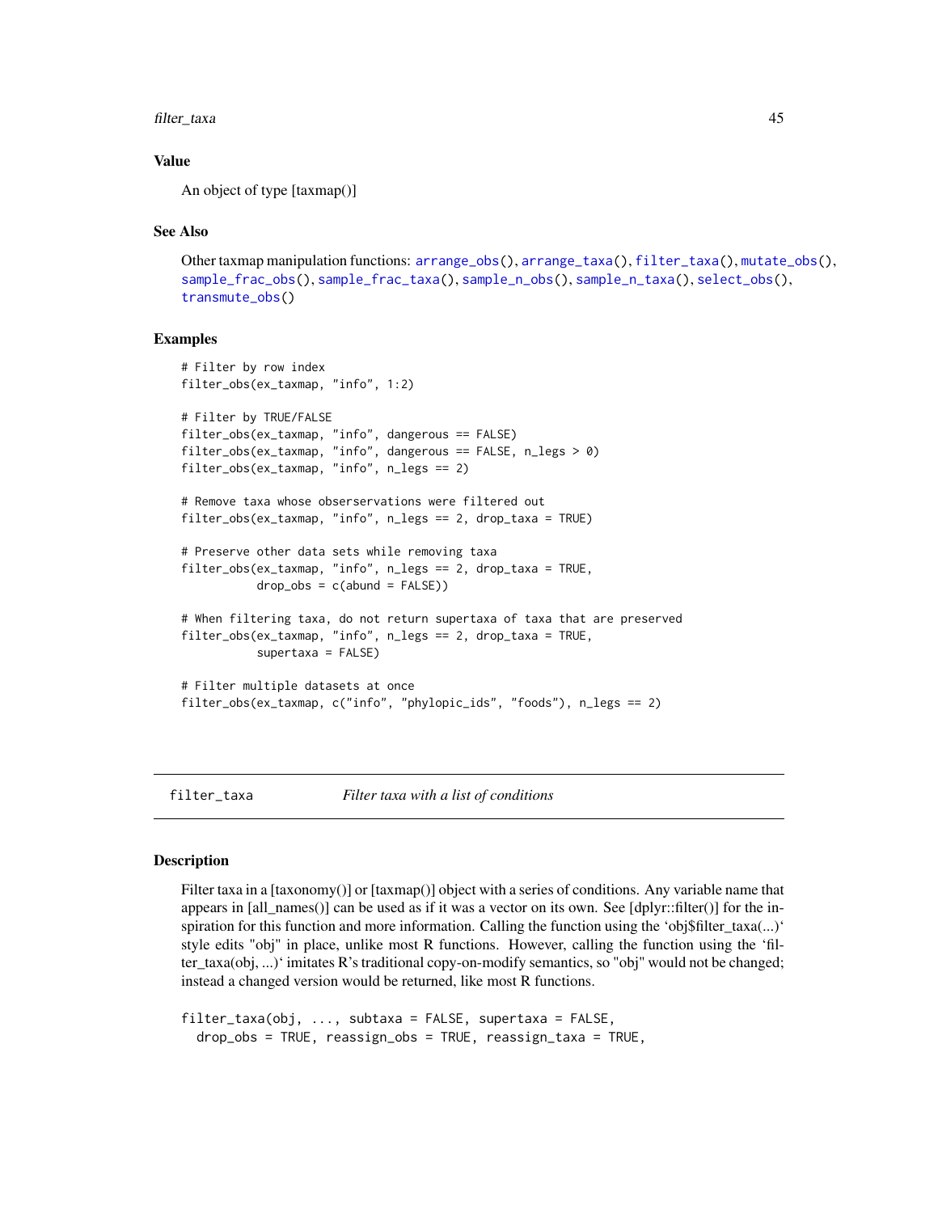### Value

An object of type [taxmap()]

### See Also

Other taxmap manipulation functions: arrange_obs(), arrange_taxa(), filter_taxa(), mutate_obs(), sample_frac_obs(), sample_frac_taxa(), sample_n_obs(), sample_n_taxa(), select_obs(), transmute_obs()

### Examples

```
# Filter by row index
filter_obs(ex_taxmap, "info", 1:2)

# Filter by TRUE/FALSE
filter_obs(ex_taxmap, "info", dangerous == FALSE)
filter_obs(ex_taxmap, "info", dangerous == FALSE, n_legs > 0)
filter_obs(ex_taxmap, "info", n_legs == 2)

# Remove taxa whose obserservations were filtered out
filter_obs(ex_taxmap, "info", n_legs == 2, drop_taxa = TRUE)

# Preserve other data sets while removing taxa
filter_obs(ex_taxmap, "info", n_legs == 2, drop_taxa = TRUE,
           drop_obs = c(abund = FALSE))

# When filtering taxa, do not return supertaxa of taxa that are preserved
filter_obs(ex_taxmap, "info", n_legs == 2, drop_taxa = TRUE,
           supertaxa = FALSE)

# Filter multiple datasets at once
filter_obs(ex_taxmap, c("info", "phylopic_ids", "foods"), n_legs == 2)
```

---

## filter_taxa — *Filter taxa with a list of conditions*

### Description

Filter taxa in a [taxonomy()] or [taxmap()] object with a series of conditions. Any variable name that appears in [all_names()] can be used as if it was a vector on its own. See [dplyr::filter()] for the inspiration for this function and more information. Calling the function using the 'obj$filter_taxa(...)' style edits "obj" in place, unlike most R functions. However, calling the function using the 'filter_taxa(obj, ...)' imitates R's traditional copy-on-modify semantics, so "obj" would not be changed; instead a changed version would be returned, like most R functions.

```
filter_taxa(obj, ..., subtaxa = FALSE, supertaxa = FALSE,
  drop_obs = TRUE, reassign_obs = TRUE, reassign_taxa = TRUE,
```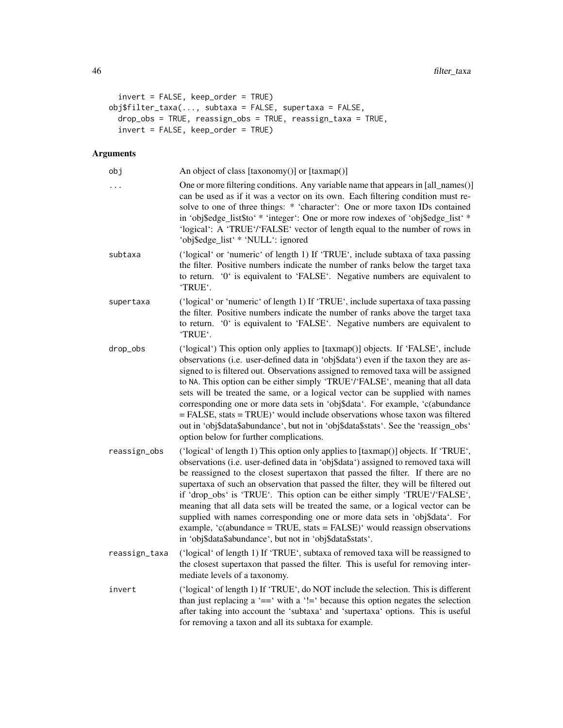```
  invert = FALSE, keep_order = TRUE)
obj$filter_taxa(..., subtaxa = FALSE, supertaxa = FALSE,
  drop_obs = TRUE, reassign_obs = TRUE, reassign_taxa = TRUE,
  invert = FALSE, keep_order = TRUE)
```

## Arguments

`obj` An object of class [taxonomy()] or [taxmap()]

`...` One or more filtering conditions. Any variable name that appears in [all_names()] can be used as if it was a vector on its own. Each filtering condition must resolve to one of three things: * 'character': One or more taxon IDs contained in 'obj$edge_list$to' * 'integer': One or more row indexes of 'obj$edge_list' * 'logical': A 'TRUE'/'FALSE' vector of length equal to the number of rows in 'obj$edge_list' * 'NULL': ignored

`subtaxa` ('logical' or 'numeric' of length 1) If 'TRUE', include subtaxa of taxa passing the filter. Positive numbers indicate the number of ranks below the target taxa to return. '0' is equivalent to 'FALSE'. Negative numbers are equivalent to 'TRUE'.

`supertaxa` ('logical' or 'numeric' of length 1) If 'TRUE', include supertaxa of taxa passing the filter. Positive numbers indicate the number of ranks above the target taxa to return. '0' is equivalent to 'FALSE'. Negative numbers are equivalent to 'TRUE'.

`drop_obs` ('logical') This option only applies to [taxmap()] objects. If 'FALSE', include observations (i.e. user-defined data in 'obj$data') even if the taxon they are assigned to is filtered out. Observations assigned to removed taxa will be assigned to `NA`. This option can be either simply 'TRUE'/'FALSE', meaning that all data sets will be treated the same, or a logical vector can be supplied with names corresponding one or more data sets in 'obj$data'. For example, 'c(abundance = FALSE, stats = TRUE)' would include observations whose taxon was filtered out in 'obj$data$abundance', but not in 'obj$data$stats'. See the 'reassign_obs' option below for further complications.

`reassign_obs` ('logical' of length 1) This option only applies to [taxmap()] objects. If 'TRUE', observations (i.e. user-defined data in 'obj$data') assigned to removed taxa will be reassigned to the closest supertaxon that passed the filter. If there are no supertaxa of such an observation that passed the filter, they will be filtered out if 'drop_obs' is 'TRUE'. This option can be either simply 'TRUE'/'FALSE', meaning that all data sets will be treated the same, or a logical vector can be supplied with names corresponding one or more data sets in 'obj$data'. For example, 'c(abundance = TRUE, stats = FALSE)' would reassign observations in 'obj$data$abundance', but not in 'obj$data$stats'.

`reassign_taxa` ('logical' of length 1) If 'TRUE', subtaxa of removed taxa will be reassigned to the closest supertaxon that passed the filter. This is useful for removing intermediate levels of a taxonomy.

`invert` ('logical' of length 1) If 'TRUE', do NOT include the selection. This is different than just replacing a '==' with a '!=' because this option negates the selection after taking into account the 'subtaxa' and 'supertaxa' options. This is useful for removing a taxon and all its subtaxa for example.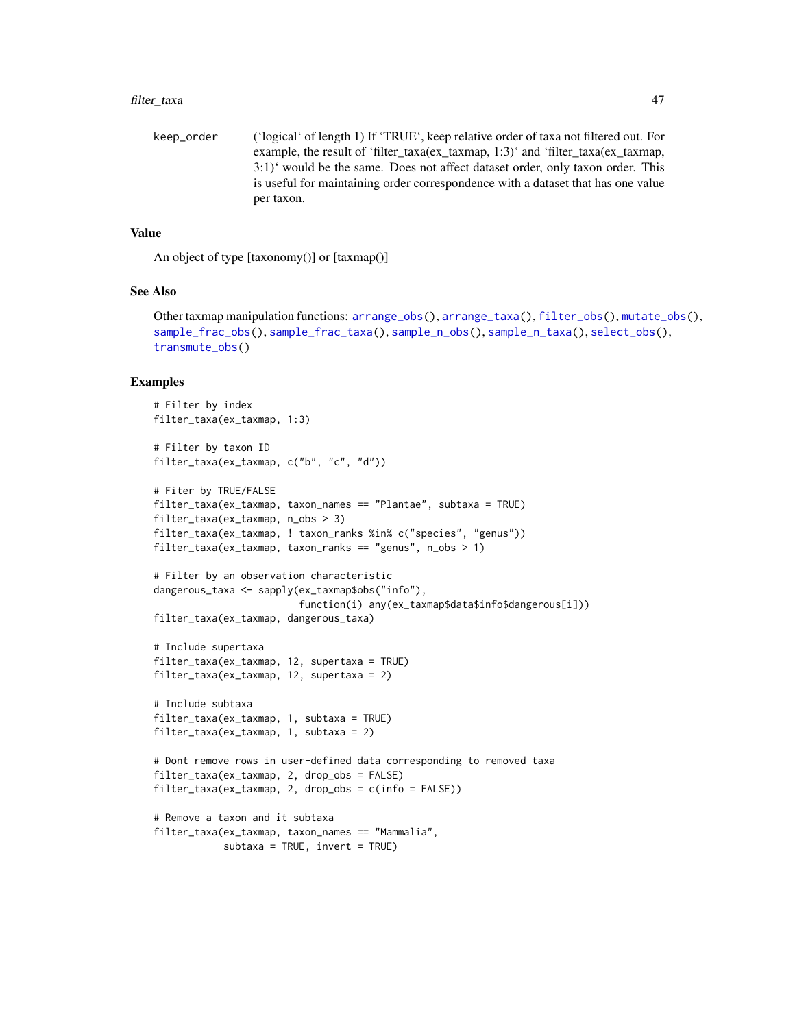keep_order (‘logical‘ of length 1) If ‘TRUE‘, keep relative order of taxa not filtered out. For example, the result of ‘filter_taxa(ex_taxmap, 1:3)‘ and ‘filter_taxa(ex_taxmap, 3:1)‘ would be the same. Does not affect dataset order, only taxon order. This is useful for maintaining order correspondence with a dataset that has one value per taxon.

### Value

An object of type [taxonomy()] or [taxmap()]

### See Also

Other taxmap manipulation functions: arrange_obs(), arrange_taxa(), filter_obs(), mutate_obs(), sample_frac_obs(), sample_frac_taxa(), sample_n_obs(), sample_n_taxa(), select_obs(), transmute_obs()

### Examples

```
# Filter by index
filter_taxa(ex_taxmap, 1:3)

# Filter by taxon ID
filter_taxa(ex_taxmap, c("b", "c", "d"))

# Fiter by TRUE/FALSE
filter_taxa(ex_taxmap, taxon_names == "Plantae", subtaxa = TRUE)
filter_taxa(ex_taxmap, n_obs > 3)
filter_taxa(ex_taxmap, ! taxon_ranks %in% c("species", "genus"))
filter_taxa(ex_taxmap, taxon_ranks == "genus", n_obs > 1)

# Filter by an observation characteristic
dangerous_taxa <- sapply(ex_taxmap$obs("info"),
                         function(i) any(ex_taxmap$data$info$dangerous[i]))
filter_taxa(ex_taxmap, dangerous_taxa)

# Include supertaxa
filter_taxa(ex_taxmap, 12, supertaxa = TRUE)
filter_taxa(ex_taxmap, 12, supertaxa = 2)

# Include subtaxa
filter_taxa(ex_taxmap, 1, subtaxa = TRUE)
filter_taxa(ex_taxmap, 1, subtaxa = 2)

# Dont remove rows in user-defined data corresponding to removed taxa
filter_taxa(ex_taxmap, 2, drop_obs = FALSE)
filter_taxa(ex_taxmap, 2, drop_obs = c(info = FALSE))

# Remove a taxon and it subtaxa
filter_taxa(ex_taxmap, taxon_names == "Mammalia",
            subtaxa = TRUE, invert = TRUE)
```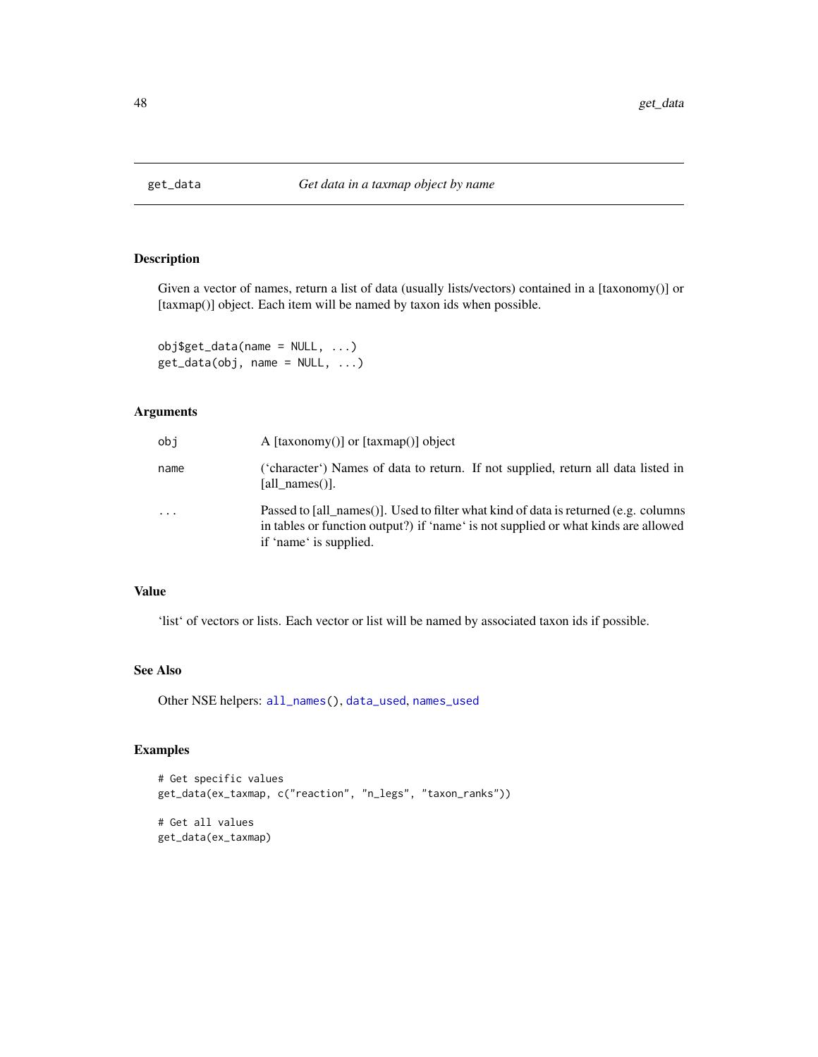# get_data *Get data in a taxmap object by name*

## Description

Given a vector of names, return a list of data (usually lists/vectors) contained in a [taxonomy()] or [taxmap()] object. Each item will be named by taxon ids when possible.

```
obj$get_data(name = NULL, ...)
get_data(obj, name = NULL, ...)
```

## Arguments

| | |
|---|---|
| obj | A [taxonomy()] or [taxmap()] object |
| name | ('character') Names of data to return. If not supplied, return all data listed in [all_names()]. |
| ... | Passed to [all_names()]. Used to filter what kind of data is returned (e.g. columns in tables or function output?) if 'name' is not supplied or what kinds are allowed if 'name' is supplied. |

## Value

'list' of vectors or lists. Each vector or list will be named by associated taxon ids if possible.

## See Also

Other NSE helpers: all_names(), data_used, names_used

## Examples

```
# Get specific values
get_data(ex_taxmap, c("reaction", "n_legs", "taxon_ranks"))

# Get all values
get_data(ex_taxmap)
```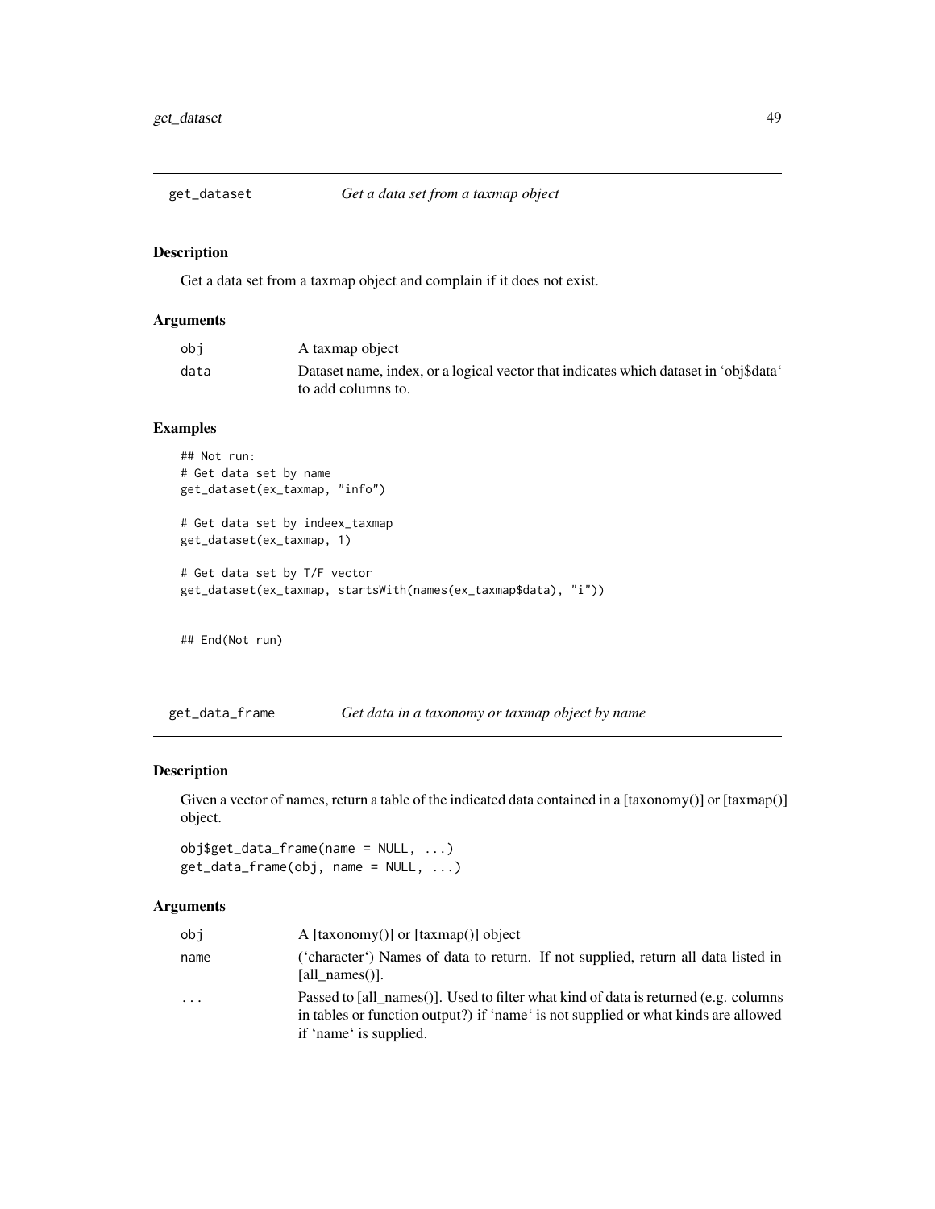## get_dataset *Get a data set from a taxmap object*

### Description

Get a data set from a taxmap object and complain if it does not exist.

### Arguments

| | |
|---|---|
| obj | A taxmap object |
| data | Dataset name, index, or a logical vector that indicates which dataset in 'obj$data' to add columns to. |

### Examples

```
## Not run:
# Get data set by name
get_dataset(ex_taxmap, "info")

# Get data set by indeex_taxmap
get_dataset(ex_taxmap, 1)

# Get data set by T/F vector
get_dataset(ex_taxmap, startsWith(names(ex_taxmap$data), "i"))


## End(Not run)
```

## get_data_frame *Get data in a taxonomy or taxmap object by name*

### Description

Given a vector of names, return a table of the indicated data contained in a [taxonomy()] or [taxmap()] object.

```
obj$get_data_frame(name = NULL, ...)
get_data_frame(obj, name = NULL, ...)
```

### Arguments

| | |
|---|---|
| obj | A [taxonomy()] or [taxmap()] object |
| name | ('character') Names of data to return. If not supplied, return all data listed in [all_names()]. |
| ... | Passed to [all_names()]. Used to filter what kind of data is returned (e.g. columns in tables or function output?) if 'name' is not supplied or what kinds are allowed if 'name' is supplied. |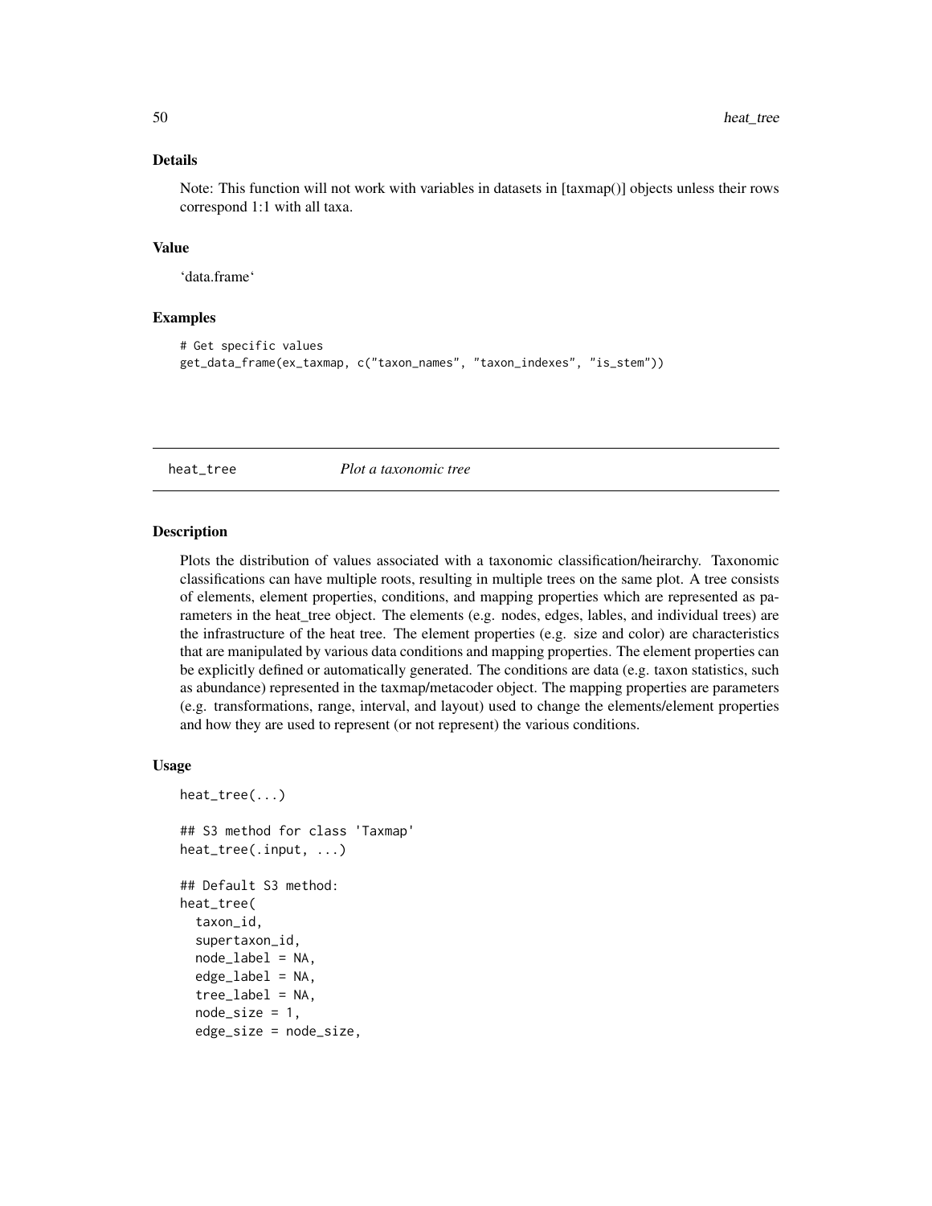## Details

Note: This function will not work with variables in datasets in [taxmap()] objects unless their rows correspond 1:1 with all taxa.

## Value

'data.frame'

## Examples

```
# Get specific values
get_data_frame(ex_taxmap, c("taxon_names", "taxon_indexes", "is_stem"))
```

---

# heat_tree    *Plot a taxonomic tree*

## Description

Plots the distribution of values associated with a taxonomic classification/heirarchy. Taxonomic classifications can have multiple roots, resulting in multiple trees on the same plot. A tree consists of elements, element properties, conditions, and mapping properties which are represented as parameters in the heat_tree object. The elements (e.g. nodes, edges, lables, and individual trees) are the infrastructure of the heat tree. The element properties (e.g. size and color) are characteristics that are manipulated by various data conditions and mapping properties. The element properties can be explicitly defined or automatically generated. The conditions are data (e.g. taxon statistics, such as abundance) represented in the taxmap/metacoder object. The mapping properties are parameters (e.g. transformations, range, interval, and layout) used to change the elements/element properties and how they are used to represent (or not represent) the various conditions.

## Usage

```
heat_tree(...)

## S3 method for class 'Taxmap'
heat_tree(.input, ...)

## Default S3 method:
heat_tree(
  taxon_id,
  supertaxon_id,
  node_label = NA,
  edge_label = NA,
  tree_label = NA,
  node_size = 1,
  edge_size = node_size,
```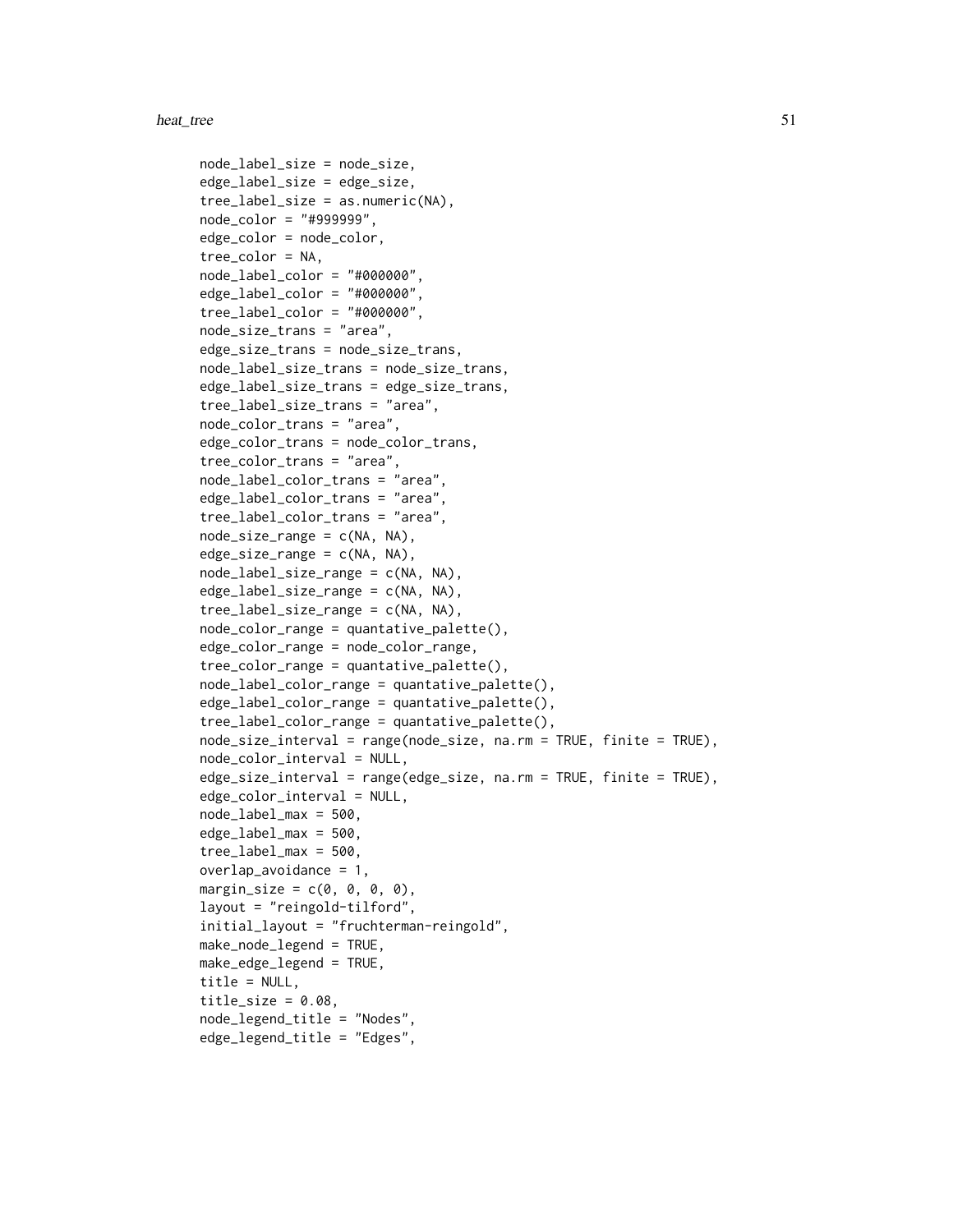```
  node_label_size = node_size,
  edge_label_size = edge_size,
  tree_label_size = as.numeric(NA),
  node_color = "#999999",
  edge_color = node_color,
  tree_color = NA,
  node_label_color = "#000000",
  edge_label_color = "#000000",
  tree_label_color = "#000000",
  node_size_trans = "area",
  edge_size_trans = node_size_trans,
  node_label_size_trans = node_size_trans,
  edge_label_size_trans = edge_size_trans,
  tree_label_size_trans = "area",
  node_color_trans = "area",
  edge_color_trans = node_color_trans,
  tree_color_trans = "area",
  node_label_color_trans = "area",
  edge_label_color_trans = "area",
  tree_label_color_trans = "area",
  node_size_range = c(NA, NA),
  edge_size_range = c(NA, NA),
  node_label_size_range = c(NA, NA),
  edge_label_size_range = c(NA, NA),
  tree_label_size_range = c(NA, NA),
  node_color_range = quantative_palette(),
  edge_color_range = node_color_range,
  tree_color_range = quantative_palette(),
  node_label_color_range = quantative_palette(),
  edge_label_color_range = quantative_palette(),
  tree_label_color_range = quantative_palette(),
  node_size_interval = range(node_size, na.rm = TRUE, finite = TRUE),
  node_color_interval = NULL,
  edge_size_interval = range(edge_size, na.rm = TRUE, finite = TRUE),
  edge_color_interval = NULL,
  node_label_max = 500,
  edge_label_max = 500,
  tree_label_max = 500,
  overlap_avoidance = 1,
  margin_size = c(0, 0, 0, 0),
  layout = "reingold-tilford",
  initial_layout = "fruchterman-reingold",
  make_node_legend = TRUE,
  make_edge_legend = TRUE,
  title = NULL,
  title_size = 0.08,
  node_legend_title = "Nodes",
  edge_legend_title = "Edges",
```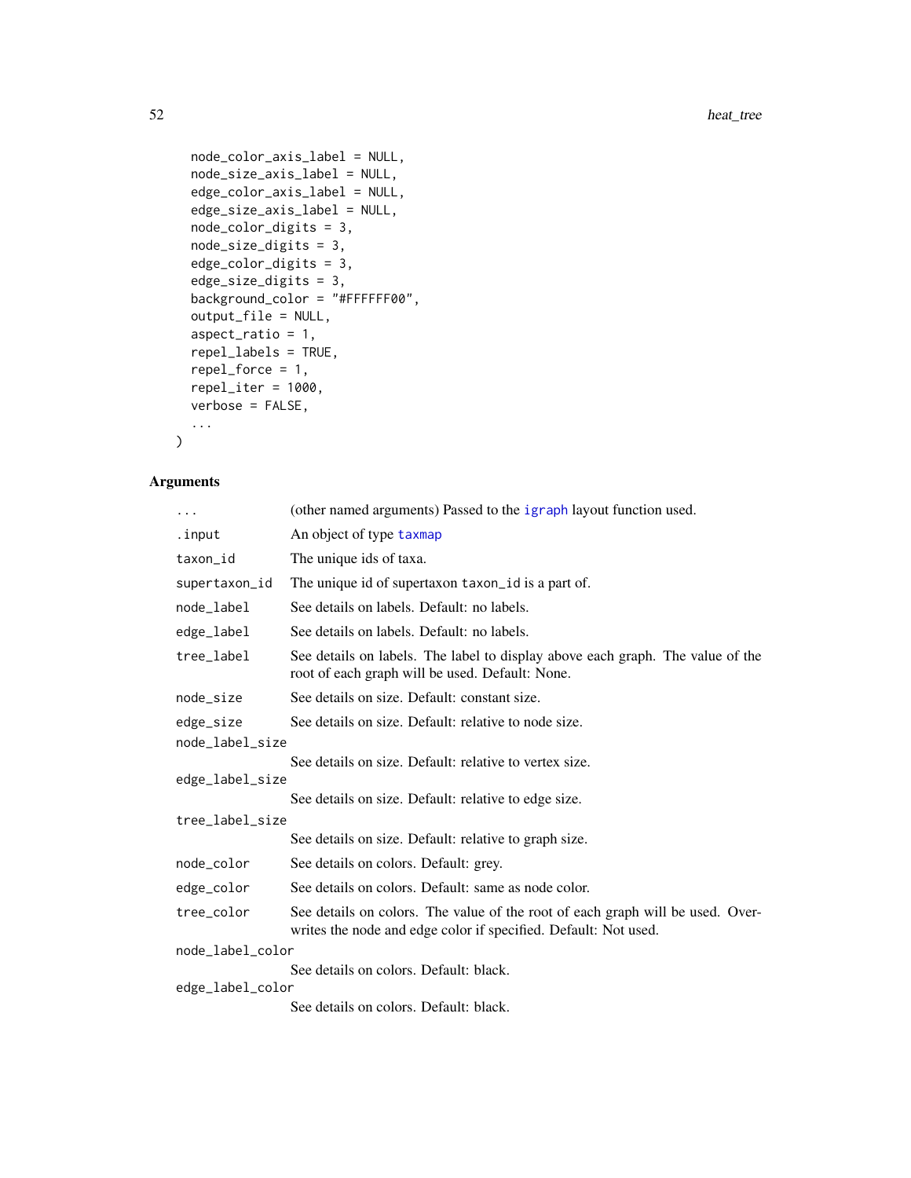```
  node_color_axis_label = NULL,
  node_size_axis_label = NULL,
  edge_color_axis_label = NULL,
  edge_size_axis_label = NULL,
  node_color_digits = 3,
  node_size_digits = 3,
  edge_color_digits = 3,
  edge_size_digits = 3,
  background_color = "#FFFFFF00",
  output_file = NULL,
  aspect_ratio = 1,
  repel_labels = TRUE,
  repel_force = 1,
  repel_iter = 1000,
  verbose = FALSE,
  ...
)
```

## Arguments

| | |
|---|---|
| `...` | (other named arguments) Passed to the igraph layout function used. |
| `.input` | An object of type taxmap |
| `taxon_id` | The unique ids of taxa. |
| `supertaxon_id` | The unique id of supertaxon `taxon_id` is a part of. |
| `node_label` | See details on labels. Default: no labels. |
| `edge_label` | See details on labels. Default: no labels. |
| `tree_label` | See details on labels. The label to display above each graph. The value of the root of each graph will be used. Default: None. |
| `node_size` | See details on size. Default: constant size. |
| `edge_size` | See details on size. Default: relative to node size. |
| `node_label_size` | See details on size. Default: relative to vertex size. |
| `edge_label_size` | See details on size. Default: relative to edge size. |
| `tree_label_size` | See details on size. Default: relative to graph size. |
| `node_color` | See details on colors. Default: grey. |
| `edge_color` | See details on colors. Default: same as node color. |
| `tree_color` | See details on colors. The value of the root of each graph will be used. Overwrites the node and edge color if specified. Default: Not used. |
| `node_label_color` | See details on colors. Default: black. |
| `edge_label_color` | See details on colors. Default: black. |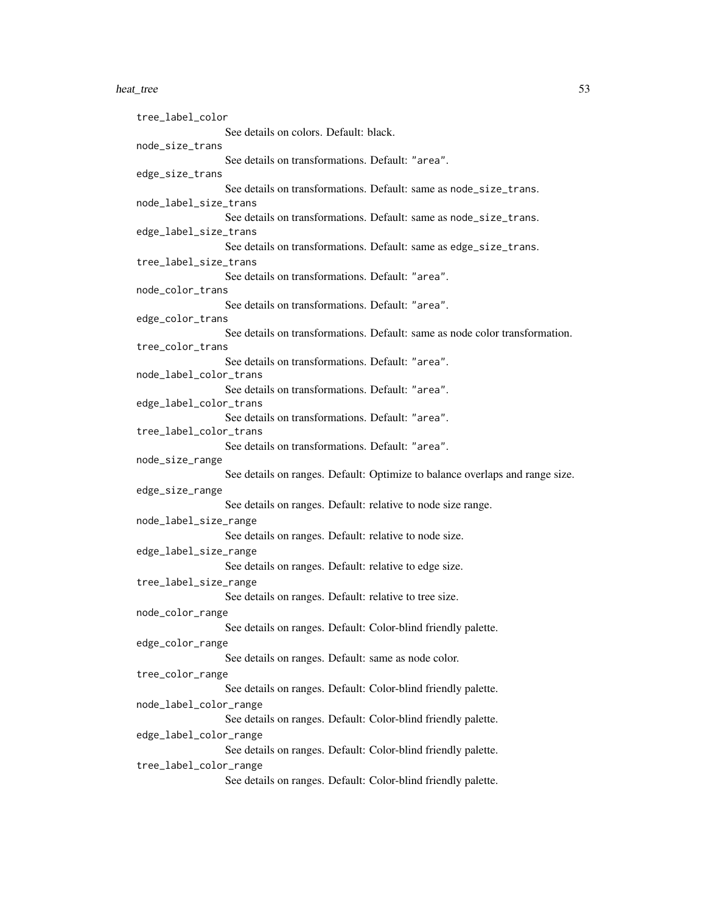`tree_label_color`
: See details on colors. Default: black.

`node_size_trans`
: See details on transformations. Default: `"area"`.

`edge_size_trans`
: See details on transformations. Default: same as `node_size_trans`.

`node_label_size_trans`
: See details on transformations. Default: same as `node_size_trans`.

`edge_label_size_trans`
: See details on transformations. Default: same as `edge_size_trans`.

`tree_label_size_trans`
: See details on transformations. Default: `"area"`.

`node_color_trans`
: See details on transformations. Default: `"area"`.

`edge_color_trans`
: See details on transformations. Default: same as node color transformation.

`tree_color_trans`
: See details on transformations. Default: `"area"`.

`node_label_color_trans`
: See details on transformations. Default: `"area"`.

`edge_label_color_trans`
: See details on transformations. Default: `"area"`.

`tree_label_color_trans`
: See details on transformations. Default: `"area"`.

`node_size_range`
: See details on ranges. Default: Optimize to balance overlaps and range size.

`edge_size_range`
: See details on ranges. Default: relative to node size range.

`node_label_size_range`
: See details on ranges. Default: relative to node size.

`edge_label_size_range`
: See details on ranges. Default: relative to edge size.

`tree_label_size_range`
: See details on ranges. Default: relative to tree size.

`node_color_range`
: See details on ranges. Default: Color-blind friendly palette.

`edge_color_range`
: See details on ranges. Default: same as node color.

`tree_color_range`
: See details on ranges. Default: Color-blind friendly palette.

`node_label_color_range`
: See details on ranges. Default: Color-blind friendly palette.

`edge_label_color_range`
: See details on ranges. Default: Color-blind friendly palette.

`tree_label_color_range`
: See details on ranges. Default: Color-blind friendly palette.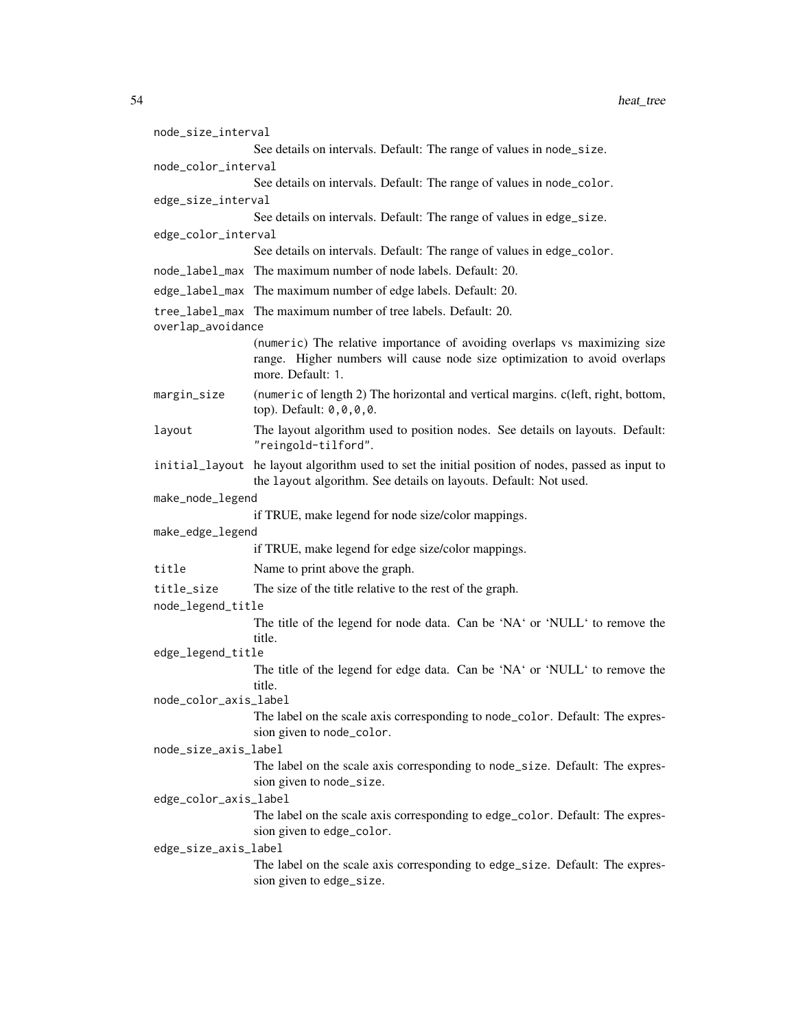node_size_interval
: See details on intervals. Default: The range of values in `node_size`.

node_color_interval
: See details on intervals. Default: The range of values in `node_color`.

edge_size_interval
: See details on intervals. Default: The range of values in `edge_size`.

edge_color_interval
: See details on intervals. Default: The range of values in `edge_color`.

node_label_max
: The maximum number of node labels. Default: 20.

edge_label_max
: The maximum number of edge labels. Default: 20.

tree_label_max
: The maximum number of tree labels. Default: 20.

overlap_avoidance
: (`numeric`) The relative importance of avoiding overlaps vs maximizing size range. Higher numbers will cause node size optimization to avoid overlaps more. Default: `1`.

margin_size
: (`numeric` of length 2) The horizontal and vertical margins. c(left, right, bottom, top). Default: `0,0,0,0`.

layout
: The layout algorithm used to position nodes. See details on layouts. Default: `"reingold-tilford"`.

initial_layout
: he layout algorithm used to set the initial position of nodes, passed as input to the `layout` algorithm. See details on layouts. Default: Not used.

make_node_legend
: if TRUE, make legend for node size/color mappings.

make_edge_legend
: if TRUE, make legend for edge size/color mappings.

title
: Name to print above the graph.

title_size
: The size of the title relative to the rest of the graph.

node_legend_title
: The title of the legend for node data. Can be 'NA' or 'NULL' to remove the title.

edge_legend_title
: The title of the legend for edge data. Can be 'NA' or 'NULL' to remove the title.

node_color_axis_label
: The label on the scale axis corresponding to `node_color`. Default: The expression given to `node_color`.

node_size_axis_label
: The label on the scale axis corresponding to `node_size`. Default: The expression given to `node_size`.

edge_color_axis_label
: The label on the scale axis corresponding to `edge_color`. Default: The expression given to `edge_color`.

edge_size_axis_label
: The label on the scale axis corresponding to `edge_size`. Default: The expression given to `edge_size`.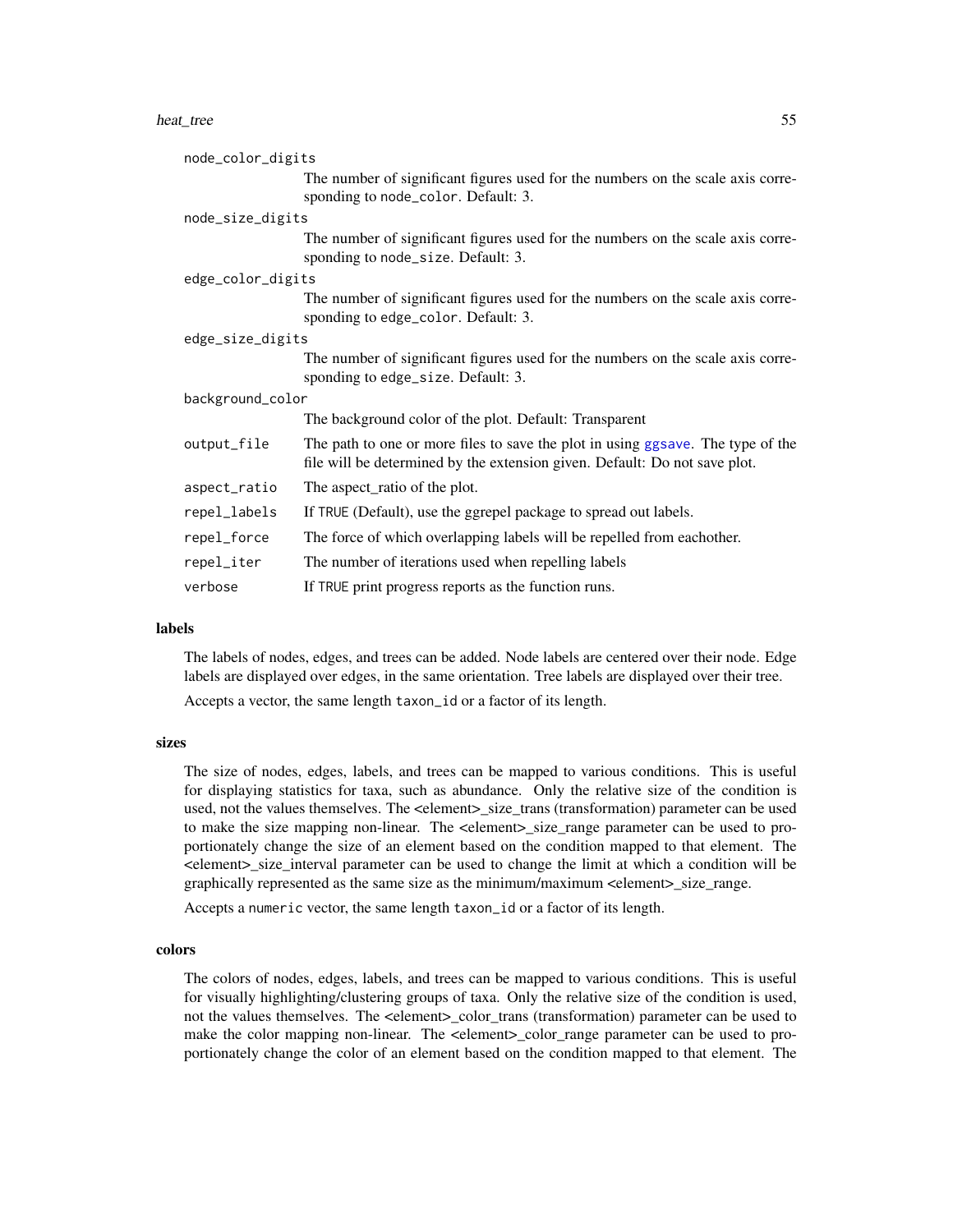node_color_digits
: The number of significant figures used for the numbers on the scale axis corresponding to `node_color`. Default: 3.

node_size_digits
: The number of significant figures used for the numbers on the scale axis corresponding to `node_size`. Default: 3.

edge_color_digits
: The number of significant figures used for the numbers on the scale axis corresponding to `edge_color`. Default: 3.

edge_size_digits
: The number of significant figures used for the numbers on the scale axis corresponding to `edge_size`. Default: 3.

background_color
: The background color of the plot. Default: Transparent

output_file
: The path to one or more files to save the plot in using ggsave. The type of the file will be determined by the extension given. Default: Do not save plot.

aspect_ratio
: The aspect_ratio of the plot.

repel_labels
: If `TRUE` (Default), use the ggrepel package to spread out labels.

repel_force
: The force of which overlapping labels will be repelled from eachother.

repel_iter
: The number of iterations used when repelling labels

verbose
: If `TRUE` print progress reports as the function runs.

### labels

The labels of nodes, edges, and trees can be added. Node labels are centered over their node. Edge labels are displayed over edges, in the same orientation. Tree labels are displayed over their tree.

Accepts a vector, the same length `taxon_id` or a factor of its length.

### sizes

The size of nodes, edges, labels, and trees can be mapped to various conditions. This is useful for displaying statistics for taxa, such as abundance. Only the relative size of the condition is used, not the values themselves. The <element>_size_trans (transformation) parameter can be used to make the size mapping non-linear. The <element>_size_range parameter can be used to proportionately change the size of an element based on the condition mapped to that element. The <element>_size_interval parameter can be used to change the limit at which a condition will be graphically represented as the same size as the minimum/maximum <element>_size_range.

Accepts a `numeric` vector, the same length `taxon_id` or a factor of its length.

### colors

The colors of nodes, edges, labels, and trees can be mapped to various conditions. This is useful for visually highlighting/clustering groups of taxa. Only the relative size of the condition is used, not the values themselves. The <element>_color_trans (transformation) parameter can be used to make the color mapping non-linear. The <element>_color_range parameter can be used to proportionately change the color of an element based on the condition mapped to that element. The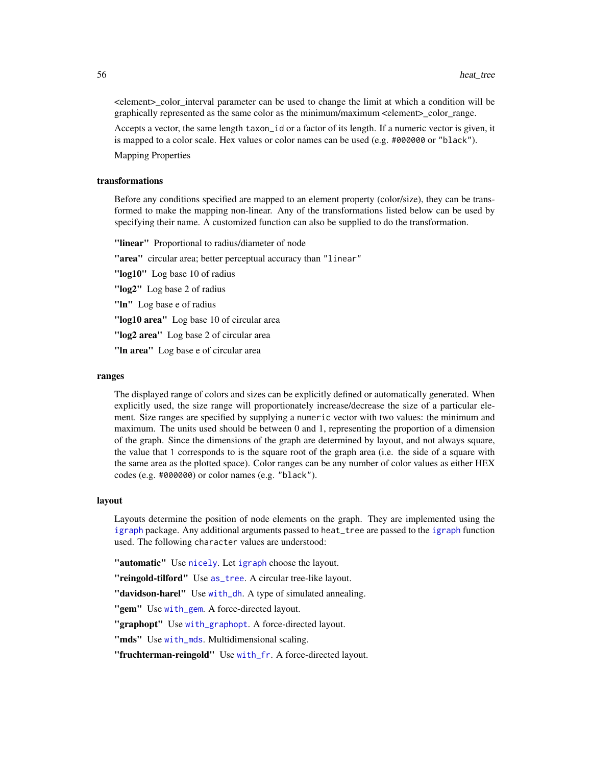<element>_color_interval parameter can be used to change the limit at which a condition will be graphically represented as the same color as the minimum/maximum <element>_color_range.

Accepts a vector, the same length `taxon_id` or a factor of its length. If a numeric vector is given, it is mapped to a color scale. Hex values or color names can be used (e.g. `#000000` or `"black"`).

Mapping Properties

### transformations

Before any conditions specified are mapped to an element property (color/size), they can be transformed to make the mapping non-linear. Any of the transformations listed below can be used by specifying their name. A customized function can also be supplied to do the transformation.

**"linear"** Proportional to radius/diameter of node

**"area"** circular area; better perceptual accuracy than `"linear"`

**"log10"** Log base 10 of radius

**"log2"** Log base 2 of radius

**"ln"** Log base e of radius

**"log10 area"** Log base 10 of circular area

**"log2 area"** Log base 2 of circular area

**"ln area"** Log base e of circular area

### ranges

The displayed range of colors and sizes can be explicitly defined or automatically generated. When explicitly used, the size range will proportionately increase/decrease the size of a particular element. Size ranges are specified by supplying a `numeric` vector with two values: the minimum and maximum. The units used should be between 0 and 1, representing the proportion of a dimension of the graph. Since the dimensions of the graph are determined by layout, and not always square, the value that `1` corresponds to is the square root of the graph area (i.e. the side of a square with the same area as the plotted space). Color ranges can be any number of color values as either HEX codes (e.g. `#000000`) or color names (e.g. `"black"`).

### layout

Layouts determine the position of node elements on the graph. They are implemented using the `igraph` package. Any additional arguments passed to `heat_tree` are passed to the `igraph` function used. The following `character` values are understood:

**"automatic"** Use `nicely`. Let `igraph` choose the layout.

**"reingold-tilford"** Use `as_tree`. A circular tree-like layout.

**"davidson-harel"** Use `with_dh`. A type of simulated annealing.

**"gem"** Use `with_gem`. A force-directed layout.

**"graphopt"** Use `with_graphopt`. A force-directed layout.

**"mds"** Use `with_mds`. Multidimensional scaling.

**"fruchterman-reingold"** Use `with_fr`. A force-directed layout.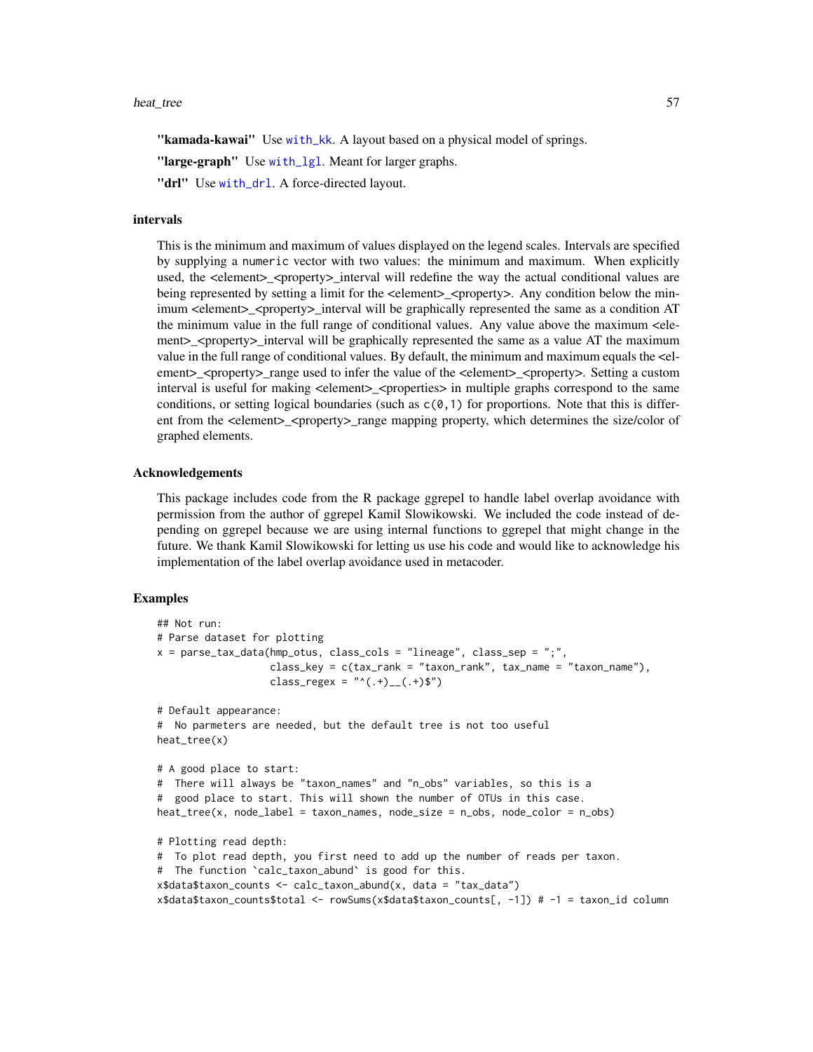**"kamada-kawai"** Use with_kk. A layout based on a physical model of springs.

**"large-graph"** Use with_lgl. Meant for larger graphs.

**"drl"** Use with_drl. A force-directed layout.

### intervals

This is the minimum and maximum of values displayed on the legend scales. Intervals are specified by supplying a numeric vector with two values: the minimum and maximum. When explicitly used, the <element>_<property>_interval will redefine the way the actual conditional values are being represented by setting a limit for the <element>_<property>. Any condition below the minimum <element>_<property>_interval will be graphically represented the same as a condition AT the minimum value in the full range of conditional values. Any value above the maximum <element>_<property>_interval will be graphically represented the same as a value AT the maximum value in the full range of conditional values. By default, the minimum and maximum equals the <element>_<property>_range used to infer the value of the <element>_<property>. Setting a custom interval is useful for making <element>_<properties> in multiple graphs correspond to the same conditions, or setting logical boundaries (such as c(0,1) for proportions. Note that this is different from the <element>_<property>_range mapping property, which determines the size/color of graphed elements.

### Acknowledgements

This package includes code from the R package ggrepel to handle label overlap avoidance with permission from the author of ggrepel Kamil Slowikowski. We included the code instead of depending on ggrepel because we are using internal functions to ggrepel that might change in the future. We thank Kamil Slowikowski for letting us use his code and would like to acknowledge his implementation of the label overlap avoidance used in metacoder.

### Examples

```
## Not run:
# Parse dataset for plotting
x = parse_tax_data(hmp_otus, class_cols = "lineage", class_sep = ";",
                   class_key = c(tax_rank = "taxon_rank", tax_name = "taxon_name"),
                   class_regex = "^(.+)__(.+)$")

# Default appearance:
#  No parmeters are needed, but the default tree is not too useful
heat_tree(x)

# A good place to start:
#  There will always be "taxon_names" and "n_obs" variables, so this is a
#  good place to start. This will shown the number of OTUs in this case.
heat_tree(x, node_label = taxon_names, node_size = n_obs, node_color = n_obs)

# Plotting read depth:
#  To plot read depth, you first need to add up the number of reads per taxon.
#  The function `calc_taxon_abund` is good for this.
x$data$taxon_counts <- calc_taxon_abund(x, data = "tax_data")
x$data$taxon_counts$total <- rowSums(x$data$taxon_counts[, -1]) # -1 = taxon_id column
```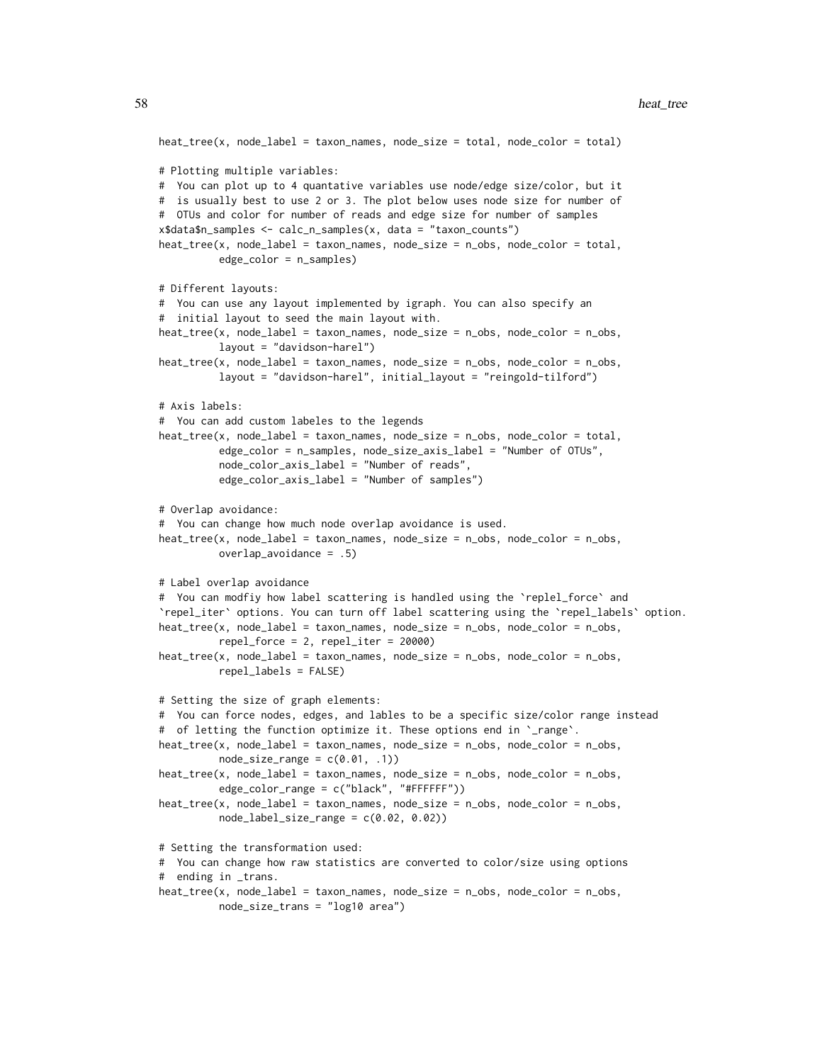```
heat_tree(x, node_label = taxon_names, node_size = total, node_color = total)

# Plotting multiple variables:
#  You can plot up to 4 quantative variables use node/edge size/color, but it
#  is usually best to use 2 or 3. The plot below uses node size for number of
#  OTUs and color for number of reads and edge size for number of samples
x$data$n_samples <- calc_n_samples(x, data = "taxon_counts")
heat_tree(x, node_label = taxon_names, node_size = n_obs, node_color = total,
          edge_color = n_samples)

# Different layouts:
#  You can use any layout implemented by igraph. You can also specify an
#  initial layout to seed the main layout with.
heat_tree(x, node_label = taxon_names, node_size = n_obs, node_color = n_obs,
          layout = "davidson-harel")
heat_tree(x, node_label = taxon_names, node_size = n_obs, node_color = n_obs,
          layout = "davidson-harel", initial_layout = "reingold-tilford")

# Axis labels:
#  You can add custom labeles to the legends
heat_tree(x, node_label = taxon_names, node_size = n_obs, node_color = total,
          edge_color = n_samples, node_size_axis_label = "Number of OTUs",
          node_color_axis_label = "Number of reads",
          edge_color_axis_label = "Number of samples")

# Overlap avoidance:
#  You can change how much node overlap avoidance is used.
heat_tree(x, node_label = taxon_names, node_size = n_obs, node_color = n_obs,
          overlap_avoidance = .5)

# Label overlap avoidance
#  You can modfiy how label scattering is handled using the `replel_force` and
`repel_iter` options. You can turn off label scattering using the `repel_labels` option.
heat_tree(x, node_label = taxon_names, node_size = n_obs, node_color = n_obs,
          repel_force = 2, repel_iter = 20000)
heat_tree(x, node_label = taxon_names, node_size = n_obs, node_color = n_obs,
          repel_labels = FALSE)

# Setting the size of graph elements:
#  You can force nodes, edges, and lables to be a specific size/color range instead
#  of letting the function optimize it. These options end in `_range`.
heat_tree(x, node_label = taxon_names, node_size = n_obs, node_color = n_obs,
          node_size_range = c(0.01, .1))
heat_tree(x, node_label = taxon_names, node_size = n_obs, node_color = n_obs,
          edge_color_range = c("black", "#FFFFFF"))
heat_tree(x, node_label = taxon_names, node_size = n_obs, node_color = n_obs,
          node_label_size_range = c(0.02, 0.02))

# Setting the transformation used:
#  You can change how raw statistics are converted to color/size using options
#  ending in _trans.
heat_tree(x, node_label = taxon_names, node_size = n_obs, node_color = n_obs,
          node_size_trans = "log10 area")
```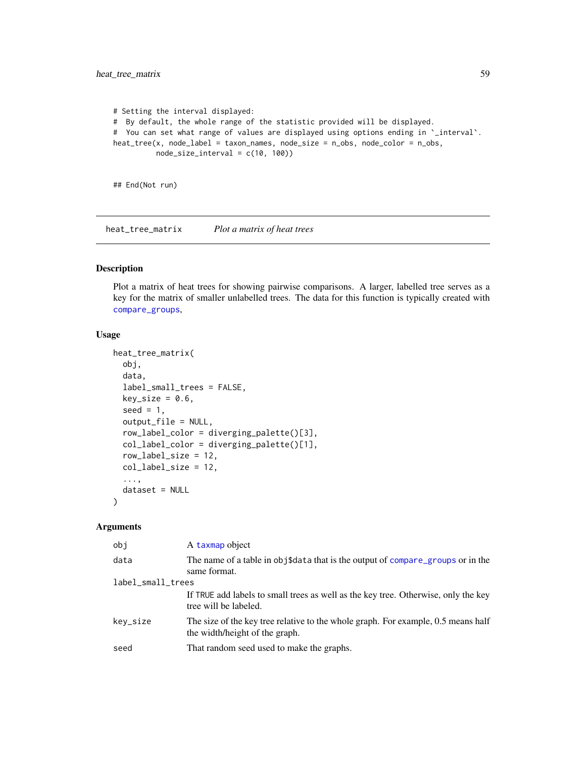```
# Setting the interval displayed:
#  By default, the whole range of the statistic provided will be displayed.
#  You can set what range of values are displayed using options ending in `_interval`.
heat_tree(x, node_label = taxon_names, node_size = n_obs, node_color = n_obs,
          node_size_interval = c(10, 100))


## End(Not run)
```

## heat_tree_matrix — *Plot a matrix of heat trees*

### Description

Plot a matrix of heat trees for showing pairwise comparisons. A larger, labelled tree serves as a key for the matrix of smaller unlabelled trees. The data for this function is typically created with compare_groups,

### Usage

```
heat_tree_matrix(
  obj,
  data,
  label_small_trees = FALSE,
  key_size = 0.6,
  seed = 1,
  output_file = NULL,
  row_label_color = diverging_palette()[3],
  col_label_color = diverging_palette()[1],
  row_label_size = 12,
  col_label_size = 12,
  ...,
  dataset = NULL
)
```

### Arguments

| | |
|---|---|
| obj | A taxmap object |
| data | The name of a table in obj$data that is the output of compare_groups or in the same format. |
| label_small_trees | If TRUE add labels to small trees as well as the key tree. Otherwise, only the key tree will be labeled. |
| key_size | The size of the key tree relative to the whole graph. For example, 0.5 means half the width/height of the graph. |
| seed | That random seed used to make the graphs. |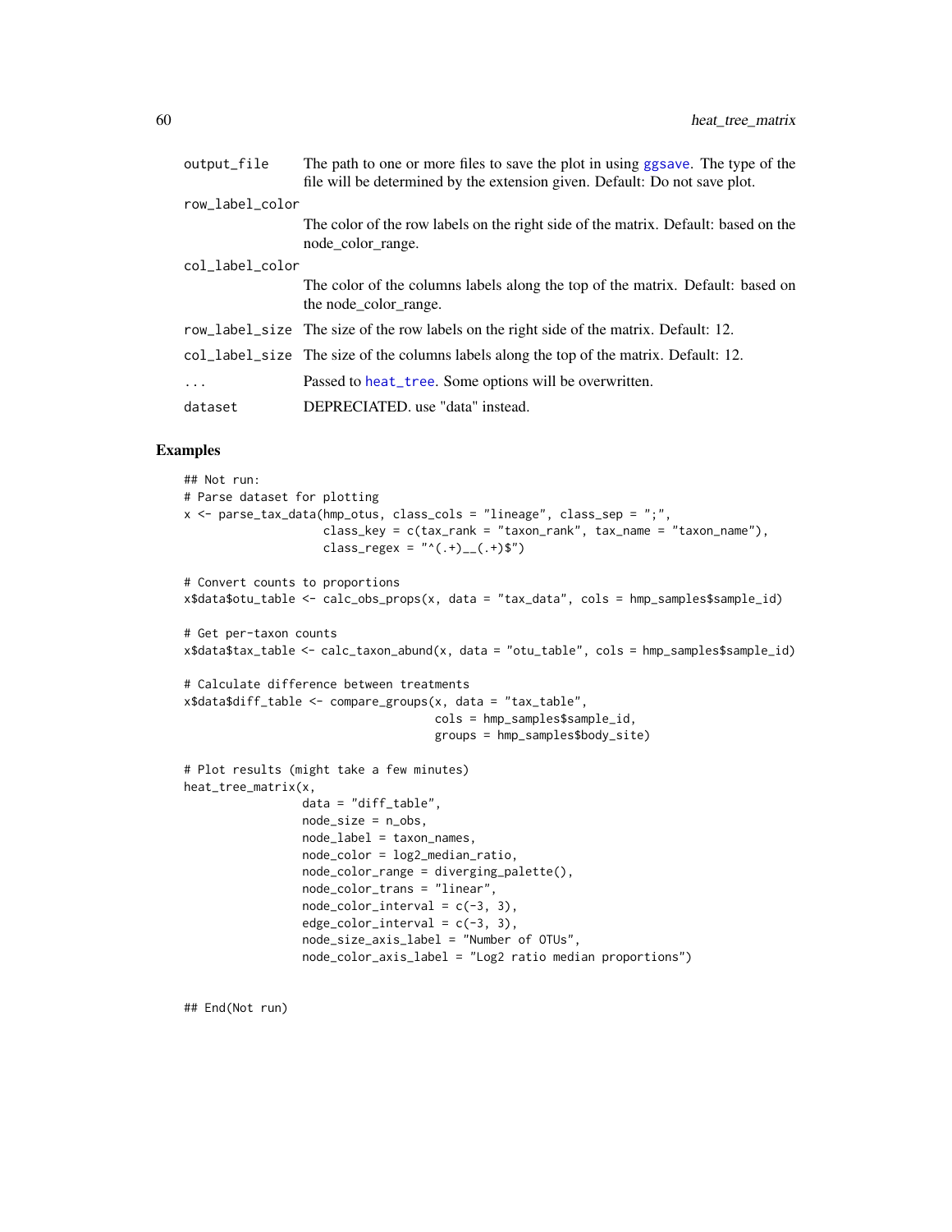| | |
|---|---|
| output_file | The path to one or more files to save the plot in using ggsave. The type of the file will be determined by the extension given. Default: Do not save plot. |
| row_label_color | The color of the row labels on the right side of the matrix. Default: based on the node_color_range. |
| col_label_color | The color of the columns labels along the top of the matrix. Default: based on the node_color_range. |
| row_label_size | The size of the row labels on the right side of the matrix. Default: 12. |
| col_label_size | The size of the columns labels along the top of the matrix. Default: 12. |
| ... | Passed to heat_tree. Some options will be overwritten. |
| dataset | DEPRECIATED. use "data" instead. |

## Examples

```
## Not run:
# Parse dataset for plotting
x <- parse_tax_data(hmp_otus, class_cols = "lineage", class_sep = ";",
                    class_key = c(tax_rank = "taxon_rank", tax_name = "taxon_name"),
                    class_regex = "^(.+)__(.+)$")

# Convert counts to proportions
x$data$otu_table <- calc_obs_props(x, data = "tax_data", cols = hmp_samples$sample_id)

# Get per-taxon counts
x$data$tax_table <- calc_taxon_abund(x, data = "otu_table", cols = hmp_samples$sample_id)

# Calculate difference between treatments
x$data$diff_table <- compare_groups(x, data = "tax_table",
                                    cols = hmp_samples$sample_id,
                                    groups = hmp_samples$body_site)

# Plot results (might take a few minutes)
heat_tree_matrix(x,
                 data = "diff_table",
                 node_size = n_obs,
                 node_label = taxon_names,
                 node_color = log2_median_ratio,
                 node_color_range = diverging_palette(),
                 node_color_trans = "linear",
                 node_color_interval = c(-3, 3),
                 edge_color_interval = c(-3, 3),
                 node_size_axis_label = "Number of OTUs",
                 node_color_axis_label = "Log2 ratio median proportions")


## End(Not run)
```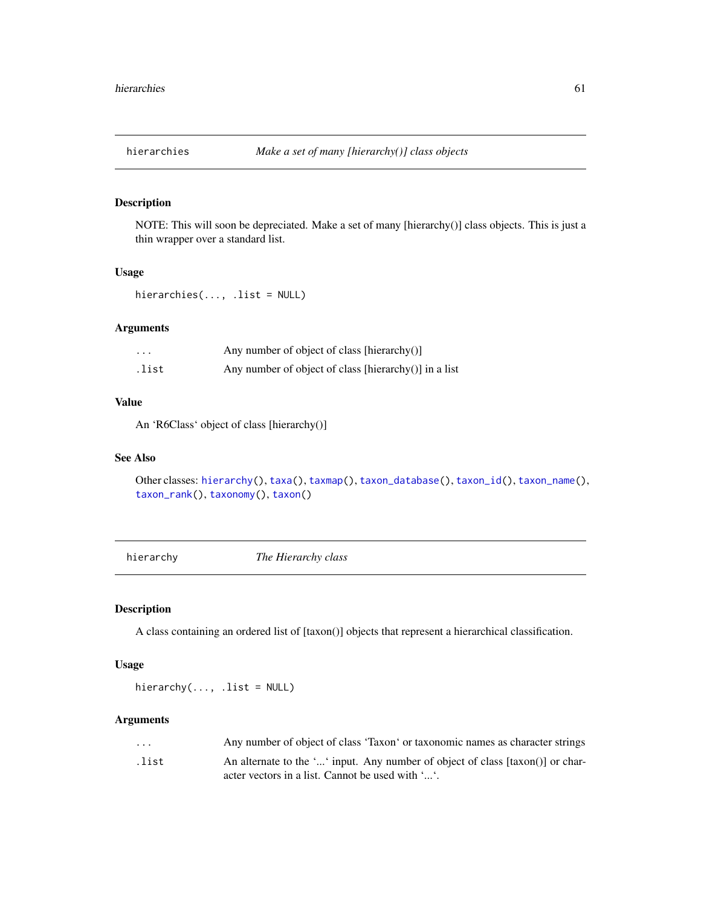## hierarchies — *Make a set of many [hierarchy()] class objects*

### Description

NOTE: This will soon be depreciated. Make a set of many [hierarchy()] class objects. This is just a thin wrapper over a standard list.

### Usage

```
hierarchies(..., .list = NULL)
```

### Arguments

| | |
|---|---|
| ... | Any number of object of class [hierarchy()] |
| .list | Any number of object of class [hierarchy()] in a list |

### Value

An 'R6Class' object of class [hierarchy()]

### See Also

Other classes: hierarchy(), taxa(), taxmap(), taxon_database(), taxon_id(), taxon_name(), taxon_rank(), taxonomy(), taxon()

## hierarchy — *The Hierarchy class*

### Description

A class containing an ordered list of [taxon()] objects that represent a hierarchical classification.

### Usage

```
hierarchy(..., .list = NULL)
```

### Arguments

| | |
|---|---|
| ... | Any number of object of class 'Taxon' or taxonomic names as character strings |
| .list | An alternate to the '...' input. Any number of object of class [taxon()] or character vectors in a list. Cannot be used with '...'. |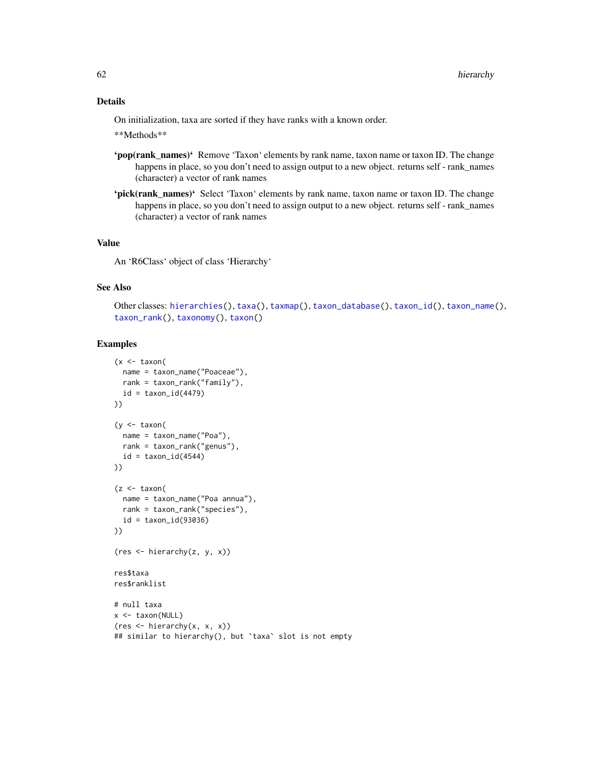## Details

On initialization, taxa are sorted if they have ranks with a known order.

**Methods**

**'pop(rank_names)'** Remove 'Taxon' elements by rank name, taxon name or taxon ID. The change happens in place, so you don't need to assign output to a new object. returns self - rank_names (character) a vector of rank names

**'pick(rank_names)'** Select 'Taxon' elements by rank name, taxon name or taxon ID. The change happens in place, so you don't need to assign output to a new object. returns self - rank_names (character) a vector of rank names

## Value

An 'R6Class' object of class 'Hierarchy'

## See Also

Other classes: hierarchies(), taxa(), taxmap(), taxon_database(), taxon_id(), taxon_name(), taxon_rank(), taxonomy(), taxon()

## Examples

```
(x <- taxon(
  name = taxon_name("Poaceae"),
  rank = taxon_rank("family"),
  id = taxon_id(4479)
))

(y <- taxon(
  name = taxon_name("Poa"),
  rank = taxon_rank("genus"),
  id = taxon_id(4544)
))

(z <- taxon(
  name = taxon_name("Poa annua"),
  rank = taxon_rank("species"),
  id = taxon_id(93036)
))

(res <- hierarchy(z, y, x))

res$taxa
res$ranklist

# null taxa
x <- taxon(NULL)
(res <- hierarchy(x, x, x))
## similar to hierarchy(), but `taxa` slot is not empty
```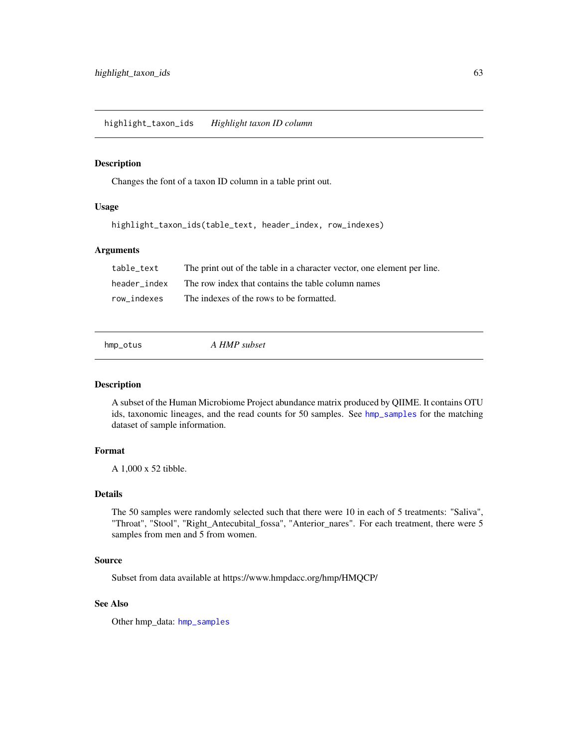## highlight_taxon_ids    *Highlight taxon ID column*

### Description

Changes the font of a taxon ID column in a table print out.

### Usage

```
highlight_taxon_ids(table_text, header_index, row_indexes)
```

### Arguments

| | |
|---|---|
| `table_text` | The print out of the table in a character vector, one element per line. |
| `header_index` | The row index that contains the table column names |
| `row_indexes` | The indexes of the rows to be formatted. |

## hmp_otus    *A HMP subset*

### Description

A subset of the Human Microbiome Project abundance matrix produced by QIIME. It contains OTU ids, taxonomic lineages, and the read counts for 50 samples. See `hmp_samples` for the matching dataset of sample information.

### Format

A 1,000 x 52 tibble.

### Details

The 50 samples were randomly selected such that there were 10 in each of 5 treatments: "Saliva", "Throat", "Stool", "Right_Antecubital_fossa", "Anterior_nares". For each treatment, there were 5 samples from men and 5 from women.

### Source

Subset from data available at https://www.hmpdacc.org/hmp/HMQCP/

### See Also

Other hmp_data: `hmp_samples`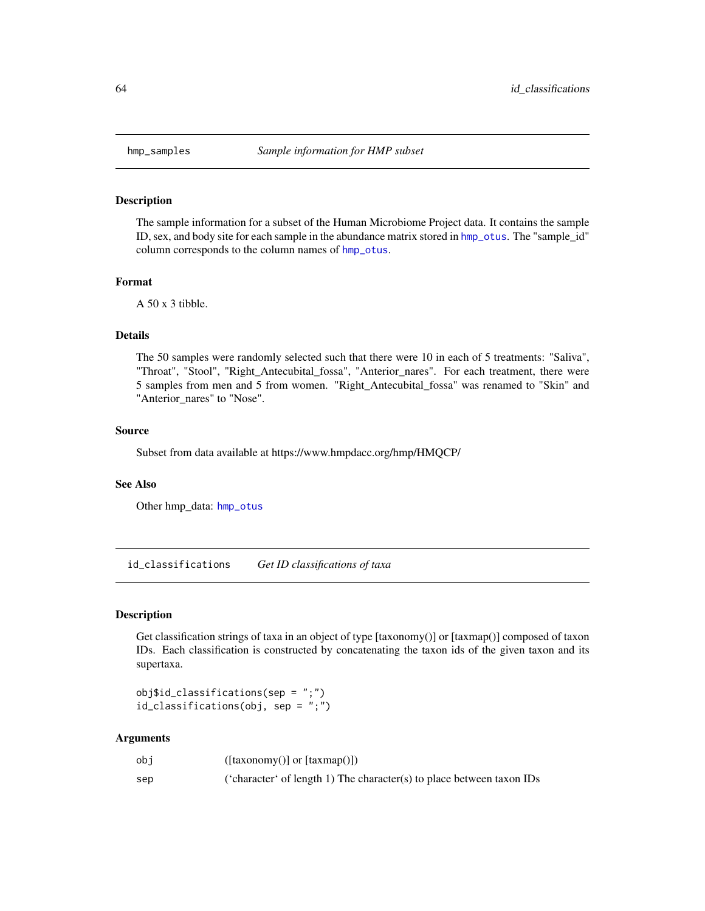## hmp_samples — *Sample information for HMP subset*

### Description

The sample information for a subset of the Human Microbiome Project data. It contains the sample ID, sex, and body site for each sample in the abundance matrix stored in hmp_otus. The "sample_id" column corresponds to the column names of hmp_otus.

### Format

A 50 x 3 tibble.

### Details

The 50 samples were randomly selected such that there were 10 in each of 5 treatments: "Saliva", "Throat", "Stool", "Right_Antecubital_fossa", "Anterior_nares". For each treatment, there were 5 samples from men and 5 from women. "Right_Antecubital_fossa" was renamed to "Skin" and "Anterior_nares" to "Nose".

### Source

Subset from data available at https://www.hmpdacc.org/hmp/HMQCP/

### See Also

Other hmp_data: hmp_otus

## id_classifications — *Get ID classifications of taxa*

### Description

Get classification strings of taxa in an object of type [taxonomy()] or [taxmap()] composed of taxon IDs. Each classification is constructed by concatenating the taxon ids of the given taxon and its supertaxa.

```
obj$id_classifications(sep = ";")
id_classifications(obj, sep = ";")
```

### Arguments

| | |
|---|---|
| obj | ([taxonomy()] or [taxmap()]) |
| sep | ('character' of length 1) The character(s) to place between taxon IDs |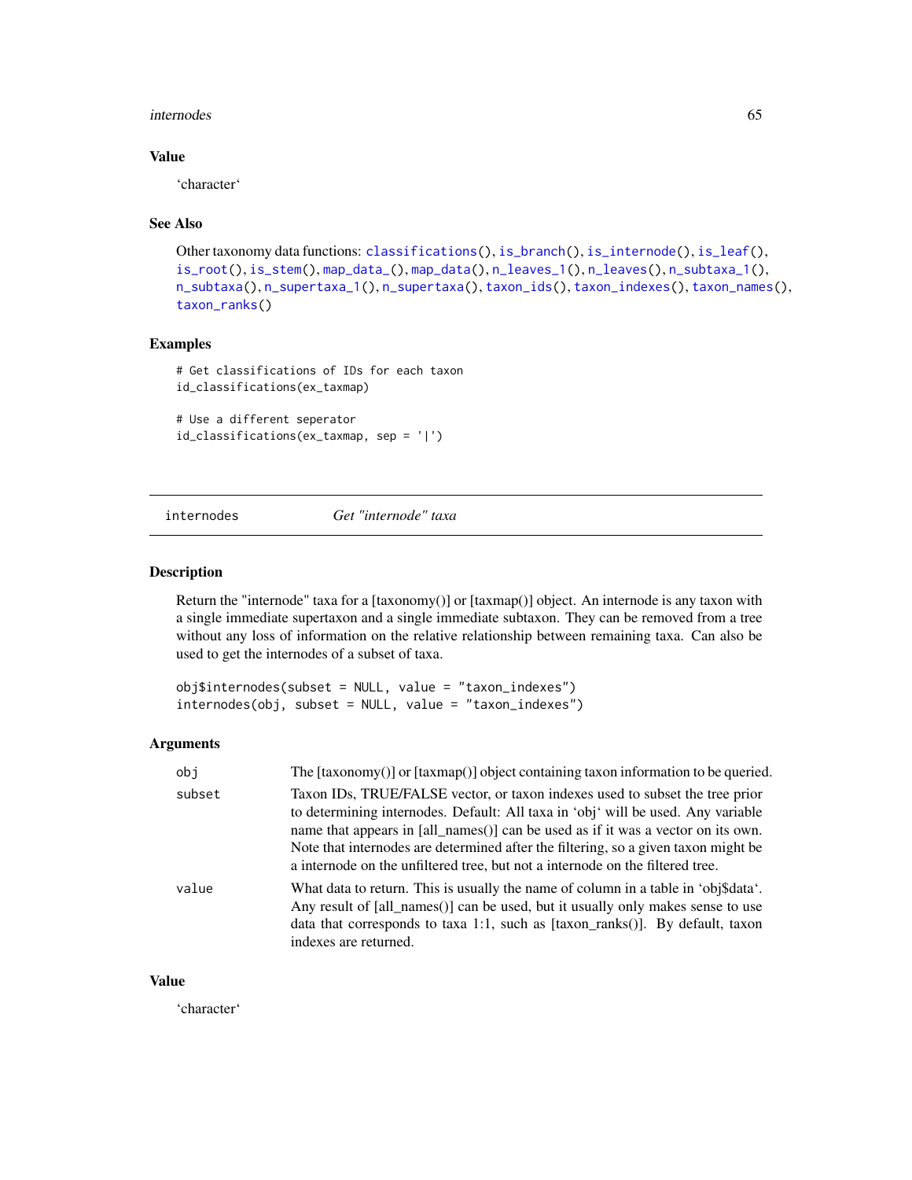### Value

'character'

### See Also

Other taxonomy data functions: classifications(), is_branch(), is_internode(), is_leaf(), is_root(), is_stem(), map_data_(), map_data(), n_leaves_1(), n_leaves(), n_subtaxa_1(), n_subtaxa(), n_supertaxa_1(), n_supertaxa(), taxon_ids(), taxon_indexes(), taxon_names(), taxon_ranks()

### Examples

```
# Get classifications of IDs for each taxon
id_classifications(ex_taxmap)

# Use a different seperator
id_classifications(ex_taxmap, sep = '|')
```

---

## internodes — *Get "internode" taxa*

### Description

Return the "internode" taxa for a [taxonomy()] or [taxmap()] object. An internode is any taxon with a single immediate supertaxon and a single immediate subtaxon. They can be removed from a tree without any loss of information on the relative relationship between remaining taxa. Can also be used to get the internodes of a subset of taxa.

```
obj$internodes(subset = NULL, value = "taxon_indexes")
internodes(obj, subset = NULL, value = "taxon_indexes")
```

### Arguments

| | |
|---|---|
| obj | The [taxonomy()] or [taxmap()] object containing taxon information to be queried. |
| subset | Taxon IDs, TRUE/FALSE vector, or taxon indexes used to subset the tree prior to determining internodes. Default: All taxa in 'obj' will be used. Any variable name that appears in [all_names()] can be used as if it was a vector on its own. Note that internodes are determined after the filtering, so a given taxon might be a internode on the unfiltered tree, but not a internode on the filtered tree. |
| value | What data to return. This is usually the name of column in a table in 'obj$data'. Any result of [all_names()] can be used, but it usually only makes sense to use data that corresponds to taxa 1:1, such as [taxon_ranks()]. By default, taxon indexes are returned. |

### Value

'character'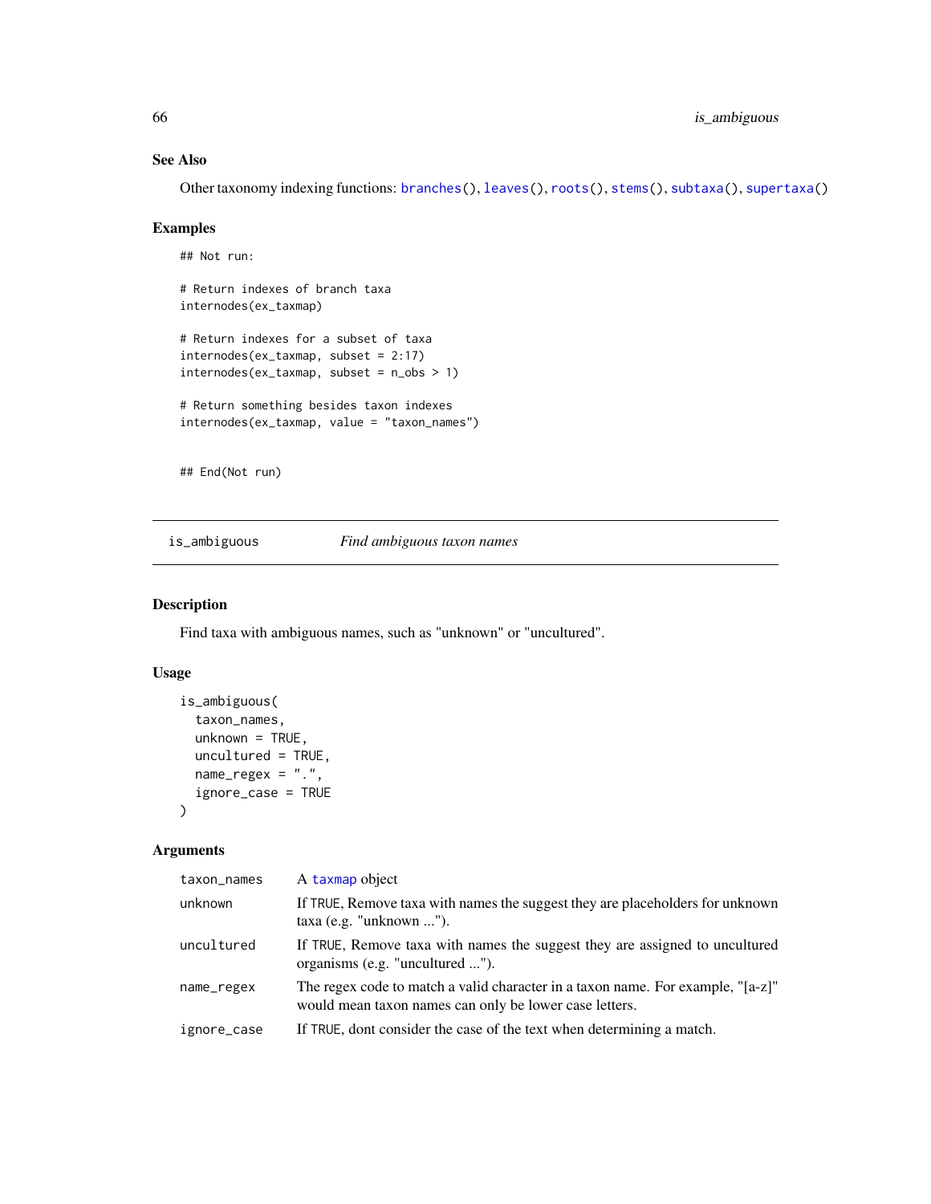### See Also

Other taxonomy indexing functions: branches(), leaves(), roots(), stems(), subtaxa(), supertaxa()

### Examples

```
## Not run:

# Return indexes of branch taxa
internodes(ex_taxmap)

# Return indexes for a subset of taxa
internodes(ex_taxmap, subset = 2:17)
internodes(ex_taxmap, subset = n_obs > 1)

# Return something besides taxon indexes
internodes(ex_taxmap, value = "taxon_names")


## End(Not run)
```

---

## is_ambiguous — *Find ambiguous taxon names*

### Description

Find taxa with ambiguous names, such as "unknown" or "uncultured".

### Usage

```
is_ambiguous(
  taxon_names,
  unknown = TRUE,
  uncultured = TRUE,
  name_regex = ".",
  ignore_case = TRUE
)
```

### Arguments

| | |
|---|---|
| taxon_names | A taxmap object |
| unknown | If TRUE, Remove taxa with names the suggest they are placeholders for unknown taxa (e.g. "unknown ..."). |
| uncultured | If TRUE, Remove taxa with names the suggest they are assigned to uncultured organisms (e.g. "uncultured ..."). |
| name_regex | The regex code to match a valid character in a taxon name. For example, "[a-z]" would mean taxon names can only be lower case letters. |
| ignore_case | If TRUE, dont consider the case of the text when determining a match. |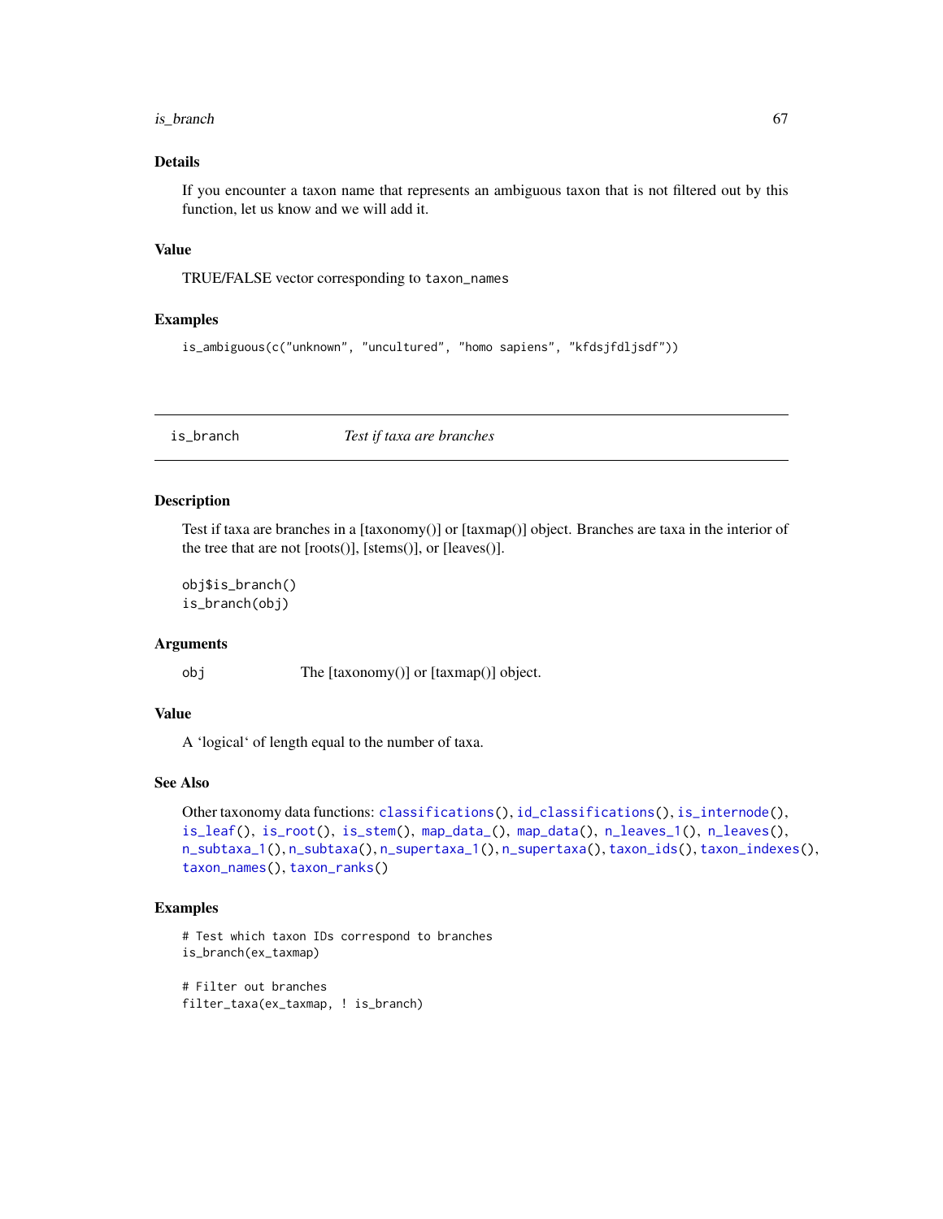### Details

If you encounter a taxon name that represents an ambiguous taxon that is not filtered out by this function, let us know and we will add it.

### Value

TRUE/FALSE vector corresponding to `taxon_names`

### Examples

```
is_ambiguous(c("unknown", "uncultured", "homo sapiens", "kfdsjfdljsdf"))
```

---

## is_branch — *Test if taxa are branches*

---

### Description

Test if taxa are branches in a [taxonomy()] or [taxmap()] object. Branches are taxa in the interior of the tree that are not [roots()], [stems()], or [leaves()].

```
obj$is_branch()
is_branch(obj)
```

### Arguments

| | |
|---|---|
| `obj` | The [taxonomy()] or [taxmap()] object. |

### Value

A 'logical' of length equal to the number of taxa.

### See Also

Other taxonomy data functions: `classifications()`, `id_classifications()`, `is_internode()`, `is_leaf()`, `is_root()`, `is_stem()`, `map_data_()`, `map_data()`, `n_leaves_1()`, `n_leaves()`, `n_subtaxa_1()`, `n_subtaxa()`, `n_supertaxa_1()`, `n_supertaxa()`, `taxon_ids()`, `taxon_indexes()`, `taxon_names()`, `taxon_ranks()`

### Examples

```
# Test which taxon IDs correspond to branches
is_branch(ex_taxmap)

# Filter out branches
filter_taxa(ex_taxmap, ! is_branch)
```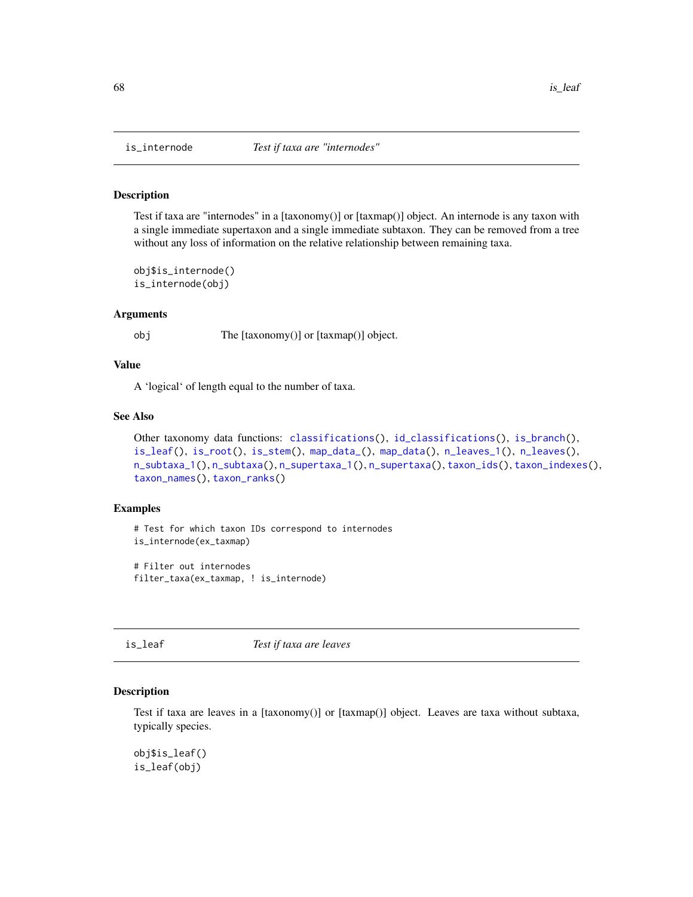## is_internode *Test if taxa are "internodes"*

### Description

Test if taxa are "internodes" in a [taxonomy()] or [taxmap()] object. An internode is any taxon with a single immediate supertaxon and a single immediate subtaxon. They can be removed from a tree without any loss of information on the relative relationship between remaining taxa.

```
obj$is_internode()
is_internode(obj)
```

### Arguments

obj The [taxonomy()] or [taxmap()] object.

### Value

A 'logical' of length equal to the number of taxa.

### See Also

Other taxonomy data functions: classifications(), id_classifications(), is_branch(), is_leaf(), is_root(), is_stem(), map_data_(), map_data(), n_leaves_1(), n_leaves(), n_subtaxa_1(), n_subtaxa(), n_supertaxa_1(), n_supertaxa(), taxon_ids(), taxon_indexes(), taxon_names(), taxon_ranks()

### Examples

```
# Test for which taxon IDs correspond to internodes
is_internode(ex_taxmap)

# Filter out internodes
filter_taxa(ex_taxmap, ! is_internode)
```

## is_leaf *Test if taxa are leaves*

### Description

Test if taxa are leaves in a [taxonomy()] or [taxmap()] object. Leaves are taxa without subtaxa, typically species.

```
obj$is_leaf()
is_leaf(obj)
```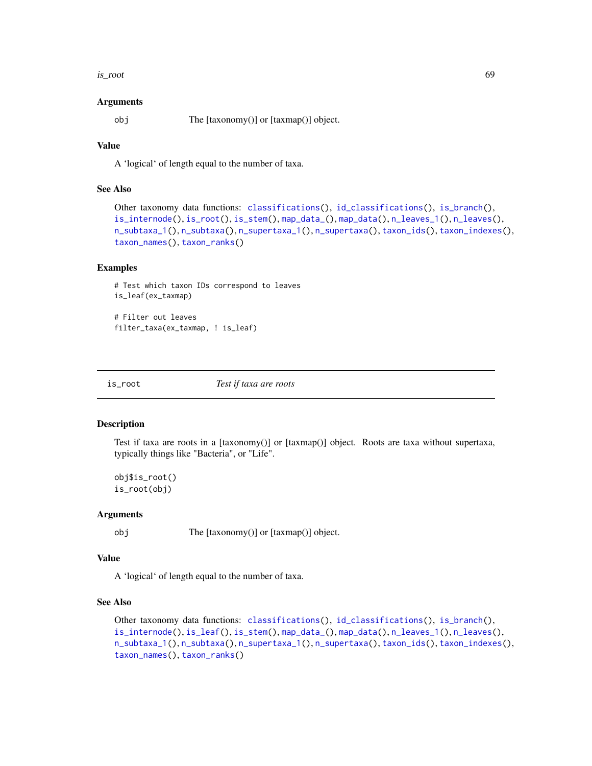### Arguments

obj The [taxonomy()] or [taxmap()] object.

### Value

A 'logical' of length equal to the number of taxa.

### See Also

Other taxonomy data functions: classifications(), id_classifications(), is_branch(), is_internode(), is_root(), is_stem(), map_data_(), map_data(), n_leaves_1(), n_leaves(), n_subtaxa_1(), n_subtaxa(), n_supertaxa_1(), n_supertaxa(), taxon_ids(), taxon_indexes(), taxon_names(), taxon_ranks()

### Examples

```
# Test which taxon IDs correspond to leaves
is_leaf(ex_taxmap)

# Filter out leaves
filter_taxa(ex_taxmap, ! is_leaf)
```

---

## is_root *Test if taxa are roots*

### Description

Test if taxa are roots in a [taxonomy()] or [taxmap()] object. Roots are taxa without supertaxa, typically things like "Bacteria", or "Life".

```
obj$is_root()
is_root(obj)
```

### Arguments

obj The [taxonomy()] or [taxmap()] object.

### Value

A 'logical' of length equal to the number of taxa.

### See Also

Other taxonomy data functions: classifications(), id_classifications(), is_branch(), is_internode(), is_leaf(), is_stem(), map_data_(), map_data(), n_leaves_1(), n_leaves(), n_subtaxa_1(), n_subtaxa(), n_supertaxa_1(), n_supertaxa(), taxon_ids(), taxon_indexes(), taxon_names(), taxon_ranks()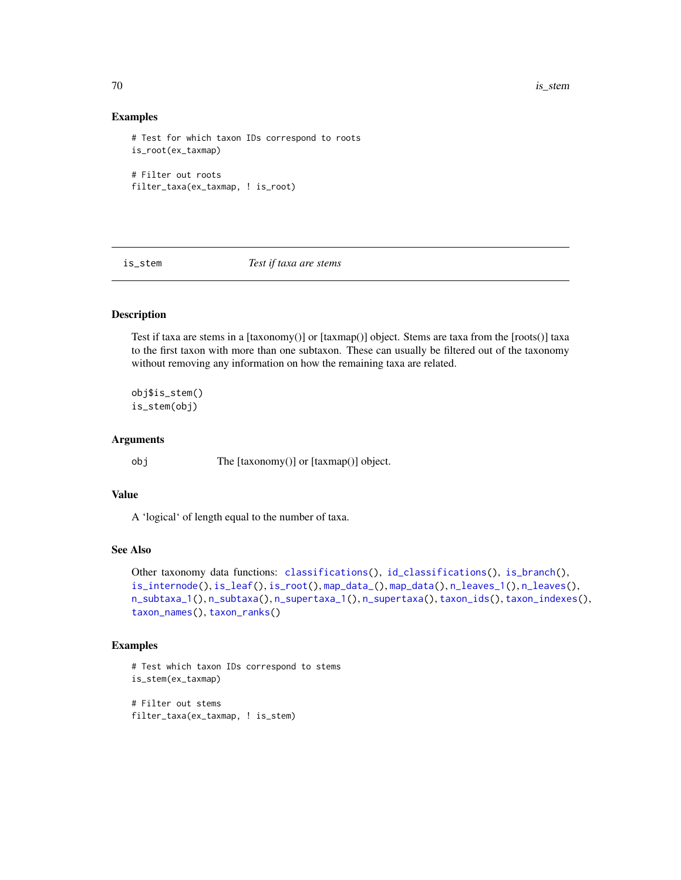## Examples

```
# Test for which taxon IDs correspond to roots
is_root(ex_taxmap)

# Filter out roots
filter_taxa(ex_taxmap, ! is_root)
```

---

# is_stem — *Test if taxa are stems*

---

## Description

Test if taxa are stems in a [taxonomy()] or [taxmap()] object. Stems are taxa from the [roots()] taxa to the first taxon with more than one subtaxon. These can usually be filtered out of the taxonomy without removing any information on how the remaining taxa are related.

```
obj$is_stem()
is_stem(obj)
```

## Arguments

| | |
|---|---|
| obj | The [taxonomy()] or [taxmap()] object. |

## Value

A 'logical' of length equal to the number of taxa.

## See Also

Other taxonomy data functions: `classifications()`, `id_classifications()`, `is_branch()`, `is_internode()`, `is_leaf()`, `is_root()`, `map_data_()`, `map_data()`, `n_leaves_1()`, `n_leaves()`, `n_subtaxa_1()`, `n_subtaxa()`, `n_supertaxa_1()`, `n_supertaxa()`, `taxon_ids()`, `taxon_indexes()`, `taxon_names()`, `taxon_ranks()`

## Examples

```
# Test which taxon IDs correspond to stems
is_stem(ex_taxmap)

# Filter out stems
filter_taxa(ex_taxmap, ! is_stem)
```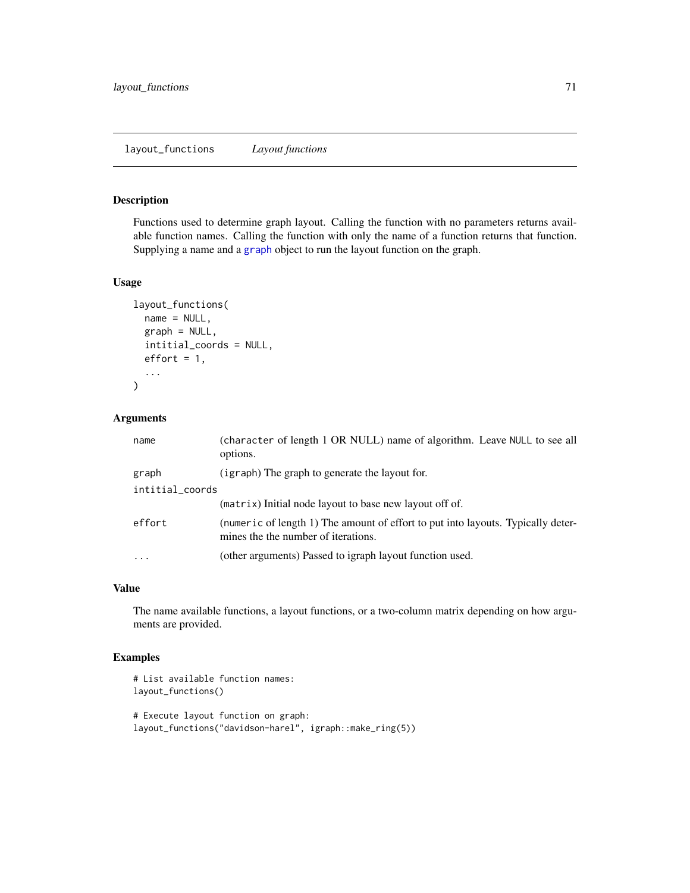## layout_functions    *Layout functions*

### Description

Functions used to determine graph layout. Calling the function with no parameters returns available function names. Calling the function with only the name of a function returns that function. Supplying a name and a graph object to run the layout function on the graph.

### Usage

```
layout_functions(
  name = NULL,
  graph = NULL,
  initial_coords = NULL,
  effort = 1,
  ...
)
```

### Arguments

| | |
|---|---|
| `name` | (`character` of length 1 OR NULL) name of algorithm. Leave `NULL` to see all options. |
| `graph` | (`igraph`) The graph to generate the layout for. |
| `initial_coords` | (`matrix`) Initial node layout to base new layout off of. |
| `effort` | (`numeric` of length 1) The amount of effort to put into layouts. Typically determines the the number of iterations. |
| `...` | (other arguments) Passed to igraph layout function used. |

### Value

The name available functions, a layout functions, or a two-column matrix depending on how arguments are provided.

### Examples

```
# List available function names:
layout_functions()

# Execute layout function on graph:
layout_functions("davidson-harel", igraph::make_ring(5))
```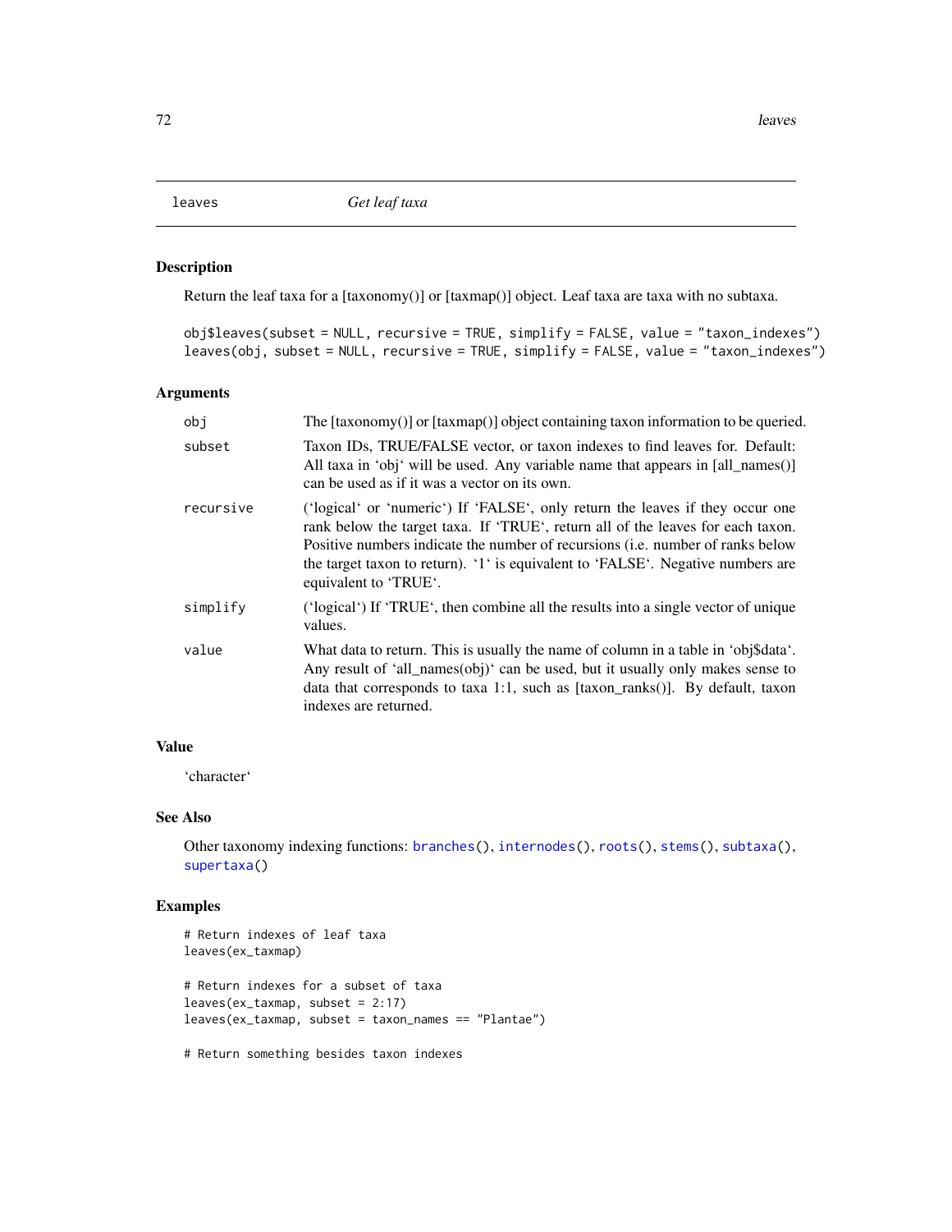## leaves — *Get leaf taxa*

### Description

Return the leaf taxa for a [taxonomy()] or [taxmap()] object. Leaf taxa are taxa with no subtaxa.

```
obj$leaves(subset = NULL, recursive = TRUE, simplify = FALSE, value = "taxon_indexes")
leaves(obj, subset = NULL, recursive = TRUE, simplify = FALSE, value = "taxon_indexes")
```

### Arguments

| | |
|---|---|
| obj | The [taxonomy()] or [taxmap()] object containing taxon information to be queried. |
| subset | Taxon IDs, TRUE/FALSE vector, or taxon indexes to find leaves for. Default: All taxa in 'obj' will be used. Any variable name that appears in [all_names()] can be used as if it was a vector on its own. |
| recursive | ('logical' or 'numeric') If 'FALSE', only return the leaves if they occur one rank below the target taxa. If 'TRUE', return all of the leaves for each taxon. Positive numbers indicate the number of recursions (i.e. number of ranks below the target taxon to return). '1' is equivalent to 'FALSE'. Negative numbers are equivalent to 'TRUE'. |
| simplify | ('logical') If 'TRUE', then combine all the results into a single vector of unique values. |
| value | What data to return. This is usually the name of column in a table in 'obj$data'. Any result of 'all_names(obj)' can be used, but it usually only makes sense to data that corresponds to taxa 1:1, such as [taxon_ranks()]. By default, taxon indexes are returned. |

### Value

'character'

### See Also

Other taxonomy indexing functions: branches(), internodes(), roots(), stems(), subtaxa(), supertaxa()

### Examples

```
# Return indexes of leaf taxa
leaves(ex_taxmap)

# Return indexes for a subset of taxa
leaves(ex_taxmap, subset = 2:17)
leaves(ex_taxmap, subset = taxon_names == "Plantae")

# Return something besides taxon indexes
```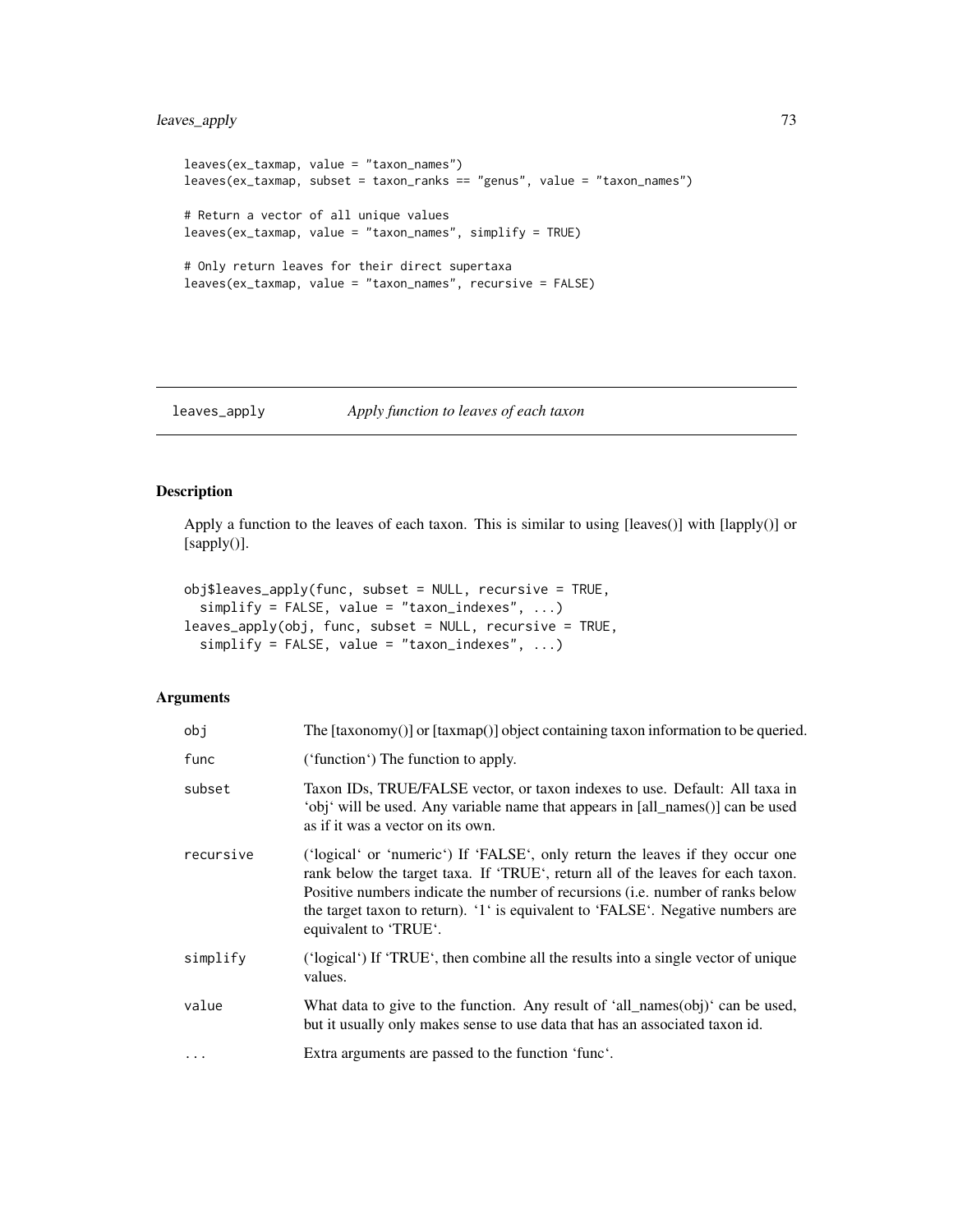```
leaves(ex_taxmap, value = "taxon_names")
leaves(ex_taxmap, subset = taxon_ranks == "genus", value = "taxon_names")

# Return a vector of all unique values
leaves(ex_taxmap, value = "taxon_names", simplify = TRUE)

# Only return leaves for their direct supertaxa
leaves(ex_taxmap, value = "taxon_names", recursive = FALSE)
```

---

## leaves_apply *Apply function to leaves of each taxon*

---

### Description

Apply a function to the leaves of each taxon. This is similar to using [leaves()] with [lapply()] or [sapply()].

```
obj$leaves_apply(func, subset = NULL, recursive = TRUE,
  simplify = FALSE, value = "taxon_indexes", ...)
leaves_apply(obj, func, subset = NULL, recursive = TRUE,
  simplify = FALSE, value = "taxon_indexes", ...)
```

### Arguments

| | |
|---|---|
| `obj` | The [taxonomy()] or [taxmap()] object containing taxon information to be queried. |
| `func` | ('function') The function to apply. |
| `subset` | Taxon IDs, TRUE/FALSE vector, or taxon indexes to use. Default: All taxa in 'obj' will be used. Any variable name that appears in [all_names()] can be used as if it was a vector on its own. |
| `recursive` | ('logical' or 'numeric') If 'FALSE', only return the leaves if they occur one rank below the target taxa. If 'TRUE', return all of the leaves for each taxon. Positive numbers indicate the number of recursions (i.e. number of ranks below the target taxon to return). '1' is equivalent to 'FALSE'. Negative numbers are equivalent to 'TRUE'. |
| `simplify` | ('logical') If 'TRUE', then combine all the results into a single vector of unique values. |
| `value` | What data to give to the function. Any result of 'all_names(obj)' can be used, but it usually only makes sense to use data that has an associated taxon id. |
| `...` | Extra arguments are passed to the function 'func'. |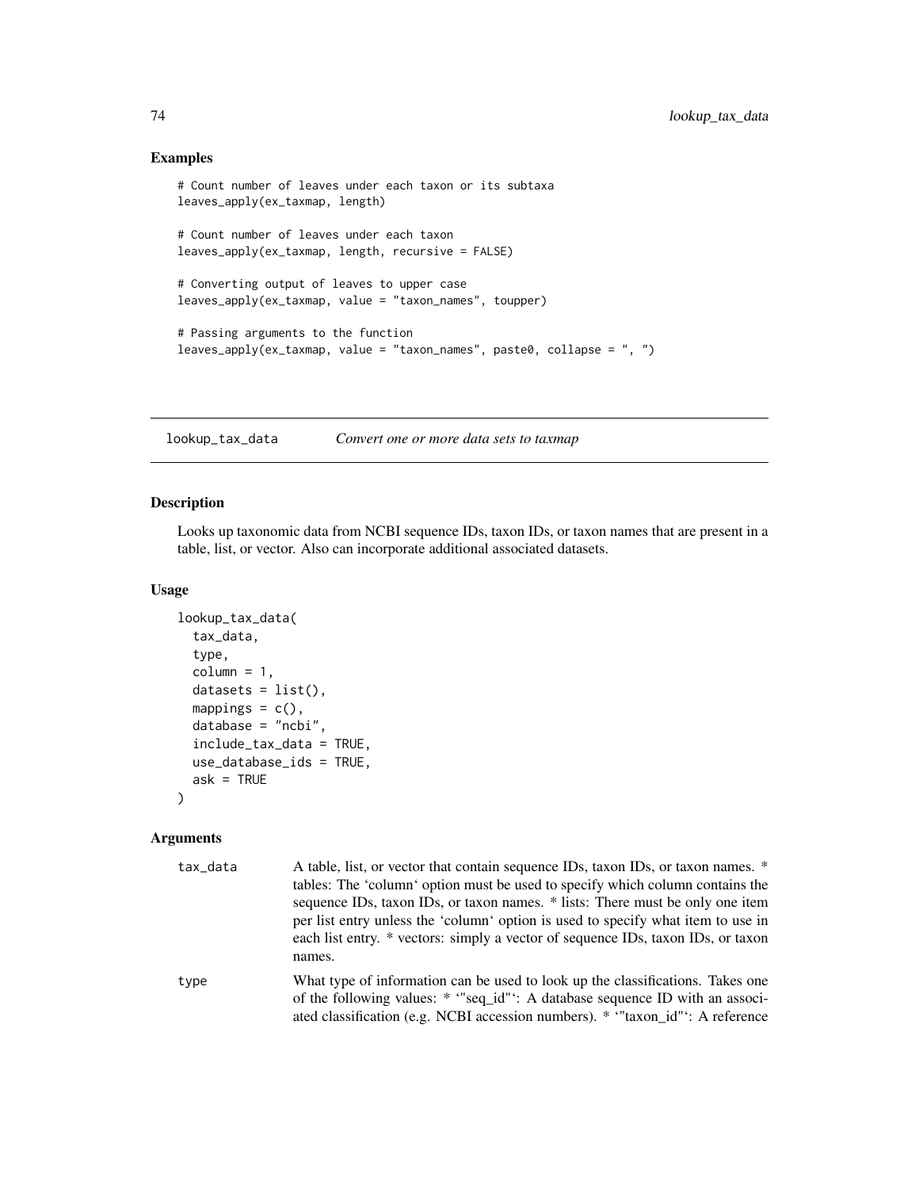## Examples

```
# Count number of leaves under each taxon or its subtaxa
leaves_apply(ex_taxmap, length)

# Count number of leaves under each taxon
leaves_apply(ex_taxmap, length, recursive = FALSE)

# Converting output of leaves to upper case
leaves_apply(ex_taxmap, value = "taxon_names", toupper)

# Passing arguments to the function
leaves_apply(ex_taxmap, value = "taxon_names", paste0, collapse = ", ")
```

---

# lookup_tax_data — *Convert one or more data sets to taxmap*

## Description

Looks up taxonomic data from NCBI sequence IDs, taxon IDs, or taxon names that are present in a table, list, or vector. Also can incorporate additional associated datasets.

## Usage

```
lookup_tax_data(
  tax_data,
  type,
  column = 1,
  datasets = list(),
  mappings = c(),
  database = "ncbi",
  include_tax_data = TRUE,
  use_database_ids = TRUE,
  ask = TRUE
)
```

## Arguments

| | |
|---|---|
| tax_data | A table, list, or vector that contain sequence IDs, taxon IDs, or taxon names. * tables: The 'column' option must be used to specify which column contains the sequence IDs, taxon IDs, or taxon names. * lists: There must be only one item per list entry unless the 'column' option is used to specify what item to use in each list entry. * vectors: simply a vector of sequence IDs, taxon IDs, or taxon names. |
| type | What type of information can be used to look up the classifications. Takes one of the following values: * '"seq_id"': A database sequence ID with an associated classification (e.g. NCBI accession numbers). * '"taxon_id"': A reference |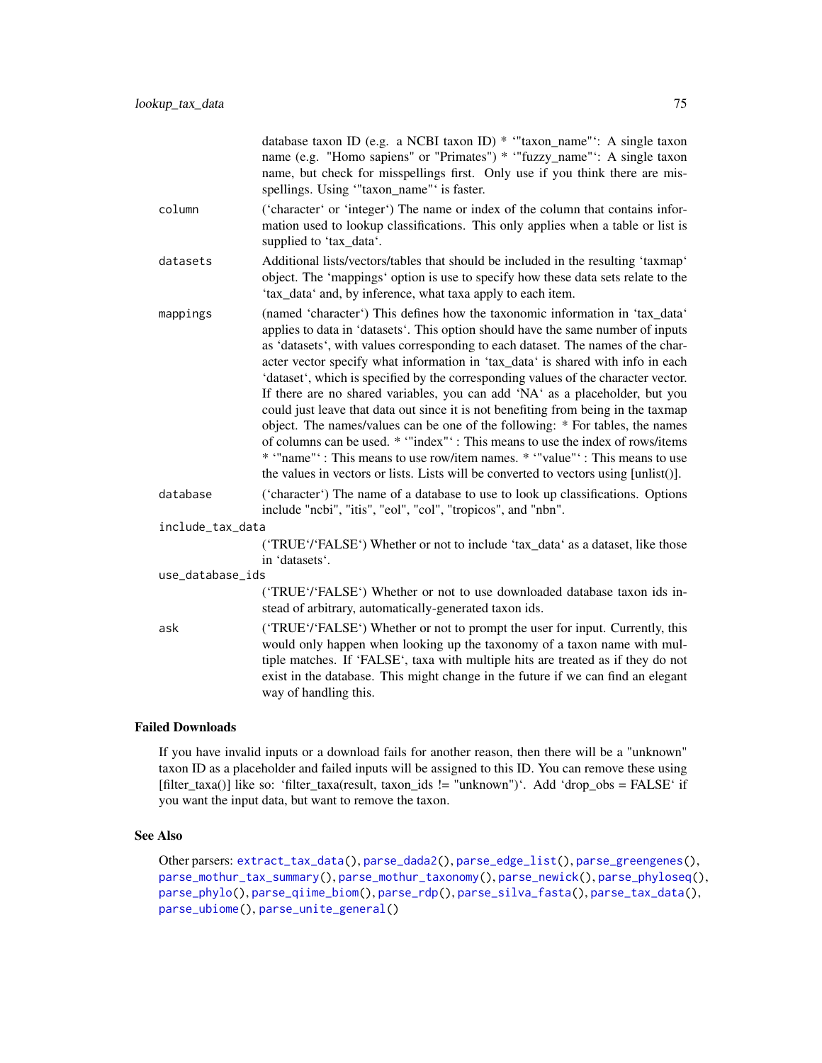database taxon ID (e.g. a NCBI taxon ID) * '"taxon_name"': A single taxon name (e.g. "Homo sapiens" or "Primates") * '"fuzzy_name"': A single taxon name, but check for misspellings first. Only use if you think there are misspellings. Using '"taxon_name"' is faster.

`column` ('character' or 'integer') The name or index of the column that contains information used to lookup classifications. This only applies when a table or list is supplied to 'tax_data'.

`datasets` Additional lists/vectors/tables that should be included in the resulting 'taxmap' object. The 'mappings' option is use to specify how these data sets relate to the 'tax_data' and, by inference, what taxa apply to each item.

`mappings` (named 'character') This defines how the taxonomic information in 'tax_data' applies to data in 'datasets'. This option should have the same number of inputs as 'datasets', with values corresponding to each dataset. The names of the character vector specify what information in 'tax_data' is shared with info in each 'dataset', which is specified by the corresponding values of the character vector. If there are no shared variables, you can add 'NA' as a placeholder, but you could just leave that data out since it is not benefiting from being in the taxmap object. The names/values can be one of the following: * For tables, the names of columns can be used. * '"index"' : This means to use the index of rows/items * '"name"' : This means to use row/item names. * '"value"' : This means to use the values in vectors or lists. Lists will be converted to vectors using [unlist()].

`database` ('character') The name of a database to use to look up classifications. Options include "ncbi", "itis", "eol", "col", "tropicos", and "nbn".

`include_tax_data` ('TRUE'/'FALSE') Whether or not to include 'tax_data' as a dataset, like those in 'datasets'.

`use_database_ids` ('TRUE'/'FALSE') Whether or not to use downloaded database taxon ids instead of arbitrary, automatically-generated taxon ids.

`ask` ('TRUE'/'FALSE') Whether or not to prompt the user for input. Currently, this would only happen when looking up the taxonomy of a taxon name with multiple matches. If 'FALSE', taxa with multiple hits are treated as if they do not exist in the database. This might change in the future if we can find an elegant way of handling this.

## Failed Downloads

If you have invalid inputs or a download fails for another reason, then there will be a "unknown" taxon ID as a placeholder and failed inputs will be assigned to this ID. You can remove these using [filter_taxa()] like so: 'filter_taxa(result, taxon_ids != "unknown")'. Add 'drop_obs = FALSE' if you want the input data, but want to remove the taxon.

## See Also

Other parsers: `extract_tax_data()`, `parse_dada2()`, `parse_edge_list()`, `parse_greengenes()`, `parse_mothur_tax_summary()`, `parse_mothur_taxonomy()`, `parse_newick()`, `parse_phyloseq()`, `parse_phylo()`, `parse_qiime_biom()`, `parse_rdp()`, `parse_silva_fasta()`, `parse_tax_data()`, `parse_ubiome()`, `parse_unite_general()`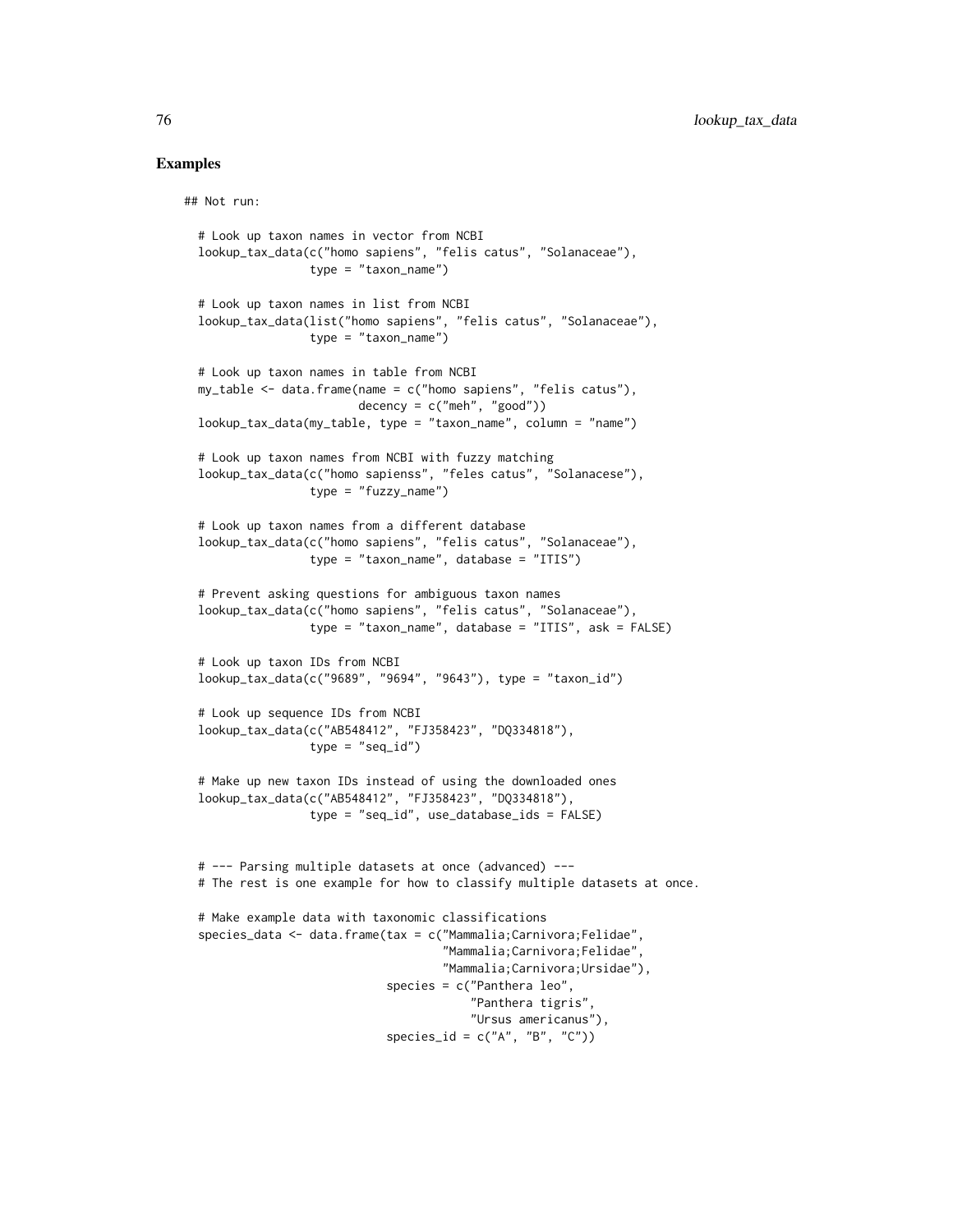## Examples

```
## Not run:

  # Look up taxon names in vector from NCBI
  lookup_tax_data(c("homo sapiens", "felis catus", "Solanaceae"),
                  type = "taxon_name")

  # Look up taxon names in list from NCBI
  lookup_tax_data(list("homo sapiens", "felis catus", "Solanaceae"),
                  type = "taxon_name")

  # Look up taxon names in table from NCBI
  my_table <- data.frame(name = c("homo sapiens", "felis catus"),
                         decency = c("meh", "good"))
  lookup_tax_data(my_table, type = "taxon_name", column = "name")

  # Look up taxon names from NCBI with fuzzy matching
  lookup_tax_data(c("homo sapienss", "feles catus", "Solanacese"),
                  type = "fuzzy_name")

  # Look up taxon names from a different database
  lookup_tax_data(c("homo sapiens", "felis catus", "Solanaceae"),
                  type = "taxon_name", database = "ITIS")

  # Prevent asking questions for ambiguous taxon names
  lookup_tax_data(c("homo sapiens", "felis catus", "Solanaceae"),
                  type = "taxon_name", database = "ITIS", ask = FALSE)

  # Look up taxon IDs from NCBI
  lookup_tax_data(c("9689", "9694", "9643"), type = "taxon_id")

  # Look up sequence IDs from NCBI
  lookup_tax_data(c("AB548412", "FJ358423", "DQ334818"),
                  type = "seq_id")

  # Make up new taxon IDs instead of using the downloaded ones
  lookup_tax_data(c("AB548412", "FJ358423", "DQ334818"),
                  type = "seq_id", use_database_ids = FALSE)


  # --- Parsing multiple datasets at once (advanced) ---
  # The rest is one example for how to classify multiple datasets at once.

  # Make example data with taxonomic classifications
  species_data <- data.frame(tax = c("Mammalia;Carnivora;Felidae",
                                     "Mammalia;Carnivora;Felidae",
                                     "Mammalia;Carnivora;Ursidae"),
                             species = c("Panthera leo",
                                         "Panthera tigris",
                                         "Ursus americanus"),
                             species_id = c("A", "B", "C"))
```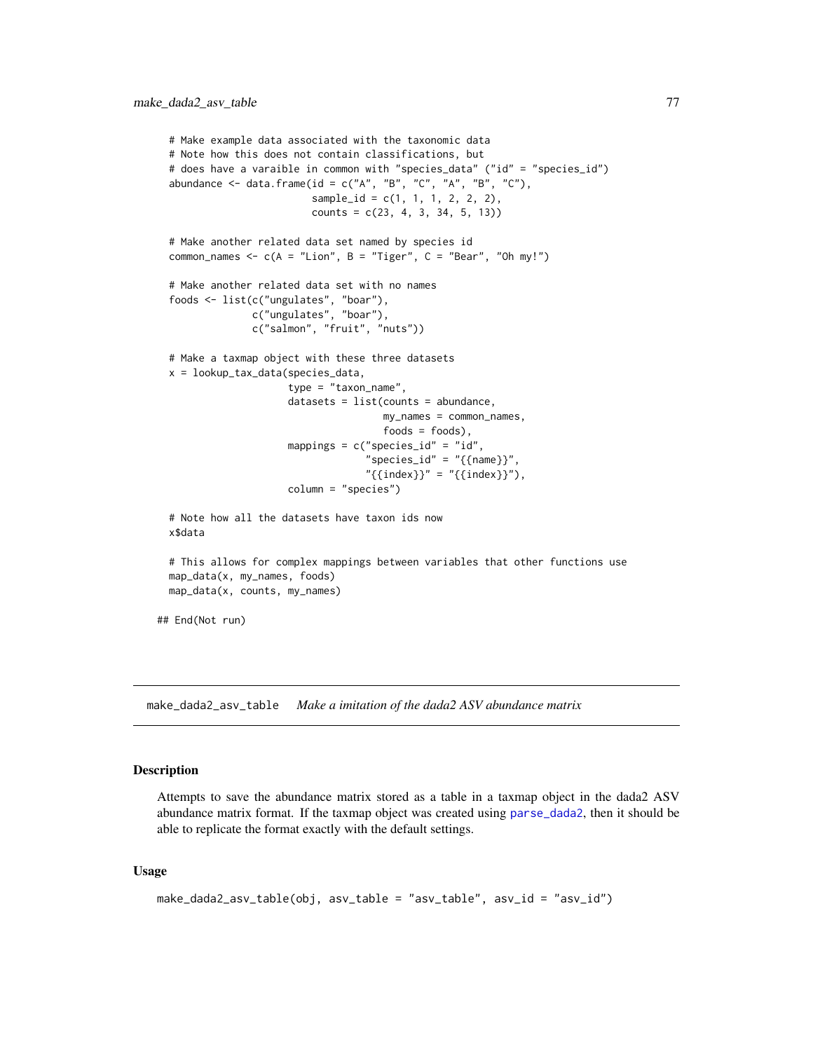```
  # Make example data associated with the taxonomic data
  # Note how this does not contain classifications, but
  # does have a varaible in common with "species_data" ("id" = "species_id")
  abundance <- data.frame(id = c("A", "B", "C", "A", "B", "C"),
                          sample_id = c(1, 1, 1, 2, 2, 2),
                          counts = c(23, 4, 3, 34, 5, 13))

  # Make another related data set named by species id
  common_names <- c(A = "Lion", B = "Tiger", C = "Bear", "Oh my!")

  # Make another related data set with no names
  foods <- list(c("ungulates", "boar"),
                c("ungulates", "boar"),
                c("salmon", "fruit", "nuts"))

  # Make a taxmap object with these three datasets
  x = lookup_tax_data(species_data,
                      type = "taxon_name",
                      datasets = list(counts = abundance,
                                      my_names = common_names,
                                      foods = foods),
                      mappings = c("species_id" = "id",
                                   "species_id" = "{{name}}",
                                   "{{index}}" = "{{index}}"),
                      column = "species")

  # Note how all the datasets have taxon ids now
  x$data

  # This allows for complex mappings between variables that other functions use
  map_data(x, my_names, foods)
  map_data(x, counts, my_names)

## End(Not run)
```

## make_dada2_asv_table — *Make a imitation of the dada2 ASV abundance matrix*

### Description

Attempts to save the abundance matrix stored as a table in a taxmap object in the dada2 ASV abundance matrix format. If the taxmap object was created using parse_dada2, then it should be able to replicate the format exactly with the default settings.

### Usage

```
make_dada2_asv_table(obj, asv_table = "asv_table", asv_id = "asv_id")
```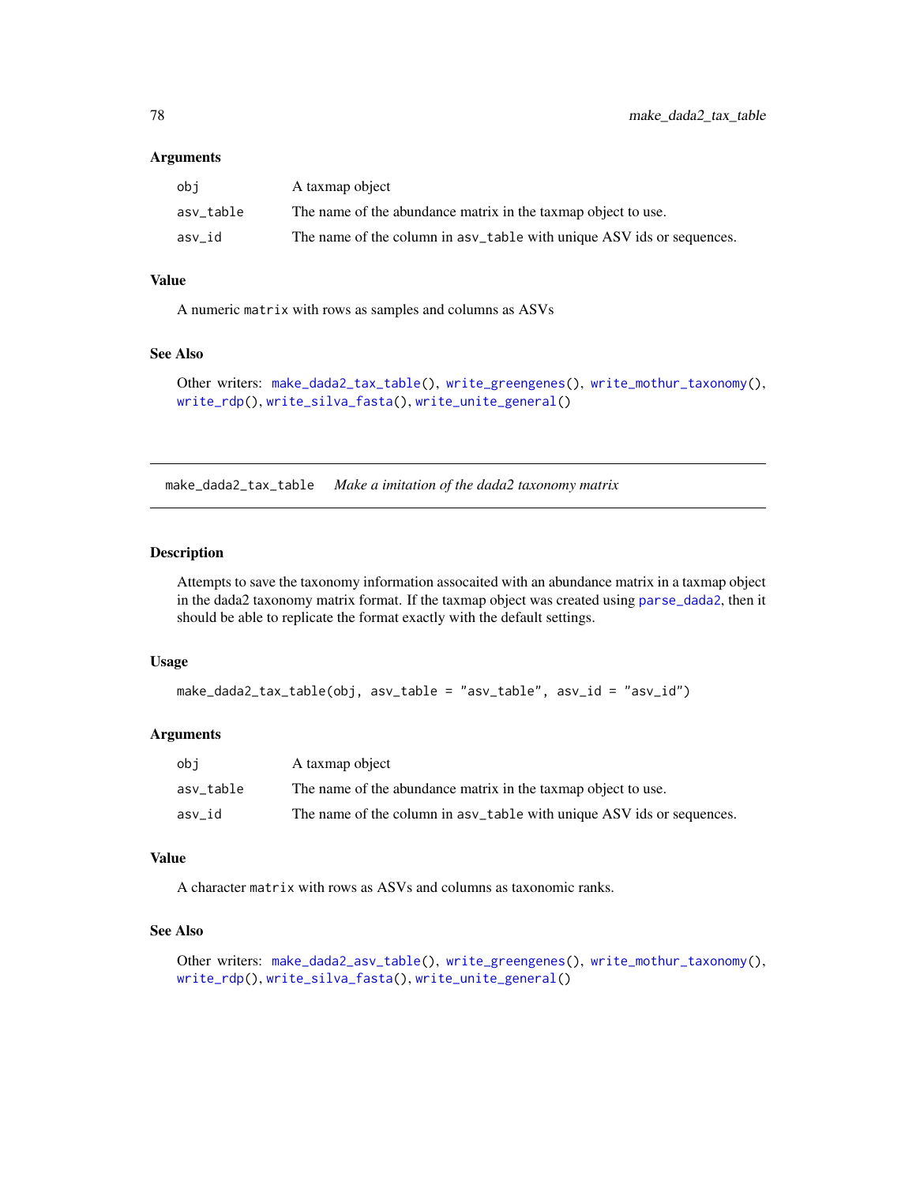### Arguments

| | |
|---|---|
| obj | A taxmap object |
| asv_table | The name of the abundance matrix in the taxmap object to use. |
| asv_id | The name of the column in asv_table with unique ASV ids or sequences. |

### Value

A numeric matrix with rows as samples and columns as ASVs

### See Also

Other writers: make_dada2_tax_table(), write_greengenes(), write_mothur_taxonomy(), write_rdp(), write_silva_fasta(), write_unite_general()

---

## make_dada2_tax_table *Make a imitation of the dada2 taxonomy matrix*

---

### Description

Attempts to save the taxonomy information assocaited with an abundance matrix in a taxmap object in the dada2 taxonomy matrix format. If the taxmap object was created using parse_dada2, then it should be able to replicate the format exactly with the default settings.

### Usage

```
make_dada2_tax_table(obj, asv_table = "asv_table", asv_id = "asv_id")
```

### Arguments

| | |
|---|---|
| obj | A taxmap object |
| asv_table | The name of the abundance matrix in the taxmap object to use. |
| asv_id | The name of the column in asv_table with unique ASV ids or sequences. |

### Value

A character matrix with rows as ASVs and columns as taxonomic ranks.

### See Also

Other writers: make_dada2_asv_table(), write_greengenes(), write_mothur_taxonomy(), write_rdp(), write_silva_fasta(), write_unite_general()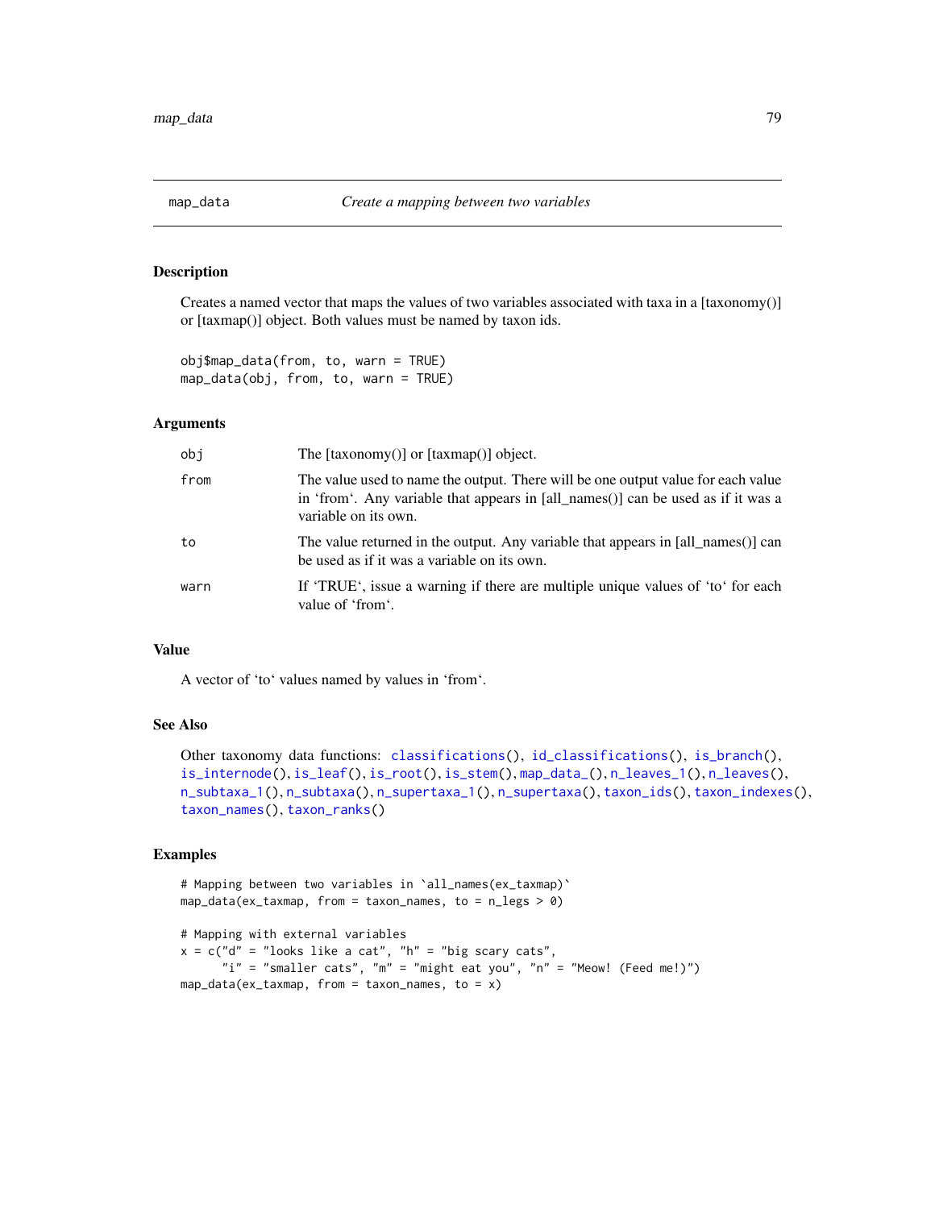## map_data *Create a mapping between two variables*

### Description

Creates a named vector that maps the values of two variables associated with taxa in a [taxonomy()] or [taxmap()] object. Both values must be named by taxon ids.

```
obj$map_data(from, to, warn = TRUE)
map_data(obj, from, to, warn = TRUE)
```

### Arguments

| | |
|---|---|
| obj | The [taxonomy()] or [taxmap()] object. |
| from | The value used to name the output. There will be one output value for each value in 'from'. Any variable that appears in [all_names()] can be used as if it was a variable on its own. |
| to | The value returned in the output. Any variable that appears in [all_names()] can be used as if it was a variable on its own. |
| warn | If 'TRUE', issue a warning if there are multiple unique values of 'to' for each value of 'from'. |

### Value

A vector of 'to' values named by values in 'from'.

### See Also

Other taxonomy data functions: classifications(), id_classifications(), is_branch(), is_internode(), is_leaf(), is_root(), is_stem(), map_data_(), n_leaves_1(), n_leaves(), n_subtaxa_1(), n_subtaxa(), n_supertaxa_1(), n_supertaxa(), taxon_ids(), taxon_indexes(), taxon_names(), taxon_ranks()

### Examples

```
# Mapping between two variables in `all_names(ex_taxmap)`
map_data(ex_taxmap, from = taxon_names, to = n_legs > 0)

# Mapping with external variables
x = c("d" = "looks like a cat", "h" = "big scary cats",
      "i" = "smaller cats", "m" = "might eat you", "n" = "Meow! (Feed me!)")
map_data(ex_taxmap, from = taxon_names, to = x)
```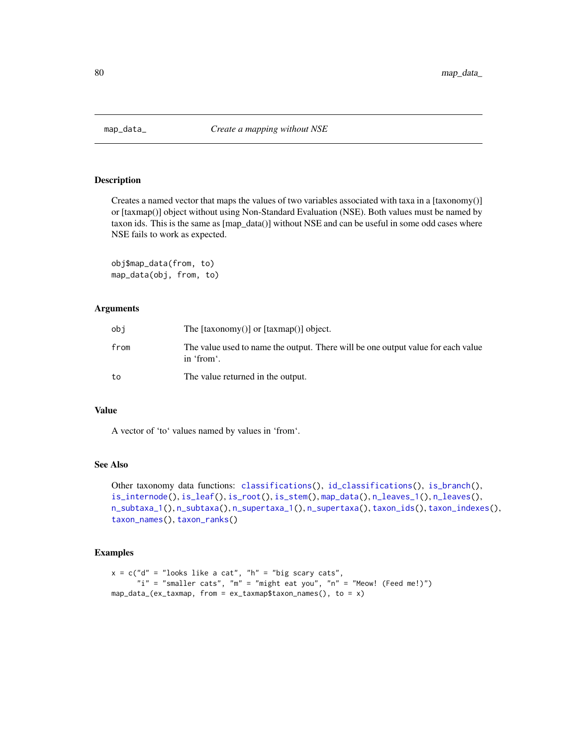# map_data_ *Create a mapping without NSE*

## Description

Creates a named vector that maps the values of two variables associated with taxa in a [taxonomy()] or [taxmap()] object without using Non-Standard Evaluation (NSE). Both values must be named by taxon ids. This is the same as [map_data()] without NSE and can be useful in some odd cases where NSE fails to work as expected.

```
obj$map_data(from, to)
map_data(obj, from, to)
```

## Arguments

| | |
|---|---|
| obj | The [taxonomy()] or [taxmap()] object. |
| from | The value used to name the output. There will be one output value for each value in 'from'. |
| to | The value returned in the output. |

## Value

A vector of 'to' values named by values in 'from'.

## See Also

Other taxonomy data functions: classifications(), id_classifications(), is_branch(), is_internode(), is_leaf(), is_root(), is_stem(), map_data(), n_leaves_1(), n_leaves(), n_subtaxa_1(), n_subtaxa(), n_supertaxa_1(), n_supertaxa(), taxon_ids(), taxon_indexes(), taxon_names(), taxon_ranks()

## Examples

```
x = c("d" = "looks like a cat", "h" = "big scary cats",
      "i" = "smaller cats", "m" = "might eat you", "n" = "Meow! (Feed me!)")
map_data_(ex_taxmap, from = ex_taxmap$taxon_names(), to = x)
```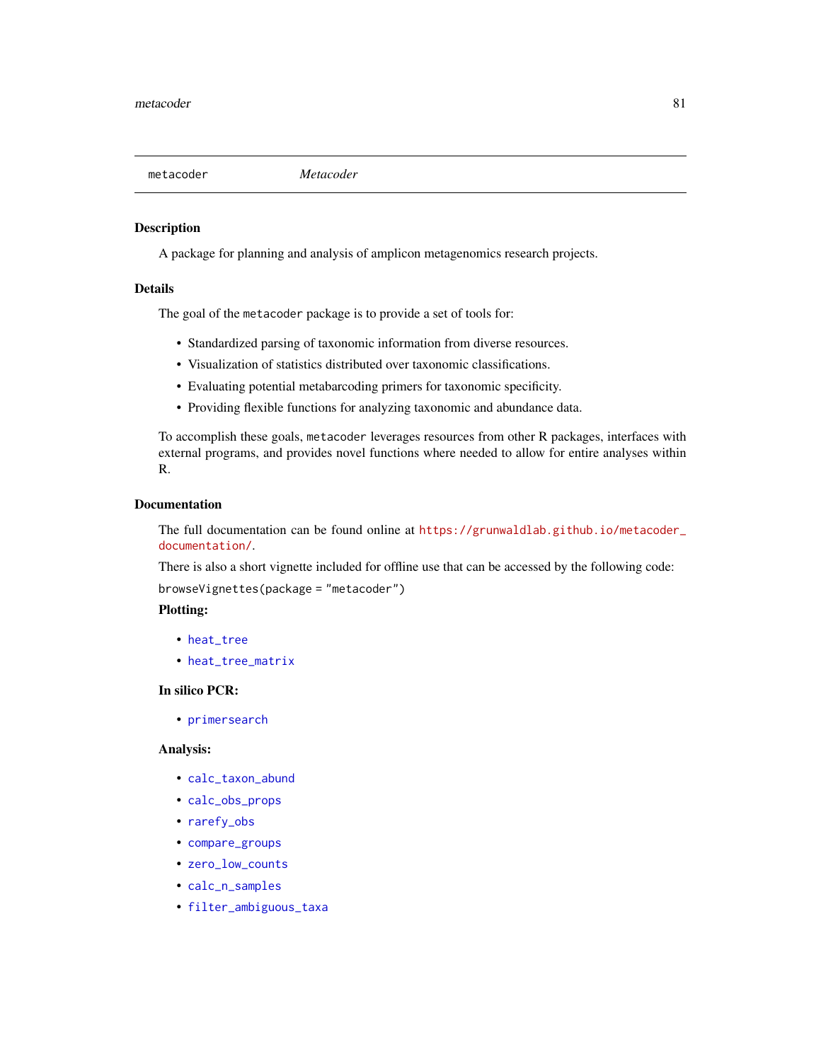# metacoder — *Metacoder*

## Description

A package for planning and analysis of amplicon metagenomics research projects.

## Details

The goal of the `metacoder` package is to provide a set of tools for:

- Standardized parsing of taxonomic information from diverse resources.
- Visualization of statistics distributed over taxonomic classifications.
- Evaluating potential metabarcoding primers for taxonomic specificity.
- Providing flexible functions for analyzing taxonomic and abundance data.

To accomplish these goals, `metacoder` leverages resources from other R packages, interfaces with external programs, and provides novel functions where needed to allow for entire analyses within R.

## Documentation

The full documentation can be found online at https://grunwaldlab.github.io/metacoder_documentation/.

There is also a short vignette included for offline use that can be accessed by the following code:

```
browseVignettes(package = "metacoder")
```

### Plotting:

- heat_tree
- heat_tree_matrix

### In silico PCR:

- primersearch

### Analysis:

- calc_taxon_abund
- calc_obs_props
- rarefy_obs
- compare_groups
- zero_low_counts
- calc_n_samples
- filter_ambiguous_taxa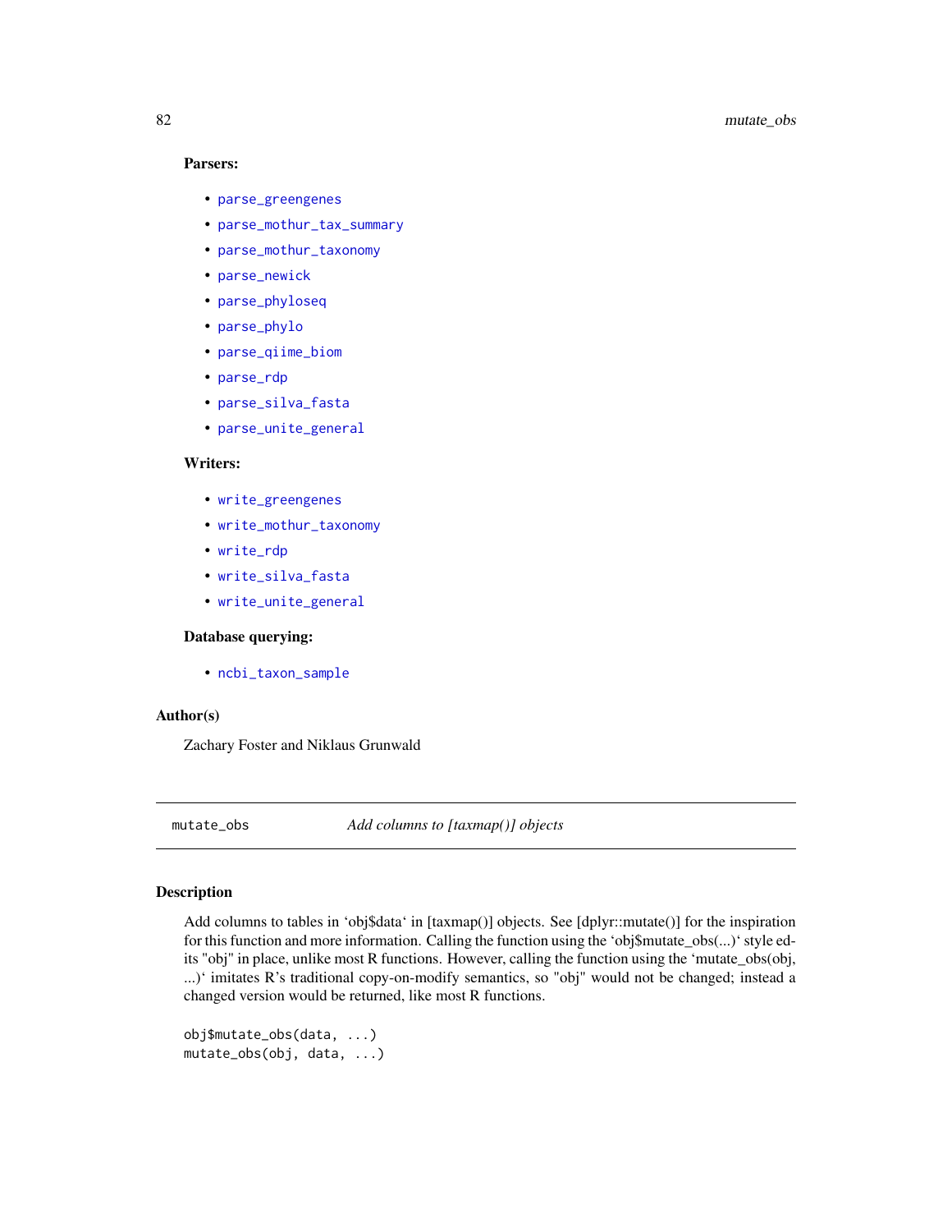**Parsers:**

- parse_greengenes
- parse_mothur_tax_summary
- parse_mothur_taxonomy
- parse_newick
- parse_phyloseq
- parse_phylo
- parse_qiime_biom
- parse_rdp
- parse_silva_fasta
- parse_unite_general

**Writers:**

- write_greengenes
- write_mothur_taxonomy
- write_rdp
- write_silva_fasta
- write_unite_general

**Database querying:**

- ncbi_taxon_sample

### Author(s)

Zachary Foster and Niklaus Grunwald

---

## mutate_obs *Add columns to [taxmap()] objects*

### Description

Add columns to tables in 'obj$data' in [taxmap()] objects. See [dplyr::mutate()] for the inspiration for this function and more information. Calling the function using the 'obj$mutate_obs(...)' style edits "obj" in place, unlike most R functions. However, calling the function using the 'mutate_obs(obj, ...)' imitates R's traditional copy-on-modify semantics, so "obj" would not be changed; instead a changed version would be returned, like most R functions.

```
obj$mutate_obs(data, ...)
mutate_obs(obj, data, ...)
```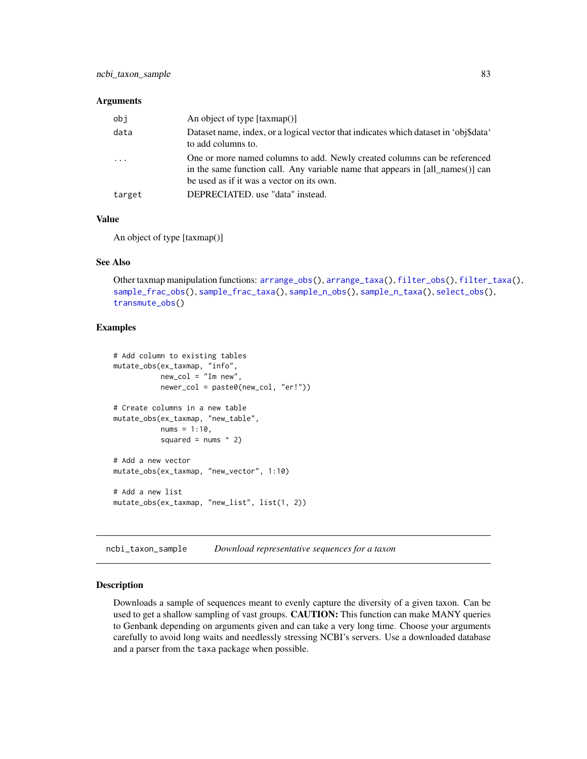### Arguments

| | |
|---|---|
| obj | An object of type [taxmap()] |
| data | Dataset name, index, or a logical vector that indicates which dataset in 'obj$data' to add columns to. |
| ... | One or more named columns to add. Newly created columns can be referenced in the same function call. Any variable name that appears in [all_names()] can be used as if it was a vector on its own. |
| target | DEPRECIATED. use "data" instead. |

### Value

An object of type [taxmap()]

### See Also

Other taxmap manipulation functions: arrange_obs(), arrange_taxa(), filter_obs(), filter_taxa(), sample_frac_obs(), sample_frac_taxa(), sample_n_obs(), sample_n_taxa(), select_obs(), transmute_obs()

### Examples

```
# Add column to existing tables
mutate_obs(ex_taxmap, "info",
           new_col = "Im new",
           newer_col = paste0(new_col, "er!"))

# Create columns in a new table
mutate_obs(ex_taxmap, "new_table",
           nums = 1:10,
           squared = nums ^ 2)

# Add a new vector
mutate_obs(ex_taxmap, "new_vector", 1:10)

# Add a new list
mutate_obs(ex_taxmap, "new_list", list(1, 2))
```

---

## ncbi_taxon_sample    *Download representative sequences for a taxon*

### Description

Downloads a sample of sequences meant to evenly capture the diversity of a given taxon. Can be used to get a shallow sampling of vast groups. **CAUTION:** This function can make MANY queries to Genbank depending on arguments given and can take a very long time. Choose your arguments carefully to avoid long waits and needlessly stressing NCBI's servers. Use a downloaded database and a parser from the taxa package when possible.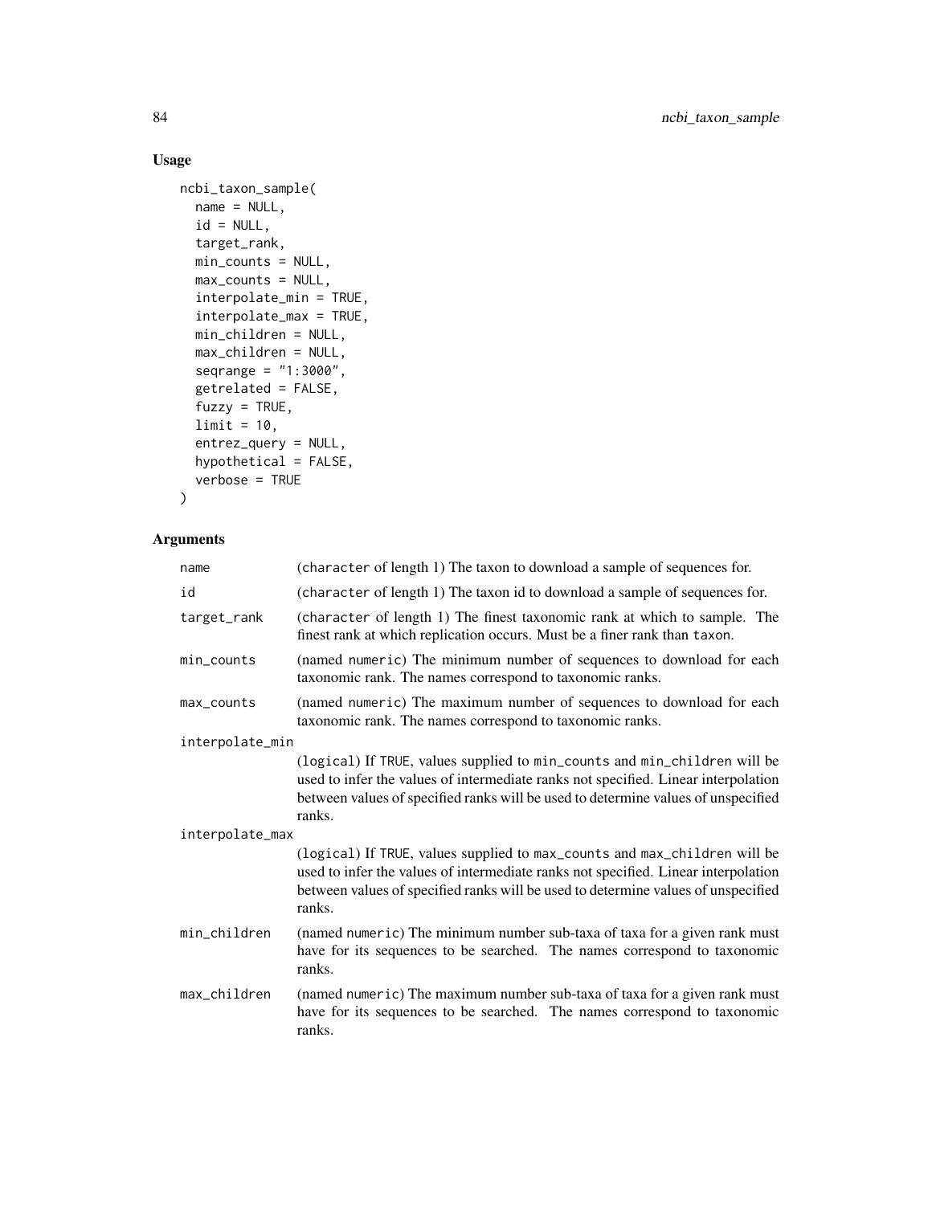## Usage

```
ncbi_taxon_sample(
  name = NULL,
  id = NULL,
  target_rank,
  min_counts = NULL,
  max_counts = NULL,
  interpolate_min = TRUE,
  interpolate_max = TRUE,
  min_children = NULL,
  max_children = NULL,
  seqrange = "1:3000",
  getrelated = FALSE,
  fuzzy = TRUE,
  limit = 10,
  entrez_query = NULL,
  hypothetical = FALSE,
  verbose = TRUE
)
```

## Arguments

| | |
|---|---|
| name | (character of length 1) The taxon to download a sample of sequences for. |
| id | (character of length 1) The taxon id to download a sample of sequences for. |
| target_rank | (character of length 1) The finest taxonomic rank at which to sample. The finest rank at which replication occurs. Must be a finer rank than taxon. |
| min_counts | (named numeric) The minimum number of sequences to download for each taxonomic rank. The names correspond to taxonomic ranks. |
| max_counts | (named numeric) The maximum number of sequences to download for each taxonomic rank. The names correspond to taxonomic ranks. |
| interpolate_min | (logical) If TRUE, values supplied to min_counts and min_children will be used to infer the values of intermediate ranks not specified. Linear interpolation between values of specified ranks will be used to determine values of unspecified ranks. |
| interpolate_max | (logical) If TRUE, values supplied to max_counts and max_children will be used to infer the values of intermediate ranks not specified. Linear interpolation between values of specified ranks will be used to determine values of unspecified ranks. |
| min_children | (named numeric) The minimum number sub-taxa of taxa for a given rank must have for its sequences to be searched. The names correspond to taxonomic ranks. |
| max_children | (named numeric) The maximum number sub-taxa of taxa for a given rank must have for its sequences to be searched. The names correspond to taxonomic ranks. |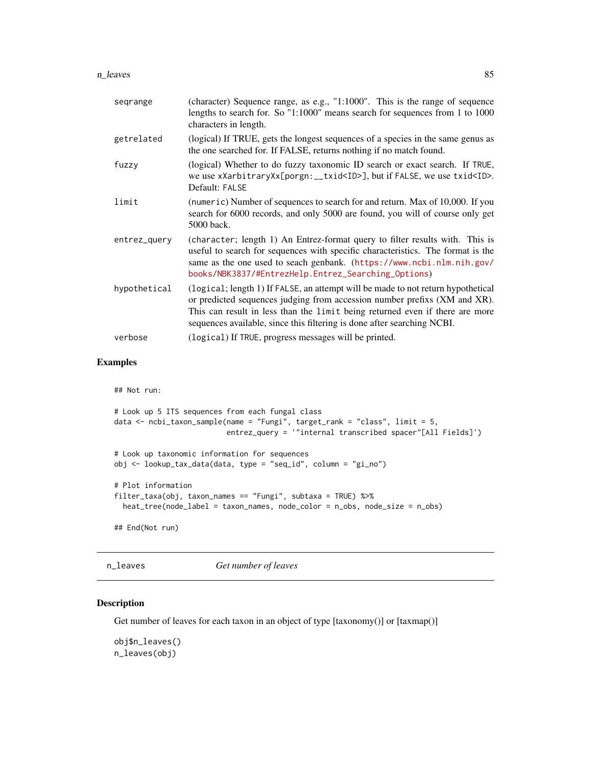| | |
|---|---|
| seqrange | (character) Sequence range, as e.g., "1:1000". This is the range of sequence lengths to search for. So "1:1000" means search for sequences from 1 to 1000 characters in length. |
| getrelated | (logical) If TRUE, gets the longest sequences of a species in the same genus as the one searched for. If FALSE, returns nothing if no match found. |
| fuzzy | (logical) Whether to do fuzzy taxonomic ID search or exact search. If TRUE, we use xXarbitraryXx[porgn:__txid<ID>], but if FALSE, we use txid<ID>. Default: FALSE |
| limit | (numeric) Number of sequences to search for and return. Max of 10,000. If you search for 6000 records, and only 5000 are found, you will of course only get 5000 back. |
| entrez_query | (character; length 1) An Entrez-format query to filter results with. This is useful to search for sequences with specific characteristics. The format is the same as the one used to seach genbank. (https://www.ncbi.nlm.nih.gov/books/NBK3837/#EntrezHelp.Entrez_Searching_Options) |
| hypothetical | (logical; length 1) If FALSE, an attempt will be made to not return hypothetical or predicted sequences judging from accession number prefixs (XM and XR). This can result in less than the limit being returned even if there are more sequences available, since this filtering is done after searching NCBI. |
| verbose | (logical) If TRUE, progress messages will be printed. |

## Examples

```
## Not run:

# Look up 5 ITS sequences from each fungal class
data <- ncbi_taxon_sample(name = "Fungi", target_rank = "class", limit = 5,
                          entrez_query = '"internal transcribed spacer"[All Fields]')

# Look up taxonomic information for sequences
obj <- lookup_tax_data(data, type = "seq_id", column = "gi_no")

# Plot information
filter_taxa(obj, taxon_names == "Fungi", subtaxa = TRUE) %>%
  heat_tree(node_label = taxon_names, node_color = n_obs, node_size = n_obs)

## End(Not run)
```

---

# n_leaves *Get number of leaves*

## Description

Get number of leaves for each taxon in an object of type [taxonomy()] or [taxmap()]

```
obj$n_leaves()
n_leaves(obj)
```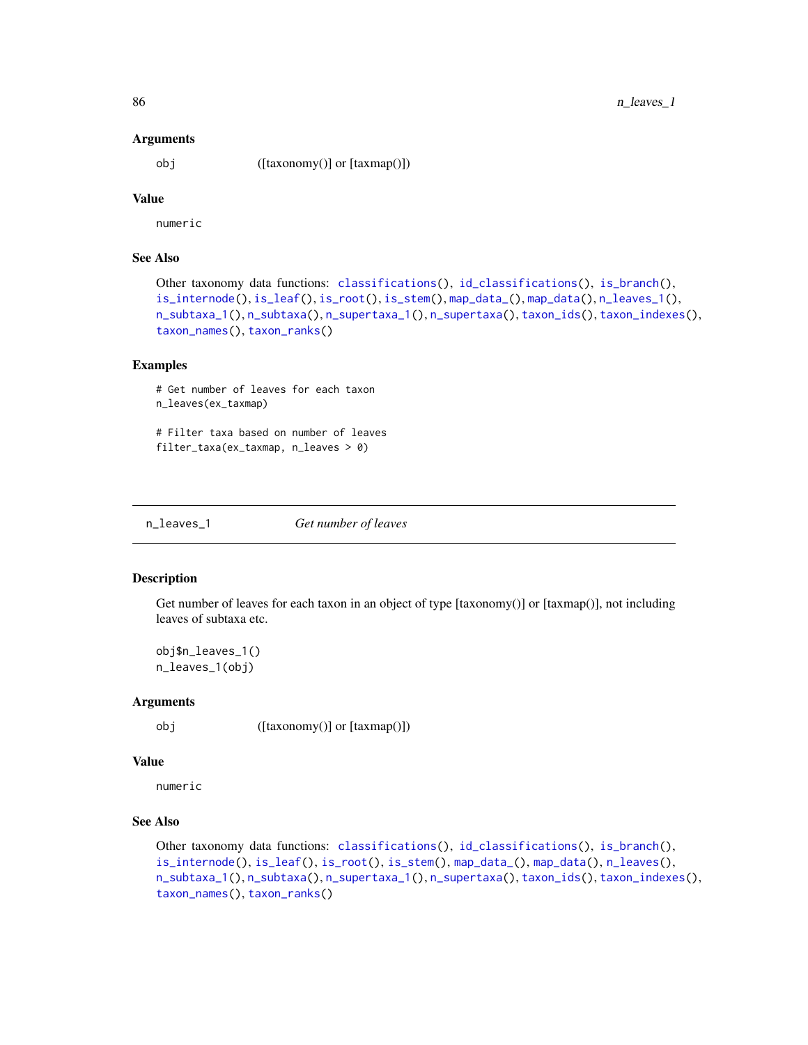### Arguments

obj ([taxonomy()] or [taxmap()])

### Value

numeric

### See Also

Other taxonomy data functions: classifications(), id_classifications(), is_branch(), is_internode(), is_leaf(), is_root(), is_stem(), map_data_(), map_data(), n_leaves_1(), n_subtaxa_1(), n_subtaxa(), n_supertaxa_1(), n_supertaxa(), taxon_ids(), taxon_indexes(), taxon_names(), taxon_ranks()

### Examples

```
# Get number of leaves for each taxon
n_leaves(ex_taxmap)

# Filter taxa based on number of leaves
filter_taxa(ex_taxmap, n_leaves > 0)
```

---

## n_leaves_1 *Get number of leaves*

### Description

Get number of leaves for each taxon in an object of type [taxonomy()] or [taxmap()], not including leaves of subtaxa etc.

```
obj$n_leaves_1()
n_leaves_1(obj)
```

### Arguments

obj ([taxonomy()] or [taxmap()])

### Value

numeric

### See Also

Other taxonomy data functions: classifications(), id_classifications(), is_branch(), is_internode(), is_leaf(), is_root(), is_stem(), map_data_(), map_data(), n_leaves(), n_subtaxa_1(), n_subtaxa(), n_supertaxa_1(), n_supertaxa(), taxon_ids(), taxon_indexes(), taxon_names(), taxon_ranks()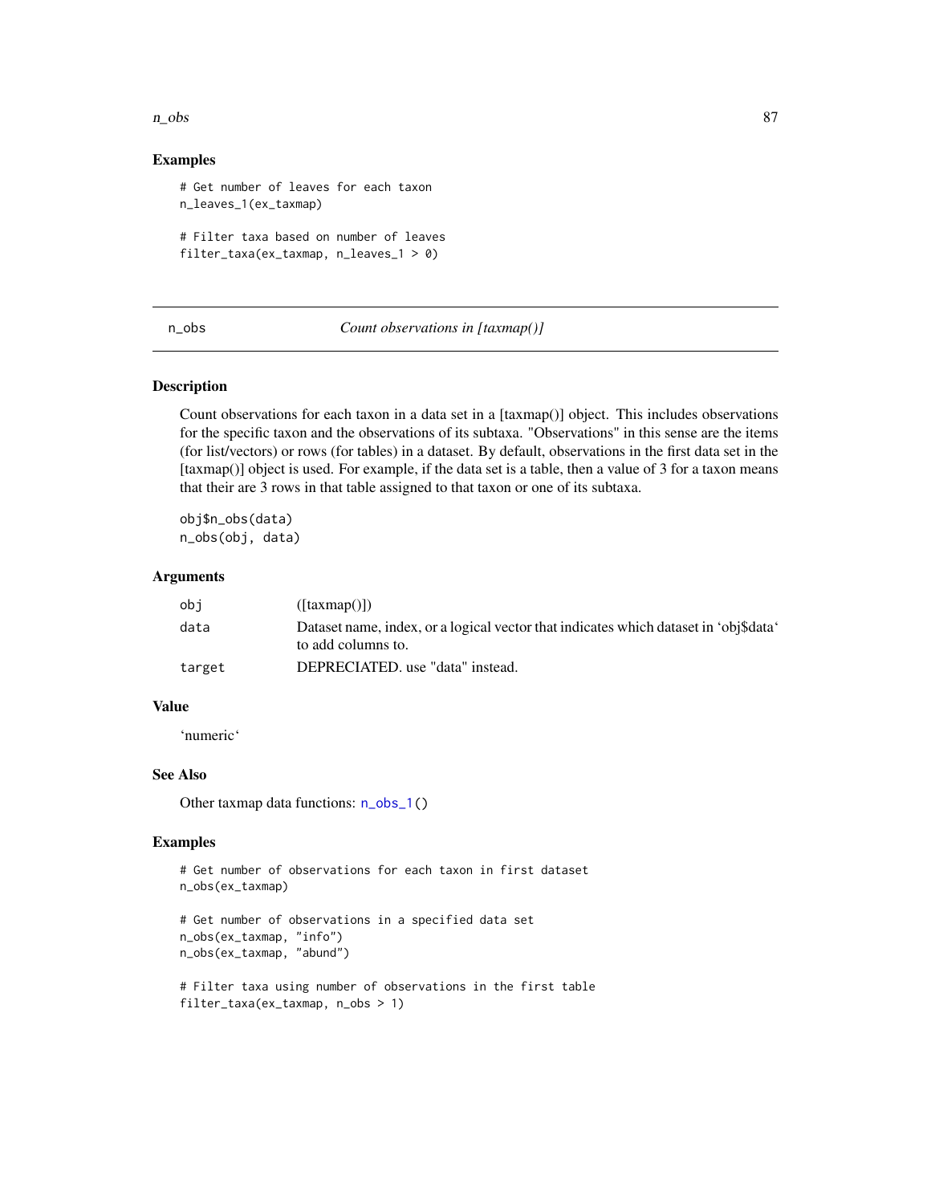## Examples

```
# Get number of leaves for each taxon
n_leaves_1(ex_taxmap)

# Filter taxa based on number of leaves
filter_taxa(ex_taxmap, n_leaves_1 > 0)
```

---

# n_obs — *Count observations in [taxmap()]*

---

## Description

Count observations for each taxon in a data set in a [taxmap()] object. This includes observations for the specific taxon and the observations of its subtaxa. "Observations" in this sense are the items (for list/vectors) or rows (for tables) in a dataset. By default, observations in the first data set in the [taxmap()] object is used. For example, if the data set is a table, then a value of 3 for a taxon means that their are 3 rows in that table assigned to that taxon or one of its subtaxa.

```
obj$n_obs(data)
n_obs(obj, data)
```

## Arguments

| | |
|---|---|
| `obj` | ([taxmap()]) |
| `data` | Dataset name, index, or a logical vector that indicates which dataset in 'obj$data' to add columns to. |
| `target` | DEPRECIATED. use "data" instead. |

## Value

'numeric'

## See Also

Other taxmap data functions: `n_obs_1()`

## Examples

```
# Get number of observations for each taxon in first dataset
n_obs(ex_taxmap)

# Get number of observations in a specified data set
n_obs(ex_taxmap, "info")
n_obs(ex_taxmap, "abund")

# Filter taxa using number of observations in the first table
filter_taxa(ex_taxmap, n_obs > 1)
```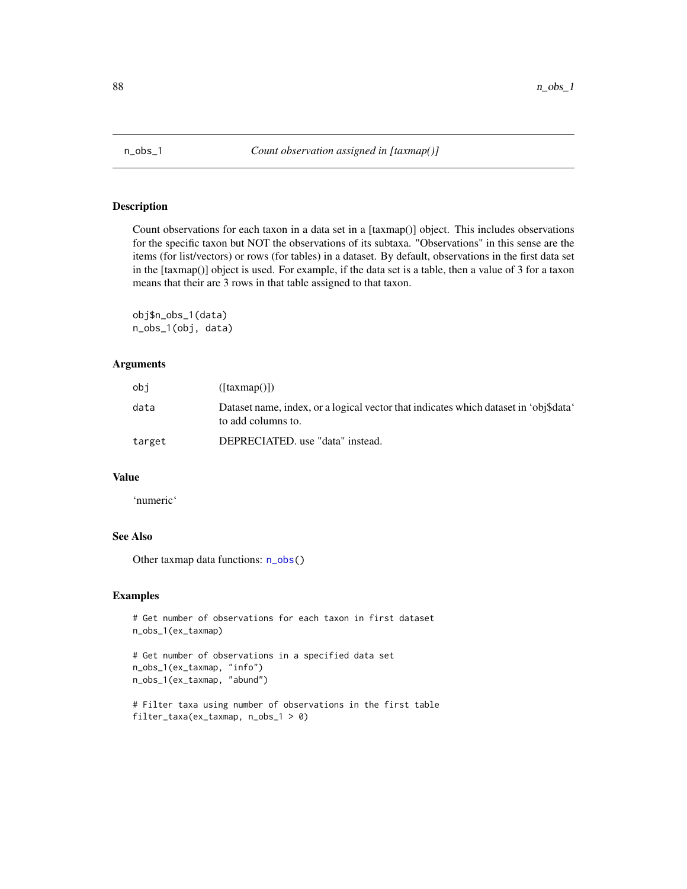n_obs_1 *Count observation assigned in [taxmap()]*

## Description

Count observations for each taxon in a data set in a [taxmap()] object. This includes observations for the specific taxon but NOT the observations of its subtaxa. "Observations" in this sense are the items (for list/vectors) or rows (for tables) in a dataset. By default, observations in the first data set in the [taxmap()] object is used. For example, if the data set is a table, then a value of 3 for a taxon means that their are 3 rows in that table assigned to that taxon.

```
obj$n_obs_1(data)
n_obs_1(obj, data)
```

## Arguments

| | |
|---|---|
| obj | ([taxmap()]) |
| data | Dataset name, index, or a logical vector that indicates which dataset in 'obj$data' to add columns to. |
| target | DEPRECIATED. use "data" instead. |

## Value

'numeric'

## See Also

Other taxmap data functions: n_obs()

## Examples

```
# Get number of observations for each taxon in first dataset
n_obs_1(ex_taxmap)

# Get number of observations in a specified data set
n_obs_1(ex_taxmap, "info")
n_obs_1(ex_taxmap, "abund")

# Filter taxa using number of observations in the first table
filter_taxa(ex_taxmap, n_obs_1 > 0)
```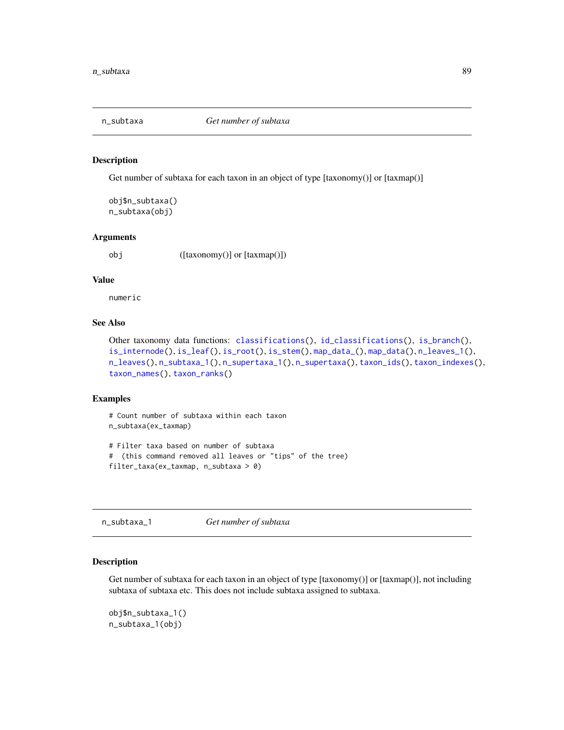## n_subtaxa — *Get number of subtaxa*

### Description

Get number of subtaxa for each taxon in an object of type [taxonomy()] or [taxmap()]

```
obj$n_subtaxa()
n_subtaxa(obj)
```

### Arguments

| | |
|---|---|
| obj | ([taxonomy()] or [taxmap()]) |

### Value

numeric

### See Also

Other taxonomy data functions: classifications(), id_classifications(), is_branch(), is_internode(), is_leaf(), is_root(), is_stem(), map_data_(), map_data(), n_leaves_1(), n_leaves(), n_subtaxa_1(), n_supertaxa_1(), n_supertaxa(), taxon_ids(), taxon_indexes(), taxon_names(), taxon_ranks()

### Examples

```
# Count number of subtaxa within each taxon
n_subtaxa(ex_taxmap)

# Filter taxa based on number of subtaxa
#  (this command removed all leaves or "tips" of the tree)
filter_taxa(ex_taxmap, n_subtaxa > 0)
```

## n_subtaxa_1 — *Get number of subtaxa*

### Description

Get number of subtaxa for each taxon in an object of type [taxonomy()] or [taxmap()], not including subtaxa of subtaxa etc. This does not include subtaxa assigned to subtaxa.

```
obj$n_subtaxa_1()
n_subtaxa_1(obj)
```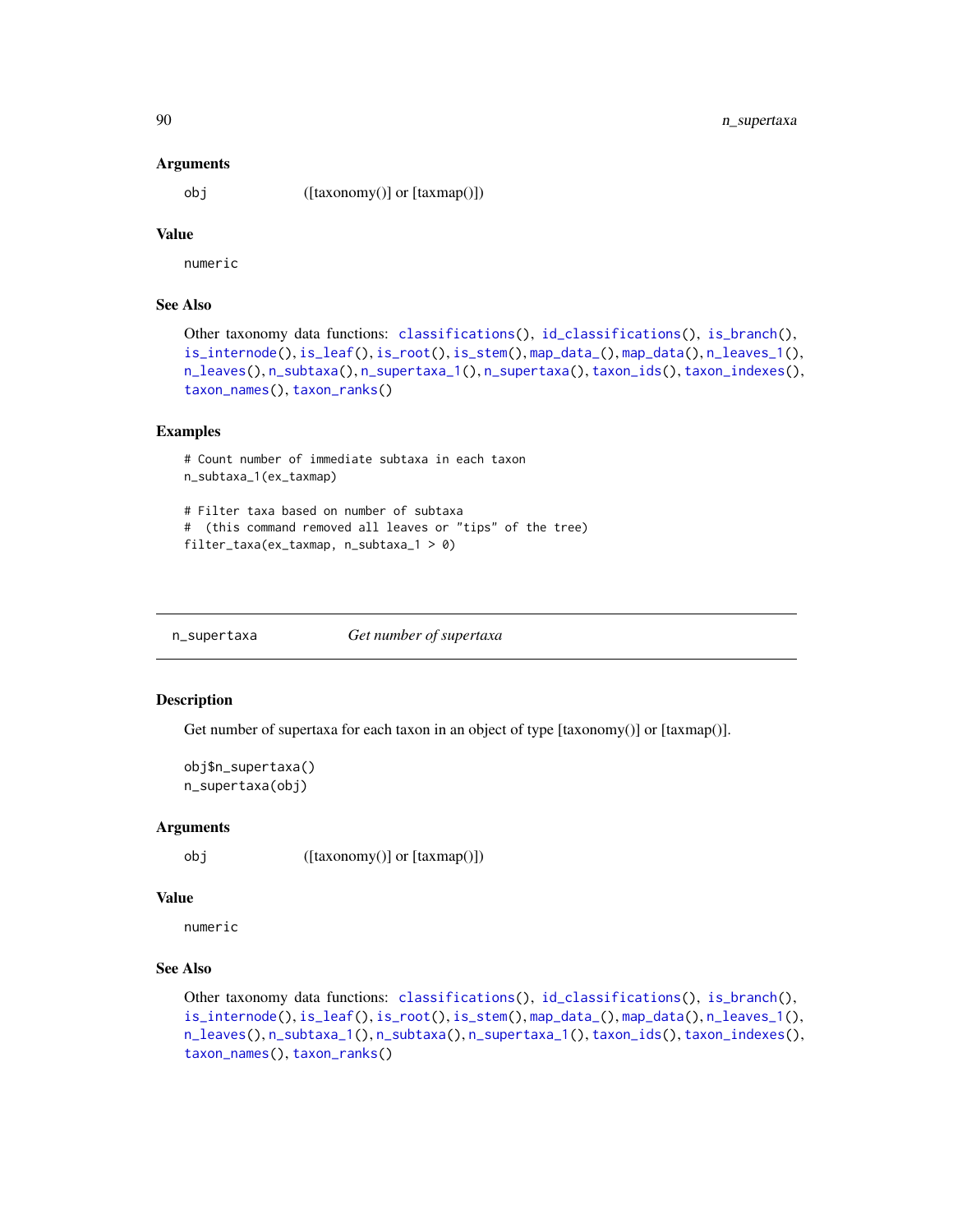### Arguments

obj ([taxonomy()] or [taxmap()])

### Value

numeric

### See Also

Other taxonomy data functions: classifications(), id_classifications(), is_branch(), is_internode(), is_leaf(), is_root(), is_stem(), map_data_(), map_data(), n_leaves_1(), n_leaves(), n_subtaxa(), n_supertaxa_1(), n_supertaxa(), taxon_ids(), taxon_indexes(), taxon_names(), taxon_ranks()

### Examples

```
# Count number of immediate subtaxa in each taxon
n_subtaxa_1(ex_taxmap)

# Filter taxa based on number of subtaxa
#  (this command removed all leaves or "tips" of the tree)
filter_taxa(ex_taxmap, n_subtaxa_1 > 0)
```

---

## n_supertaxa *Get number of supertaxa*

### Description

Get number of supertaxa for each taxon in an object of type [taxonomy()] or [taxmap()].

```
obj$n_supertaxa()
n_supertaxa(obj)
```

### Arguments

obj ([taxonomy()] or [taxmap()])

### Value

numeric

### See Also

Other taxonomy data functions: classifications(), id_classifications(), is_branch(), is_internode(), is_leaf(), is_root(), is_stem(), map_data_(), map_data(), n_leaves_1(), n_leaves(), n_subtaxa_1(), n_subtaxa(), n_supertaxa_1(), taxon_ids(), taxon_indexes(), taxon_names(), taxon_ranks()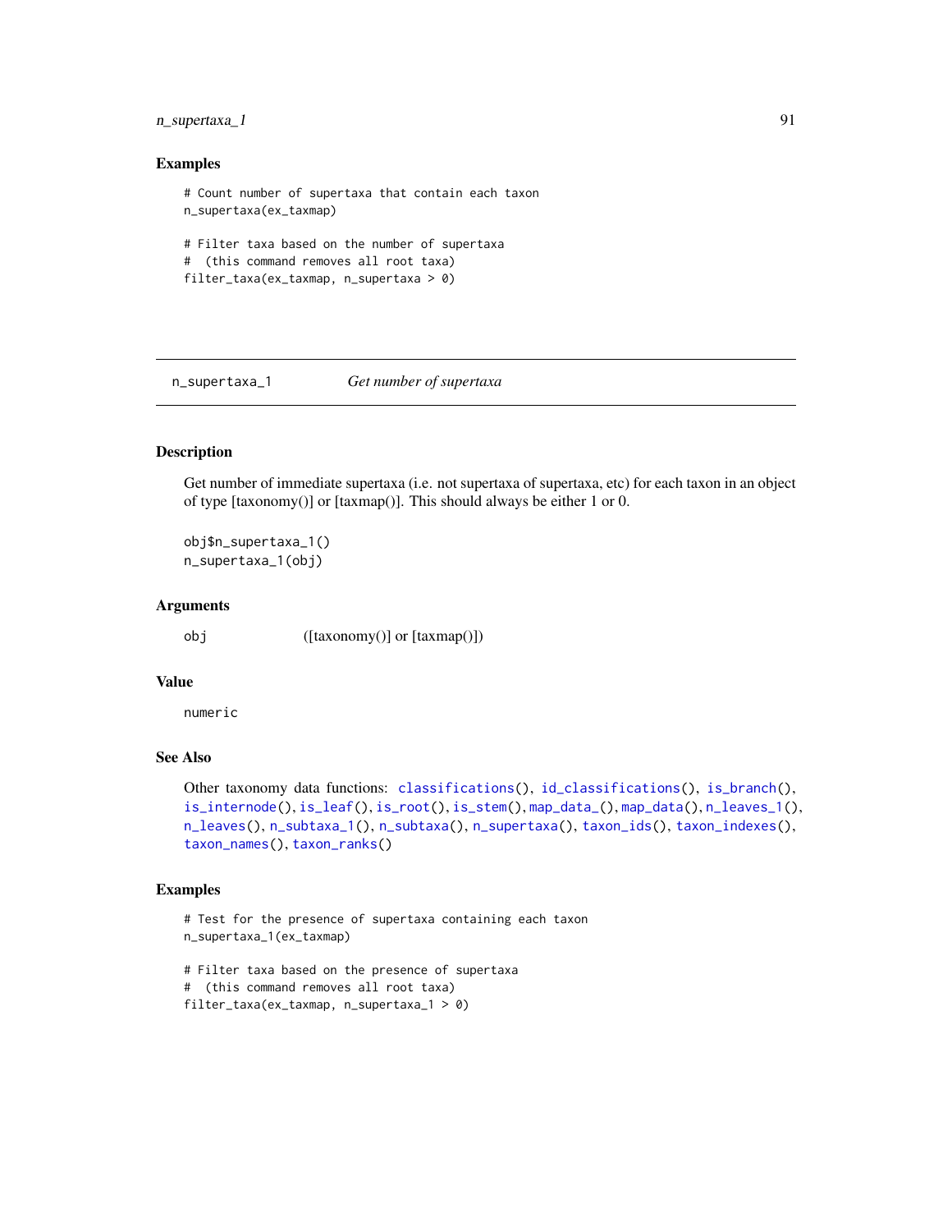## Examples

```
# Count number of supertaxa that contain each taxon
n_supertaxa(ex_taxmap)

# Filter taxa based on the number of supertaxa
#  (this command removes all root taxa)
filter_taxa(ex_taxmap, n_supertaxa > 0)
```

---

# n_supertaxa_1 — *Get number of supertaxa*

## Description

Get number of immediate supertaxa (i.e. not supertaxa of supertaxa, etc) for each taxon in an object of type [taxonomy()] or [taxmap()]. This should always be either 1 or 0.

```
obj$n_supertaxa_1()
n_supertaxa_1(obj)
```

## Arguments

| | |
|---|---|
| obj | ([taxonomy()] or [taxmap()]) |

## Value

numeric

## See Also

Other taxonomy data functions: classifications(), id_classifications(), is_branch(), is_internode(), is_leaf(), is_root(), is_stem(), map_data_(), map_data(), n_leaves_1(), n_leaves(), n_subtaxa_1(), n_subtaxa(), n_supertaxa(), taxon_ids(), taxon_indexes(), taxon_names(), taxon_ranks()

## Examples

```
# Test for the presence of supertaxa containing each taxon
n_supertaxa_1(ex_taxmap)

# Filter taxa based on the presence of supertaxa
#  (this command removes all root taxa)
filter_taxa(ex_taxmap, n_supertaxa_1 > 0)
```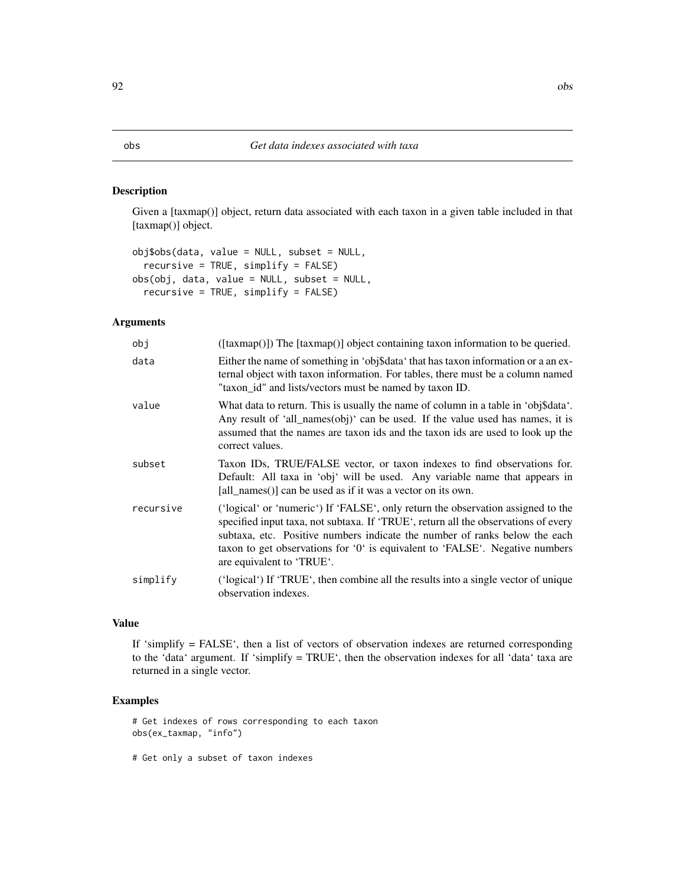# obs — *Get data indexes associated with taxa*

## Description

Given a [taxmap()] object, return data associated with each taxon in a given table included in that [taxmap()] object.

```
obj$obs(data, value = NULL, subset = NULL,
  recursive = TRUE, simplify = FALSE)
obs(obj, data, value = NULL, subset = NULL,
  recursive = TRUE, simplify = FALSE)
```

## Arguments

| | |
|---|---|
| `obj` | ([taxmap()]) The [taxmap()] object containing taxon information to be queried. |
| `data` | Either the name of something in 'obj$data' that has taxon information or a an external object with taxon information. For tables, there must be a column named "taxon_id" and lists/vectors must be named by taxon ID. |
| `value` | What data to return. This is usually the name of column in a table in 'obj$data'. Any result of 'all_names(obj)' can be used. If the value used has names, it is assumed that the names are taxon ids and the taxon ids are used to look up the correct values. |
| `subset` | Taxon IDs, TRUE/FALSE vector, or taxon indexes to find observations for. Default: All taxa in 'obj' will be used. Any variable name that appears in [all_names()] can be used as if it was a vector on its own. |
| `recursive` | ('logical' or 'numeric') If 'FALSE', only return the observation assigned to the specified input taxa, not subtaxa. If 'TRUE', return all the observations of every subtaxa, etc. Positive numbers indicate the number of ranks below the each taxon to get observations for '0' is equivalent to 'FALSE'. Negative numbers are equivalent to 'TRUE'. |
| `simplify` | ('logical') If 'TRUE', then combine all the results into a single vector of unique observation indexes. |

## Value

If 'simplify = FALSE', then a list of vectors of observation indexes are returned corresponding to the 'data' argument. If 'simplify = TRUE', then the observation indexes for all 'data' taxa are returned in a single vector.

## Examples

```
# Get indexes of rows corresponding to each taxon
obs(ex_taxmap, "info")

# Get only a subset of taxon indexes
```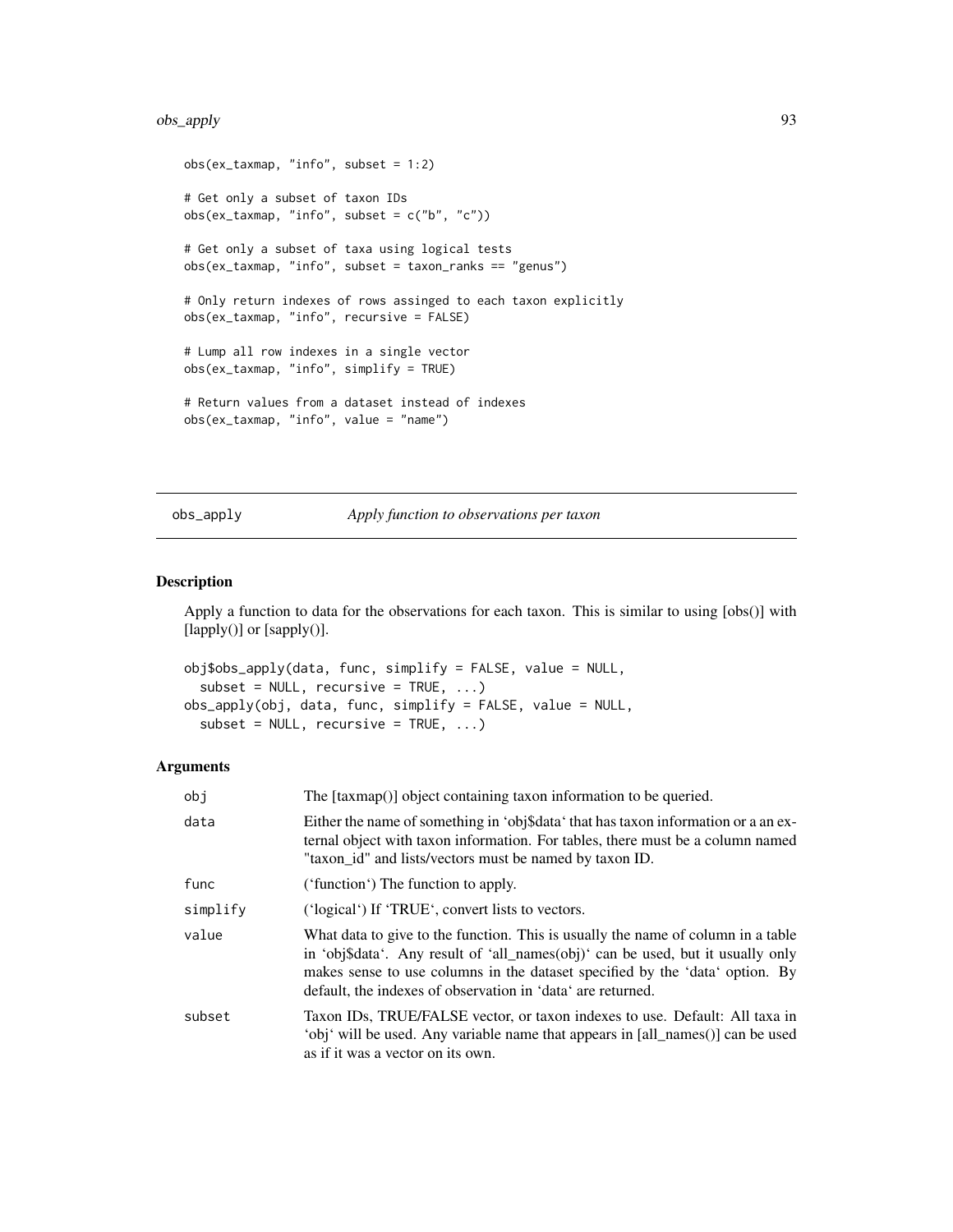```
obs(ex_taxmap, "info", subset = 1:2)

# Get only a subset of taxon IDs
obs(ex_taxmap, "info", subset = c("b", "c"))

# Get only a subset of taxa using logical tests
obs(ex_taxmap, "info", subset = taxon_ranks == "genus")

# Only return indexes of rows assinged to each taxon explicitly
obs(ex_taxmap, "info", recursive = FALSE)

# Lump all row indexes in a single vector
obs(ex_taxmap, "info", simplify = TRUE)

# Return values from a dataset instead of indexes
obs(ex_taxmap, "info", value = "name")
```

---

## obs_apply — *Apply function to observations per taxon*

### Description

Apply a function to data for the observations for each taxon. This is similar to using [obs()] with [lapply()] or [sapply()].

```
obj$obs_apply(data, func, simplify = FALSE, value = NULL,
  subset = NULL, recursive = TRUE, ...)
obs_apply(obj, data, func, simplify = FALSE, value = NULL,
  subset = NULL, recursive = TRUE, ...)
```

### Arguments

| | |
|---|---|
| obj | The [taxmap()] object containing taxon information to be queried. |
| data | Either the name of something in 'obj$data' that has taxon information or a an external object with taxon information. For tables, there must be a column named "taxon_id" and lists/vectors must be named by taxon ID. |
| func | ('function') The function to apply. |
| simplify | ('logical') If 'TRUE', convert lists to vectors. |
| value | What data to give to the function. This is usually the name of column in a table in 'obj$data'. Any result of 'all_names(obj)' can be used, but it usually only makes sense to use columns in the dataset specified by the 'data' option. By default, the indexes of observation in 'data' are returned. |
| subset | Taxon IDs, TRUE/FALSE vector, or taxon indexes to use. Default: All taxa in 'obj' will be used. Any variable name that appears in [all_names()] can be used as if it was a vector on its own. |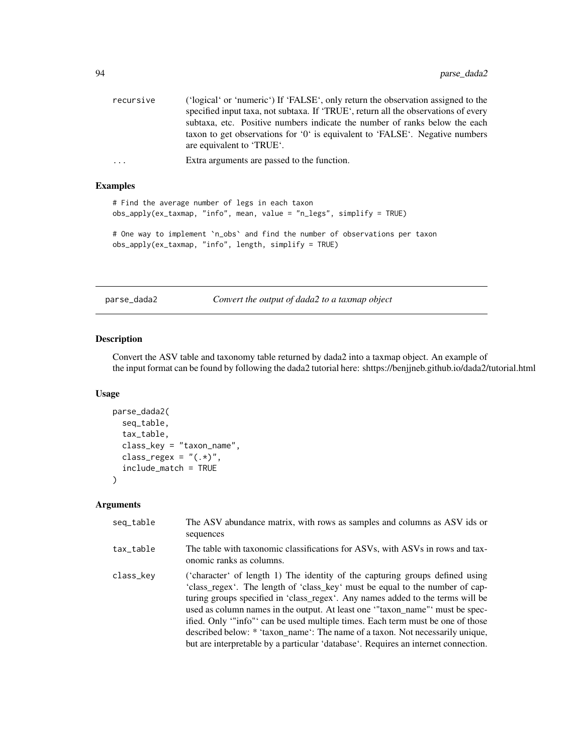| | |
|---|---|
| recursive | ('logical' or 'numeric') If 'FALSE', only return the observation assigned to the specified input taxa, not subtaxa. If 'TRUE', return all the observations of every subtaxa, etc. Positive numbers indicate the number of ranks below the each taxon to get observations for '0' is equivalent to 'FALSE'. Negative numbers are equivalent to 'TRUE'. |
| ... | Extra arguments are passed to the function. |

### Examples

```
# Find the average number of legs in each taxon
obs_apply(ex_taxmap, "info", mean, value = "n_legs", simplify = TRUE)

# One way to implement `n_obs` and find the number of observations per taxon
obs_apply(ex_taxmap, "info", length, simplify = TRUE)
```

---

## parse_dada2 — *Convert the output of dada2 to a taxmap object*

### Description

Convert the ASV table and taxonomy table returned by dada2 into a taxmap object. An example of the input format can be found by following the dada2 tutorial here: shttps://benjjneb.github.io/dada2/tutorial.html

### Usage

```
parse_dada2(
  seq_table,
  tax_table,
  class_key = "taxon_name",
  class_regex = "(.*)",
  include_match = TRUE
)
```

### Arguments

| | |
|---|---|
| seq_table | The ASV abundance matrix, with rows as samples and columns as ASV ids or sequences |
| tax_table | The table with taxonomic classifications for ASVs, with ASVs in rows and taxonomic ranks as columns. |
| class_key | ('character' of length 1) The identity of the capturing groups defined using 'class_regex'. The length of 'class_key' must be equal to the number of capturing groups specified in 'class_regex'. Any names added to the terms will be used as column names in the output. At least one '"taxon_name"' must be specified. Only '"info"' can be used multiple times. Each term must be one of those described below: * 'taxon_name': The name of a taxon. Not necessarily unique, but are interpretable by a particular 'database'. Requires an internet connection. |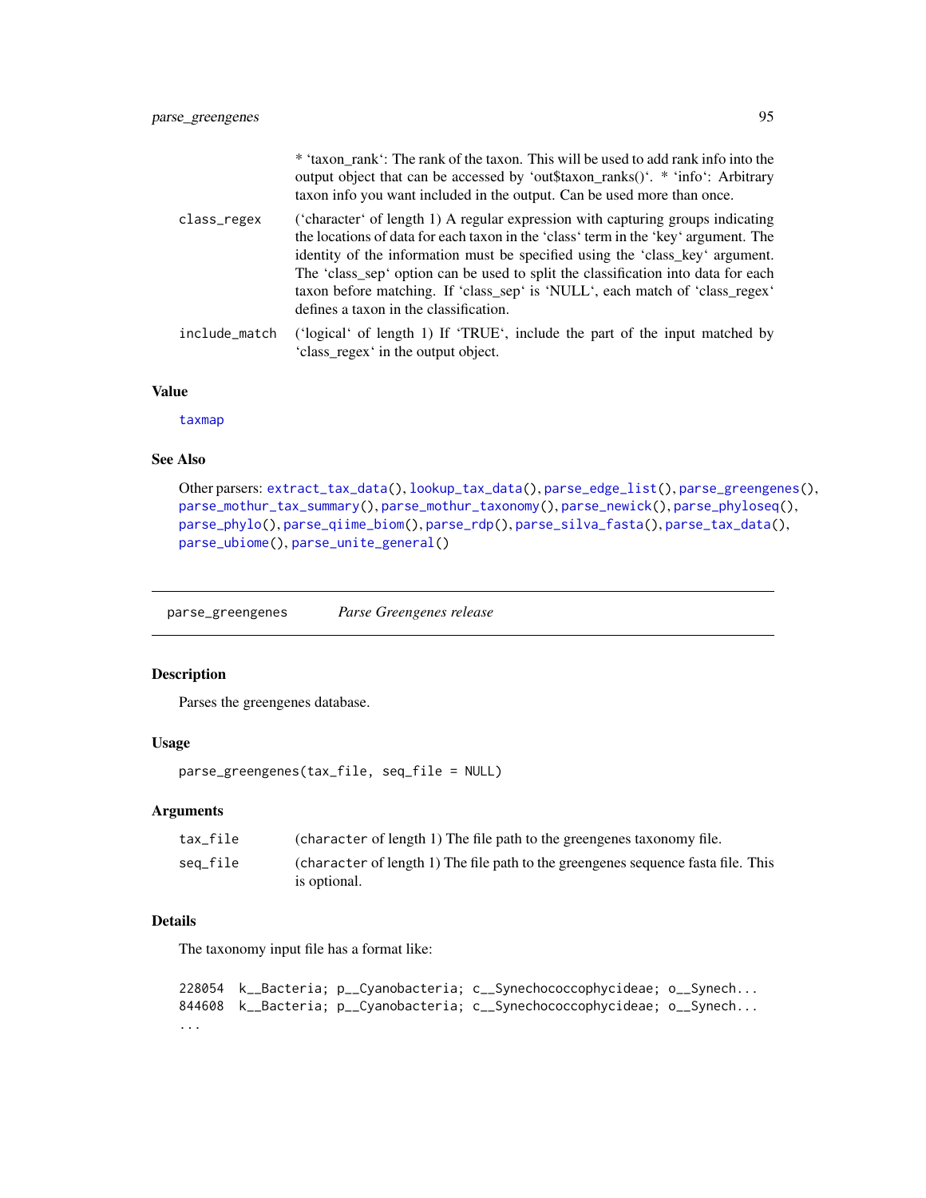* ‘taxon_rank‘: The rank of the taxon. This will be used to add rank info into the output object that can be accessed by ‘out$taxon_ranks()‘. * ‘info‘: Arbitrary taxon info you want included in the output. Can be used more than once.

`class_regex` (‘character‘ of length 1) A regular expression with capturing groups indicating the locations of data for each taxon in the ‘class‘ term in the ‘key‘ argument. The identity of the information must be specified using the ‘class_key‘ argument. The ‘class_sep‘ option can be used to split the classification into data for each taxon before matching. If ‘class_sep‘ is ‘NULL‘, each match of ‘class_regex‘ defines a taxon in the classification.

`include_match` (‘logical‘ of length 1) If ‘TRUE‘, include the part of the input matched by ‘class_regex‘ in the output object.

### Value

taxmap

### See Also

Other parsers: `extract_tax_data()`, `lookup_tax_data()`, `parse_edge_list()`, `parse_greengenes()`, `parse_mothur_tax_summary()`, `parse_mothur_taxonomy()`, `parse_newick()`, `parse_phyloseq()`, `parse_phylo()`, `parse_qiime_biom()`, `parse_rdp()`, `parse_silva_fasta()`, `parse_tax_data()`, `parse_ubiome()`, `parse_unite_general()`

---

## parse_greengenes *Parse Greengenes release*

### Description

Parses the greengenes database.

### Usage

```
parse_greengenes(tax_file, seq_file = NULL)
```

### Arguments

`tax_file` (character of length 1) The file path to the greengenes taxonomy file.

`seq_file` (character of length 1) The file path to the greengenes sequence fasta file. This is optional.

### Details

The taxonomy input file has a format like:

```
228054  k__Bacteria; p__Cyanobacteria; c__Synechococcophycideae; o__Synech...
844608  k__Bacteria; p__Cyanobacteria; c__Synechococcophycideae; o__Synech...
...
```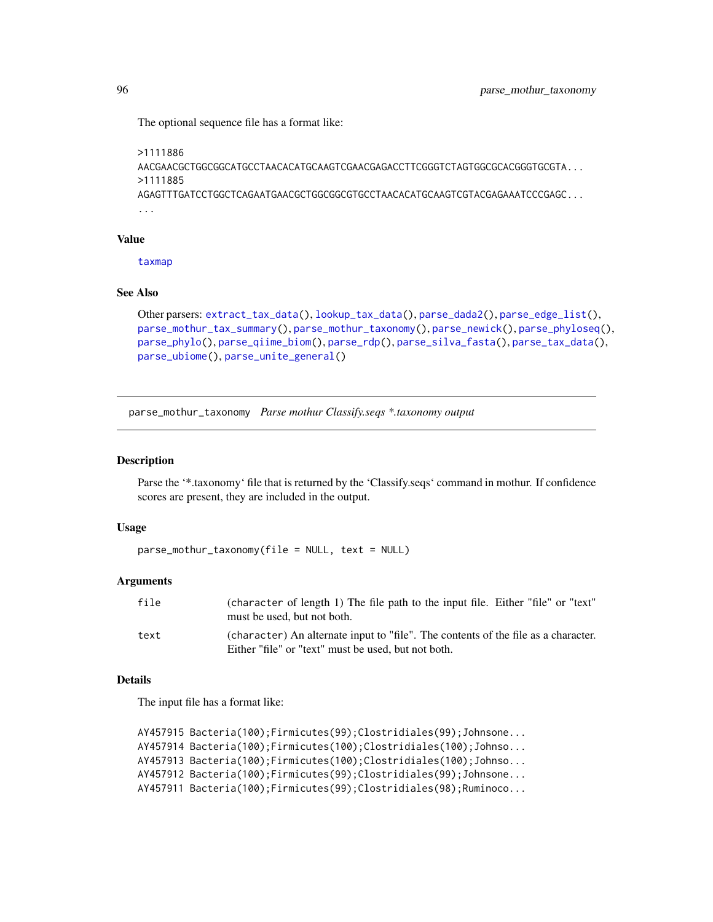The optional sequence file has a format like:

```
>1111886
AACGAACGCTGGCGGCATGCCTAACACATGCAAGTCGAACGAGACCTTCGGGTCTAGTGGCGCACGGGTGCGTA...
>1111885
AGAGTTTGATCCTGGCTCAGAATGAACGCTGGCGGCGTGCCTAACACATGCAAGTCGTACGAGAAATCCCGAGC...
...
```

### Value

taxmap

### See Also

Other parsers: extract_tax_data(), lookup_tax_data(), parse_dada2(), parse_edge_list(), parse_mothur_tax_summary(), parse_mothur_taxonomy(), parse_newick(), parse_phyloseq(), parse_phylo(), parse_qiime_biom(), parse_rdp(), parse_silva_fasta(), parse_tax_data(), parse_ubiome(), parse_unite_general()

---

## parse_mothur_taxonomy *Parse mothur Classify.seqs *.taxonomy output*

### Description

Parse the '*.taxonomy' file that is returned by the 'Classify.seqs' command in mothur. If confidence scores are present, they are included in the output.

### Usage

```
parse_mothur_taxonomy(file = NULL, text = NULL)
```

### Arguments

| | |
|---|---|
| file | (character of length 1) The file path to the input file. Either "file" or "text" must be used, but not both. |
| text | (character) An alternate input to "file". The contents of the file as a character. Either "file" or "text" must be used, but not both. |

### Details

The input file has a format like:

```
AY457915 Bacteria(100);Firmicutes(99);Clostridiales(99);Johnsone...
AY457914 Bacteria(100);Firmicutes(100);Clostridiales(100);Johnso...
AY457913 Bacteria(100);Firmicutes(100);Clostridiales(100);Johnso...
AY457912 Bacteria(100);Firmicutes(99);Clostridiales(99);Johnsone...
AY457911 Bacteria(100);Firmicutes(99);Clostridiales(98);Ruminoco...
```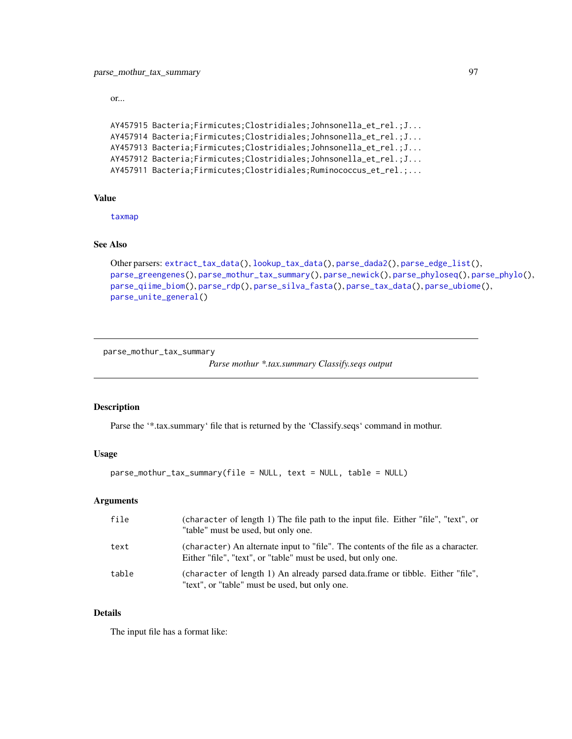or...

```
AY457915 Bacteria;Firmicutes;Clostridiales;Johnsonella_et_rel.;J...
AY457914 Bacteria;Firmicutes;Clostridiales;Johnsonella_et_rel.;J...
AY457913 Bacteria;Firmicutes;Clostridiales;Johnsonella_et_rel.;J...
AY457912 Bacteria;Firmicutes;Clostridiales;Johnsonella_et_rel.;J...
AY457911 Bacteria;Firmicutes;Clostridiales;Ruminococcus_et_rel.;...
```

### Value

taxmap

### See Also

Other parsers: extract_tax_data(), lookup_tax_data(), parse_dada2(), parse_edge_list(), parse_greengenes(), parse_mothur_tax_summary(), parse_newick(), parse_phyloseq(), parse_phylo(), parse_qiime_biom(), parse_rdp(), parse_silva_fasta(), parse_tax_data(), parse_ubiome(), parse_unite_general()

---

## parse_mothur_tax_summary

*Parse mothur *.tax.summary Classify.seqs output*

### Description

Parse the '*.tax.summary' file that is returned by the 'Classify.seqs' command in mothur.

### Usage

```
parse_mothur_tax_summary(file = NULL, text = NULL, table = NULL)
```

### Arguments

| | |
|---|---|
| file | (character of length 1) The file path to the input file. Either "file", "text", or "table" must be used, but only one. |
| text | (character) An alternate input to "file". The contents of the file as a character. Either "file", "text", or "table" must be used, but only one. |
| table | (character of length 1) An already parsed data.frame or tibble. Either "file", "text", or "table" must be used, but only one. |

### Details

The input file has a format like: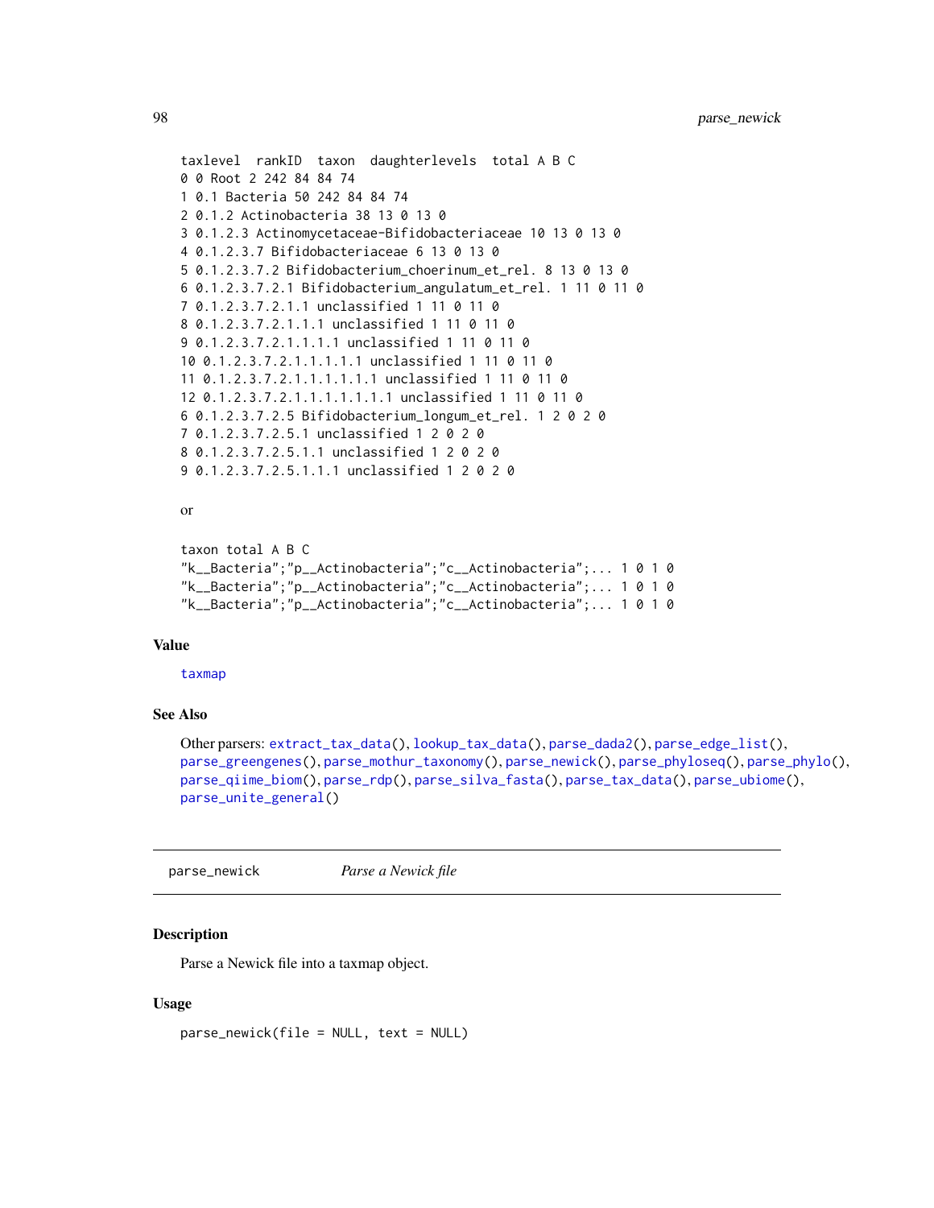```
taxlevel  rankID  taxon  daughterlevels  total A B C
0 0 Root 2 242 84 84 74
1 0.1 Bacteria 50 242 84 84 74
2 0.1.2 Actinobacteria 38 13 0 13 0
3 0.1.2.3 Actinomycetaceae-Bifidobacteriaceae 10 13 0 13 0
4 0.1.2.3.7 Bifidobacteriaceae 6 13 0 13 0
5 0.1.2.3.7.2 Bifidobacterium_choerinum_et_rel. 8 13 0 13 0
6 0.1.2.3.7.2.1 Bifidobacterium_angulatum_et_rel. 1 11 0 11 0
7 0.1.2.3.7.2.1.1 unclassified 1 11 0 11 0
8 0.1.2.3.7.2.1.1.1 unclassified 1 11 0 11 0
9 0.1.2.3.7.2.1.1.1.1 unclassified 1 11 0 11 0
10 0.1.2.3.7.2.1.1.1.1.1 unclassified 1 11 0 11 0
11 0.1.2.3.7.2.1.1.1.1.1.1 unclassified 1 11 0 11 0
12 0.1.2.3.7.2.1.1.1.1.1.1.1 unclassified 1 11 0 11 0
6 0.1.2.3.7.2.5 Bifidobacterium_longum_et_rel. 1 2 0 2 0
7 0.1.2.3.7.2.5.1 unclassified 1 2 0 2 0
8 0.1.2.3.7.2.5.1.1 unclassified 1 2 0 2 0
9 0.1.2.3.7.2.5.1.1.1 unclassified 1 2 0 2 0
```

or

```
taxon total A B C
"k__Bacteria";"p__Actinobacteria";"c__Actinobacteria";... 1 0 1 0
"k__Bacteria";"p__Actinobacteria";"c__Actinobacteria";... 1 0 1 0
"k__Bacteria";"p__Actinobacteria";"c__Actinobacteria";... 1 0 1 0
```

### Value

taxmap

### See Also

Other parsers: extract_tax_data(), lookup_tax_data(), parse_dada2(), parse_edge_list(), parse_greengenes(), parse_mothur_taxonomy(), parse_newick(), parse_phyloseq(), parse_phylo(), parse_qiime_biom(), parse_rdp(), parse_silva_fasta(), parse_tax_data(), parse_ubiome(), parse_unite_general()

---

## parse_newick — *Parse a Newick file*

### Description

Parse a Newick file into a taxmap object.

### Usage

```
parse_newick(file = NULL, text = NULL)
```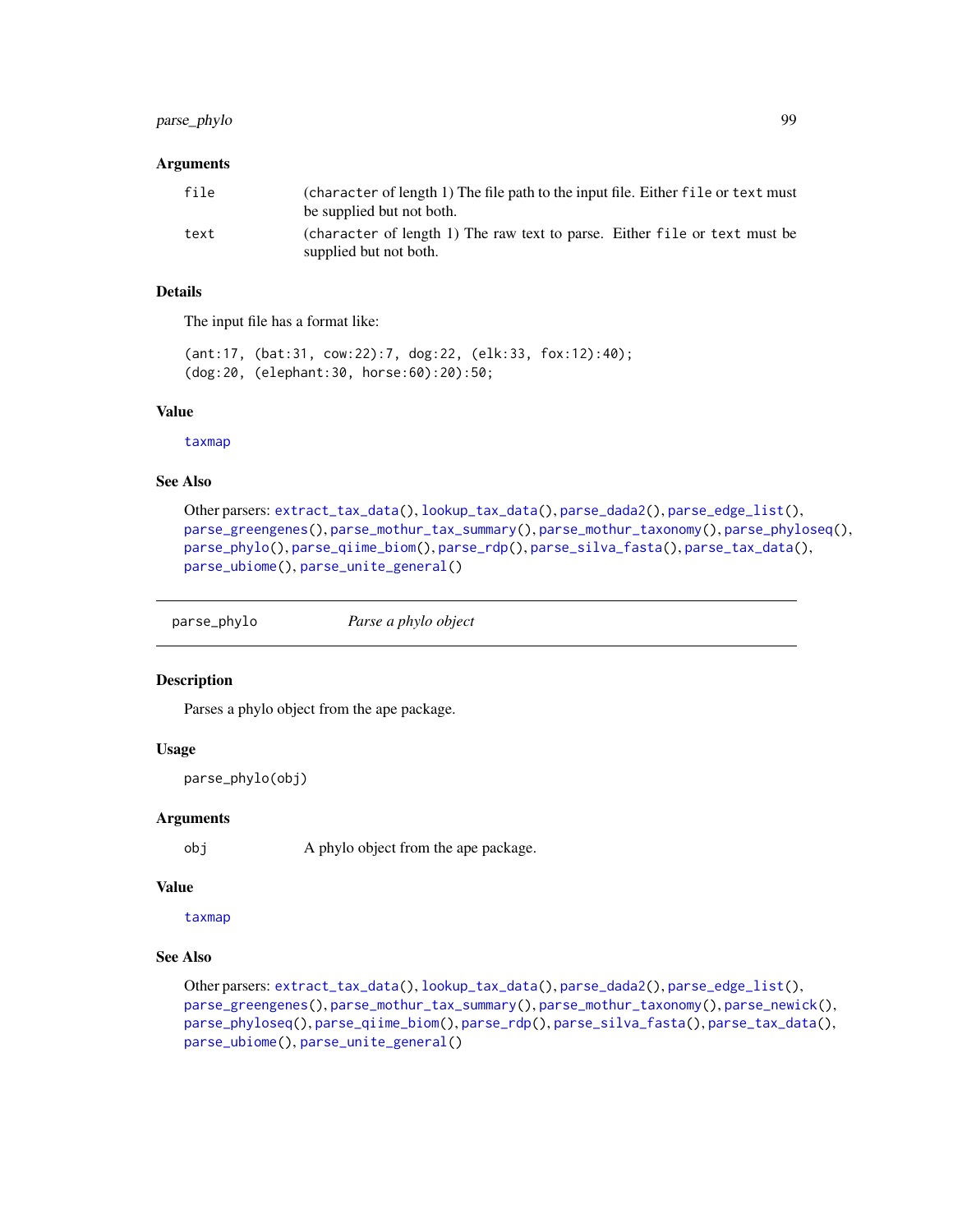### Arguments

| | |
|---|---|
| `file` | (character of length 1) The file path to the input file. Either `file` or `text` must be supplied but not both. |
| `text` | (character of length 1) The raw text to parse. Either `file` or `text` must be supplied but not both. |

### Details

The input file has a format like:

```
(ant:17, (bat:31, cow:22):7, dog:22, (elk:33, fox:12):40);
(dog:20, (elephant:30, horse:60):20):50;
```

### Value

`taxmap`

### See Also

Other parsers: `extract_tax_data()`, `lookup_tax_data()`, `parse_dada2()`, `parse_edge_list()`, `parse_greengenes()`, `parse_mothur_tax_summary()`, `parse_mothur_taxonomy()`, `parse_phyloseq()`, `parse_phylo()`, `parse_qiime_biom()`, `parse_rdp()`, `parse_silva_fasta()`, `parse_tax_data()`, `parse_ubiome()`, `parse_unite_general()`

---

## parse_phylo *Parse a phylo object*

### Description

Parses a phylo object from the ape package.

### Usage

```
parse_phylo(obj)
```

### Arguments

| | |
|---|---|
| `obj` | A phylo object from the ape package. |

### Value

`taxmap`

### See Also

Other parsers: `extract_tax_data()`, `lookup_tax_data()`, `parse_dada2()`, `parse_edge_list()`, `parse_greengenes()`, `parse_mothur_tax_summary()`, `parse_mothur_taxonomy()`, `parse_newick()`, `parse_phyloseq()`, `parse_qiime_biom()`, `parse_rdp()`, `parse_silva_fasta()`, `parse_tax_data()`, `parse_ubiome()`, `parse_unite_general()`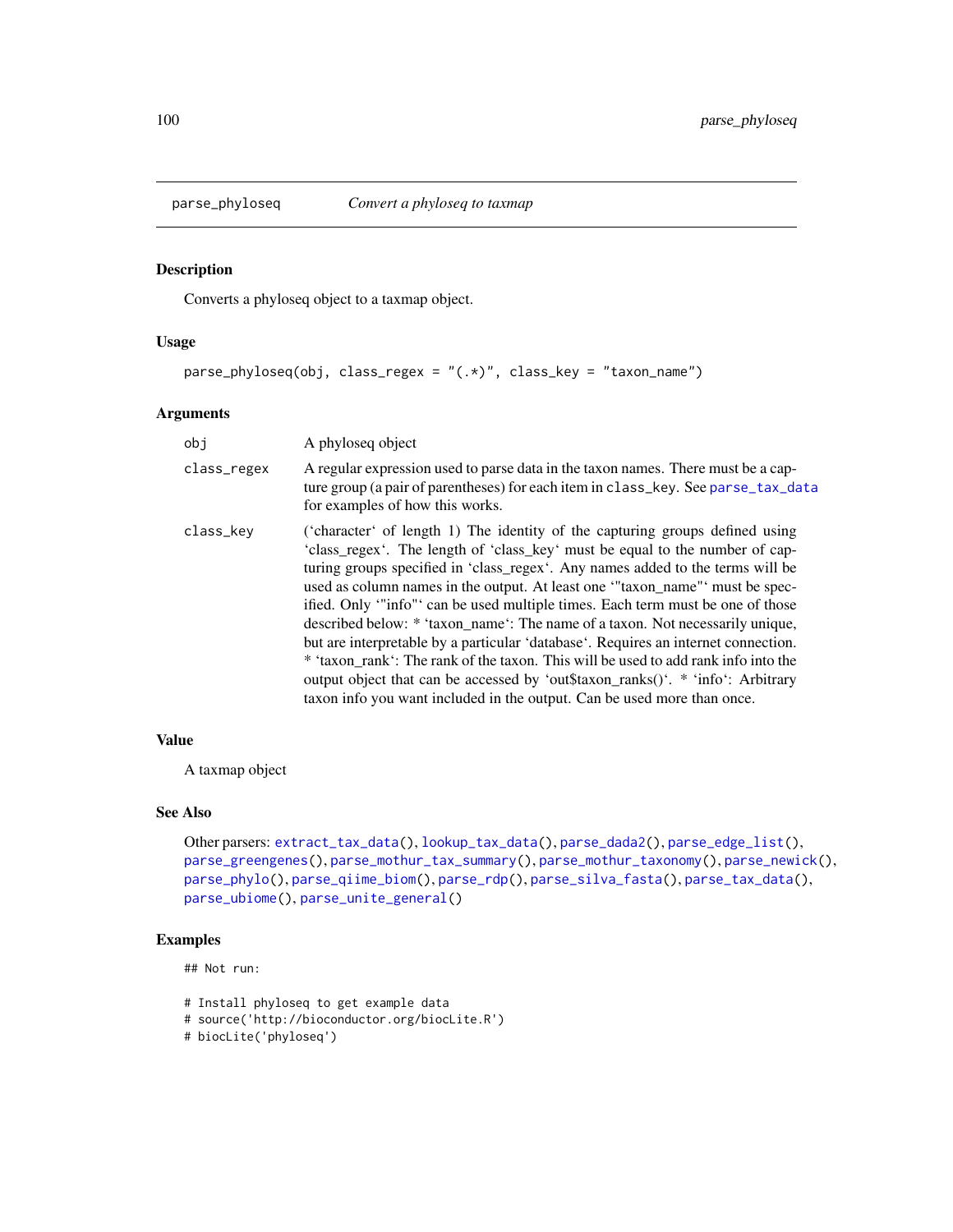parse_phyloseq    *Convert a phyloseq to taxmap*

### Description

Converts a phyloseq object to a taxmap object.

### Usage

```
parse_phyloseq(obj, class_regex = "(.*)", class_key = "taxon_name")
```

### Arguments

| | |
|---|---|
| obj | A phyloseq object |
| class_regex | A regular expression used to parse data in the taxon names. There must be a capture group (a pair of parentheses) for each item in `class_key`. See parse_tax_data for examples of how this works. |
| class_key | ('character' of length 1) The identity of the capturing groups defined using 'class_regex'. The length of 'class_key' must be equal to the number of capturing groups specified in 'class_regex'. Any names added to the terms will be used as column names in the output. At least one '"taxon_name"' must be specified. Only '"info"' can be used multiple times. Each term must be one of those described below: * 'taxon_name': The name of a taxon. Not necessarily unique, but are interpretable by a particular 'database'. Requires an internet connection. * 'taxon_rank': The rank of the taxon. This will be used to add rank info into the output object that can be accessed by 'out$taxon_ranks()'. * 'info': Arbitrary taxon info you want included in the output. Can be used more than once. |

### Value

A taxmap object

### See Also

Other parsers: extract_tax_data(), lookup_tax_data(), parse_dada2(), parse_edge_list(), parse_greengenes(), parse_mothur_tax_summary(), parse_mothur_taxonomy(), parse_newick(), parse_phylo(), parse_qiime_biom(), parse_rdp(), parse_silva_fasta(), parse_tax_data(), parse_ubiome(), parse_unite_general()

### Examples

```
## Not run:

# Install phyloseq to get example data
# source('http://bioconductor.org/biocLite.R')
# biocLite('phyloseq')
```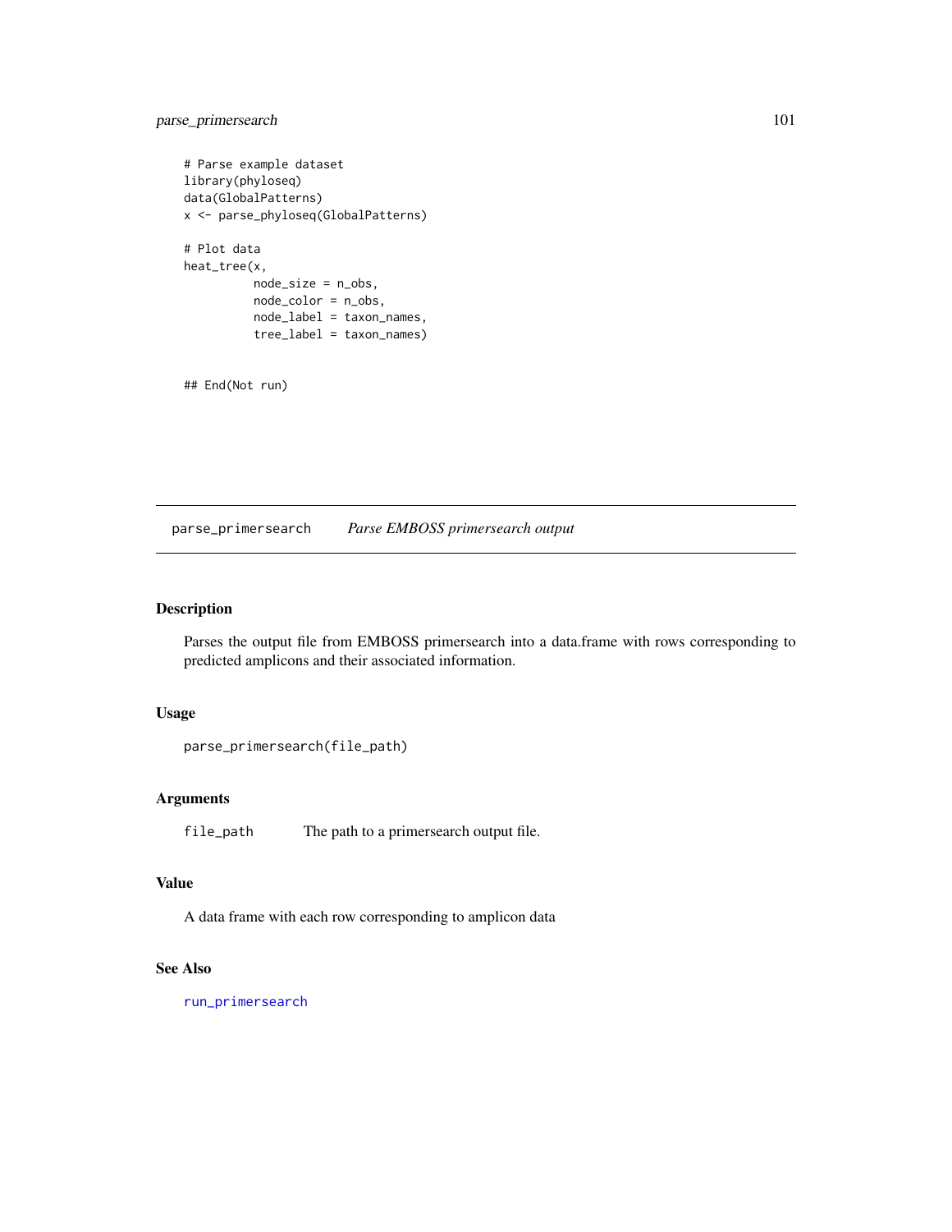```
# Parse example dataset
library(phyloseq)
data(GlobalPatterns)
x <- parse_phyloseq(GlobalPatterns)

# Plot data
heat_tree(x,
          node_size = n_obs,
          node_color = n_obs,
          node_label = taxon_names,
          tree_label = taxon_names)


## End(Not run)
```

---

## parse_primersearch    *Parse EMBOSS primersearch output*

---

### Description

Parses the output file from EMBOSS primersearch into a data.frame with rows corresponding to predicted amplicons and their associated information.

### Usage

```
parse_primersearch(file_path)
```

### Arguments

| | |
|---|---|
| `file_path` | The path to a primersearch output file. |

### Value

A data frame with each row corresponding to amplicon data

### See Also

run_primersearch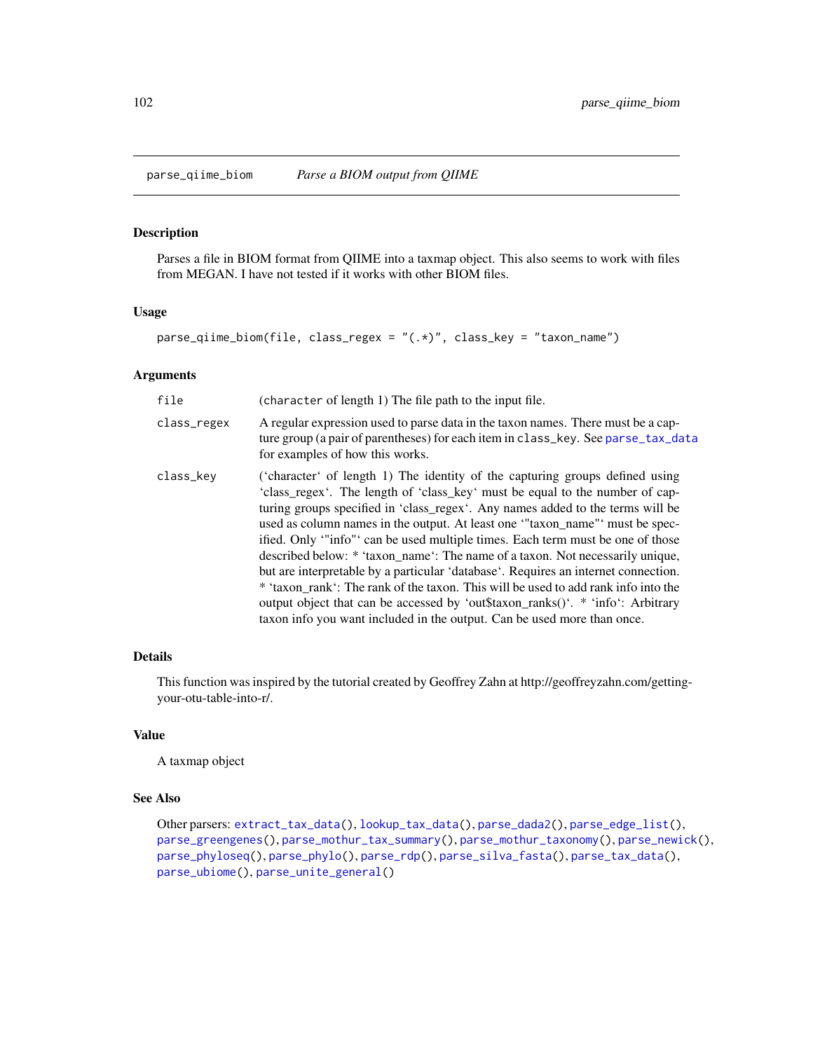parse_qiime_biom — *Parse a BIOM output from QIIME*

## Description

Parses a file in BIOM format from QIIME into a taxmap object. This also seems to work with files from MEGAN. I have not tested if it works with other BIOM files.

## Usage

```
parse_qiime_biom(file, class_regex = "(.*)", class_key = "taxon_name")
```

## Arguments

| | |
|---|---|
| `file` | (`character` of length 1) The file path to the input file. |
| `class_regex` | A regular expression used to parse data in the taxon names. There must be a capture group (a pair of parentheses) for each item in `class_key`. See `parse_tax_data` for examples of how this works. |
| `class_key` | (‘character‘ of length 1) The identity of the capturing groups defined using ‘class_regex‘. The length of ‘class_key‘ must be equal to the number of capturing groups specified in ‘class_regex‘. Any names added to the terms will be used as column names in the output. At least one ‘"taxon_name"‘ must be specified. Only ‘"info"‘ can be used multiple times. Each term must be one of those described below: * ‘taxon_name‘: The name of a taxon. Not necessarily unique, but are interpretable by a particular ‘database‘. Requires an internet connection. * ‘taxon_rank‘: The rank of the taxon. This will be used to add rank info into the output object that can be accessed by ‘out$taxon_ranks()‘. * ‘info‘: Arbitrary taxon info you want included in the output. Can be used more than once. |

## Details

This function was inspired by the tutorial created by Geoffrey Zahn at http://geoffreyzahn.com/getting-your-otu-table-into-r/.

## Value

A taxmap object

## See Also

Other parsers: `extract_tax_data()`, `lookup_tax_data()`, `parse_dada2()`, `parse_edge_list()`, `parse_greengenes()`, `parse_mothur_tax_summary()`, `parse_mothur_taxonomy()`, `parse_newick()`, `parse_phyloseq()`, `parse_phylo()`, `parse_rdp()`, `parse_silva_fasta()`, `parse_tax_data()`, `parse_ubiome()`, `parse_unite_general()`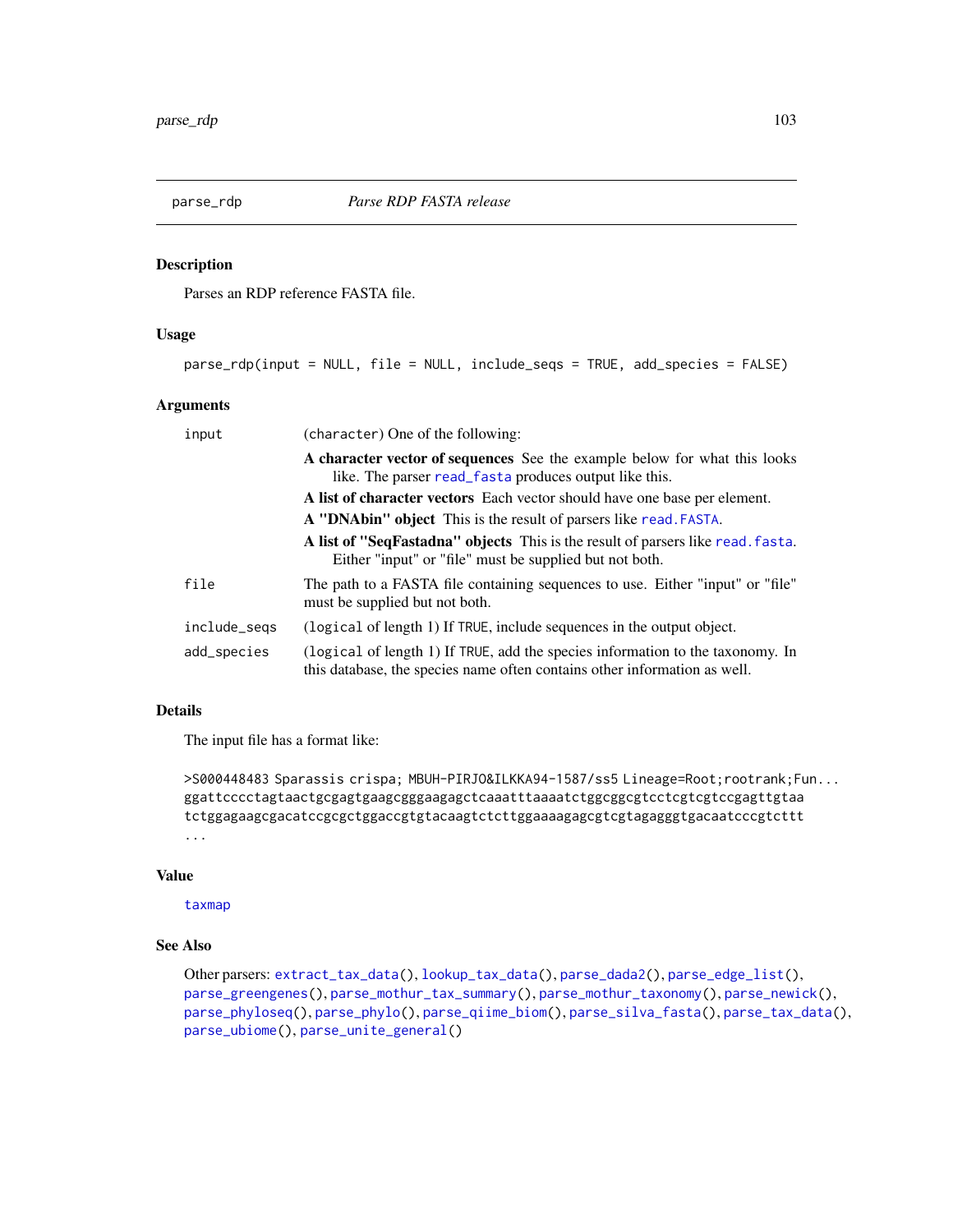# parse_rdp *Parse RDP FASTA release*

## Description

Parses an RDP reference FASTA file.

## Usage

```
parse_rdp(input = NULL, file = NULL, include_seqs = TRUE, add_species = FALSE)
```

## Arguments

| | |
|---|---|
| input | (character) One of the following:<br>**A character vector of sequences** See the example below for what this looks like. The parser read_fasta produces output like this.<br>**A list of character vectors** Each vector should have one base per element.<br>**A "DNAbin" object** This is the result of parsers like read.FASTA.<br>**A list of "SeqFastadna" objects** This is the result of parsers like read.fasta. Either "input" or "file" must be supplied but not both. |
| file | The path to a FASTA file containing sequences to use. Either "input" or "file" must be supplied but not both. |
| include_seqs | (logical of length 1) If TRUE, include sequences in the output object. |
| add_species | (logical of length 1) If TRUE, add the species information to the taxonomy. In this database, the species name often contains other information as well. |

## Details

The input file has a format like:

```
>S000448483 Sparassis crispa; MBUH-PIRJO&ILKKA94-1587/ss5 Lineage=Root;rootrank;Fun...
ggattcccctagtaactgcgagtgaagcgggaagagctcaaatttaaaatctggcggcgtcctcgtcgtccgagttgtaa
tctggagaagcgacatccgcgctggaccgtgtacaagtctcttggaaaagagcgtcgtagagggtgacaatcccgtcttt
...
```

## Value

taxmap

## See Also

Other parsers: extract_tax_data(), lookup_tax_data(), parse_dada2(), parse_edge_list(), parse_greengenes(), parse_mothur_tax_summary(), parse_mothur_taxonomy(), parse_newick(), parse_phyloseq(), parse_phylo(), parse_qiime_biom(), parse_silva_fasta(), parse_tax_data(), parse_ubiome(), parse_unite_general()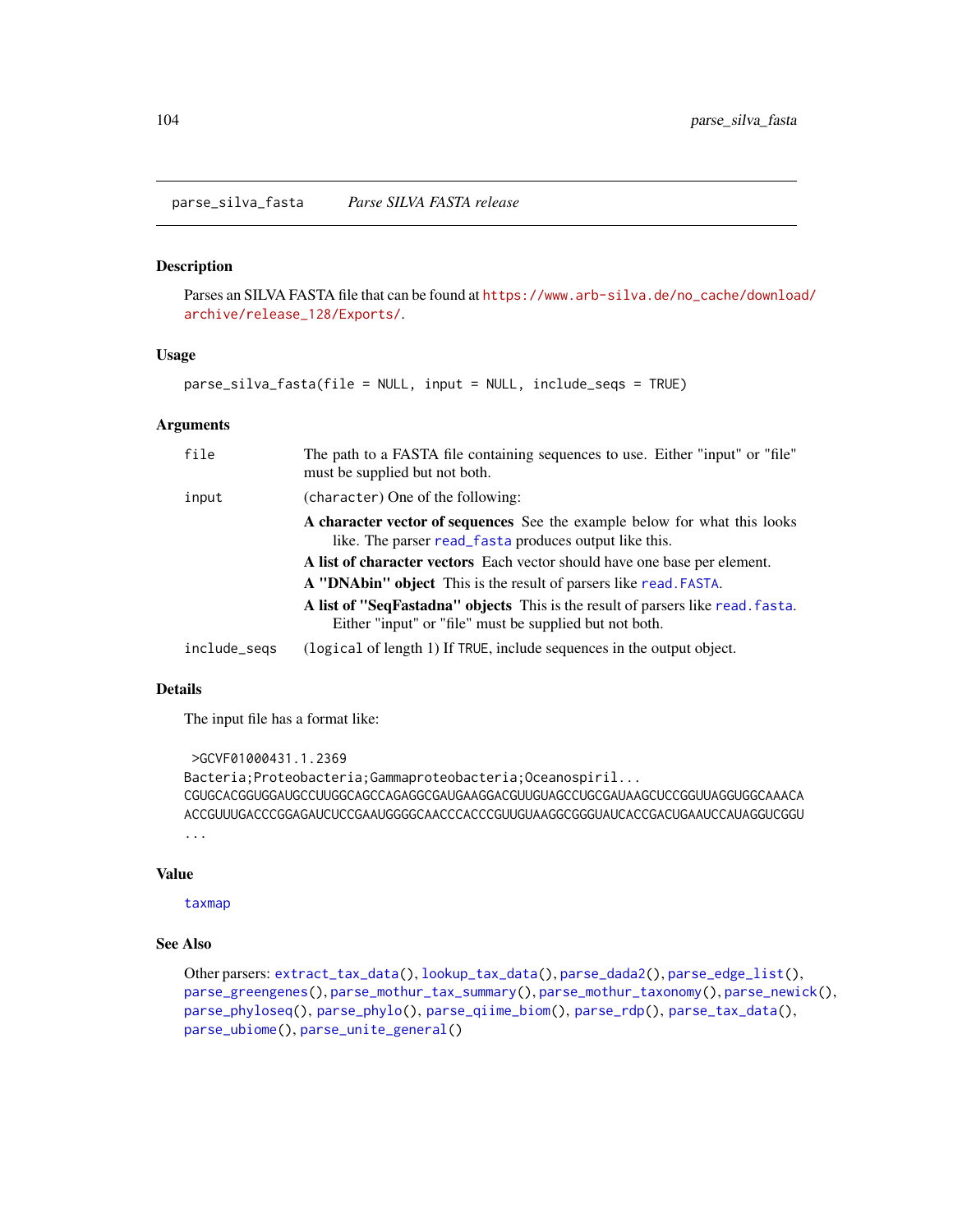## parse_silva_fasta    *Parse SILVA FASTA release*

### Description

Parses an SILVA FASTA file that can be found at https://www.arb-silva.de/no_cache/download/archive/release_128/Exports/.

### Usage

```
parse_silva_fasta(file = NULL, input = NULL, include_seqs = TRUE)
```

### Arguments

| | |
|---|---|
| file | The path to a FASTA file containing sequences to use. Either "input" or "file" must be supplied but not both. |
| input | (character) One of the following:<br>**A character vector of sequences** See the example below for what this looks like. The parser read_fasta produces output like this.<br>**A list of character vectors** Each vector should have one base per element.<br>**A "DNAbin" object** This is the result of parsers like read.FASTA.<br>**A list of "SeqFastadna" objects** This is the result of parsers like read.fasta.<br>Either "input" or "file" must be supplied but not both. |
| include_seqs | (logical of length 1) If TRUE, include sequences in the output object. |

### Details

The input file has a format like:

```
 >GCVF01000431.1.2369
Bacteria;Proteobacteria;Gammaproteobacteria;Oceanospiril...
CGUGCACGGUGGAUGCCUUGGCAGCCAGAGGCGAUGAAGGACGUUGUAGCCUGCGAUAAGCUCCGGUUAGGUGGCAAACA
ACCGUUUGACCCGGAGAUCUCCGAAUGGGGCAACCCACCCGUUGUAAGGCGGGUAUCACCGACUGAAUCCAUAGGUCGGU
...
```

### Value

taxmap

### See Also

Other parsers: extract_tax_data(), lookup_tax_data(), parse_dada2(), parse_edge_list(), parse_greengenes(), parse_mothur_tax_summary(), parse_mothur_taxonomy(), parse_newick(), parse_phyloseq(), parse_phylo(), parse_qiime_biom(), parse_rdp(), parse_tax_data(), parse_ubiome(), parse_unite_general()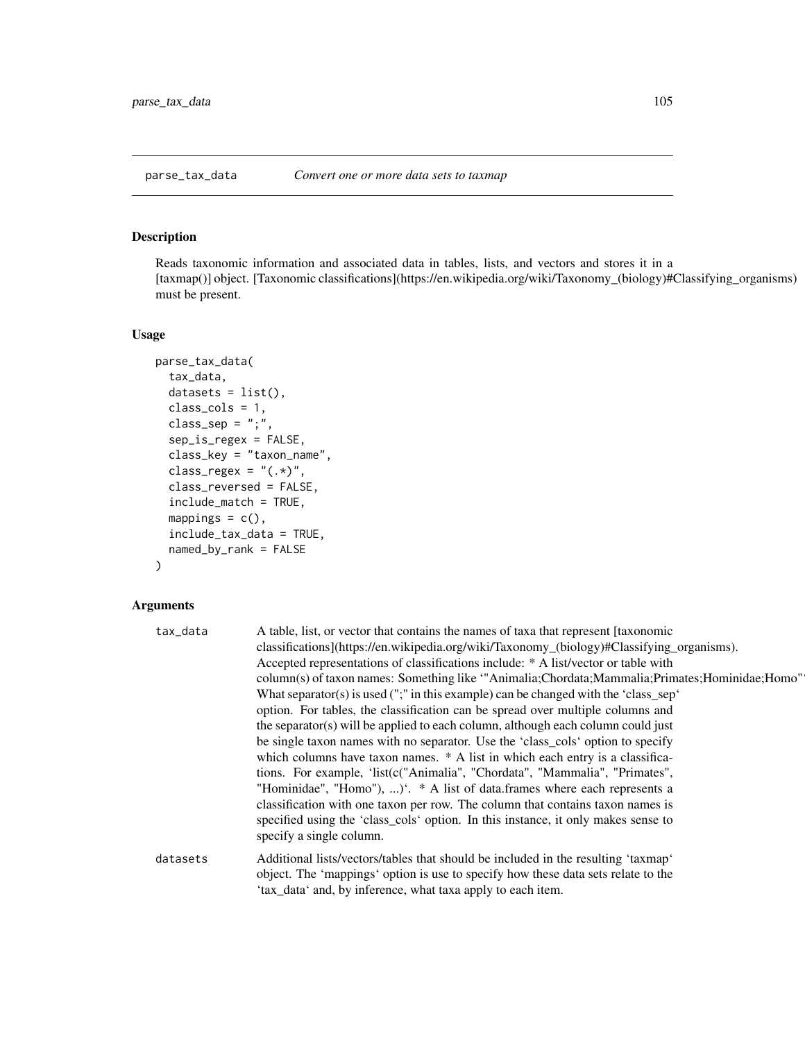parse_tax_data — *Convert one or more data sets to taxmap*

## Description

Reads taxonomic information and associated data in tables, lists, and vectors and stores it in a [taxmap()] object. [Taxonomic classifications](https://en.wikipedia.org/wiki/Taxonomy_(biology)#Classifying_organisms) must be present.

## Usage

```
parse_tax_data(
  tax_data,
  datasets = list(),
  class_cols = 1,
  class_sep = ";",
  sep_is_regex = FALSE,
  class_key = "taxon_name",
  class_regex = "(.*)",
  class_reversed = FALSE,
  include_match = TRUE,
  mappings = c(),
  include_tax_data = TRUE,
  named_by_rank = FALSE
)
```

## Arguments

`tax_data` A table, list, or vector that contains the names of taxa that represent [taxonomic classifications](https://en.wikipedia.org/wiki/Taxonomy_(biology)#Classifying_organisms). Accepted representations of classifications include: * A list/vector or table with column(s) of taxon names: Something like '"Animalia;Chordata;Mammalia;Primates;Hominidae;Homo"'. What separator(s) is used (";" in this example) can be changed with the 'class_sep' option. For tables, the classification can be spread over multiple columns and the separator(s) will be applied to each column, although each column could just be single taxon names with no separator. Use the 'class_cols' option to specify which columns have taxon names. * A list in which each entry is a classifications. For example, 'list(c("Animalia", "Chordata", "Mammalia", "Primates", "Hominidae", "Homo"), ...)'. * A list of data.frames where each represents a classification with one taxon per row. The column that contains taxon names is specified using the 'class_cols' option. In this instance, it only makes sense to specify a single column.

`datasets` Additional lists/vectors/tables that should be included in the resulting 'taxmap' object. The 'mappings' option is use to specify how these data sets relate to the 'tax_data' and, by inference, what taxa apply to each item.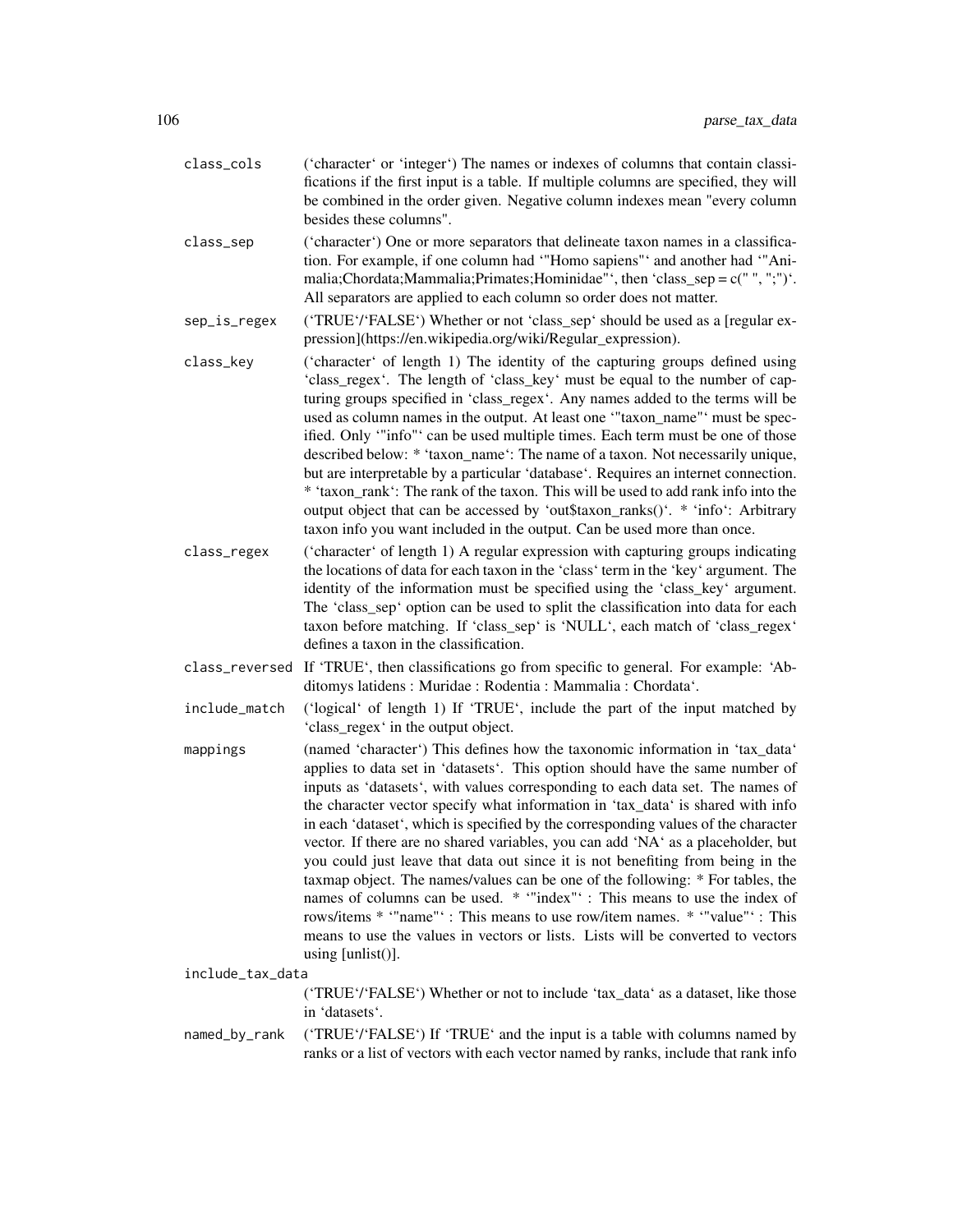class_cols
: ('character' or 'integer') The names or indexes of columns that contain classifications if the first input is a table. If multiple columns are specified, they will be combined in the order given. Negative column indexes mean "every column besides these columns".

class_sep
: ('character') One or more separators that delineate taxon names in a classification. For example, if one column had '"Homo sapiens"' and another had '"Animalia;Chordata;Mammalia;Primates;Hominidae"', then 'class_sep = c(" ", ";")'. All separators are applied to each column so order does not matter.

sep_is_regex
: ('TRUE'/'FALSE') Whether or not 'class_sep' should be used as a [regular expression](https://en.wikipedia.org/wiki/Regular_expression).

class_key
: ('character' of length 1) The identity of the capturing groups defined using 'class_regex'. The length of 'class_key' must be equal to the number of capturing groups specified in 'class_regex'. Any names added to the terms will be used as column names in the output. At least one '"taxon_name"' must be specified. Only '"info"' can be used multiple times. Each term must be one of those described below: * 'taxon_name': The name of a taxon. Not necessarily unique, but are interpretable by a particular 'database'. Requires an internet connection. * 'taxon_rank': The rank of the taxon. This will be used to add rank info into the output object that can be accessed by 'out$taxon_ranks()'. * 'info': Arbitrary taxon info you want included in the output. Can be used more than once.

class_regex
: ('character' of length 1) A regular expression with capturing groups indicating the locations of data for each taxon in the 'class' term in the 'key' argument. The identity of the information must be specified using the 'class_key' argument. The 'class_sep' option can be used to split the classification into data for each taxon before matching. If 'class_sep' is 'NULL', each match of 'class_regex' defines a taxon in the classification.

class_reversed
: If 'TRUE', then classifications go from specific to general. For example: 'Abditomys latidens : Muridae : Rodentia : Mammalia : Chordata'.

include_match
: ('logical' of length 1) If 'TRUE', include the part of the input matched by 'class_regex' in the output object.

mappings
: (named 'character') This defines how the taxonomic information in 'tax_data' applies to data set in 'datasets'. This option should have the same number of inputs as 'datasets', with values corresponding to each data set. The names of the character vector specify what information in 'tax_data' is shared with info in each 'dataset', which is specified by the corresponding values of the character vector. If there are no shared variables, you can add 'NA' as a placeholder, but you could just leave that data out since it is not benefiting from being in the taxmap object. The names/values can be one of the following: * For tables, the names of columns can be used. * '"index"' : This means to use the index of rows/items * '"name"' : This means to use row/item names. * '"value"' : This means to use the values in vectors or lists. Lists will be converted to vectors using [unlist()].

include_tax_data
: ('TRUE'/'FALSE') Whether or not to include 'tax_data' as a dataset, like those in 'datasets'.

named_by_rank
: ('TRUE'/'FALSE') If 'TRUE' and the input is a table with columns named by ranks or a list of vectors with each vector named by ranks, include that rank info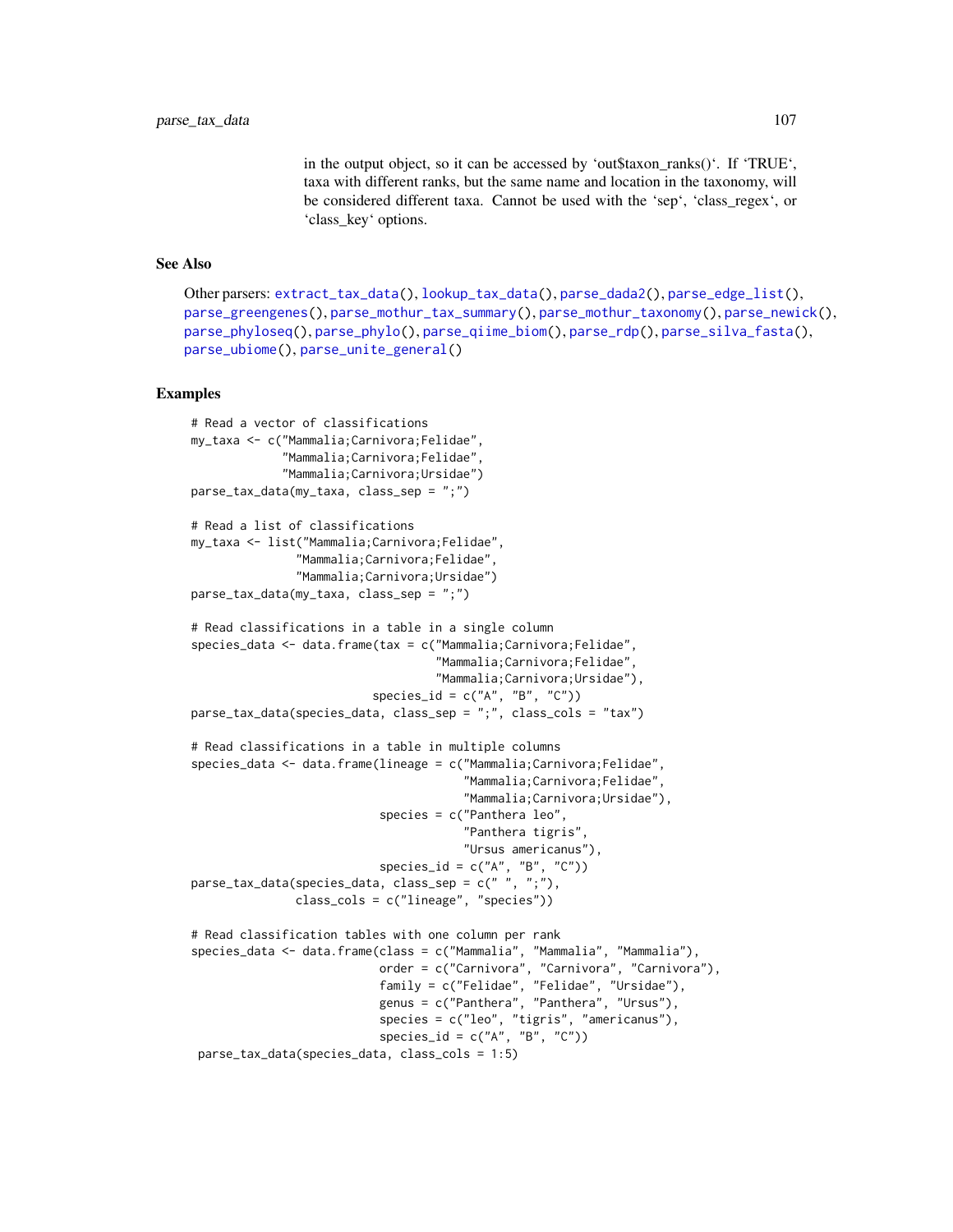in the output object, so it can be accessed by 'out$taxon_ranks()'. If 'TRUE', taxa with different ranks, but the same name and location in the taxonomy, will be considered different taxa. Cannot be used with the 'sep', 'class_regex', or 'class_key' options.

## See Also

Other parsers: extract_tax_data(), lookup_tax_data(), parse_dada2(), parse_edge_list(), parse_greengenes(), parse_mothur_tax_summary(), parse_mothur_taxonomy(), parse_newick(), parse_phyloseq(), parse_phylo(), parse_qiime_biom(), parse_rdp(), parse_silva_fasta(), parse_ubiome(), parse_unite_general()

## Examples

```
# Read a vector of classifications
my_taxa <- c("Mammalia;Carnivora;Felidae",
             "Mammalia;Carnivora;Felidae",
             "Mammalia;Carnivora;Ursidae")
parse_tax_data(my_taxa, class_sep = ";")

# Read a list of classifications
my_taxa <- list("Mammalia;Carnivora;Felidae",
                "Mammalia;Carnivora;Felidae",
                "Mammalia;Carnivora;Ursidae")
parse_tax_data(my_taxa, class_sep = ";")

# Read classifications in a table in a single column
species_data <- data.frame(tax = c("Mammalia;Carnivora;Felidae",
                                   "Mammalia;Carnivora;Felidae",
                                   "Mammalia;Carnivora;Ursidae"),
                          species_id = c("A", "B", "C"))
parse_tax_data(species_data, class_sep = ";", class_cols = "tax")

# Read classifications in a table in multiple columns
species_data <- data.frame(lineage = c("Mammalia;Carnivora;Felidae",
                                       "Mammalia;Carnivora;Felidae",
                                       "Mammalia;Carnivora;Ursidae"),
                           species = c("Panthera leo",
                                       "Panthera tigris",
                                       "Ursus americanus"),
                           species_id = c("A", "B", "C"))
parse_tax_data(species_data, class_sep = c(" ", ";"),
               class_cols = c("lineage", "species"))

# Read classification tables with one column per rank
species_data <- data.frame(class = c("Mammalia", "Mammalia", "Mammalia"),
                           order = c("Carnivora", "Carnivora", "Carnivora"),
                           family = c("Felidae", "Felidae", "Ursidae"),
                           genus = c("Panthera", "Panthera", "Ursus"),
                           species = c("leo", "tigris", "americanus"),
                           species_id = c("A", "B", "C"))
 parse_tax_data(species_data, class_cols = 1:5)
```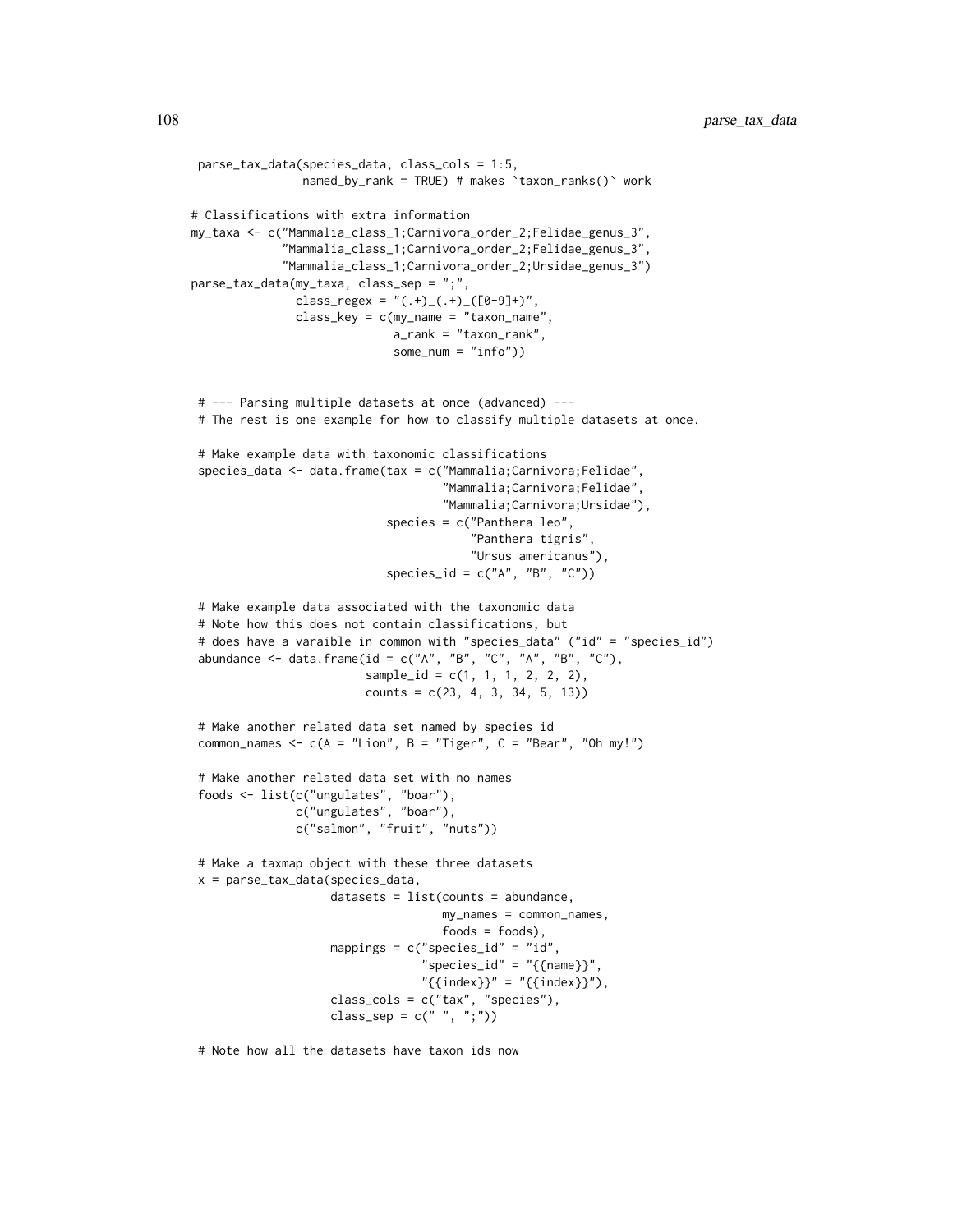```
 parse_tax_data(species_data, class_cols = 1:5,
                named_by_rank = TRUE) # makes `taxon_ranks()` work

# Classifications with extra information
my_taxa <- c("Mammalia_class_1;Carnivora_order_2;Felidae_genus_3",
             "Mammalia_class_1;Carnivora_order_2;Felidae_genus_3",
             "Mammalia_class_1;Carnivora_order_2;Ursidae_genus_3")
parse_tax_data(my_taxa, class_sep = ";",
               class_regex = "(.+)_(.+)_([0-9]+)",
               class_key = c(my_name = "taxon_name",
                             a_rank = "taxon_rank",
                             some_num = "info"))


 # --- Parsing multiple datasets at once (advanced) ---
 # The rest is one example for how to classify multiple datasets at once.

 # Make example data with taxonomic classifications
 species_data <- data.frame(tax = c("Mammalia;Carnivora;Felidae",
                                    "Mammalia;Carnivora;Felidae",
                                    "Mammalia;Carnivora;Ursidae"),
                            species = c("Panthera leo",
                                        "Panthera tigris",
                                        "Ursus americanus"),
                            species_id = c("A", "B", "C"))

 # Make example data associated with the taxonomic data
 # Note how this does not contain classifications, but
 # does have a varaible in common with "species_data" ("id" = "species_id")
 abundance <- data.frame(id = c("A", "B", "C", "A", "B", "C"),
                         sample_id = c(1, 1, 1, 2, 2, 2),
                         counts = c(23, 4, 3, 34, 5, 13))

 # Make another related data set named by species id
 common_names <- c(A = "Lion", B = "Tiger", C = "Bear", "Oh my!")

 # Make another related data set with no names
 foods <- list(c("ungulates", "boar"),
               c("ungulates", "boar"),
               c("salmon", "fruit", "nuts"))

 # Make a taxmap object with these three datasets
 x = parse_tax_data(species_data,
                    datasets = list(counts = abundance,
                                    my_names = common_names,
                                    foods = foods),
                    mappings = c("species_id" = "id",
                                 "species_id" = "{{name}}",
                                 "{{index}}" = "{{index}}"),
                    class_cols = c("tax", "species"),
                    class_sep = c(" ", ";"))

 # Note how all the datasets have taxon ids now
```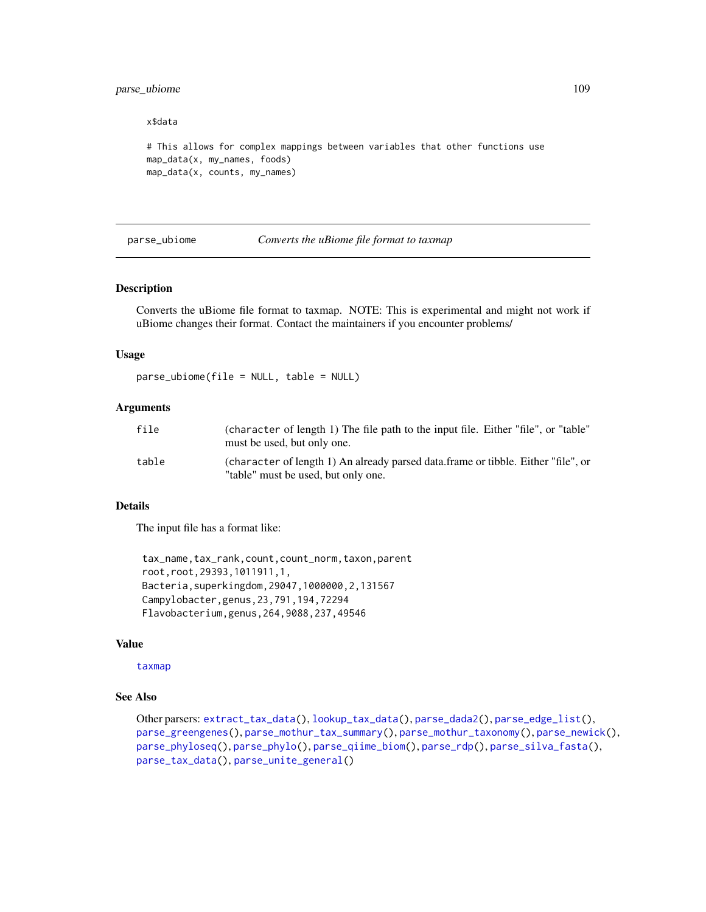```
x$data

# This allows for complex mappings between variables that other functions use
map_data(x, my_names, foods)
map_data(x, counts, my_names)
```

## parse_ubiome — *Converts the uBiome file format to taxmap*

### Description

Converts the uBiome file format to taxmap. NOTE: This is experimental and might not work if uBiome changes their format. Contact the maintainers if you encounter problems/

### Usage

```
parse_ubiome(file = NULL, table = NULL)
```

### Arguments

| | |
|---|---|
| file | (character of length 1) The file path to the input file. Either "file", or "table" must be used, but only one. |
| table | (character of length 1) An already parsed data.frame or tibble. Either "file", or "table" must be used, but only one. |

### Details

The input file has a format like:

```
tax_name,tax_rank,count,count_norm,taxon,parent
root,root,29393,1011911,1,
Bacteria,superkingdom,29047,1000000,2,131567
Campylobacter,genus,23,791,194,72294
Flavobacterium,genus,264,9088,237,49546
```

### Value

taxmap

### See Also

Other parsers: extract_tax_data(), lookup_tax_data(), parse_dada2(), parse_edge_list(), parse_greengenes(), parse_mothur_tax_summary(), parse_mothur_taxonomy(), parse_newick(), parse_phyloseq(), parse_phylo(), parse_qiime_biom(), parse_rdp(), parse_silva_fasta(), parse_tax_data(), parse_unite_general()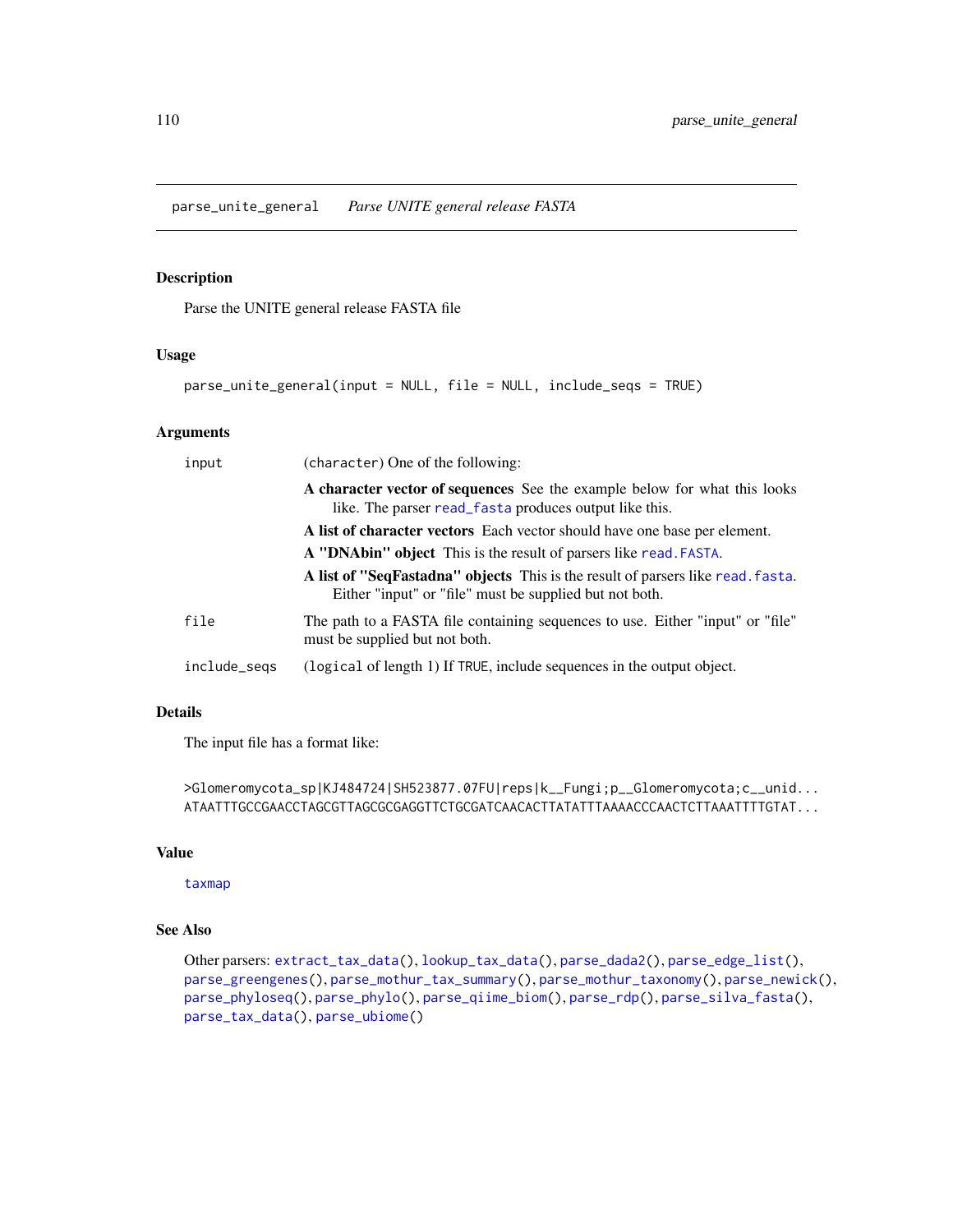## parse_unite_general *Parse UNITE general release FASTA*

### Description

Parse the UNITE general release FASTA file

### Usage

```
parse_unite_general(input = NULL, file = NULL, include_seqs = TRUE)
```

### Arguments

| | |
|---|---|
| input | (character) One of the following:<br>**A character vector of sequences** See the example below for what this looks like. The parser read_fasta produces output like this.<br>**A list of character vectors** Each vector should have one base per element.<br>**A "DNAbin" object** This is the result of parsers like read.FASTA.<br>**A list of "SeqFastadna" objects** This is the result of parsers like read.fasta. Either "input" or "file" must be supplied but not both. |
| file | The path to a FASTA file containing sequences to use. Either "input" or "file" must be supplied but not both. |
| include_seqs | (logical of length 1) If TRUE, include sequences in the output object. |

### Details

The input file has a format like:

```
>Glomeromycota_sp|KJ484724|SH523877.07FU|reps|k__Fungi;p__Glomeromycota;c__unid...
ATAATTTGCCGAACCTAGCGTTAGCGCGAGGTTCTGCGATCAACACTTATATTTAAAACCCAACTCTTAAATTTTGTAT...
```

### Value

taxmap

### See Also

Other parsers: extract_tax_data(), lookup_tax_data(), parse_dada2(), parse_edge_list(), parse_greengenes(), parse_mothur_tax_summary(), parse_mothur_taxonomy(), parse_newick(), parse_phyloseq(), parse_phylo(), parse_qiime_biom(), parse_rdp(), parse_silva_fasta(), parse_tax_data(), parse_ubiome()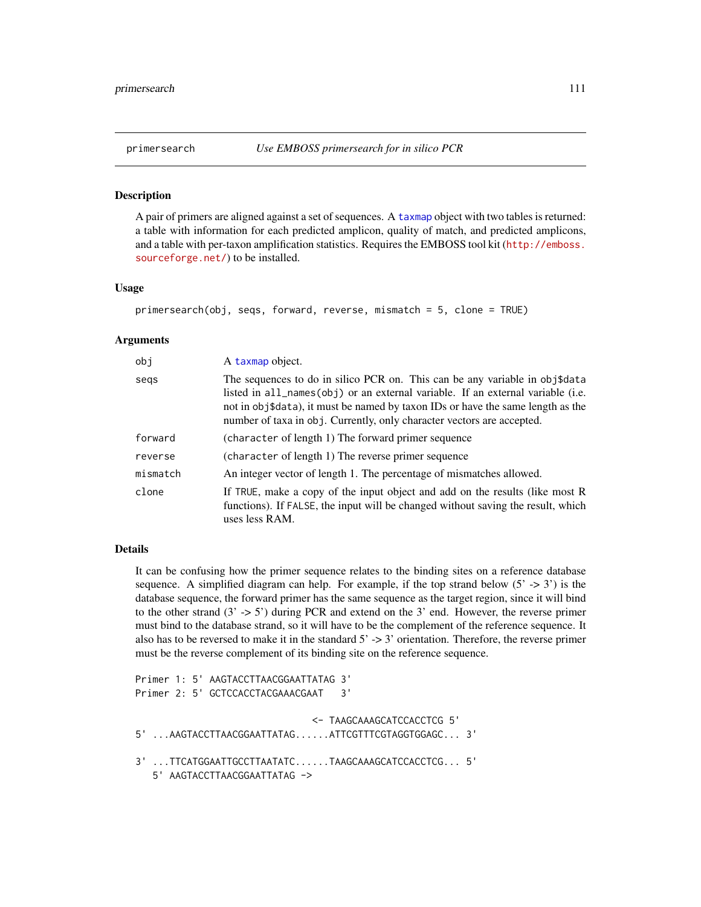# primersearch — *Use EMBOSS primersearch for in silico PCR*

## Description

A pair of primers are aligned against a set of sequences. A taxmap object with two tables is returned: a table with information for each predicted amplicon, quality of match, and predicted amplicons, and a table with per-taxon amplification statistics. Requires the EMBOSS tool kit (http://emboss.sourceforge.net/) to be installed.

## Usage

```
primersearch(obj, seqs, forward, reverse, mismatch = 5, clone = TRUE)
```

## Arguments

| | |
|---|---|
| obj | A taxmap object. |
| seqs | The sequences to do in silico PCR on. This can be any variable in obj$data listed in all_names(obj) or an external variable. If an external variable (i.e. not in obj$data), it must be named by taxon IDs or have the same length as the number of taxa in obj. Currently, only character vectors are accepted. |
| forward | (character of length 1) The forward primer sequence |
| reverse | (character of length 1) The reverse primer sequence |
| mismatch | An integer vector of length 1. The percentage of mismatches allowed. |
| clone | If TRUE, make a copy of the input object and add on the results (like most R functions). If FALSE, the input will be changed without saving the result, which uses less RAM. |

## Details

It can be confusing how the primer sequence relates to the binding sites on a reference database sequence. A simplified diagram can help. For example, if the top strand below (5' -> 3') is the database sequence, the forward primer has the same sequence as the target region, since it will bind to the other strand (3' -> 5') during PCR and extend on the 3' end. However, the reverse primer must bind to the database strand, so it will have to be the complement of the reference sequence. It also has to be reversed to make it in the standard 5' -> 3' orientation. Therefore, the reverse primer must be the reverse complement of its binding site on the reference sequence.

```
Primer 1: 5' AAGTACCTTAACGGAATTATAG 3'
Primer 2: 5' GCTCCACCTACGAAACGAAT   3'

                             <- TAAGCAAAGCATCCACCTCG 5'
5' ...AAGTACCTTAACGGAATTATAG......ATTCGTTTCGTAGGTGGAGC... 3'

3' ...TTCATGGAATTGCCTTAATATC......TAAGCAAAGCATCCACCTCG... 5'
   5' AAGTACCTTAACGGAATTATAG ->
```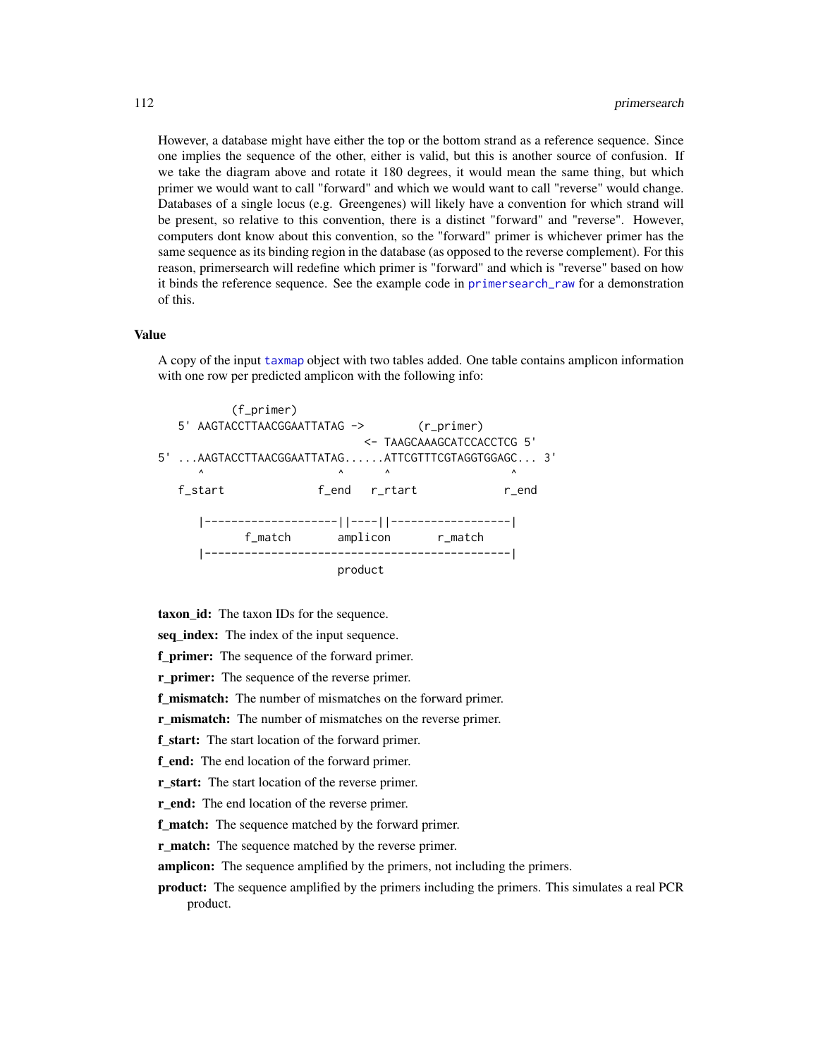However, a database might have either the top or the bottom strand as a reference sequence. Since one implies the sequence of the other, either is valid, but this is another source of confusion. If we take the diagram above and rotate it 180 degrees, it would mean the same thing, but which primer we would want to call "forward" and which we would want to call "reverse" would change. Databases of a single locus (e.g. Greengenes) will likely have a convention for which strand will be present, so relative to this convention, there is a distinct "forward" and "reverse". However, computers dont know about this convention, so the "forward" primer is whichever primer has the same sequence as its binding region in the database (as opposed to the reverse complement). For this reason, primersearch will redefine which primer is "forward" and which is "reverse" based on how it binds the reference sequence. See the example code in primersearch_raw for a demonstration of this.

### Value

A copy of the input taxmap object with two tables added. One table contains amplicon information with one row per predicted amplicon with the following info:

```
          (f_primer)
    5' AAGTACCTTAACGGAATTATAG ->        (r_primer)
                              <- TAAGCAAAGCATCCACCTCG 5'
5' ...AAGTACCTTAACGGAATTATAG......ATTCGTTTCGTAGGTGGAGC... 3'
       ^                    ^      ^                  ^
    f_start              f_end   r_rtart            r_end

       |--------------------||----||------------------|
              f_match       amplicon       r_match
       |----------------------------------------------|
                             product
```

**taxon_id:** The taxon IDs for the sequence.

**seq_index:** The index of the input sequence.

**f_primer:** The sequence of the forward primer.

**r_primer:** The sequence of the reverse primer.

**f_mismatch:** The number of mismatches on the forward primer.

**r_mismatch:** The number of mismatches on the reverse primer.

**f_start:** The start location of the forward primer.

**f_end:** The end location of the forward primer.

**r_start:** The start location of the reverse primer.

**r_end:** The end location of the reverse primer.

**f_match:** The sequence matched by the forward primer.

**r_match:** The sequence matched by the reverse primer.

**amplicon:** The sequence amplified by the primers, not including the primers.

**product:** The sequence amplified by the primers including the primers. This simulates a real PCR product.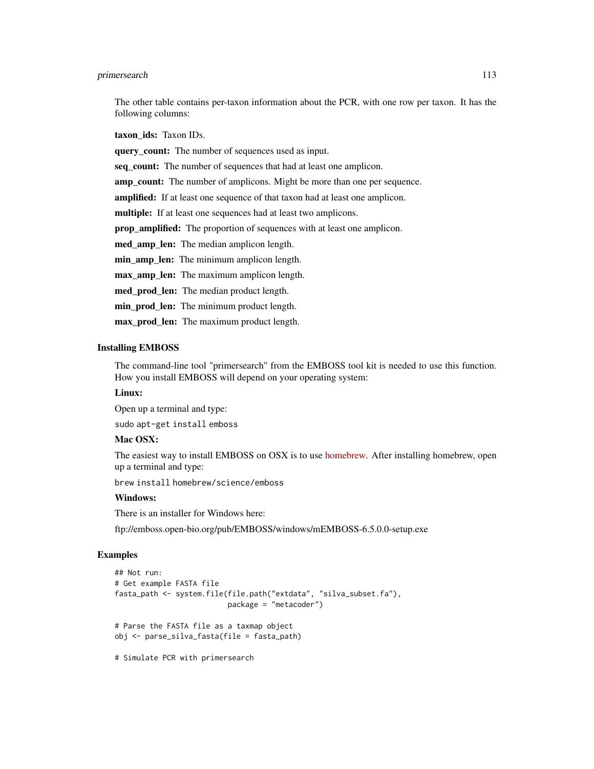The other table contains per-taxon information about the PCR, with one row per taxon. It has the following columns:

**taxon_ids:** Taxon IDs.

**query_count:** The number of sequences used as input.

**seq_count:** The number of sequences that had at least one amplicon.

**amp_count:** The number of amplicons. Might be more than one per sequence.

**amplified:** If at least one sequence of that taxon had at least one amplicon.

**multiple:** If at least one sequences had at least two amplicons.

**prop_amplified:** The proportion of sequences with at least one amplicon.

**med_amp_len:** The median amplicon length.

**min_amp_len:** The minimum amplicon length.

**max_amp_len:** The maximum amplicon length.

**med_prod_len:** The median product length.

**min_prod_len:** The minimum product length.

**max_prod_len:** The maximum product length.

## Installing EMBOSS

The command-line tool "primersearch" from the EMBOSS tool kit is needed to use this function. How you install EMBOSS will depend on your operating system:

**Linux:**

Open up a terminal and type:

`sudo apt-get install emboss`

**Mac OSX:**

The easiest way to install EMBOSS on OSX is to use homebrew. After installing homebrew, open up a terminal and type:

`brew install homebrew/science/emboss`

**Windows:**

There is an installer for Windows here:

ftp://emboss.open-bio.org/pub/EMBOSS/windows/mEMBOSS-6.5.0.0-setup.exe

## Examples

```
## Not run:
# Get example FASTA file
fasta_path <- system.file(file.path("extdata", "silva_subset.fa"),
                          package = "metacoder")

# Parse the FASTA file as a taxmap object
obj <- parse_silva_fasta(file = fasta_path)

# Simulate PCR with primersearch
```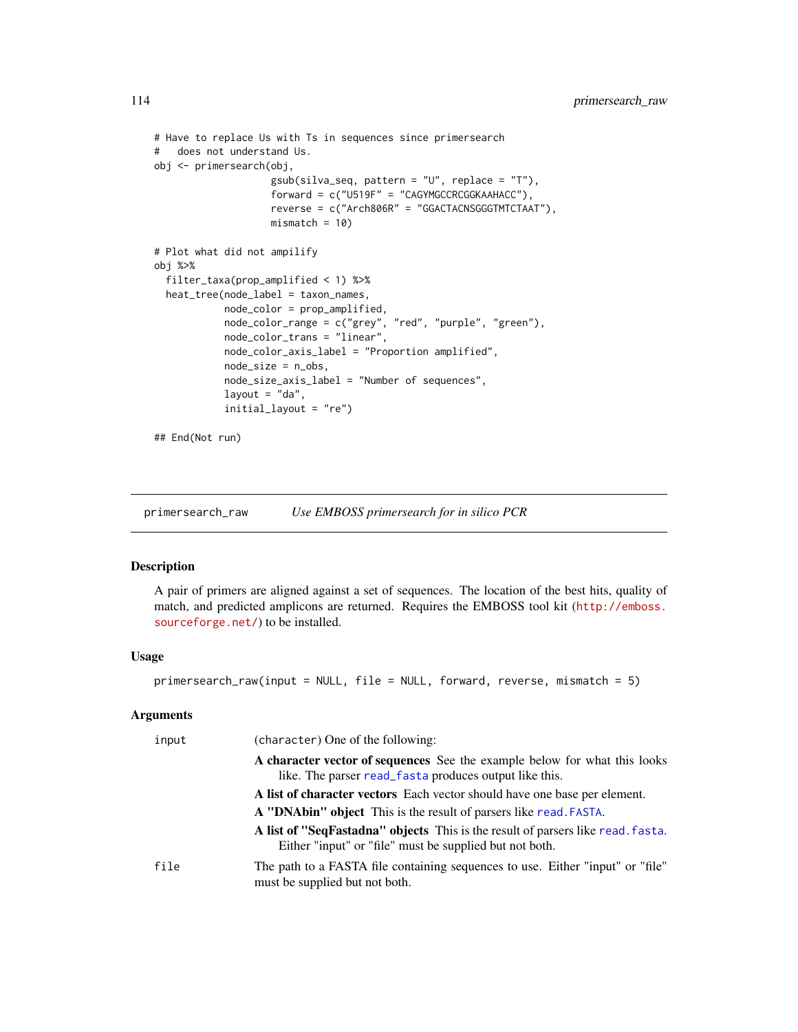```
# Have to replace Us with Ts in sequences since primersearch
#   does not understand Us.
obj <- primersearch(obj,
                    gsub(silva_seq, pattern = "U", replace = "T"),
                    forward = c("U519F" = "CAGYMGCCRCGGKAAHACC"),
                    reverse = c("Arch806R" = "GGACTACNSGGGTMTCTAAT"),
                    mismatch = 10)

# Plot what did not ampilify
obj %>%
  filter_taxa(prop_amplified < 1) %>%
  heat_tree(node_label = taxon_names,
            node_color = prop_amplified,
            node_color_range = c("grey", "red", "purple", "green"),
            node_color_trans = "linear",
            node_color_axis_label = "Proportion amplified",
            node_size = n_obs,
            node_size_axis_label = "Number of sequences",
            layout = "da",
            initial_layout = "re")

## End(Not run)
```

---

## primersearch_raw — *Use EMBOSS primersearch for in silico PCR*

### Description

A pair of primers are aligned against a set of sequences. The location of the best hits, quality of match, and predicted amplicons are returned. Requires the EMBOSS tool kit (http://emboss.sourceforge.net/) to be installed.

### Usage

```
primersearch_raw(input = NULL, file = NULL, forward, reverse, mismatch = 5)
```

### Arguments

| | |
|---|---|
| `input` | (`character`) One of the following:<br>**A character vector of sequences** See the example below for what this looks like. The parser `read_fasta` produces output like this.<br>**A list of character vectors** Each vector should have one base per element.<br>**A "DNAbin" object** This is the result of parsers like `read.FASTA`.<br>**A list of "SeqFastadna" objects** This is the result of parsers like `read.fasta`.<br>Either "input" or "file" must be supplied but not both. |
| `file` | The path to a FASTA file containing sequences to use. Either "input" or "file" must be supplied but not both. |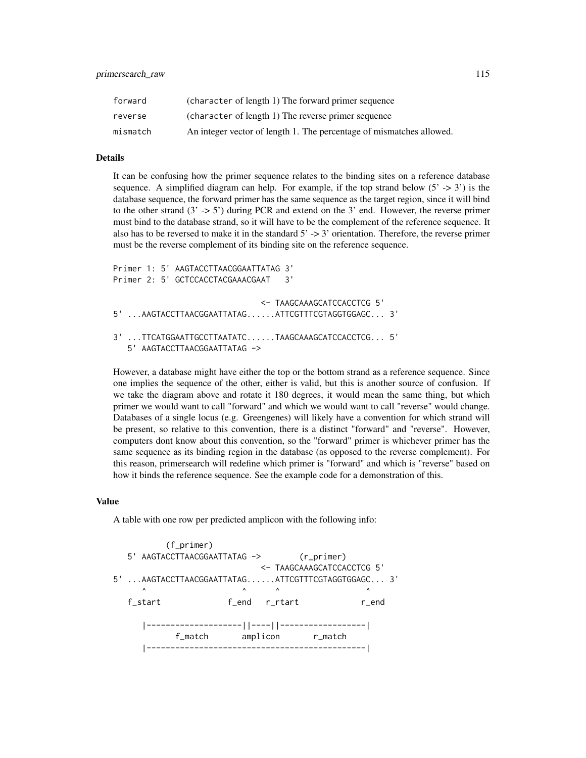| | |
|---|---|
| forward | (character of length 1) The forward primer sequence |
| reverse | (character of length 1) The reverse primer sequence |
| mismatch | An integer vector of length 1. The percentage of mismatches allowed. |

### Details

It can be confusing how the primer sequence relates to the binding sites on a reference database sequence. A simplified diagram can help. For example, if the top strand below (5' -> 3') is the database sequence, the forward primer has the same sequence as the target region, since it will bind to the other strand (3' -> 5') during PCR and extend on the 3' end. However, the reverse primer must bind to the database strand, so it will have to be the complement of the reference sequence. It also has to be reversed to make it in the standard 5' -> 3' orientation. Therefore, the reverse primer must be the reverse complement of its binding site on the reference sequence.

```
Primer 1: 5' AAGTACCTTAACGGAATTATAG 3'
Primer 2: 5' GCTCCACCTACGAAACGAAT   3'

                                <- TAAGCAAAGCATCCACCTCG 5'
5' ...AAGTACCTTAACGGAATTATAG......ATTCGTTTCGTAGGTGGAGC... 3'

3' ...TTCATGGAATTGCCTTAATATC......TAAGCAAAGCATCCACCTCG... 5'
   5' AAGTACCTTAACGGAATTATAG ->
```

However, a database might have either the top or the bottom strand as a reference sequence. Since one implies the sequence of the other, either is valid, but this is another source of confusion. If we take the diagram above and rotate it 180 degrees, it would mean the same thing, but which primer we would want to call "forward" and which we would want to call "reverse" would change. Databases of a single locus (e.g. Greengenes) will likely have a convention for which strand will be present, so relative to this convention, there is a distinct "forward" and "reverse". However, computers dont know about this convention, so the "forward" primer is whichever primer has the same sequence as its binding region in the database (as opposed to the reverse complement). For this reason, primersearch will redefine which primer is "forward" and which is "reverse" based on how it binds the reference sequence. See the example code for a demonstration of this.

### Value

A table with one row per predicted amplicon with the following info:

```
          (f_primer)
   5' AAGTACCTTAACGGAATTATAG ->        (r_primer)
                                <- TAAGCAAAGCATCCACCTCG 5'
5' ...AAGTACCTTAACGGAATTATAG......ATTCGTTTCGTAGGTGGAGC... 3'
      ^                    ^      ^                  ^
   f_start              f_end   r_rtart             r_end

      |--------------------||----||------------------|
            f_match       amplicon       r_match
      |----------------------------------------------|
```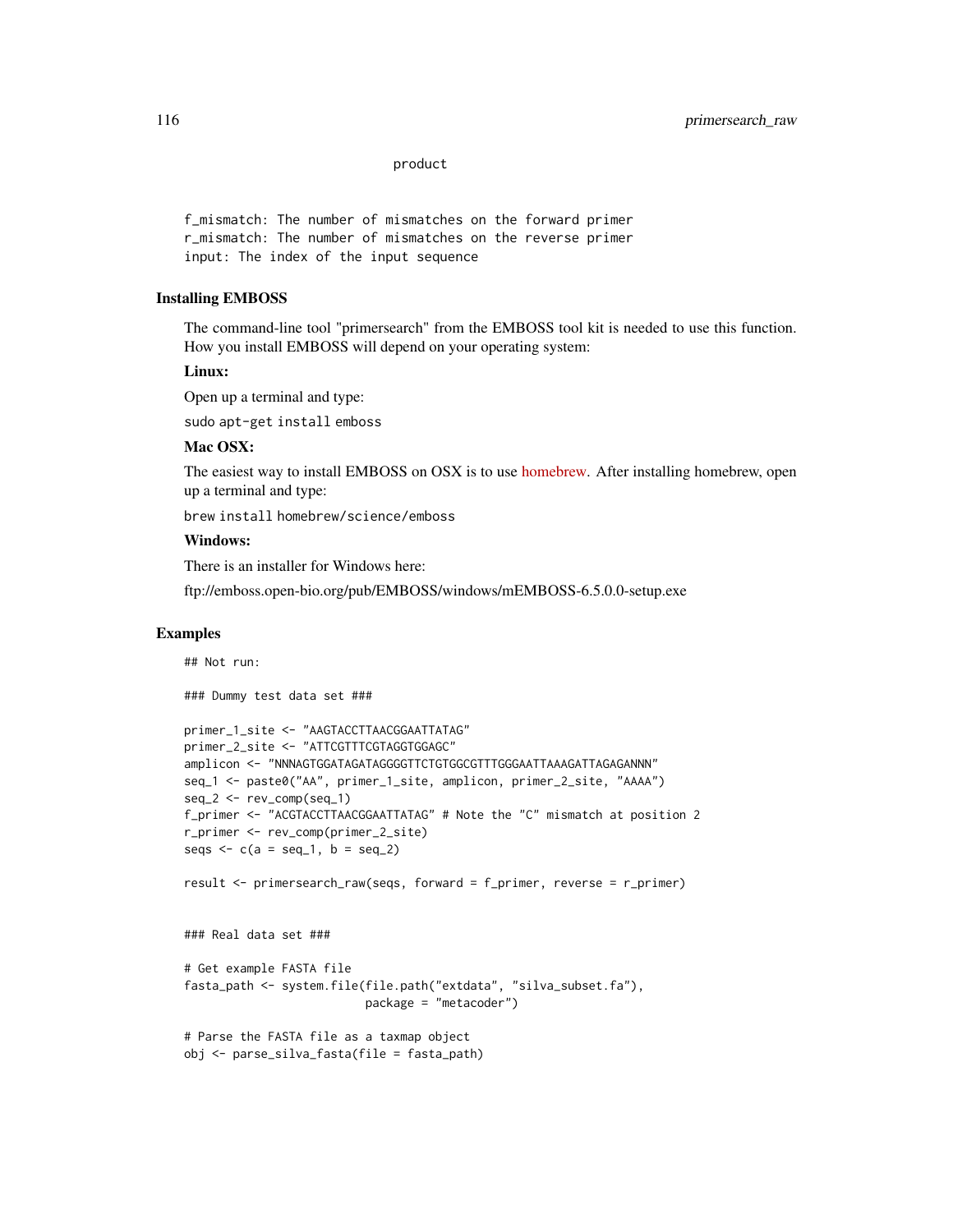product

```
f_mismatch: The number of mismatches on the forward primer
r_mismatch: The number of mismatches on the reverse primer
input: The index of the input sequence
```

### Installing EMBOSS

The command-line tool "primersearch" from the EMBOSS tool kit is needed to use this function. How you install EMBOSS will depend on your operating system:

**Linux:**

Open up a terminal and type:

`sudo apt-get install emboss`

**Mac OSX:**

The easiest way to install EMBOSS on OSX is to use homebrew. After installing homebrew, open up a terminal and type:

`brew install homebrew/science/emboss`

**Windows:**

There is an installer for Windows here:

ftp://emboss.open-bio.org/pub/EMBOSS/windows/mEMBOSS-6.5.0.0-setup.exe

## Examples

```
## Not run:

### Dummy test data set ###

primer_1_site <- "AAGTACCTTAACGGAATTATAG"
primer_2_site <- "ATTCGTTTCGTAGGTGGAGC"
amplicon <- "NNNAGTGGATAGATAGGGGTTCTGTGGCGTTTGGGAATTAAAGATTAGAGANNN"
seq_1 <- paste0("AA", primer_1_site, amplicon, primer_2_site, "AAAA")
seq_2 <- rev_comp(seq_1)
f_primer <- "ACGTACCTTAACGGAATTATAG" # Note the "C" mismatch at position 2
r_primer <- rev_comp(primer_2_site)
seqs <- c(a = seq_1, b = seq_2)

result <- primersearch_raw(seqs, forward = f_primer, reverse = r_primer)


### Real data set ###

# Get example FASTA file
fasta_path <- system.file(file.path("extdata", "silva_subset.fa"),
                          package = "metacoder")

# Parse the FASTA file as a taxmap object
obj <- parse_silva_fasta(file = fasta_path)
```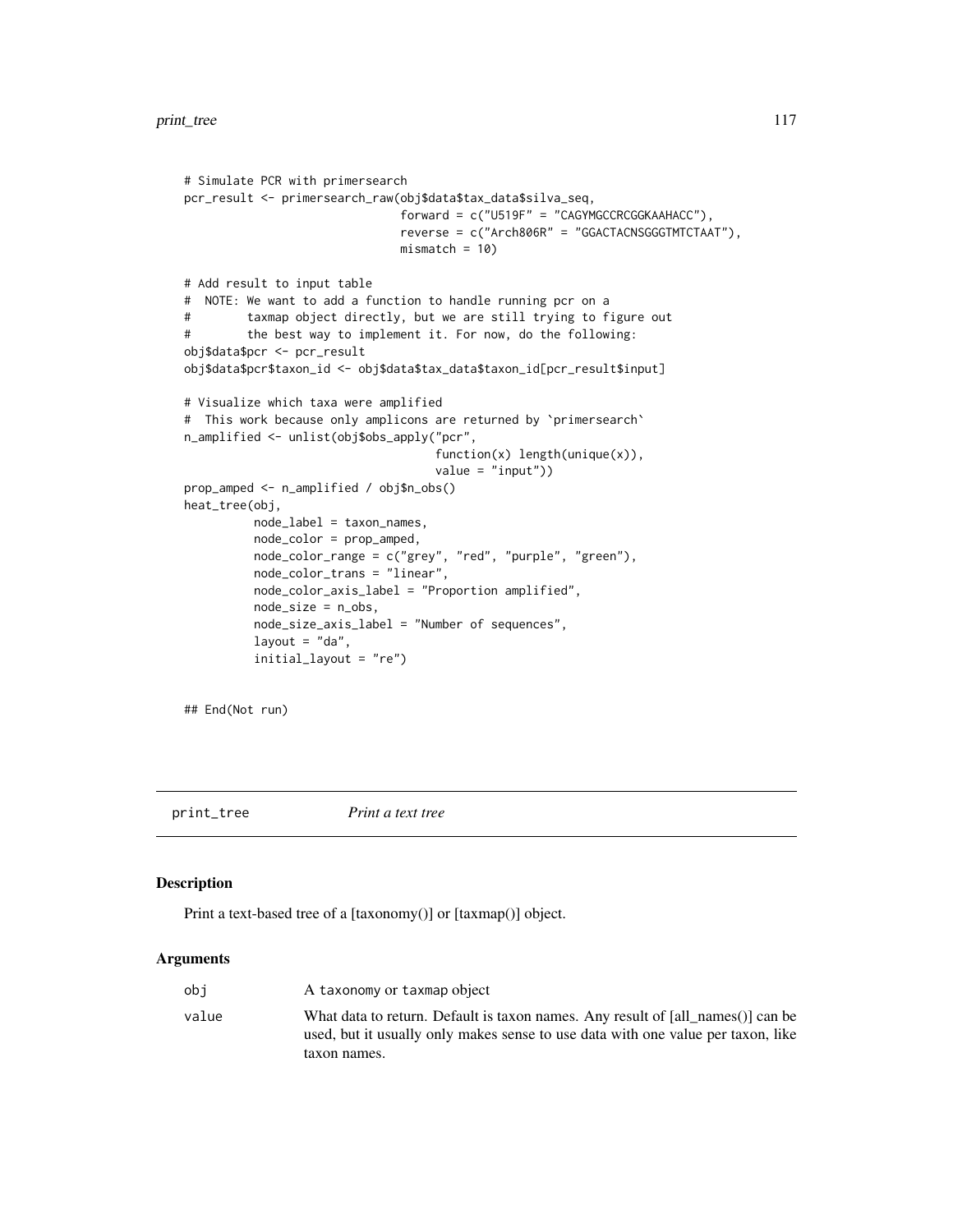```
# Simulate PCR with primersearch
pcr_result <- primersearch_raw(obj$data$tax_data$silva_seq,
                               forward = c("U519F" = "CAGYMGCCRCGGKAAHACC"),
                               reverse = c("Arch806R" = "GGACTACNSGGGTMTCTAAT"),
                               mismatch = 10)

# Add result to input table
#  NOTE: We want to add a function to handle running pcr on a
#        taxmap object directly, but we are still trying to figure out
#        the best way to implement it. For now, do the following:
obj$data$pcr <- pcr_result
obj$data$pcr$taxon_id <- obj$data$tax_data$taxon_id[pcr_result$input]

# Visualize which taxa were amplified
#  This work because only amplicons are returned by `primersearch`
n_amplified <- unlist(obj$obs_apply("pcr",
                                    function(x) length(unique(x)),
                                    value = "input"))
prop_amped <- n_amplified / obj$n_obs()
heat_tree(obj,
          node_label = taxon_names,
          node_color = prop_amped,
          node_color_range = c("grey", "red", "purple", "green"),
          node_color_trans = "linear",
          node_color_axis_label = "Proportion amplified",
          node_size = n_obs,
          node_size_axis_label = "Number of sequences",
          layout = "da",
          initial_layout = "re")


## End(Not run)
```

## print_tree *Print a text tree*

### Description

Print a text-based tree of a [taxonomy()] or [taxmap()] object.

### Arguments

| | |
|---|---|
| obj | A taxonomy or taxmap object |
| value | What data to return. Default is taxon names. Any result of [all_names()] can be used, but it usually only makes sense to use data with one value per taxon, like taxon names. |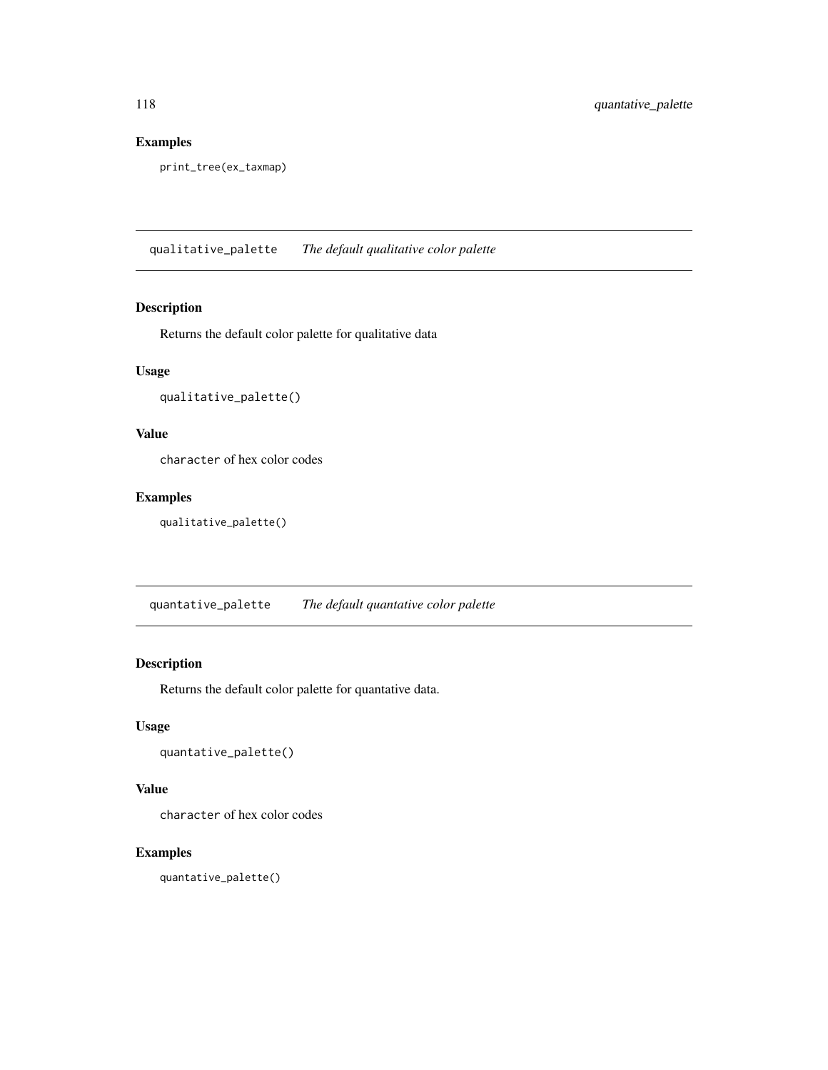## Examples

```
print_tree(ex_taxmap)
```

---

## qualitative_palette *The default qualitative color palette*

### Description

Returns the default color palette for qualitative data

### Usage

```
qualitative_palette()
```

### Value

`character` of hex color codes

### Examples

```
qualitative_palette()
```

---

## quantative_palette *The default quantative color palette*

### Description

Returns the default color palette for quantative data.

### Usage

```
quantative_palette()
```

### Value

`character` of hex color codes

### Examples

```
quantative_palette()
```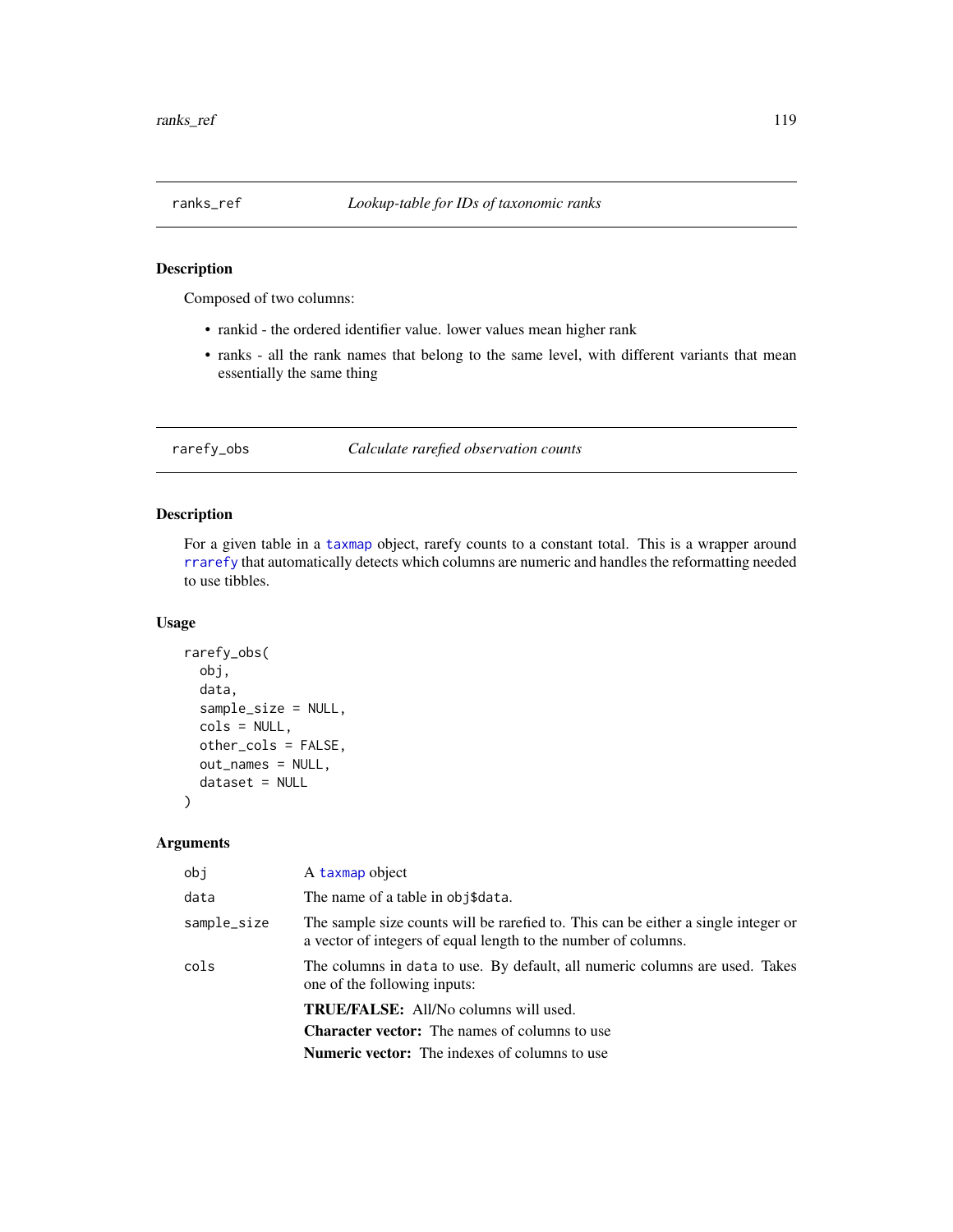## ranks_ref — *Lookup-table for IDs of taxonomic ranks*

### Description

Composed of two columns:

- rankid - the ordered identifier value. lower values mean higher rank
- ranks - all the rank names that belong to the same level, with different variants that mean essentially the same thing

## rarefy_obs — *Calculate rarefied observation counts*

### Description

For a given table in a taxmap object, rarefy counts to a constant total. This is a wrapper around rrarefy that automatically detects which columns are numeric and handles the reformatting needed to use tibbles.

### Usage

```
rarefy_obs(
  obj,
  data,
  sample_size = NULL,
  cols = NULL,
  other_cols = FALSE,
  out_names = NULL,
  dataset = NULL
)
```

### Arguments

| | |
|---|---|
| obj | A taxmap object |
| data | The name of a table in obj$data. |
| sample_size | The sample size counts will be rarefied to. This can be either a single integer or a vector of integers of equal length to the number of columns. |
| cols | The columns in data to use. By default, all numeric columns are used. Takes one of the following inputs:<br>**TRUE/FALSE:** All/No columns will used.<br>**Character vector:** The names of columns to use<br>**Numeric vector:** The indexes of columns to use |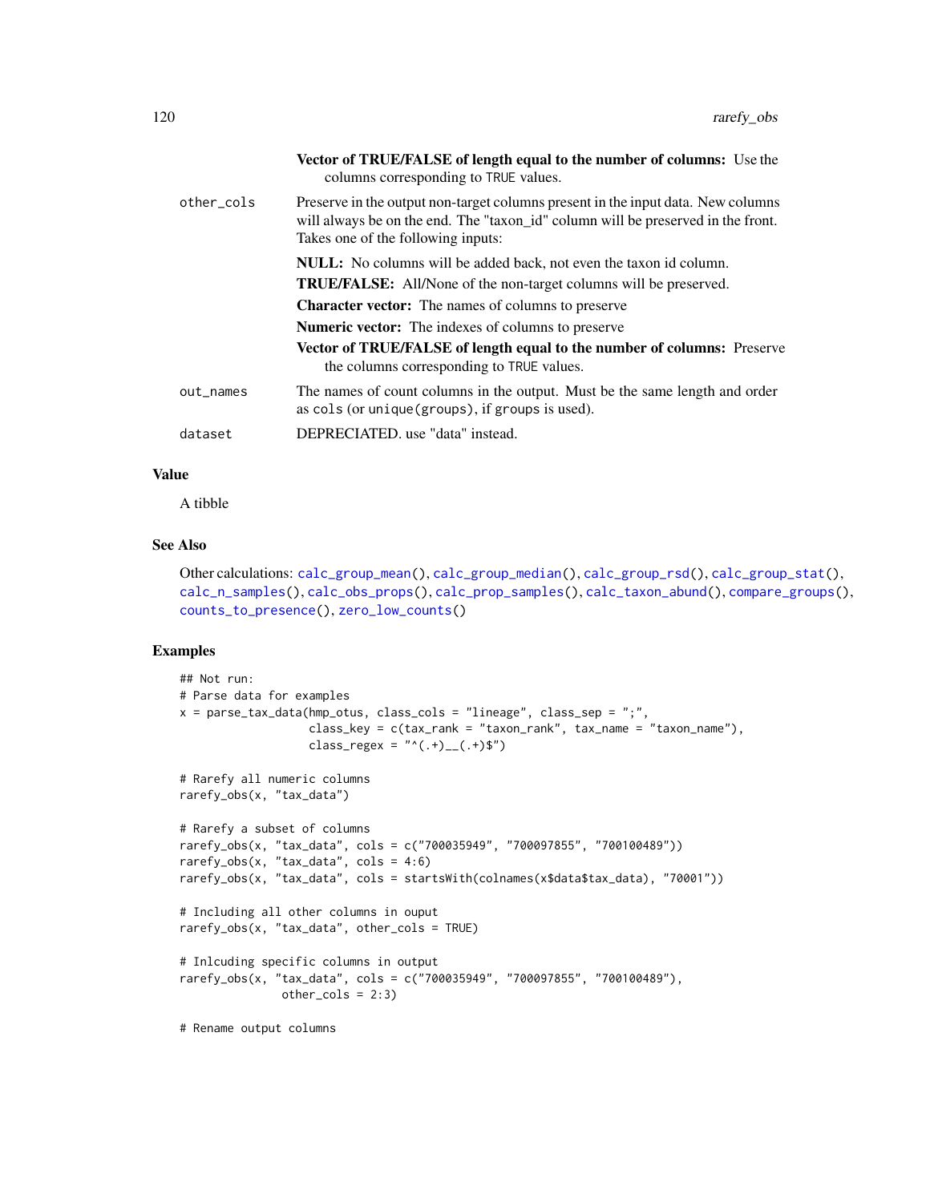**Vector of TRUE/FALSE of length equal to the number of columns:** Use the columns corresponding to TRUE values.

other_cols
: Preserve in the output non-target columns present in the input data. New columns will always be on the end. The "taxon_id" column will be preserved in the front. Takes one of the following inputs:

  **NULL:** No columns will be added back, not even the taxon id column.

  **TRUE/FALSE:** All/None of the non-target columns will be preserved.

  **Character vector:** The names of columns to preserve

  **Numeric vector:** The indexes of columns to preserve

  **Vector of TRUE/FALSE of length equal to the number of columns:** Preserve the columns corresponding to TRUE values.

out_names
: The names of count columns in the output. Must be the same length and order as cols (or unique(groups), if groups is used).

dataset
: DEPRECIATED. use "data" instead.

## Value

A tibble

## See Also

Other calculations: calc_group_mean(), calc_group_median(), calc_group_rsd(), calc_group_stat(), calc_n_samples(), calc_obs_props(), calc_prop_samples(), calc_taxon_abund(), compare_groups(), counts_to_presence(), zero_low_counts()

## Examples

```
## Not run:
# Parse data for examples
x = parse_tax_data(hmp_otus, class_cols = "lineage", class_sep = ";",
                   class_key = c(tax_rank = "taxon_rank", tax_name = "taxon_name"),
                   class_regex = "^(.+)__(.+)$")

# Rarefy all numeric columns
rarefy_obs(x, "tax_data")

# Rarefy a subset of columns
rarefy_obs(x, "tax_data", cols = c("700035949", "700097855", "700100489"))
rarefy_obs(x, "tax_data", cols = 4:6)
rarefy_obs(x, "tax_data", cols = startsWith(colnames(x$data$tax_data), "70001"))

# Including all other columns in ouput
rarefy_obs(x, "tax_data", other_cols = TRUE)

# Inlcuding specific columns in output
rarefy_obs(x, "tax_data", cols = c("700035949", "700097855", "700100489"),
           other_cols = 2:3)

# Rename output columns
```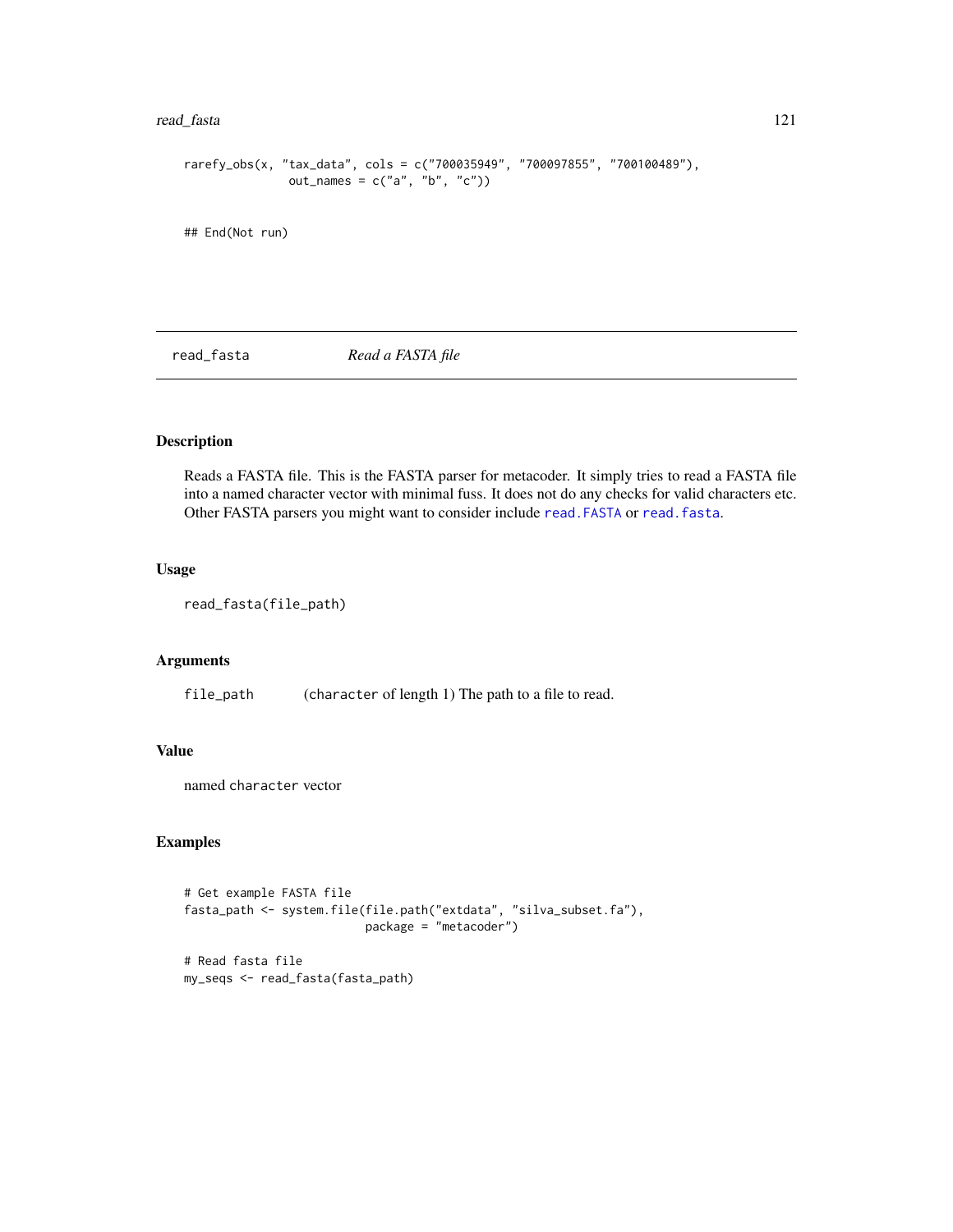```
rarefy_obs(x, "tax_data", cols = c("700035949", "700097855", "700100489"),
              out_names = c("a", "b", "c"))


## End(Not run)
```

## read_fasta *Read a FASTA file*

### Description

Reads a FASTA file. This is the FASTA parser for metacoder. It simply tries to read a FASTA file into a named character vector with minimal fuss. It does not do any checks for valid characters etc. Other FASTA parsers you might want to consider include `read.FASTA` or `read.fasta`.

### Usage

```
read_fasta(file_path)
```

### Arguments

| | |
|---|---|
| `file_path` | (`character` of length 1) The path to a file to read. |

### Value

named `character` vector

### Examples

```
# Get example FASTA file
fasta_path <- system.file(file.path("extdata", "silva_subset.fa"),
                          package = "metacoder")

# Read fasta file
my_seqs <- read_fasta(fasta_path)
```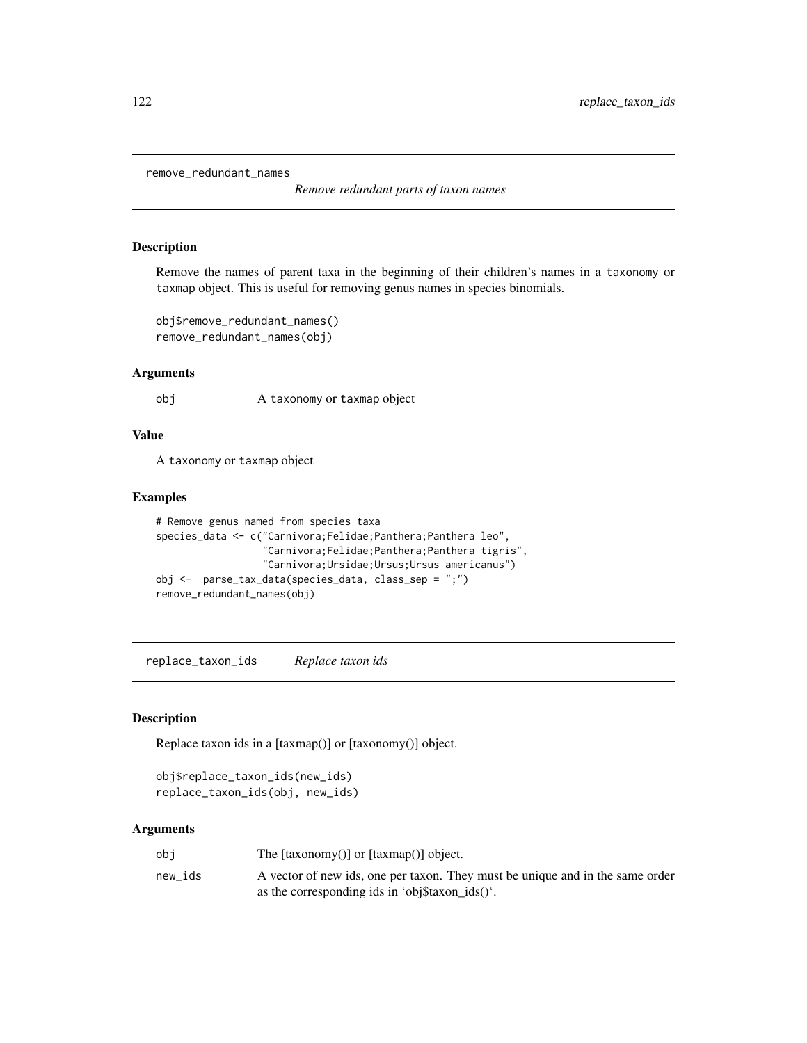## remove_redundant_names

*Remove redundant parts of taxon names*

### Description

Remove the names of parent taxa in the beginning of their children's names in a taxonomy or taxmap object. This is useful for removing genus names in species binomials.

```
obj$remove_redundant_names()
remove_redundant_names(obj)
```

### Arguments

| | |
|---|---|
| obj | A taxonomy or taxmap object |

### Value

A taxonomy or taxmap object

### Examples

```
# Remove genus named from species taxa
species_data <- c("Carnivora;Felidae;Panthera;Panthera leo",
                  "Carnivora;Felidae;Panthera;Panthera tigris",
                  "Carnivora;Ursidae;Ursus;Ursus americanus")
obj <-  parse_tax_data(species_data, class_sep = ";")
remove_redundant_names(obj)
```

## replace_taxon_ids

*Replace taxon ids*

### Description

Replace taxon ids in a [taxmap()] or [taxonomy()] object.

```
obj$replace_taxon_ids(new_ids)
replace_taxon_ids(obj, new_ids)
```

### Arguments

| | |
|---|---|
| obj | The [taxonomy()] or [taxmap()] object. |
| new_ids | A vector of new ids, one per taxon. They must be unique and in the same order as the corresponding ids in 'obj$taxon_ids()'. |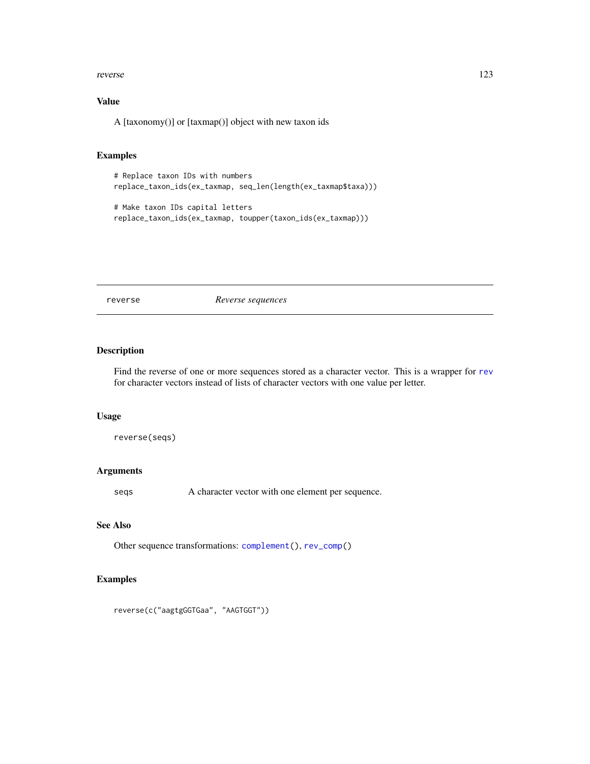### Value

A [taxonomy()] or [taxmap()] object with new taxon ids

### Examples

```
# Replace taxon IDs with numbers
replace_taxon_ids(ex_taxmap, seq_len(length(ex_taxmap$taxa)))

# Make taxon IDs capital letters
replace_taxon_ids(ex_taxmap, toupper(taxon_ids(ex_taxmap)))
```

---

## reverse — *Reverse sequences*

---

### Description

Find the reverse of one or more sequences stored as a character vector. This is a wrapper for `rev` for character vectors instead of lists of character vectors with one value per letter.

### Usage

```
reverse(seqs)
```

### Arguments

`seqs` A character vector with one element per sequence.

### See Also

Other sequence transformations: `complement()`, `rev_comp()`

### Examples

```
reverse(c("aagtgGGTGaa", "AAGTGGT"))
```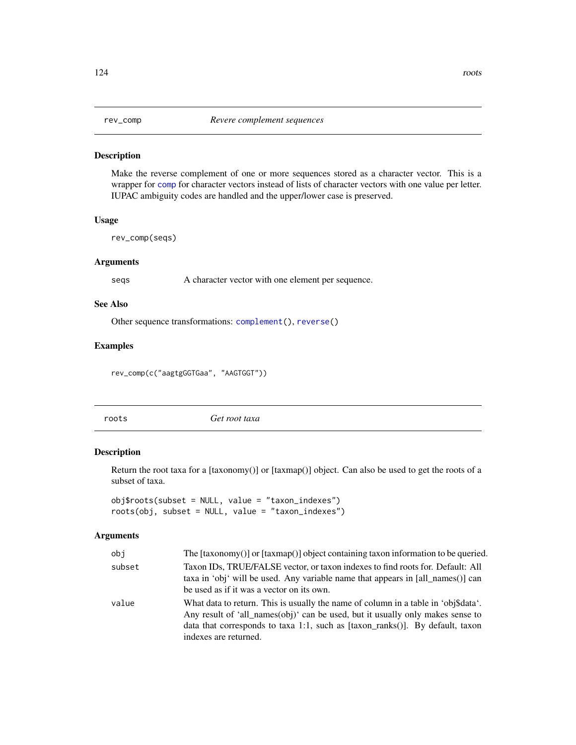## rev_comp — *Revere complement sequences*

### Description

Make the reverse complement of one or more sequences stored as a character vector. This is a wrapper for comp for character vectors instead of lists of character vectors with one value per letter. IUPAC ambiguity codes are handled and the upper/lower case is preserved.

### Usage

```
rev_comp(seqs)
```

### Arguments

| | |
|---|---|
| seqs | A character vector with one element per sequence. |

### See Also

Other sequence transformations: complement(), reverse()

### Examples

```
rev_comp(c("aagtgGGTGaa", "AAGTGGT"))
```

## roots — *Get root taxa*

### Description

Return the root taxa for a [taxonomy()] or [taxmap()] object. Can also be used to get the roots of a subset of taxa.

```
obj$roots(subset = NULL, value = "taxon_indexes")
roots(obj, subset = NULL, value = "taxon_indexes")
```

### Arguments

| | |
|---|---|
| obj | The [taxonomy()] or [taxmap()] object containing taxon information to be queried. |
| subset | Taxon IDs, TRUE/FALSE vector, or taxon indexes to find roots for. Default: All taxa in 'obj' will be used. Any variable name that appears in [all_names()] can be used as if it was a vector on its own. |
| value | What data to return. This is usually the name of column in a table in 'obj$data'. Any result of 'all_names(obj)' can be used, but it usually only makes sense to data that corresponds to taxa 1:1, such as [taxon_ranks()]. By default, taxon indexes are returned. |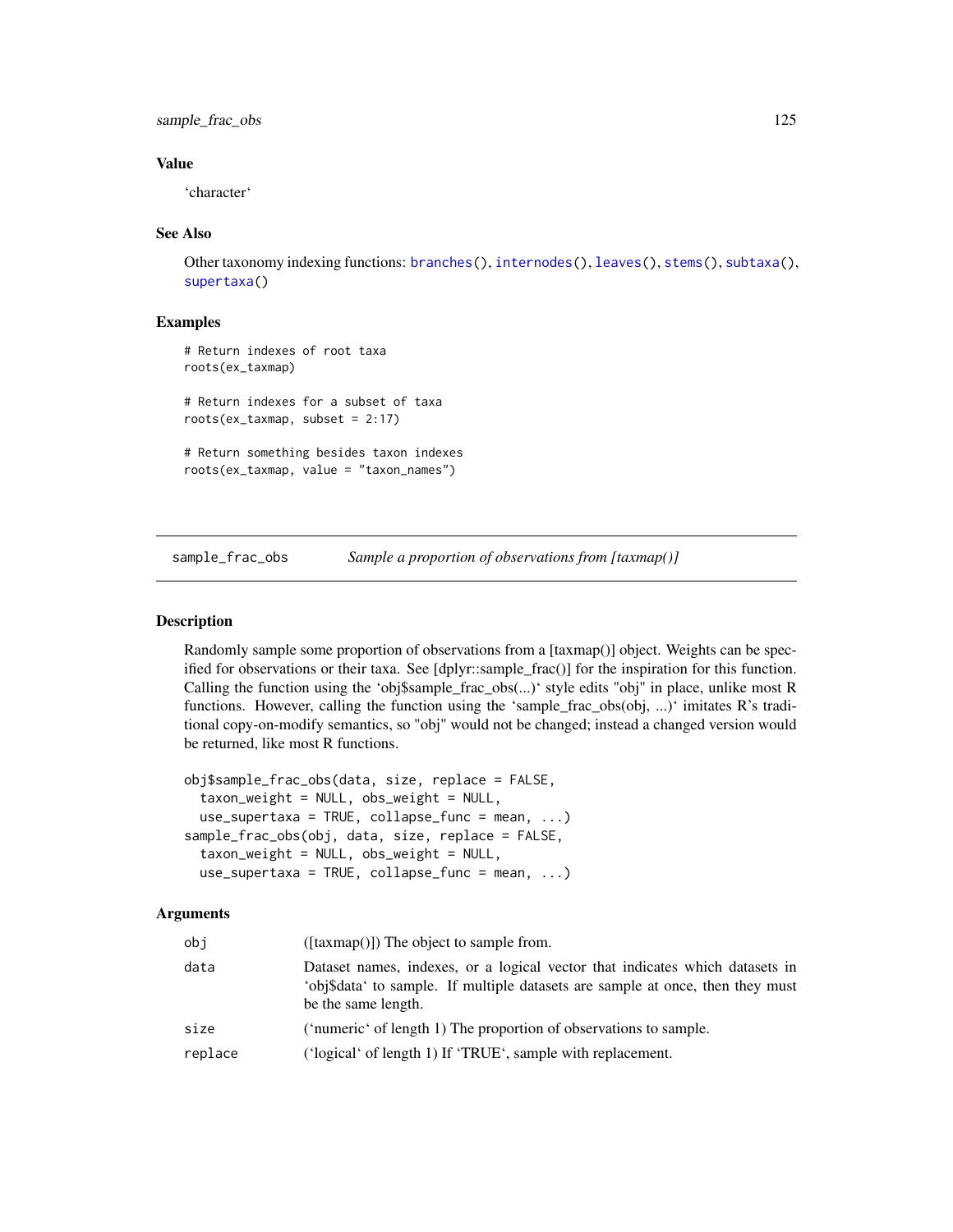### Value

'character'

### See Also

Other taxonomy indexing functions: branches(), internodes(), leaves(), stems(), subtaxa(), supertaxa()

### Examples

```
# Return indexes of root taxa
roots(ex_taxmap)

# Return indexes for a subset of taxa
roots(ex_taxmap, subset = 2:17)

# Return something besides taxon indexes
roots(ex_taxmap, value = "taxon_names")
```

---

## sample_frac_obs — *Sample a proportion of observations from [taxmap()]*

### Description

Randomly sample some proportion of observations from a [taxmap()] object. Weights can be specified for observations or their taxa. See [dplyr::sample_frac()] for the inspiration for this function. Calling the function using the 'obj$sample_frac_obs(...)' style edits "obj" in place, unlike most R functions. However, calling the function using the 'sample_frac_obs(obj, ...)' imitates R's traditional copy-on-modify semantics, so "obj" would not be changed; instead a changed version would be returned, like most R functions.

```
obj$sample_frac_obs(data, size, replace = FALSE,
  taxon_weight = NULL, obs_weight = NULL,
  use_supertaxa = TRUE, collapse_func = mean, ...)
sample_frac_obs(obj, data, size, replace = FALSE,
  taxon_weight = NULL, obs_weight = NULL,
  use_supertaxa = TRUE, collapse_func = mean, ...)
```

### Arguments

| | |
|---|---|
| obj | ([taxmap()]) The object to sample from. |
| data | Dataset names, indexes, or a logical vector that indicates which datasets in 'obj$data' to sample. If multiple datasets are sample at once, then they must be the same length. |
| size | ('numeric' of length 1) The proportion of observations to sample. |
| replace | ('logical' of length 1) If 'TRUE', sample with replacement. |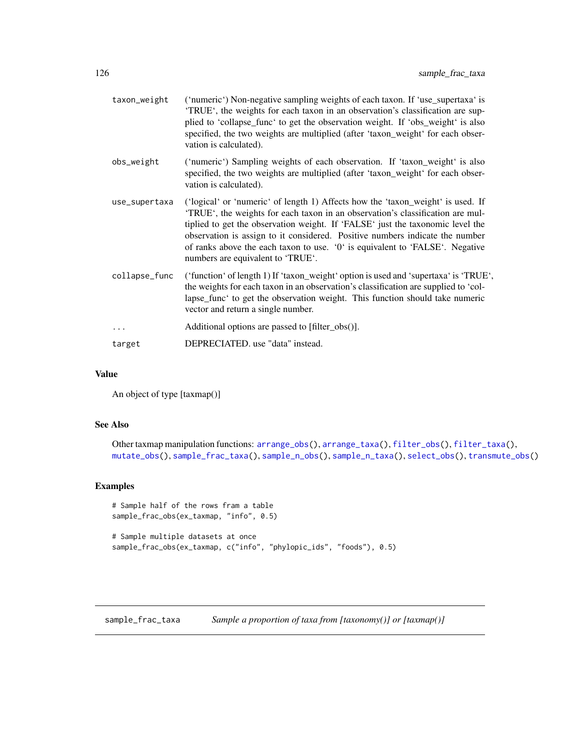| | |
|---|---|
| taxon_weight | ('numeric') Non-negative sampling weights of each taxon. If 'use_supertaxa' is 'TRUE', the weights for each taxon in an observation's classification are supplied to 'collapse_func' to get the observation weight. If 'obs_weight' is also specified, the two weights are multiplied (after 'taxon_weight' for each observation is calculated). |
| obs_weight | ('numeric') Sampling weights of each observation. If 'taxon_weight' is also specified, the two weights are multiplied (after 'taxon_weight' for each observation is calculated). |
| use_supertaxa | ('logical' or 'numeric' of length 1) Affects how the 'taxon_weight' is used. If 'TRUE', the weights for each taxon in an observation's classification are multiplied to get the observation weight. If 'FALSE' just the taxonomic level the observation is assign to it considered. Positive numbers indicate the number of ranks above the each taxon to use. '0' is equivalent to 'FALSE'. Negative numbers are equivalent to 'TRUE'. |
| collapse_func | ('function' of length 1) If 'taxon_weight' option is used and 'supertaxa' is 'TRUE', the weights for each taxon in an observation's classification are supplied to 'collapse_func' to get the observation weight. This function should take numeric vector and return a single number. |
| ... | Additional options are passed to [filter_obs()]. |
| target | DEPRECIATED. use "data" instead. |

## Value

An object of type [taxmap()]

## See Also

Other taxmap manipulation functions: arrange_obs(), arrange_taxa(), filter_obs(), filter_taxa(), mutate_obs(), sample_frac_taxa(), sample_n_obs(), sample_n_taxa(), select_obs(), transmute_obs()

## Examples

```
# Sample half of the rows fram a table
sample_frac_obs(ex_taxmap, "info", 0.5)

# Sample multiple datasets at once
sample_frac_obs(ex_taxmap, c("info", "phylopic_ids", "foods"), 0.5)
```

---

# sample_frac_taxa *Sample a proportion of taxa from [taxonomy()] or [taxmap()]*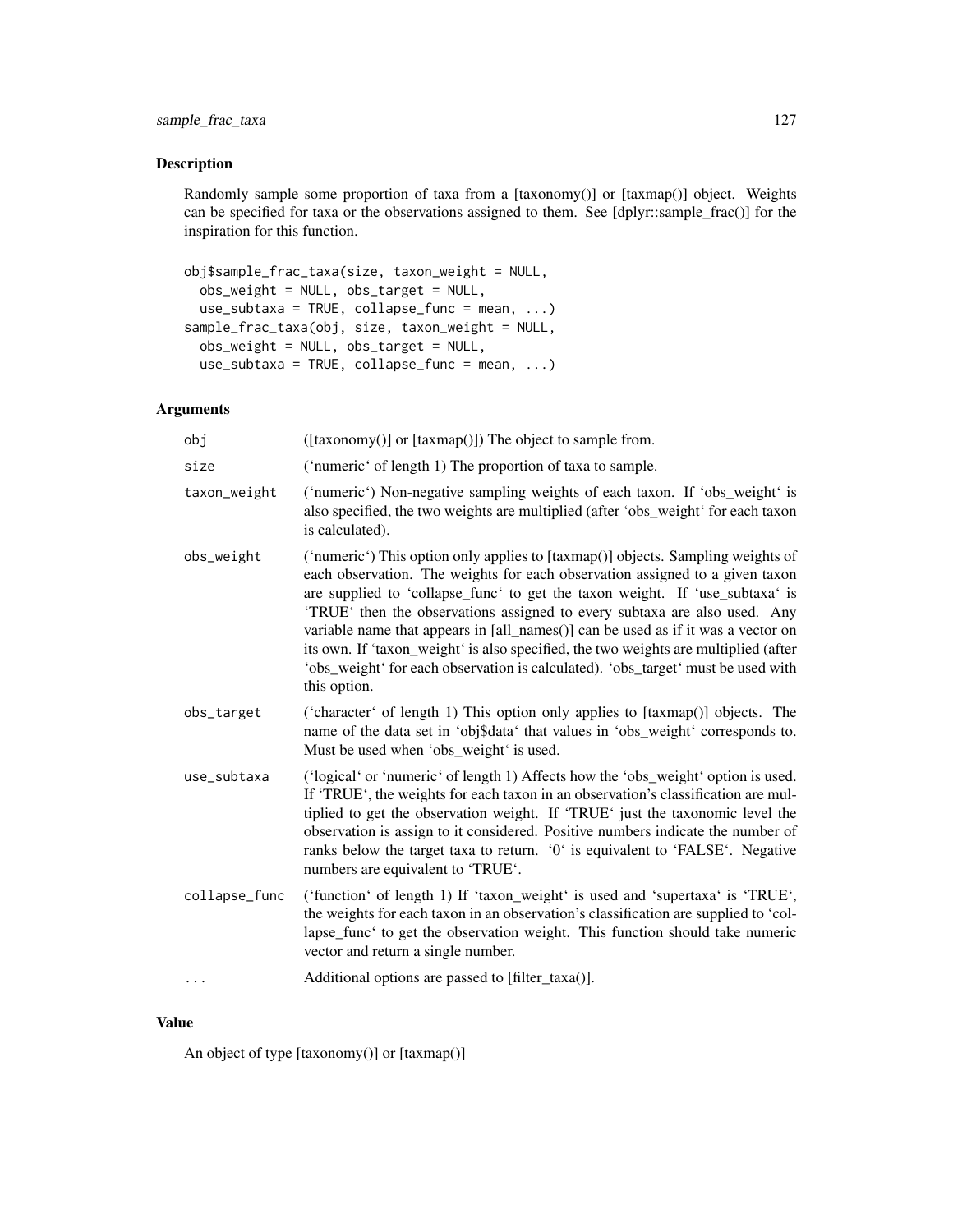## Description

Randomly sample some proportion of taxa from a [taxonomy()] or [taxmap()] object. Weights can be specified for taxa or the observations assigned to them. See [dplyr::sample_frac()] for the inspiration for this function.

```
obj$sample_frac_taxa(size, taxon_weight = NULL,
  obs_weight = NULL, obs_target = NULL,
  use_subtaxa = TRUE, collapse_func = mean, ...)
sample_frac_taxa(obj, size, taxon_weight = NULL,
  obs_weight = NULL, obs_target = NULL,
  use_subtaxa = TRUE, collapse_func = mean, ...)
```

## Arguments

| | |
|---|---|
| `obj` | ([taxonomy()] or [taxmap()]) The object to sample from. |
| `size` | ('numeric' of length 1) The proportion of taxa to sample. |
| `taxon_weight` | ('numeric') Non-negative sampling weights of each taxon. If 'obs_weight' is also specified, the two weights are multiplied (after 'obs_weight' for each taxon is calculated). |
| `obs_weight` | ('numeric') This option only applies to [taxmap()] objects. Sampling weights of each observation. The weights for each observation assigned to a given taxon are supplied to 'collapse_func' to get the taxon weight. If 'use_subtaxa' is 'TRUE' then the observations assigned to every subtaxa are also used. Any variable name that appears in [all_names()] can be used as if it was a vector on its own. If 'taxon_weight' is also specified, the two weights are multiplied (after 'obs_weight' for each observation is calculated). 'obs_target' must be used with this option. |
| `obs_target` | ('character' of length 1) This option only applies to [taxmap()] objects. The name of the data set in 'obj$data' that values in 'obs_weight' corresponds to. Must be used when 'obs_weight' is used. |
| `use_subtaxa` | ('logical' or 'numeric' of length 1) Affects how the 'obs_weight' option is used. If 'TRUE', the weights for each taxon in an observation's classification are multiplied to get the observation weight. If 'TRUE' just the taxonomic level the observation is assign to it considered. Positive numbers indicate the number of ranks below the target taxa to return. '0' is equivalent to 'FALSE'. Negative numbers are equivalent to 'TRUE'. |
| `collapse_func` | ('function' of length 1) If 'taxon_weight' is used and 'supertaxa' is 'TRUE', the weights for each taxon in an observation's classification are supplied to 'collapse_func' to get the observation weight. This function should take numeric vector and return a single number. |
| `...` | Additional options are passed to [filter_taxa()]. |

## Value

An object of type [taxonomy()] or [taxmap()]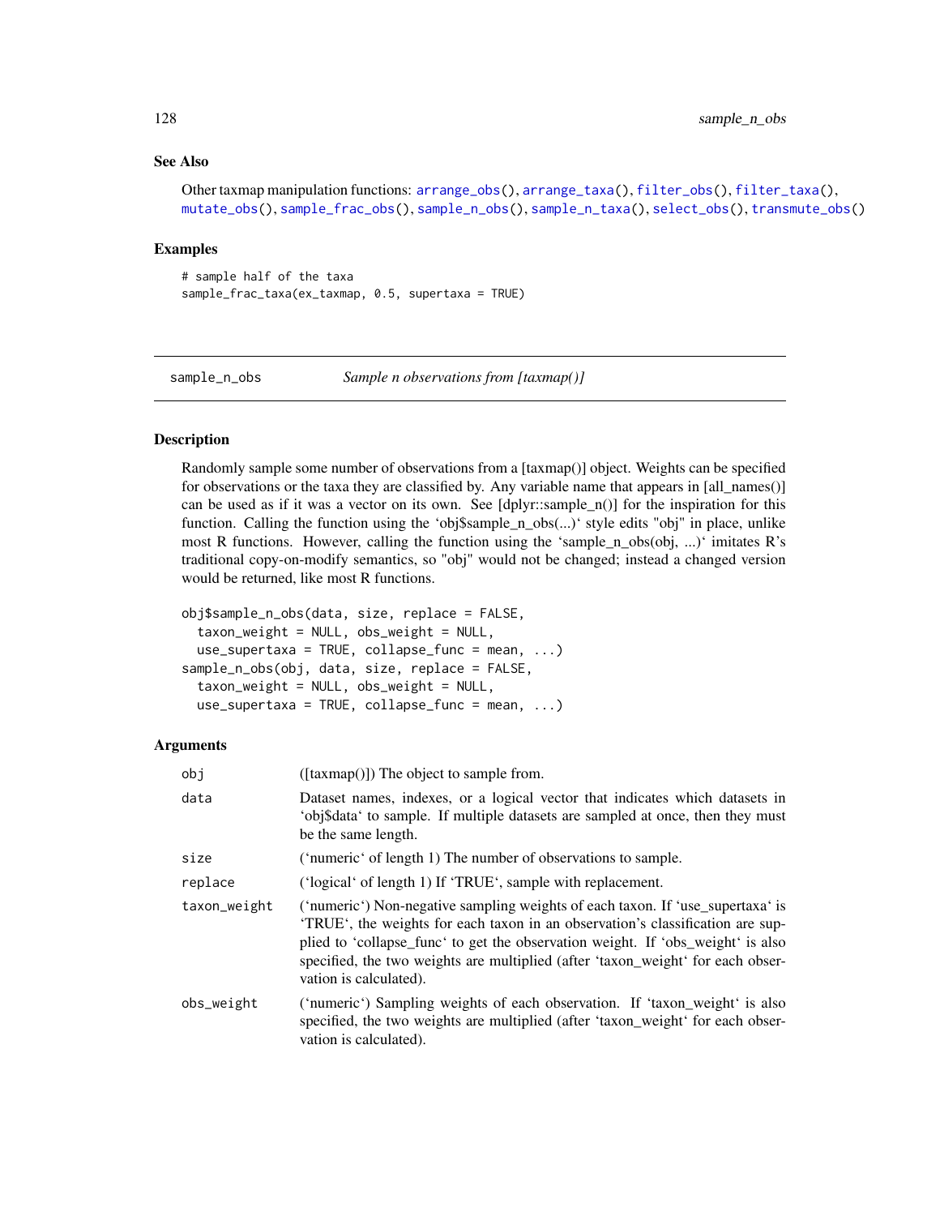## See Also

Other taxmap manipulation functions: `arrange_obs()`, `arrange_taxa()`, `filter_obs()`, `filter_taxa()`, `mutate_obs()`, `sample_frac_obs()`, `sample_n_obs()`, `sample_n_taxa()`, `select_obs()`, `transmute_obs()`

## Examples

```
# sample half of the taxa
sample_frac_taxa(ex_taxmap, 0.5, supertaxa = TRUE)
```

---

# sample_n_obs    *Sample n observations from [taxmap()]*

---

## Description

Randomly sample some number of observations from a [taxmap()] object. Weights can be specified for observations or the taxa they are classified by. Any variable name that appears in [all_names()] can be used as if it was a vector on its own. See [dplyr::sample_n()] for the inspiration for this function. Calling the function using the 'obj$sample_n_obs(...)' style edits "obj" in place, unlike most R functions. However, calling the function using the 'sample_n_obs(obj, ...)' imitates R's traditional copy-on-modify semantics, so "obj" would not be changed; instead a changed version would be returned, like most R functions.

```
obj$sample_n_obs(data, size, replace = FALSE,
  taxon_weight = NULL, obs_weight = NULL,
  use_supertaxa = TRUE, collapse_func = mean, ...)
sample_n_obs(obj, data, size, replace = FALSE,
  taxon_weight = NULL, obs_weight = NULL,
  use_supertaxa = TRUE, collapse_func = mean, ...)
```

## Arguments

| | |
|---|---|
| obj | ([taxmap()]) The object to sample from. |
| data | Dataset names, indexes, or a logical vector that indicates which datasets in 'obj$data' to sample. If multiple datasets are sampled at once, then they must be the same length. |
| size | ('numeric' of length 1) The number of observations to sample. |
| replace | ('logical' of length 1) If 'TRUE', sample with replacement. |
| taxon_weight | ('numeric') Non-negative sampling weights of each taxon. If 'use_supertaxa' is 'TRUE', the weights for each taxon in an observation's classification are supplied to 'collapse_func' to get the observation weight. If 'obs_weight' is also specified, the two weights are multiplied (after 'taxon_weight' for each observation is calculated). |
| obs_weight | ('numeric') Sampling weights of each observation. If 'taxon_weight' is also specified, the two weights are multiplied (after 'taxon_weight' for each observation is calculated). |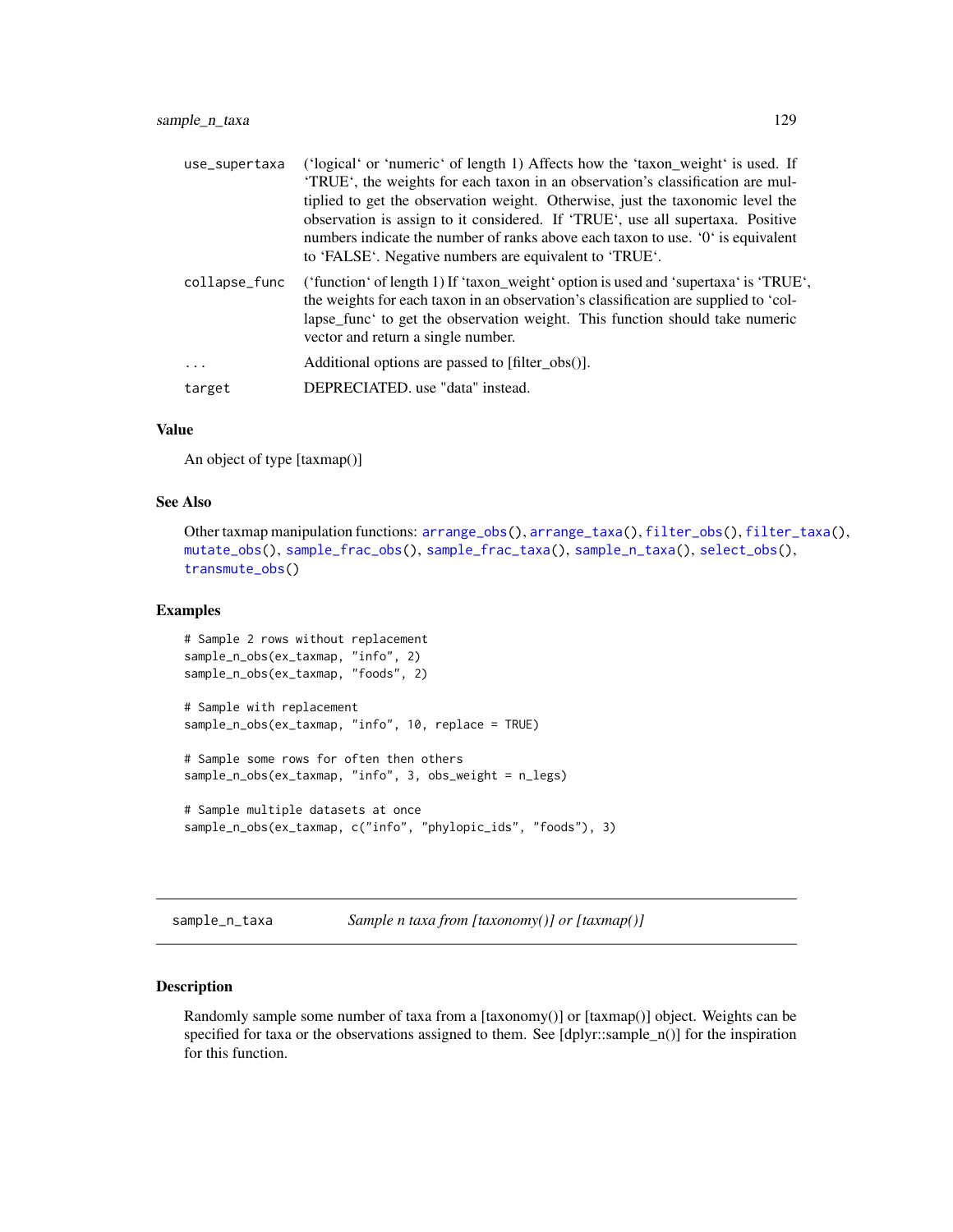| | |
|---|---|
| use_supertaxa | (‘logical‘ or ‘numeric‘ of length 1) Affects how the ‘taxon_weight‘ is used. If ‘TRUE‘, the weights for each taxon in an observation's classification are multiplied to get the observation weight. Otherwise, just the taxonomic level the observation is assign to it considered. If ‘TRUE‘, use all supertaxa. Positive numbers indicate the number of ranks above each taxon to use. ‘0‘ is equivalent to ‘FALSE‘. Negative numbers are equivalent to ‘TRUE‘. |
| collapse_func | (‘function‘ of length 1) If ‘taxon_weight‘ option is used and ‘supertaxa‘ is ‘TRUE‘, the weights for each taxon in an observation's classification are supplied to ‘collapse_func‘ to get the observation weight. This function should take numeric vector and return a single number. |
| ... | Additional options are passed to [filter_obs()]. |
| target | DEPRECIATED. use "data" instead. |

### Value

An object of type [taxmap()]

### See Also

Other taxmap manipulation functions: arrange_obs(), arrange_taxa(), filter_obs(), filter_taxa(), mutate_obs(), sample_frac_obs(), sample_frac_taxa(), sample_n_taxa(), select_obs(), transmute_obs()

### Examples

```
# Sample 2 rows without replacement
sample_n_obs(ex_taxmap, "info", 2)
sample_n_obs(ex_taxmap, "foods", 2)

# Sample with replacement
sample_n_obs(ex_taxmap, "info", 10, replace = TRUE)

# Sample some rows for often then others
sample_n_obs(ex_taxmap, "info", 3, obs_weight = n_legs)

# Sample multiple datasets at once
sample_n_obs(ex_taxmap, c("info", "phylopic_ids", "foods"), 3)
```

## sample_n_taxa    *Sample n taxa from [taxonomy()] or [taxmap()]*

### Description

Randomly sample some number of taxa from a [taxonomy()] or [taxmap()] object. Weights can be specified for taxa or the observations assigned to them. See [dplyr::sample_n()] for the inspiration for this function.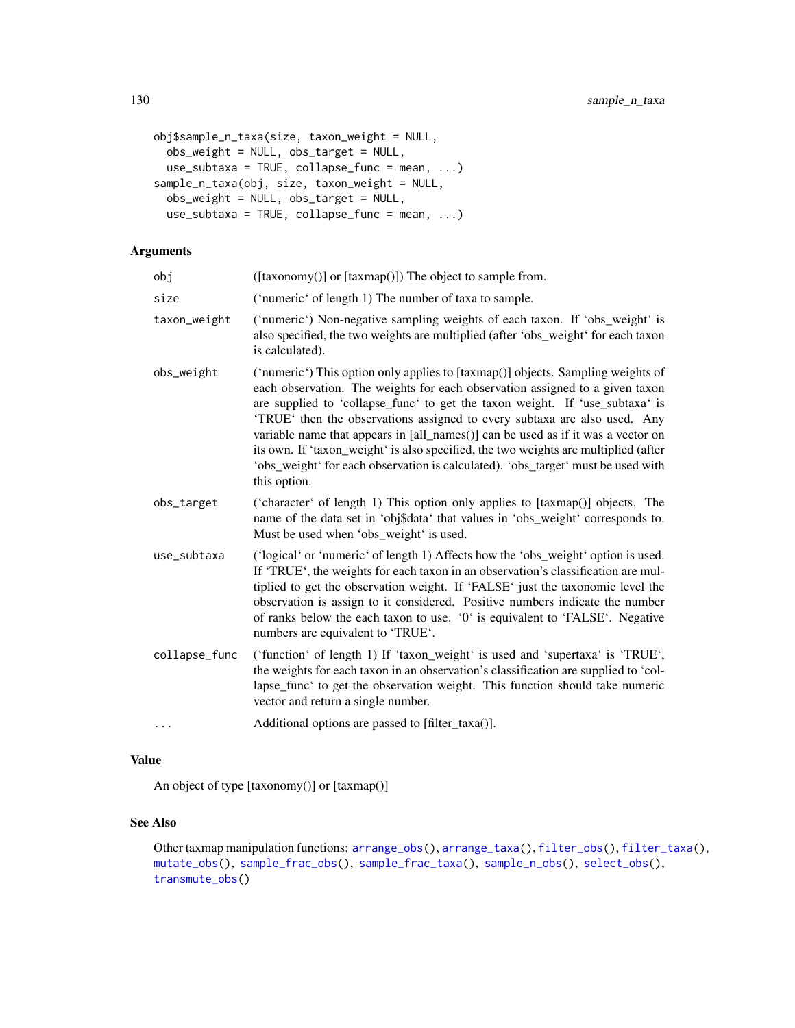```
obj$sample_n_taxa(size, taxon_weight = NULL,
  obs_weight = NULL, obs_target = NULL,
  use_subtaxa = TRUE, collapse_func = mean, ...)
sample_n_taxa(obj, size, taxon_weight = NULL,
  obs_weight = NULL, obs_target = NULL,
  use_subtaxa = TRUE, collapse_func = mean, ...)
```

### Arguments

| | |
|---|---|
| obj | ([taxonomy()] or [taxmap()]) The object to sample from. |
| size | ('numeric' of length 1) The number of taxa to sample. |
| taxon_weight | ('numeric') Non-negative sampling weights of each taxon. If 'obs_weight' is also specified, the two weights are multiplied (after 'obs_weight' for each taxon is calculated). |
| obs_weight | ('numeric') This option only applies to [taxmap()] objects. Sampling weights of each observation. The weights for each observation assigned to a given taxon are supplied to 'collapse_func' to get the taxon weight. If 'use_subtaxa' is 'TRUE' then the observations assigned to every subtaxa are also used. Any variable name that appears in [all_names()] can be used as if it was a vector on its own. If 'taxon_weight' is also specified, the two weights are multiplied (after 'obs_weight' for each observation is calculated). 'obs_target' must be used with this option. |
| obs_target | ('character' of length 1) This option only applies to [taxmap()] objects. The name of the data set in 'obj$data' that values in 'obs_weight' corresponds to. Must be used when 'obs_weight' is used. |
| use_subtaxa | ('logical' or 'numeric' of length 1) Affects how the 'obs_weight' option is used. If 'TRUE', the weights for each taxon in an observation's classification are multiplied to get the observation weight. If 'FALSE' just the taxonomic level the observation is assign to it considered. Positive numbers indicate the number of ranks below the each taxon to use. '0' is equivalent to 'FALSE'. Negative numbers are equivalent to 'TRUE'. |
| collapse_func | ('function' of length 1) If 'taxon_weight' is used and 'supertaxa' is 'TRUE', the weights for each taxon in an observation's classification are supplied to 'collapse_func' to get the observation weight. This function should take numeric vector and return a single number. |
| ... | Additional options are passed to [filter_taxa()]. |

### Value

An object of type [taxonomy()] or [taxmap()]

### See Also

Other taxmap manipulation functions: arrange_obs(), arrange_taxa(), filter_obs(), filter_taxa(), mutate_obs(), sample_frac_obs(), sample_frac_taxa(), sample_n_obs(), select_obs(), transmute_obs()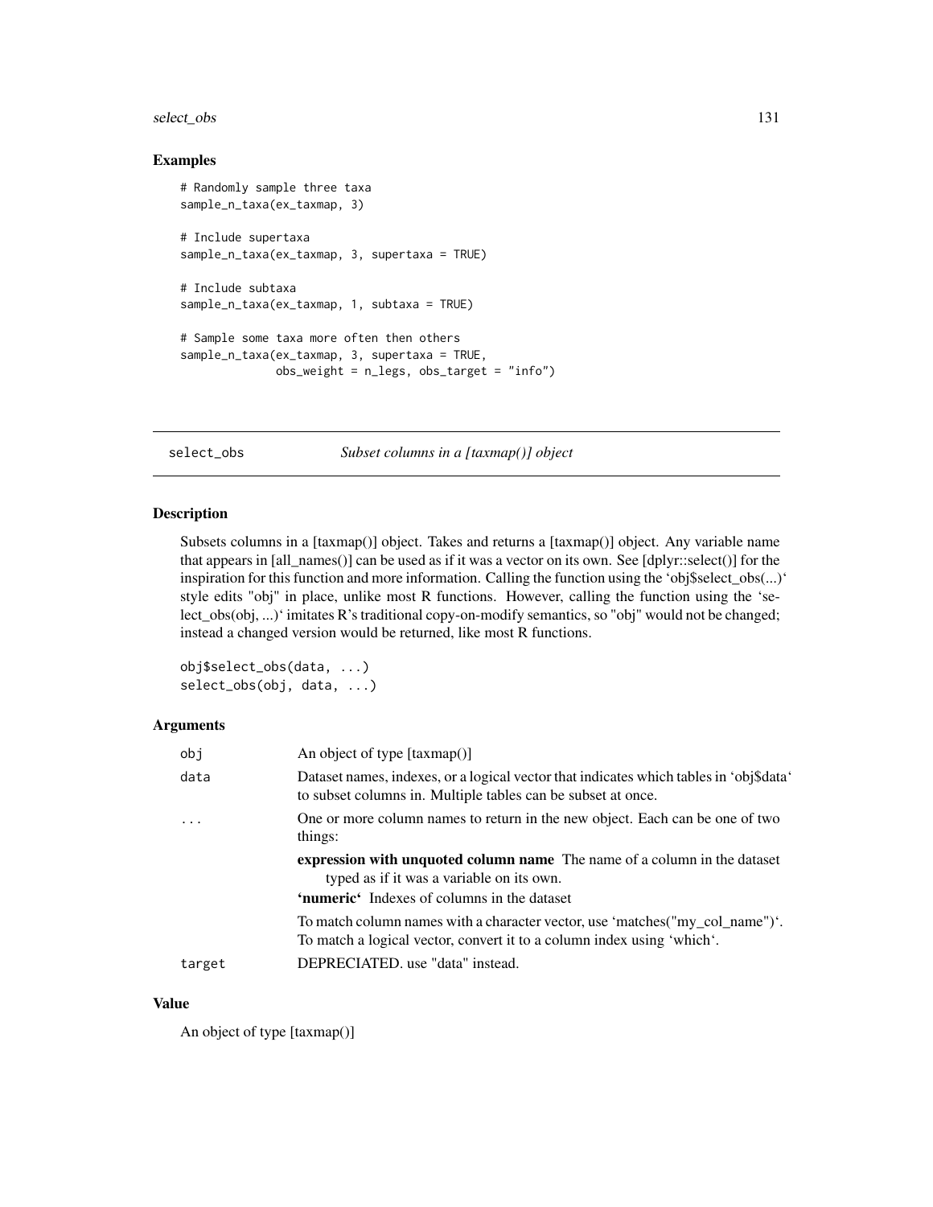## Examples

```
# Randomly sample three taxa
sample_n_taxa(ex_taxmap, 3)

# Include supertaxa
sample_n_taxa(ex_taxmap, 3, supertaxa = TRUE)

# Include subtaxa
sample_n_taxa(ex_taxmap, 1, subtaxa = TRUE)

# Sample some taxa more often then others
sample_n_taxa(ex_taxmap, 3, supertaxa = TRUE,
              obs_weight = n_legs, obs_target = "info")
```

---

# select_obs — *Subset columns in a [taxmap()] object*

---

## Description

Subsets columns in a [taxmap()] object. Takes and returns a [taxmap()] object. Any variable name that appears in [all_names()] can be used as if it was a vector on its own. See [dplyr::select()] for the inspiration for this function and more information. Calling the function using the 'obj$select_obs(...)' style edits "obj" in place, unlike most R functions. However, calling the function using the 'select_obs(obj, ...)' imitates R's traditional copy-on-modify semantics, so "obj" would not be changed; instead a changed version would be returned, like most R functions.

```
obj$select_obs(data, ...)
select_obs(obj, data, ...)
```

## Arguments

| | |
|---|---|
| obj | An object of type [taxmap()] |
| data | Dataset names, indexes, or a logical vector that indicates which tables in 'obj$data' to subset columns in. Multiple tables can be subset at once. |
| ... | One or more column names to return in the new object. Each can be one of two things: **expression with unquoted column name** The name of a column in the dataset typed as if it was a variable on its own. **'numeric'** Indexes of columns in the dataset. To match column names with a character vector, use 'matches("my_col_name")'. To match a logical vector, convert it to a column index using 'which'. |
| target | DEPRECIATED. use "data" instead. |

## Value

An object of type [taxmap()]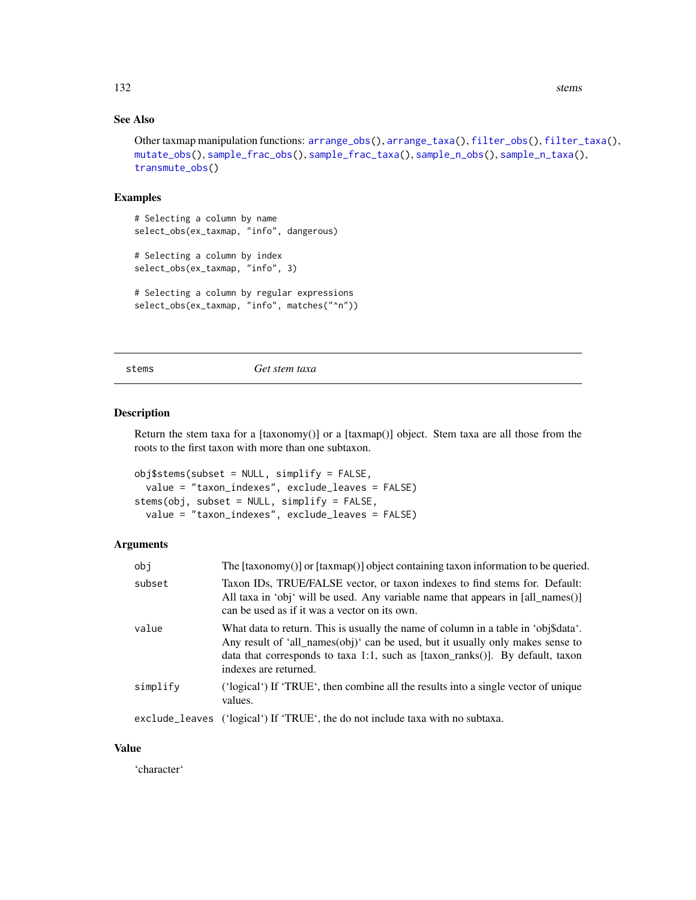### See Also

Other taxmap manipulation functions: `arrange_obs()`, `arrange_taxa()`, `filter_obs()`, `filter_taxa()`, `mutate_obs()`, `sample_frac_obs()`, `sample_frac_taxa()`, `sample_n_obs()`, `sample_n_taxa()`, `transmute_obs()`

### Examples

```
# Selecting a column by name
select_obs(ex_taxmap, "info", dangerous)

# Selecting a column by index
select_obs(ex_taxmap, "info", 3)

# Selecting a column by regular expressions
select_obs(ex_taxmap, "info", matches("^n"))
```

---

## stems — *Get stem taxa*

### Description

Return the stem taxa for a [taxonomy()] or a [taxmap()] object. Stem taxa are all those from the roots to the first taxon with more than one subtaxon.

```
obj$stems(subset = NULL, simplify = FALSE,
  value = "taxon_indexes", exclude_leaves = FALSE)
stems(obj, subset = NULL, simplify = FALSE,
  value = "taxon_indexes", exclude_leaves = FALSE)
```

### Arguments

| | |
|---|---|
| `obj` | The [taxonomy()] or [taxmap()] object containing taxon information to be queried. |
| `subset` | Taxon IDs, TRUE/FALSE vector, or taxon indexes to find stems for. Default: All taxa in 'obj' will be used. Any variable name that appears in [all_names()] can be used as if it was a vector on its own. |
| `value` | What data to return. This is usually the name of column in a table in 'obj$data'. Any result of 'all_names(obj)' can be used, but it usually only makes sense to data that corresponds to taxa 1:1, such as [taxon_ranks()]. By default, taxon indexes are returned. |
| `simplify` | ('logical') If 'TRUE', then combine all the results into a single vector of unique values. |
| `exclude_leaves` | ('logical') If 'TRUE', the do not include taxa with no subtaxa. |

### Value

'character'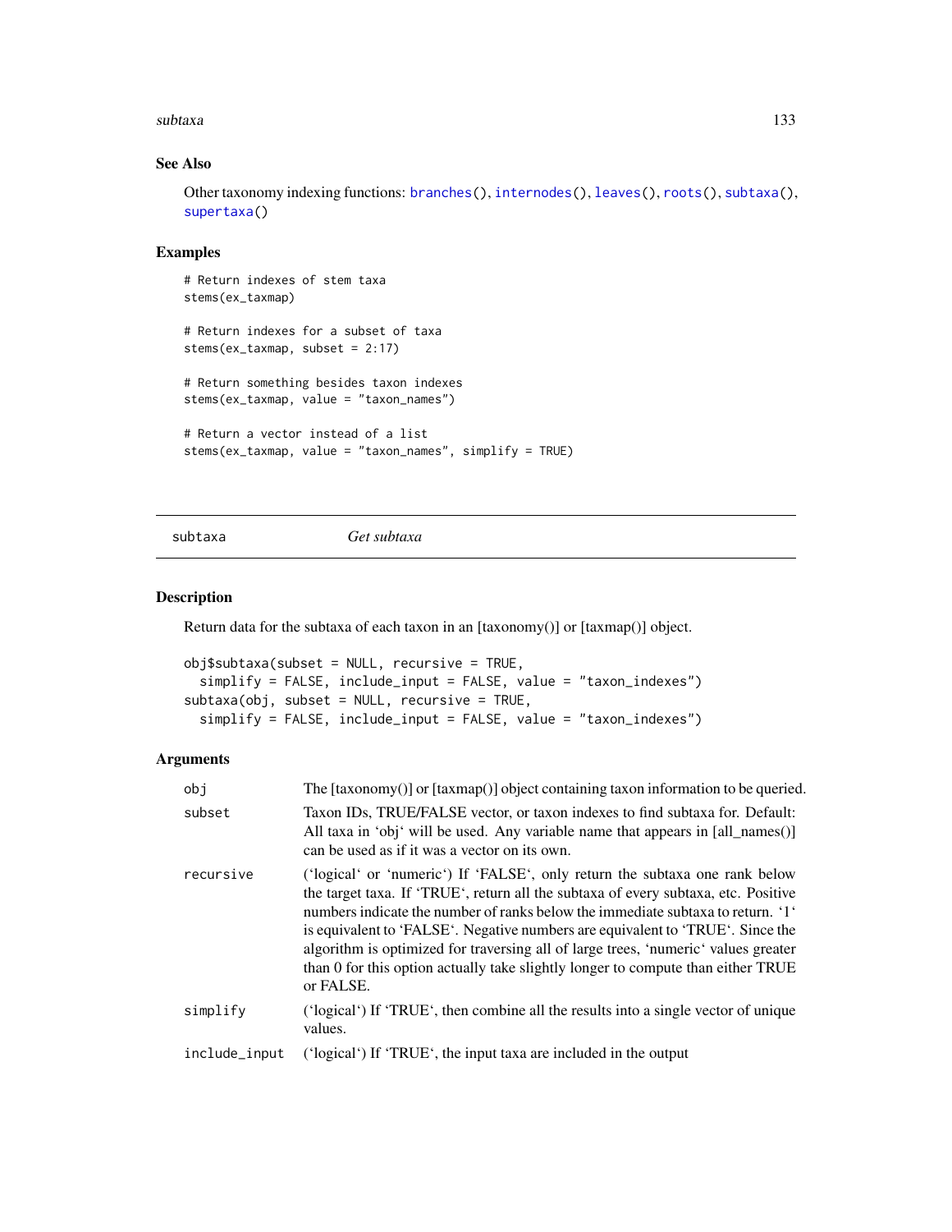## See Also

Other taxonomy indexing functions: branches(), internodes(), leaves(), roots(), subtaxa(), supertaxa()

## Examples

```
# Return indexes of stem taxa
stems(ex_taxmap)

# Return indexes for a subset of taxa
stems(ex_taxmap, subset = 2:17)

# Return something besides taxon indexes
stems(ex_taxmap, value = "taxon_names")

# Return a vector instead of a list
stems(ex_taxmap, value = "taxon_names", simplify = TRUE)
```

---

# subtaxa *Get subtaxa*

## Description

Return data for the subtaxa of each taxon in an [taxonomy()] or [taxmap()] object.

```
obj$subtaxa(subset = NULL, recursive = TRUE,
  simplify = FALSE, include_input = FALSE, value = "taxon_indexes")
subtaxa(obj, subset = NULL, recursive = TRUE,
  simplify = FALSE, include_input = FALSE, value = "taxon_indexes")
```

## Arguments

| | |
|---|---|
| obj | The [taxonomy()] or [taxmap()] object containing taxon information to be queried. |
| subset | Taxon IDs, TRUE/FALSE vector, or taxon indexes to find subtaxa for. Default: All taxa in 'obj' will be used. Any variable name that appears in [all_names()] can be used as if it was a vector on its own. |
| recursive | ('logical' or 'numeric') If 'FALSE', only return the subtaxa one rank below the target taxa. If 'TRUE', return all the subtaxa of every subtaxa, etc. Positive numbers indicate the number of ranks below the immediate subtaxa to return. '1' is equivalent to 'FALSE'. Negative numbers are equivalent to 'TRUE'. Since the algorithm is optimized for traversing all of large trees, 'numeric' values greater than 0 for this option actually take slightly longer to compute than either TRUE or FALSE. |
| simplify | ('logical') If 'TRUE', then combine all the results into a single vector of unique values. |
| include_input | ('logical') If 'TRUE', the input taxa are included in the output |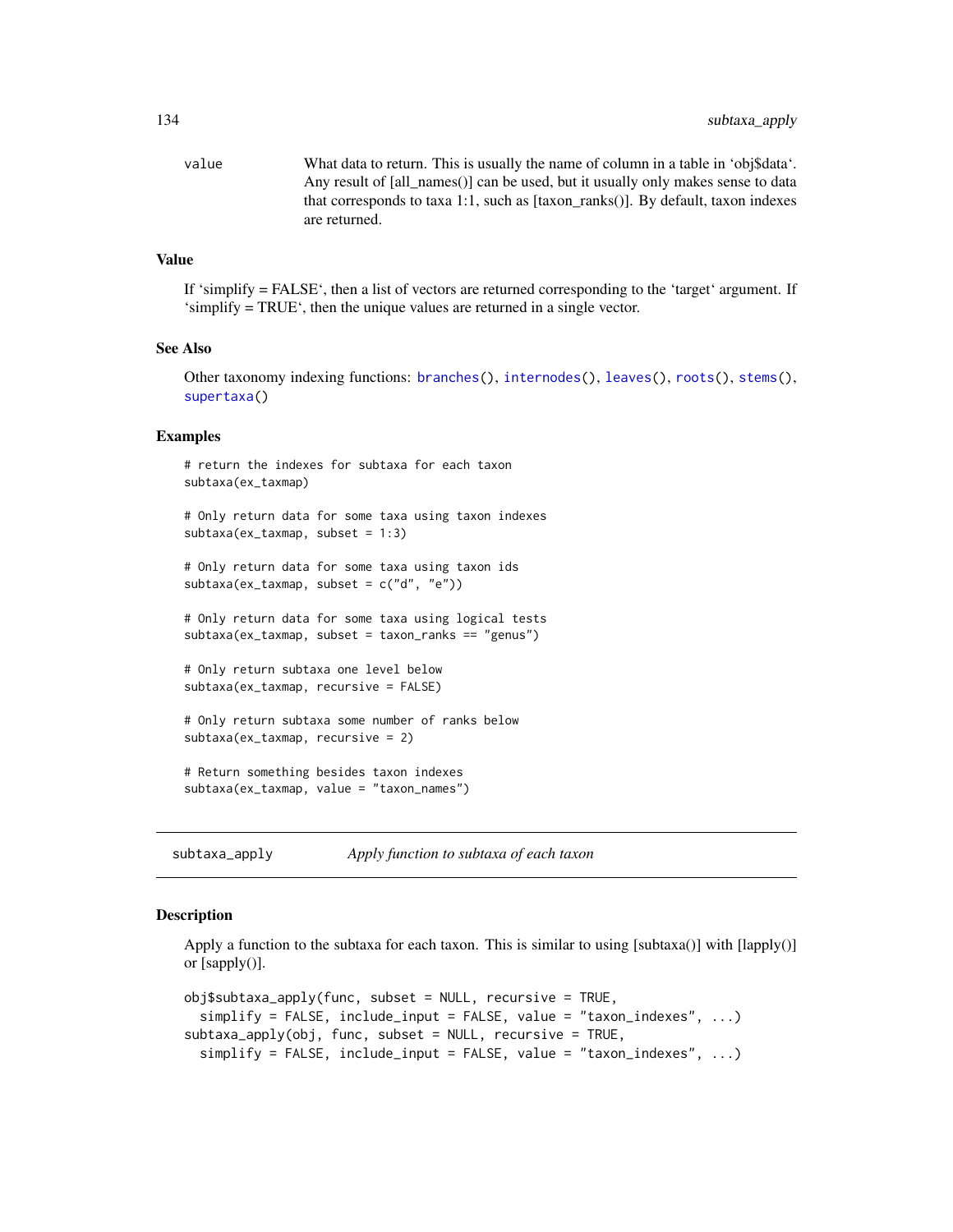value
: What data to return. This is usually the name of column in a table in 'obj$data'. Any result of [all_names()] can be used, but it usually only makes sense to data that corresponds to taxa 1:1, such as [taxon_ranks()]. By default, taxon indexes are returned.

### Value

If 'simplify = FALSE', then a list of vectors are returned corresponding to the 'target' argument. If 'simplify = TRUE', then the unique values are returned in a single vector.

### See Also

Other taxonomy indexing functions: branches(), internodes(), leaves(), roots(), stems(), supertaxa()

### Examples

```
# return the indexes for subtaxa for each taxon
subtaxa(ex_taxmap)

# Only return data for some taxa using taxon indexes
subtaxa(ex_taxmap, subset = 1:3)

# Only return data for some taxa using taxon ids
subtaxa(ex_taxmap, subset = c("d", "e"))

# Only return data for some taxa using logical tests
subtaxa(ex_taxmap, subset = taxon_ranks == "genus")

# Only return subtaxa one level below
subtaxa(ex_taxmap, recursive = FALSE)

# Only return subtaxa some number of ranks below
subtaxa(ex_taxmap, recursive = 2)

# Return something besides taxon indexes
subtaxa(ex_taxmap, value = "taxon_names")
```

---

## subtaxa_apply *Apply function to subtaxa of each taxon*

---

### Description

Apply a function to the subtaxa for each taxon. This is similar to using [subtaxa()] with [lapply()] or [sapply()].

```
obj$subtaxa_apply(func, subset = NULL, recursive = TRUE,
  simplify = FALSE, include_input = FALSE, value = "taxon_indexes", ...)
subtaxa_apply(obj, func, subset = NULL, recursive = TRUE,
  simplify = FALSE, include_input = FALSE, value = "taxon_indexes", ...)
```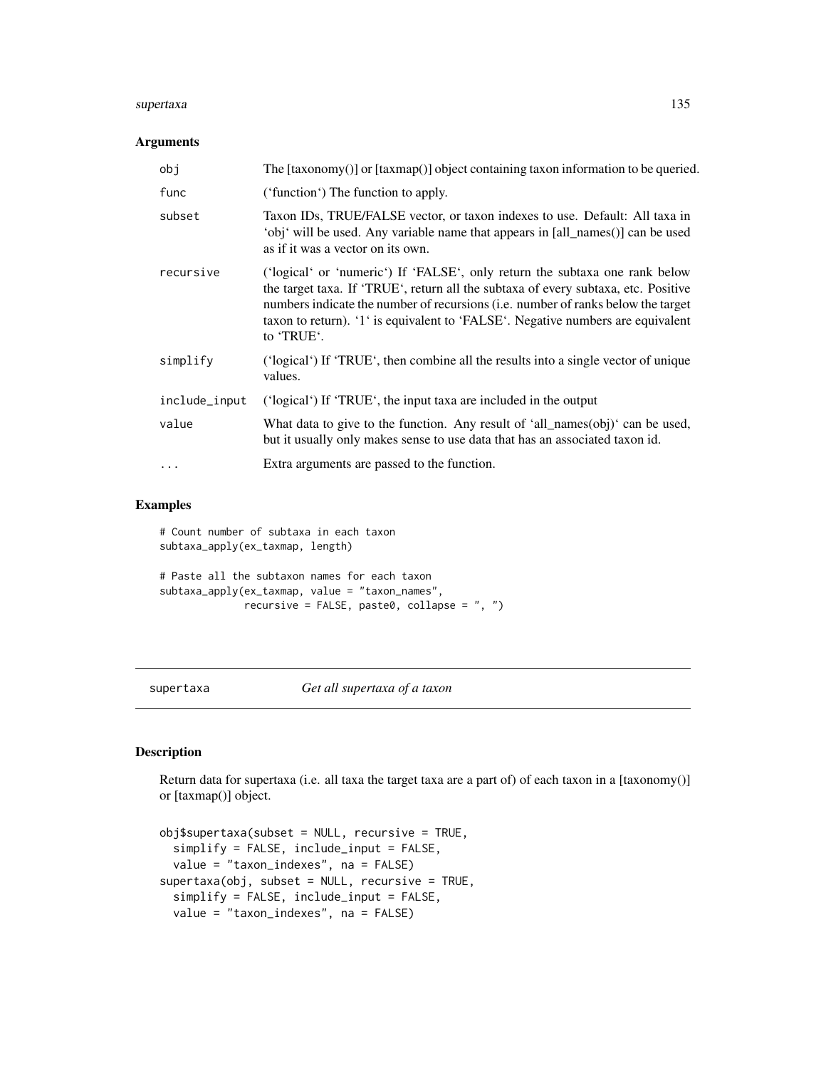## Arguments

| | |
|---|---|
| obj | The [taxonomy()] or [taxmap()] object containing taxon information to be queried. |
| func | ('function') The function to apply. |
| subset | Taxon IDs, TRUE/FALSE vector, or taxon indexes to use. Default: All taxa in 'obj' will be used. Any variable name that appears in [all_names()] can be used as if it was a vector on its own. |
| recursive | ('logical' or 'numeric') If 'FALSE', only return the subtaxa one rank below the target taxa. If 'TRUE', return all the subtaxa of every subtaxa, etc. Positive numbers indicate the number of recursions (i.e. number of ranks below the target taxon to return). '1' is equivalent to 'FALSE'. Negative numbers are equivalent to 'TRUE'. |
| simplify | ('logical') If 'TRUE', then combine all the results into a single vector of unique values. |
| include_input | ('logical') If 'TRUE', the input taxa are included in the output |
| value | What data to give to the function. Any result of 'all_names(obj)' can be used, but it usually only makes sense to use data that has an associated taxon id. |
| ... | Extra arguments are passed to the function. |

## Examples

```
# Count number of subtaxa in each taxon
subtaxa_apply(ex_taxmap, length)

# Paste all the subtaxon names for each taxon
subtaxa_apply(ex_taxmap, value = "taxon_names",
              recursive = FALSE, paste0, collapse = ", ")
```

---

# supertaxa *Get all supertaxa of a taxon*

## Description

Return data for supertaxa (i.e. all taxa the target taxa are a part of) of each taxon in a [taxonomy()] or [taxmap()] object.

```
obj$supertaxa(subset = NULL, recursive = TRUE,
  simplify = FALSE, include_input = FALSE,
  value = "taxon_indexes", na = FALSE)
supertaxa(obj, subset = NULL, recursive = TRUE,
  simplify = FALSE, include_input = FALSE,
  value = "taxon_indexes", na = FALSE)
```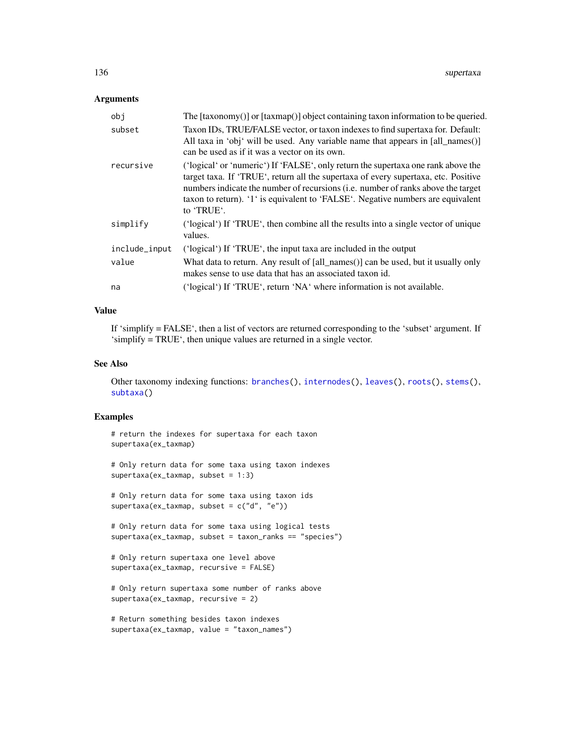## Arguments

| | |
|---|---|
| obj | The [taxonomy()] or [taxmap()] object containing taxon information to be queried. |
| subset | Taxon IDs, TRUE/FALSE vector, or taxon indexes to find supertaxa for. Default: All taxa in 'obj' will be used. Any variable name that appears in [all_names()] can be used as if it was a vector on its own. |
| recursive | ('logical' or 'numeric') If 'FALSE', only return the supertaxa one rank above the target taxa. If 'TRUE', return all the supertaxa of every supertaxa, etc. Positive numbers indicate the number of recursions (i.e. number of ranks above the target taxon to return). '1' is equivalent to 'FALSE'. Negative numbers are equivalent to 'TRUE'. |
| simplify | ('logical') If 'TRUE', then combine all the results into a single vector of unique values. |
| include_input | ('logical') If 'TRUE', the input taxa are included in the output |
| value | What data to return. Any result of [all_names()] can be used, but it usually only makes sense to use data that has an associated taxon id. |
| na | ('logical') If 'TRUE', return 'NA' where information is not available. |

## Value

If 'simplify = FALSE', then a list of vectors are returned corresponding to the 'subset' argument. If 'simplify = TRUE', then unique values are returned in a single vector.

## See Also

Other taxonomy indexing functions: branches(), internodes(), leaves(), roots(), stems(), subtaxa()

## Examples

```
# return the indexes for supertaxa for each taxon
supertaxa(ex_taxmap)

# Only return data for some taxa using taxon indexes
supertaxa(ex_taxmap, subset = 1:3)

# Only return data for some taxa using taxon ids
supertaxa(ex_taxmap, subset = c("d", "e"))

# Only return data for some taxa using logical tests
supertaxa(ex_taxmap, subset = taxon_ranks == "species")

# Only return supertaxa one level above
supertaxa(ex_taxmap, recursive = FALSE)

# Only return supertaxa some number of ranks above
supertaxa(ex_taxmap, recursive = 2)

# Return something besides taxon indexes
supertaxa(ex_taxmap, value = "taxon_names")
```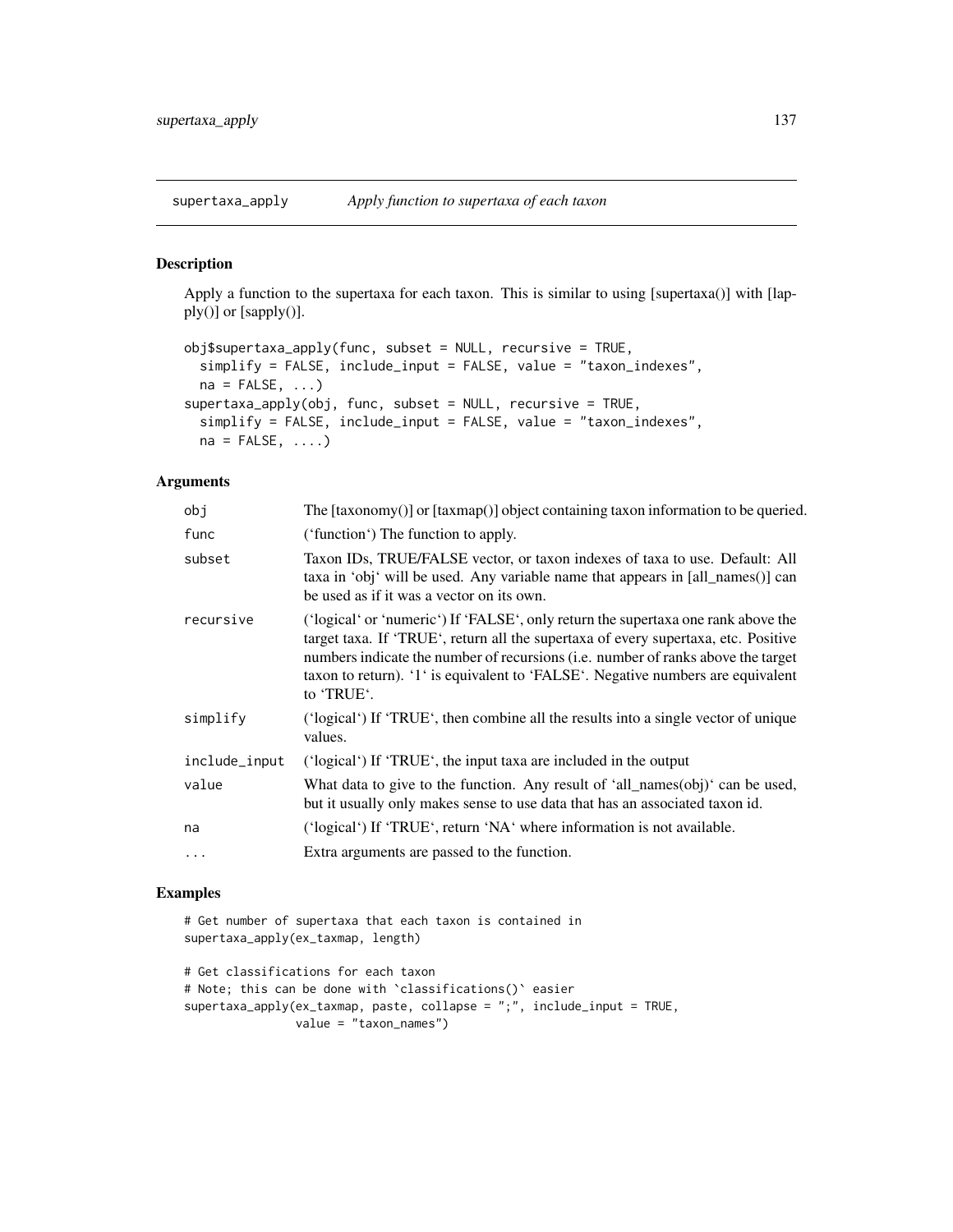## supertaxa_apply — *Apply function to supertaxa of each taxon*

### Description

Apply a function to the supertaxa for each taxon. This is similar to using [supertaxa()] with [lapply()] or [sapply()].

```
obj$supertaxa_apply(func, subset = NULL, recursive = TRUE,
  simplify = FALSE, include_input = FALSE, value = "taxon_indexes",
  na = FALSE, ...)
supertaxa_apply(obj, func, subset = NULL, recursive = TRUE,
  simplify = FALSE, include_input = FALSE, value = "taxon_indexes",
  na = FALSE, ....)
```

### Arguments

| | |
|---|---|
| obj | The [taxonomy()] or [taxmap()] object containing taxon information to be queried. |
| func | ('function') The function to apply. |
| subset | Taxon IDs, TRUE/FALSE vector, or taxon indexes of taxa to use. Default: All taxa in 'obj' will be used. Any variable name that appears in [all_names()] can be used as if it was a vector on its own. |
| recursive | ('logical' or 'numeric') If 'FALSE', only return the supertaxa one rank above the target taxa. If 'TRUE', return all the supertaxa of every supertaxa, etc. Positive numbers indicate the number of recursions (i.e. number of ranks above the target taxon to return). '1' is equivalent to 'FALSE'. Negative numbers are equivalent to 'TRUE'. |
| simplify | ('logical') If 'TRUE', then combine all the results into a single vector of unique values. |
| include_input | ('logical') If 'TRUE', the input taxa are included in the output |
| value | What data to give to the function. Any result of 'all_names(obj)' can be used, but it usually only makes sense to use data that has an associated taxon id. |
| na | ('logical') If 'TRUE', return 'NA' where information is not available. |
| ... | Extra arguments are passed to the function. |

### Examples

```
# Get number of supertaxa that each taxon is contained in
supertaxa_apply(ex_taxmap, length)

# Get classifications for each taxon
# Note; this can be done with `classifications()` easier
supertaxa_apply(ex_taxmap, paste, collapse = ";", include_input = TRUE,
                value = "taxon_names")
```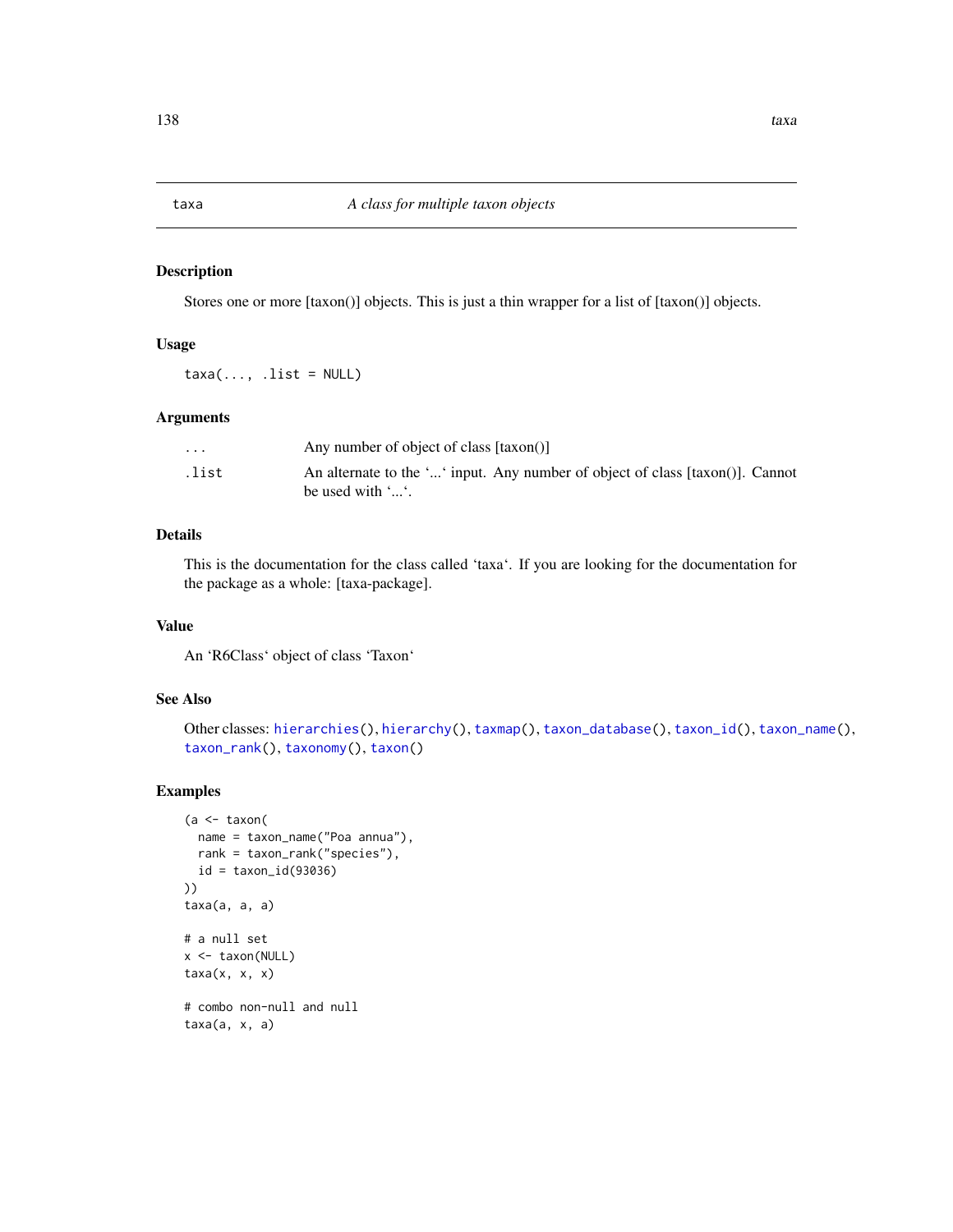taxa — *A class for multiple taxon objects*

## Description

Stores one or more [taxon()] objects. This is just a thin wrapper for a list of [taxon()] objects.

## Usage

```
taxa(..., .list = NULL)
```

## Arguments

| | |
|---|---|
| ... | Any number of object of class [taxon()] |
| .list | An alternate to the '...' input. Any number of object of class [taxon()]. Cannot be used with '...'. |

## Details

This is the documentation for the class called 'taxa'. If you are looking for the documentation for the package as a whole: [taxa-package].

## Value

An 'R6Class' object of class 'Taxon'

## See Also

Other classes: hierarchies(), hierarchy(), taxmap(), taxon_database(), taxon_id(), taxon_name(), taxon_rank(), taxonomy(), taxon()

## Examples

```
(a <- taxon(
  name = taxon_name("Poa annua"),
  rank = taxon_rank("species"),
  id = taxon_id(93036)
))
taxa(a, a, a)

# a null set
x <- taxon(NULL)
taxa(x, x, x)

# combo non-null and null
taxa(a, x, a)
```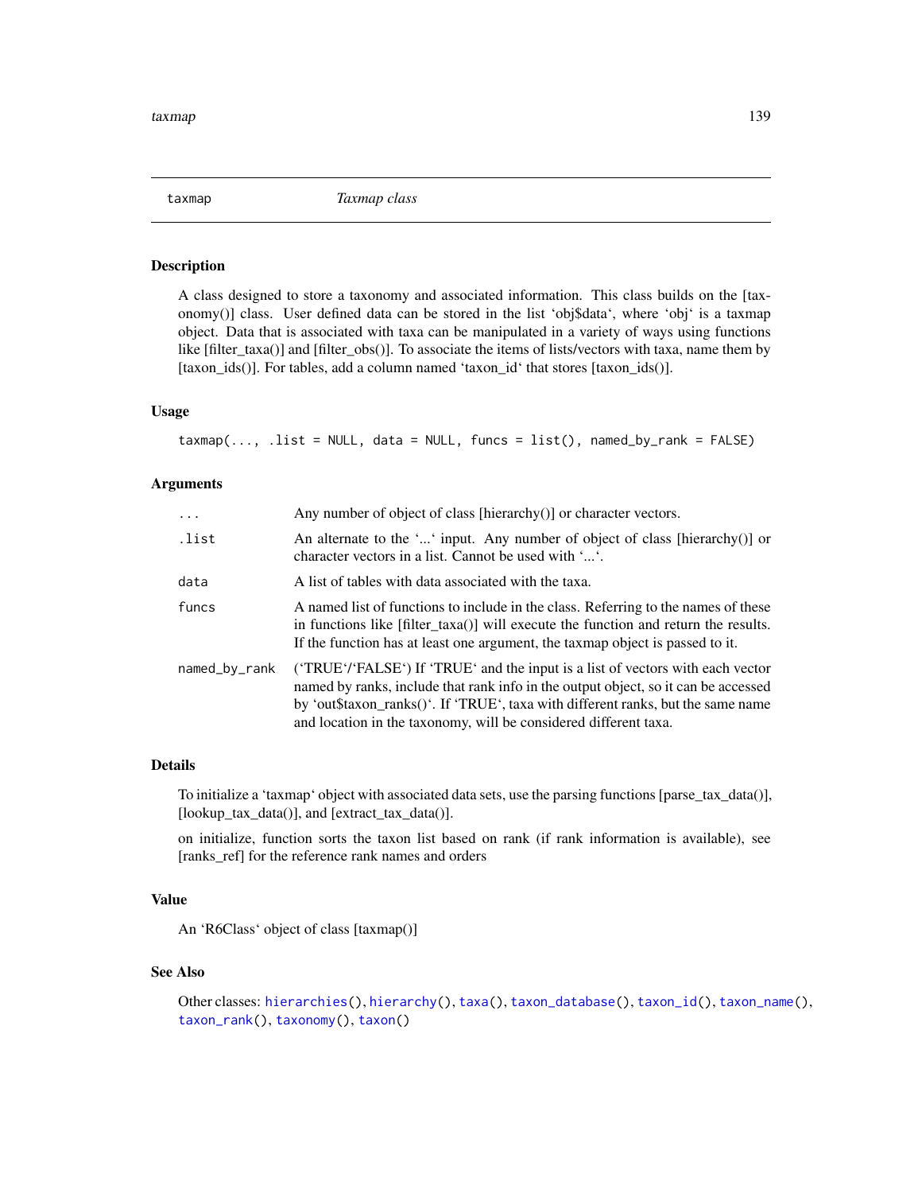## taxmap *Taxmap class*

### Description

A class designed to store a taxonomy and associated information. This class builds on the [taxonomy()] class. User defined data can be stored in the list 'obj$data', where 'obj' is a taxmap object. Data that is associated with taxa can be manipulated in a variety of ways using functions like [filter_taxa()] and [filter_obs()]. To associate the items of lists/vectors with taxa, name them by [taxon_ids()]. For tables, add a column named 'taxon_id' that stores [taxon_ids()].

### Usage

```
taxmap(..., .list = NULL, data = NULL, funcs = list(), named_by_rank = FALSE)
```

### Arguments

| | |
|---|---|
| `...` | Any number of object of class [hierarchy()] or character vectors. |
| `.list` | An alternate to the '...' input. Any number of object of class [hierarchy()] or character vectors in a list. Cannot be used with '...'. |
| `data` | A list of tables with data associated with the taxa. |
| `funcs` | A named list of functions to include in the class. Referring to the names of these in functions like [filter_taxa()] will execute the function and return the results. If the function has at least one argument, the taxmap object is passed to it. |
| `named_by_rank` | ('TRUE'/'FALSE') If 'TRUE' and the input is a list of vectors with each vector named by ranks, include that rank info in the output object, so it can be accessed by 'out$taxon_ranks()'. If 'TRUE', taxa with different ranks, but the same name and location in the taxonomy, will be considered different taxa. |

### Details

To initialize a 'taxmap' object with associated data sets, use the parsing functions [parse_tax_data()], [lookup_tax_data()], and [extract_tax_data()].

on initialize, function sorts the taxon list based on rank (if rank information is available), see [ranks_ref] for the reference rank names and orders

### Value

An 'R6Class' object of class [taxmap()]

### See Also

Other classes: `hierarchies()`, `hierarchy()`, `taxa()`, `taxon_database()`, `taxon_id()`, `taxon_name()`, `taxon_rank()`, `taxonomy()`, `taxon()`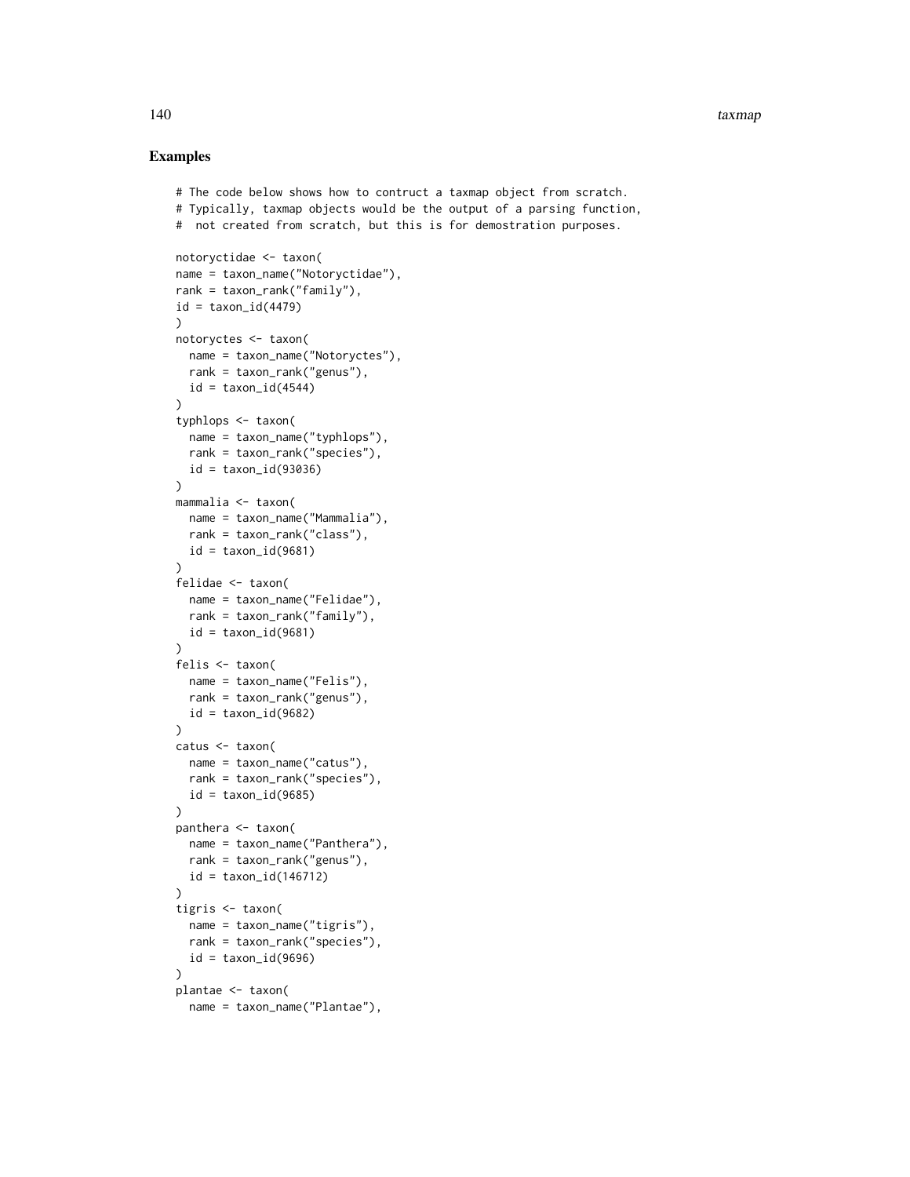## Examples

```
# The code below shows how to contruct a taxmap object from scratch.
# Typically, taxmap objects would be the output of a parsing function,
#  not created from scratch, but this is for demostration purposes.

notoryctidae <- taxon(
name = taxon_name("Notoryctidae"),
rank = taxon_rank("family"),
id = taxon_id(4479)
)
notoryctes <- taxon(
  name = taxon_name("Notoryctes"),
  rank = taxon_rank("genus"),
  id = taxon_id(4544)
)
typhlops <- taxon(
  name = taxon_name("typhlops"),
  rank = taxon_rank("species"),
  id = taxon_id(93036)
)
mammalia <- taxon(
  name = taxon_name("Mammalia"),
  rank = taxon_rank("class"),
  id = taxon_id(9681)
)
felidae <- taxon(
  name = taxon_name("Felidae"),
  rank = taxon_rank("family"),
  id = taxon_id(9681)
)
felis <- taxon(
  name = taxon_name("Felis"),
  rank = taxon_rank("genus"),
  id = taxon_id(9682)
)
catus <- taxon(
  name = taxon_name("catus"),
  rank = taxon_rank("species"),
  id = taxon_id(9685)
)
panthera <- taxon(
  name = taxon_name("Panthera"),
  rank = taxon_rank("genus"),
  id = taxon_id(146712)
)
tigris <- taxon(
  name = taxon_name("tigris"),
  rank = taxon_rank("species"),
  id = taxon_id(9696)
)
plantae <- taxon(
  name = taxon_name("Plantae"),
```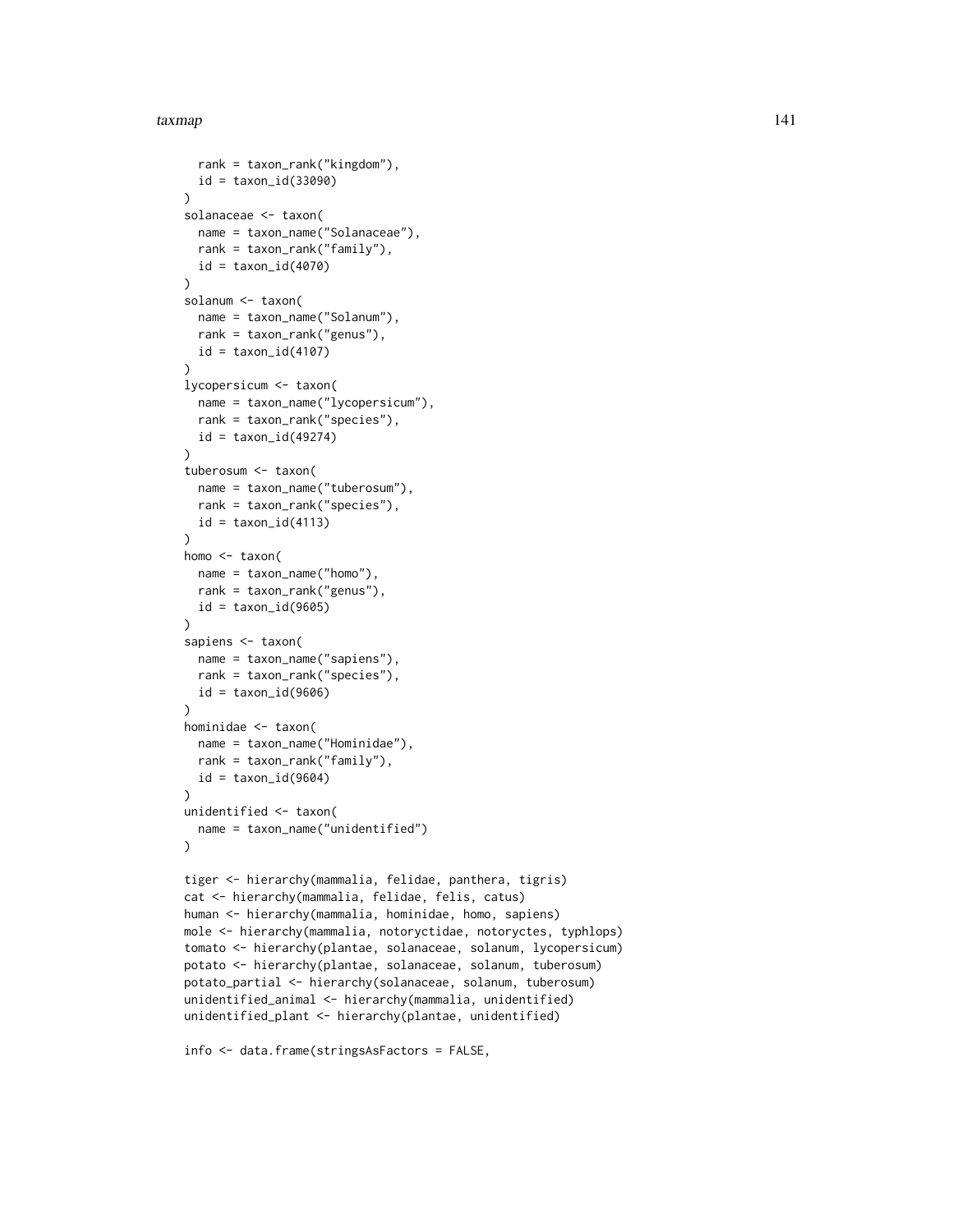```
  rank = taxon_rank("kingdom"),
  id = taxon_id(33090)
)
solanaceae <- taxon(
  name = taxon_name("Solanaceae"),
  rank = taxon_rank("family"),
  id = taxon_id(4070)
)
solanum <- taxon(
  name = taxon_name("Solanum"),
  rank = taxon_rank("genus"),
  id = taxon_id(4107)
)
lycopersicum <- taxon(
  name = taxon_name("lycopersicum"),
  rank = taxon_rank("species"),
  id = taxon_id(49274)
)
tuberosum <- taxon(
  name = taxon_name("tuberosum"),
  rank = taxon_rank("species"),
  id = taxon_id(4113)
)
homo <- taxon(
  name = taxon_name("homo"),
  rank = taxon_rank("genus"),
  id = taxon_id(9605)
)
sapiens <- taxon(
  name = taxon_name("sapiens"),
  rank = taxon_rank("species"),
  id = taxon_id(9606)
)
hominidae <- taxon(
  name = taxon_name("Hominidae"),
  rank = taxon_rank("family"),
  id = taxon_id(9604)
)
unidentified <- taxon(
  name = taxon_name("unidentified")
)

tiger <- hierarchy(mammalia, felidae, panthera, tigris)
cat <- hierarchy(mammalia, felidae, felis, catus)
human <- hierarchy(mammalia, hominidae, homo, sapiens)
mole <- hierarchy(mammalia, notoryctidae, notoryctes, typhlops)
tomato <- hierarchy(plantae, solanaceae, solanum, lycopersicum)
potato <- hierarchy(plantae, solanaceae, solanum, tuberosum)
potato_partial <- hierarchy(solanaceae, solanum, tuberosum)
unidentified_animal <- hierarchy(mammalia, unidentified)
unidentified_plant <- hierarchy(plantae, unidentified)

info <- data.frame(stringsAsFactors = FALSE,
```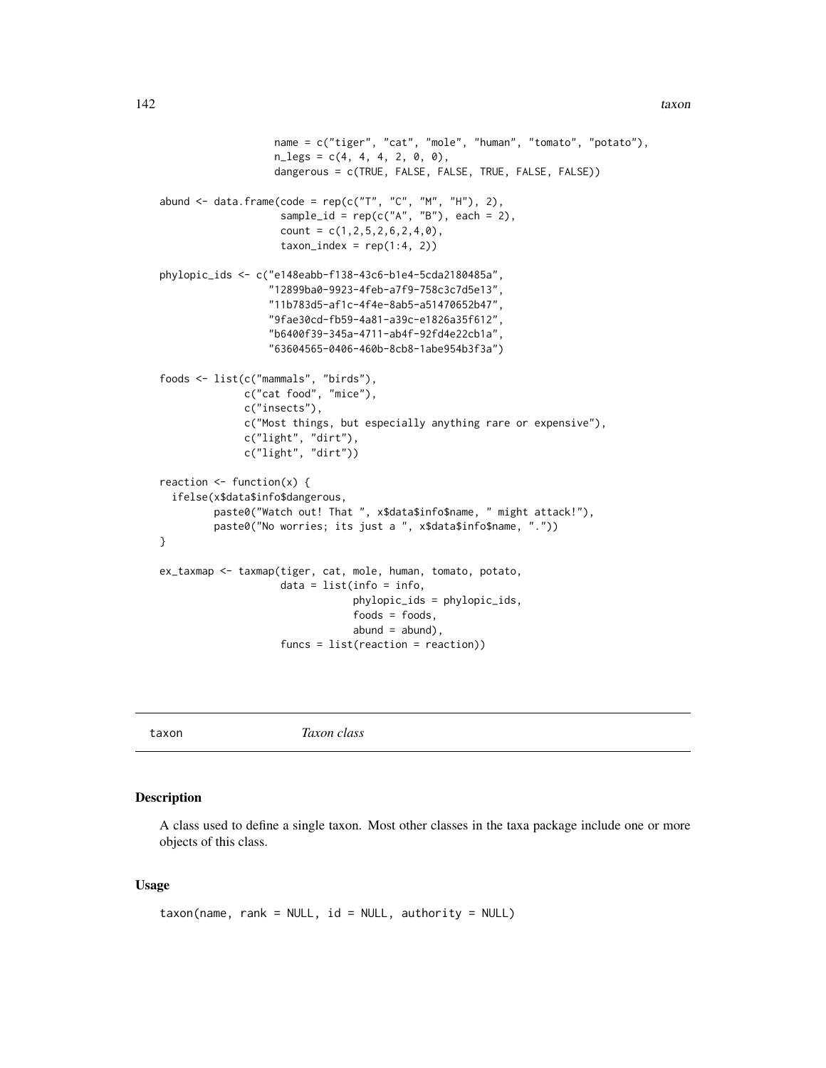```
                  name = c("tiger", "cat", "mole", "human", "tomato", "potato"),
                  n_legs = c(4, 4, 4, 2, 0, 0),
                  dangerous = c(TRUE, FALSE, FALSE, TRUE, FALSE, FALSE))

abund <- data.frame(code = rep(c("T", "C", "M", "H"), 2),
                    sample_id = rep(c("A", "B"), each = 2),
                    count = c(1,2,5,2,6,2,4,0),
                    taxon_index = rep(1:4, 2))

phylopic_ids <- c("e148eabb-f138-43c6-b1e4-5cda2180485a",
                  "12899ba0-9923-4feb-a7f9-758c3c7d5e13",
                  "11b783d5-af1c-4f4e-8ab5-a51470652b47",
                  "9fae30cd-fb59-4a81-a39c-e1826a35f612",
                  "b6400f39-345a-4711-ab4f-92fd4e22cb1a",
                  "63604565-0406-460b-8cb8-1abe954b3f3a")

foods <- list(c("mammals", "birds"),
              c("cat food", "mice"),
              c("insects"),
              c("Most things, but especially anything rare or expensive"),
              c("light", "dirt"),
              c("light", "dirt"))

reaction <- function(x) {
  ifelse(x$data$info$dangerous,
         paste0("Watch out! That ", x$data$info$name, " might attack!"),
         paste0("No worries; its just a ", x$data$info$name, "."))
}

ex_taxmap <- taxmap(tiger, cat, mole, human, tomato, potato,
                    data = list(info = info,
                                phylopic_ids = phylopic_ids,
                                foods = foods,
                                abund = abund),
                    funcs = list(reaction = reaction))
```

---

taxon *Taxon class*

---

## Description

A class used to define a single taxon. Most other classes in the taxa package include one or more objects of this class.

## Usage

```
taxon(name, rank = NULL, id = NULL, authority = NULL)
```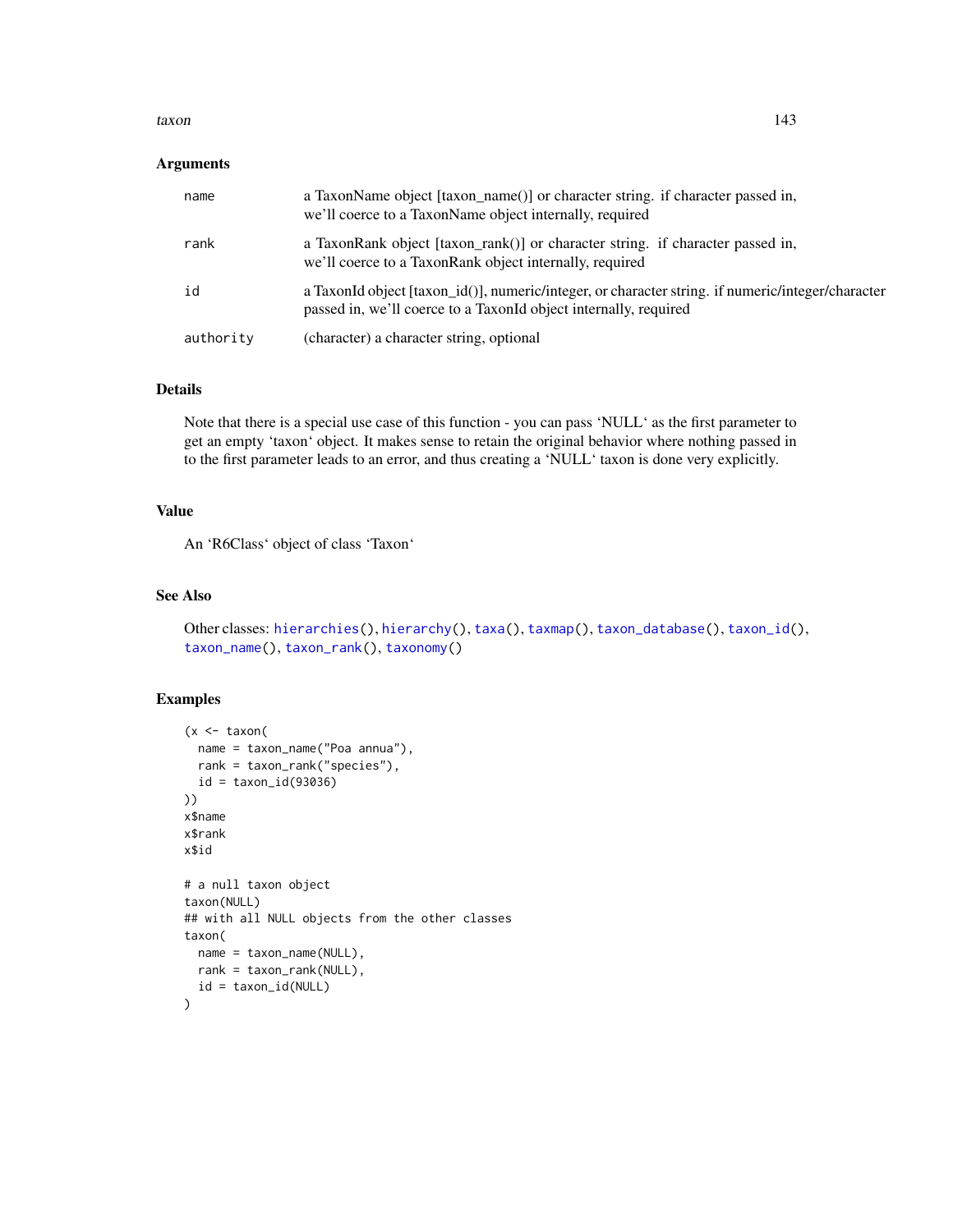### Arguments

| | |
|---|---|
| name | a TaxonName object [taxon_name()] or character string. if character passed in, we'll coerce to a TaxonName object internally, required |
| rank | a TaxonRank object [taxon_rank()] or character string. if character passed in, we'll coerce to a TaxonRank object internally, required |
| id | a TaxonId object [taxon_id()], numeric/integer, or character string. if numeric/integer/character passed in, we'll coerce to a TaxonId object internally, required |
| authority | (character) a character string, optional |

### Details

Note that there is a special use case of this function - you can pass 'NULL' as the first parameter to get an empty 'taxon' object. It makes sense to retain the original behavior where nothing passed in to the first parameter leads to an error, and thus creating a 'NULL' taxon is done very explicitly.

### Value

An 'R6Class' object of class 'Taxon'

### See Also

Other classes: hierarchies(), hierarchy(), taxa(), taxmap(), taxon_database(), taxon_id(), taxon_name(), taxon_rank(), taxonomy()

### Examples

```
(x <- taxon(
  name = taxon_name("Poa annua"),
  rank = taxon_rank("species"),
  id = taxon_id(93036)
))
x$name
x$rank
x$id

# a null taxon object
taxon(NULL)
## with all NULL objects from the other classes
taxon(
  name = taxon_name(NULL),
  rank = taxon_rank(NULL),
  id = taxon_id(NULL)
)
```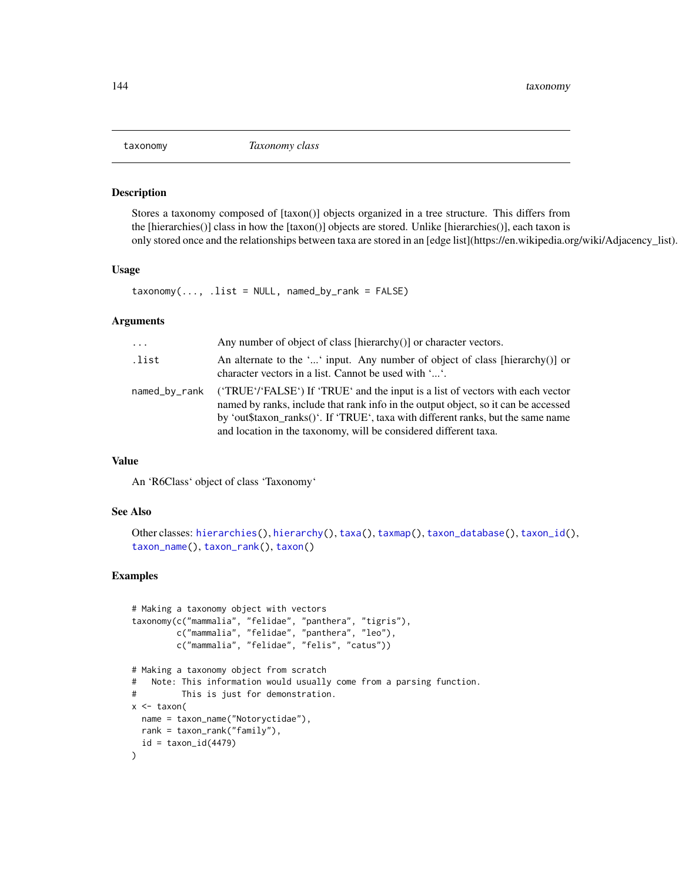# taxonomy *Taxonomy class*

## Description

Stores a taxonomy composed of [taxon()] objects organized in a tree structure. This differs from the [hierarchies()] class in how the [taxon()] objects are stored. Unlike [hierarchies()], each taxon is only stored once and the relationships between taxa are stored in an [edge list](https://en.wikipedia.org/wiki/Adjacency_list).

## Usage

```
taxonomy(..., .list = NULL, named_by_rank = FALSE)
```

## Arguments

| | |
|---|---|
| `...` | Any number of object of class [hierarchy()] or character vectors. |
| `.list` | An alternate to the '...' input. Any number of object of class [hierarchy()] or character vectors in a list. Cannot be used with '...'. |
| `named_by_rank` | ('TRUE'/'FALSE') If 'TRUE' and the input is a list of vectors with each vector named by ranks, include that rank info in the output object, so it can be accessed by 'out$taxon_ranks()'. If 'TRUE', taxa with different ranks, but the same name and location in the taxonomy, will be considered different taxa. |

## Value

An 'R6Class' object of class 'Taxonomy'

## See Also

Other classes: hierarchies(), hierarchy(), taxa(), taxmap(), taxon_database(), taxon_id(), taxon_name(), taxon_rank(), taxon()

## Examples

```
# Making a taxonomy object with vectors
taxonomy(c("mammalia", "felidae", "panthera", "tigris"),
         c("mammalia", "felidae", "panthera", "leo"),
         c("mammalia", "felidae", "felis", "catus"))

# Making a taxonomy object from scratch
#   Note: This information would usually come from a parsing function.
#         This is just for demonstration.
x <- taxon(
  name = taxon_name("Notoryctidae"),
  rank = taxon_rank("family"),
  id = taxon_id(4479)
)
```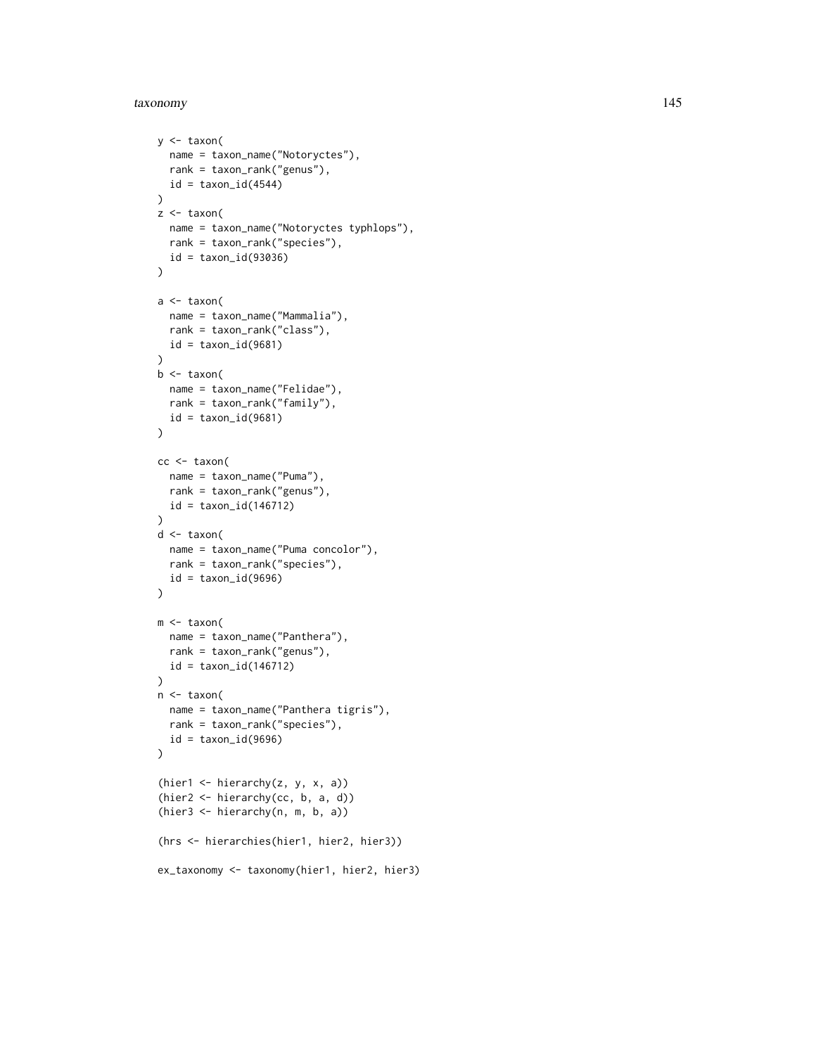```
y <- taxon(
  name = taxon_name("Notoryctes"),
  rank = taxon_rank("genus"),
  id = taxon_id(4544)
)
z <- taxon(
  name = taxon_name("Notoryctes typhlops"),
  rank = taxon_rank("species"),
  id = taxon_id(93036)
)

a <- taxon(
  name = taxon_name("Mammalia"),
  rank = taxon_rank("class"),
  id = taxon_id(9681)
)
b <- taxon(
  name = taxon_name("Felidae"),
  rank = taxon_rank("family"),
  id = taxon_id(9681)
)

cc <- taxon(
  name = taxon_name("Puma"),
  rank = taxon_rank("genus"),
  id = taxon_id(146712)
)
d <- taxon(
  name = taxon_name("Puma concolor"),
  rank = taxon_rank("species"),
  id = taxon_id(9696)
)

m <- taxon(
  name = taxon_name("Panthera"),
  rank = taxon_rank("genus"),
  id = taxon_id(146712)
)
n <- taxon(
  name = taxon_name("Panthera tigris"),
  rank = taxon_rank("species"),
  id = taxon_id(9696)
)

(hier1 <- hierarchy(z, y, x, a))
(hier2 <- hierarchy(cc, b, a, d))
(hier3 <- hierarchy(n, m, b, a))

(hrs <- hierarchies(hier1, hier2, hier3))

ex_taxonomy <- taxonomy(hier1, hier2, hier3)
```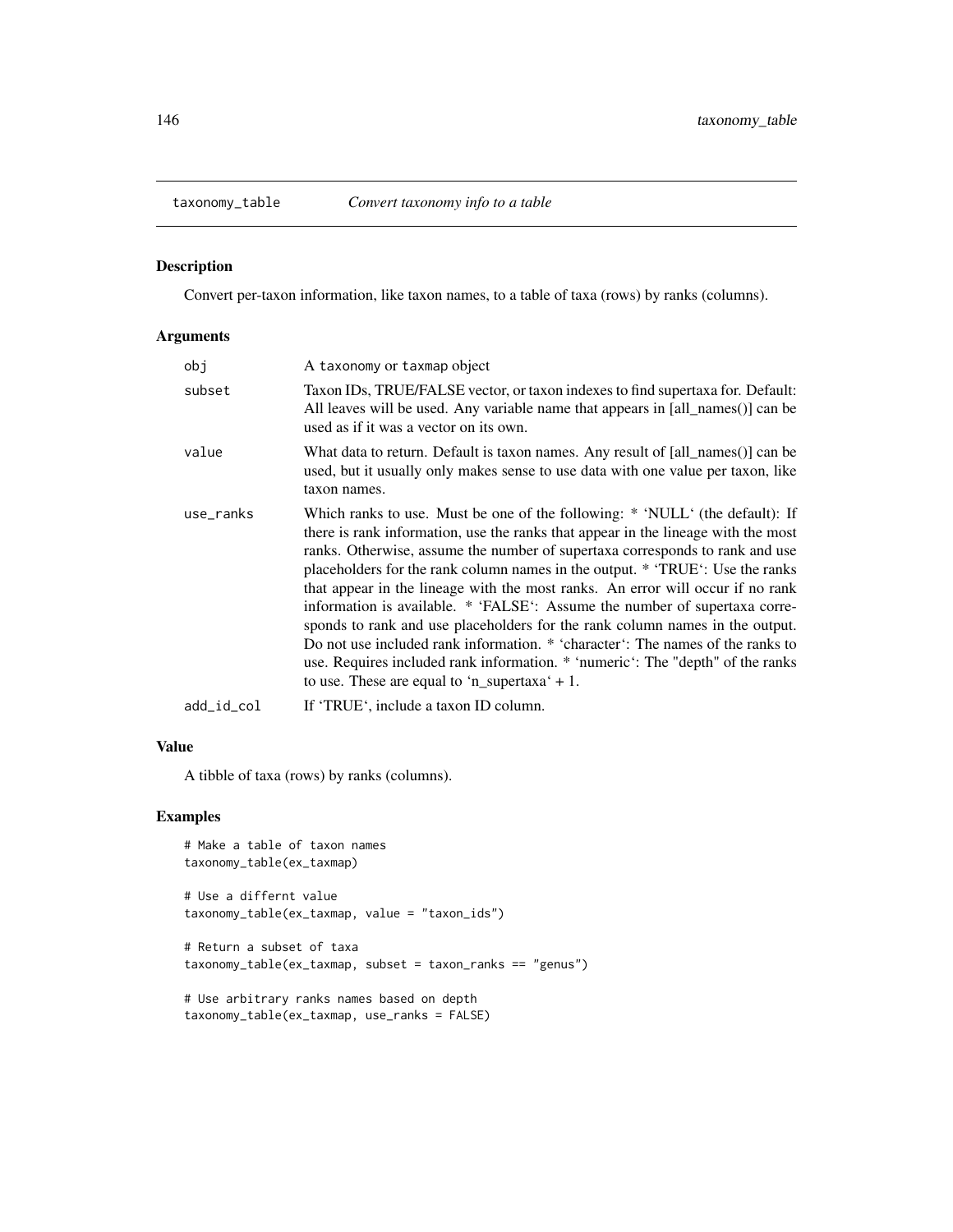# taxonomy_table *Convert taxonomy info to a table*

## Description

Convert per-taxon information, like taxon names, to a table of taxa (rows) by ranks (columns).

## Arguments

| | |
|---|---|
| obj | A taxonomy or taxmap object |
| subset | Taxon IDs, TRUE/FALSE vector, or taxon indexes to find supertaxa for. Default: All leaves will be used. Any variable name that appears in [all_names()] can be used as if it was a vector on its own. |
| value | What data to return. Default is taxon names. Any result of [all_names()] can be used, but it usually only makes sense to use data with one value per taxon, like taxon names. |
| use_ranks | Which ranks to use. Must be one of the following: * 'NULL' (the default): If there is rank information, use the ranks that appear in the lineage with the most ranks. Otherwise, assume the number of supertaxa corresponds to rank and use placeholders for the rank column names in the output. * 'TRUE': Use the ranks that appear in the lineage with the most ranks. An error will occur if no rank information is available. * 'FALSE': Assume the number of supertaxa corresponds to rank and use placeholders for the rank column names in the output. Do not use included rank information. * 'character': The names of the ranks to use. Requires included rank information. * 'numeric': The "depth" of the ranks to use. These are equal to 'n_supertaxa' + 1. |
| add_id_col | If 'TRUE', include a taxon ID column. |

## Value

A tibble of taxa (rows) by ranks (columns).

## Examples

```
# Make a table of taxon names
taxonomy_table(ex_taxmap)

# Use a differnt value
taxonomy_table(ex_taxmap, value = "taxon_ids")

# Return a subset of taxa
taxonomy_table(ex_taxmap, subset = taxon_ranks == "genus")

# Use arbitrary ranks names based on depth
taxonomy_table(ex_taxmap, use_ranks = FALSE)
```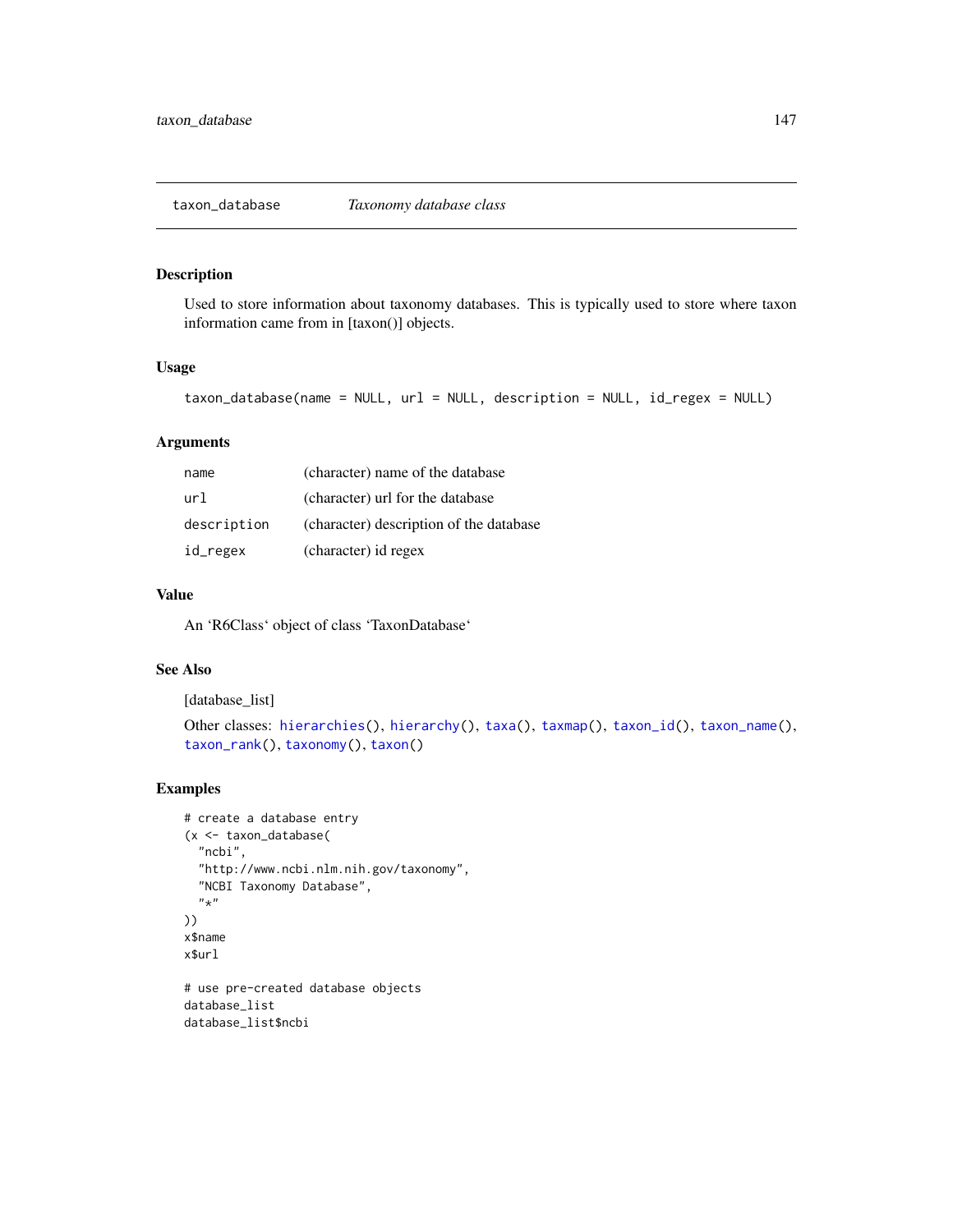## taxon_database *Taxonomy database class*

### Description

Used to store information about taxonomy databases. This is typically used to store where taxon information came from in [taxon()] objects.

### Usage

```
taxon_database(name = NULL, url = NULL, description = NULL, id_regex = NULL)
```

### Arguments

| | |
|---|---|
| name | (character) name of the database |
| url | (character) url for the database |
| description | (character) description of the database |
| id_regex | (character) id regex |

### Value

An 'R6Class' object of class 'TaxonDatabase'

### See Also

[database_list]

Other classes: hierarchies(), hierarchy(), taxa(), taxmap(), taxon_id(), taxon_name(), taxon_rank(), taxonomy(), taxon()

### Examples

```
# create a database entry
(x <- taxon_database(
  "ncbi",
  "http://www.ncbi.nlm.nih.gov/taxonomy",
  "NCBI Taxonomy Database",
  "*"
))
x$name
x$url

# use pre-created database objects
database_list
database_list$ncbi
```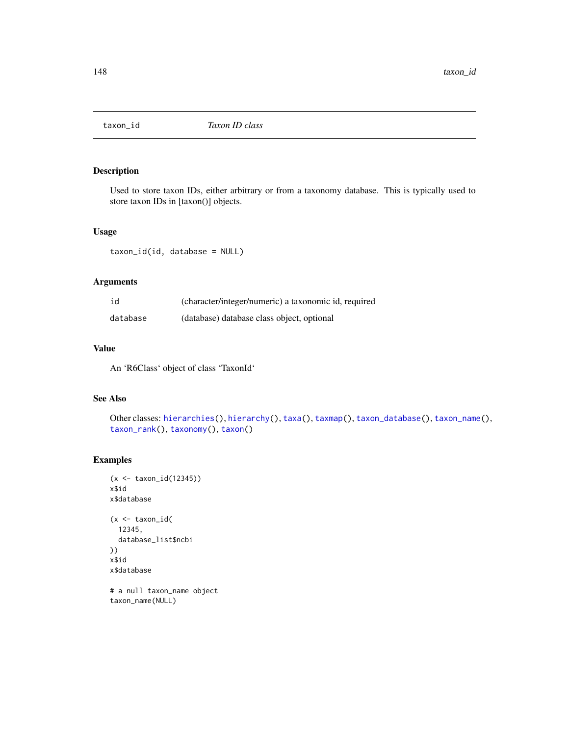## taxon_id — *Taxon ID class*

### Description

Used to store taxon IDs, either arbitrary or from a taxonomy database. This is typically used to store taxon IDs in [taxon()] objects.

### Usage

```
taxon_id(id, database = NULL)
```

### Arguments

| | |
|---|---|
| id | (character/integer/numeric) a taxonomic id, required |
| database | (database) database class object, optional |

### Value

An 'R6Class' object of class 'TaxonId'

### See Also

Other classes: hierarchies(), hierarchy(), taxa(), taxmap(), taxon_database(), taxon_name(), taxon_rank(), taxonomy(), taxon()

### Examples

```
(x <- taxon_id(12345))
x$id
x$database

(x <- taxon_id(
  12345,
  database_list$ncbi
))
x$id
x$database

# a null taxon_name object
taxon_name(NULL)
```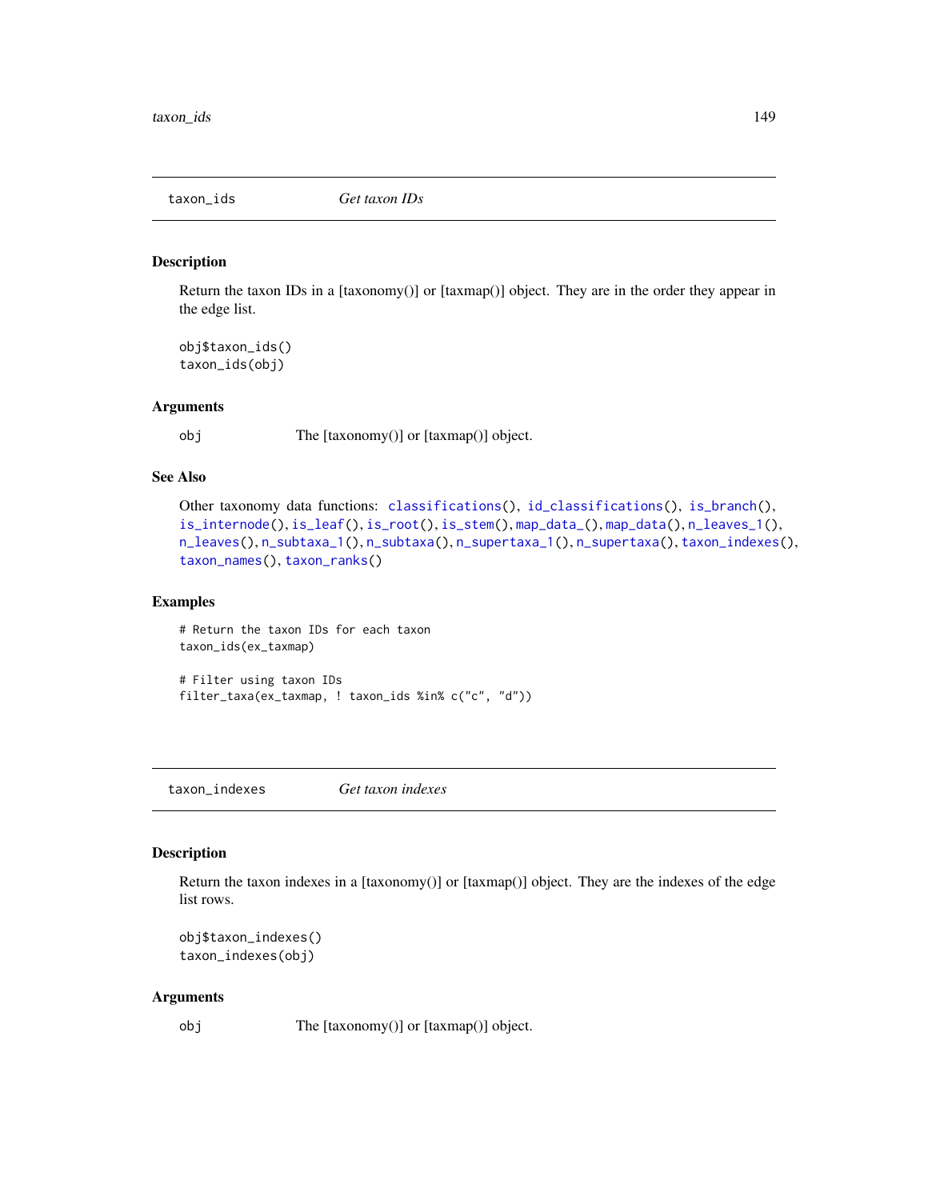## taxon_ids — *Get taxon IDs*

### Description

Return the taxon IDs in a [taxonomy()] or [taxmap()] object. They are in the order they appear in the edge list.

```
obj$taxon_ids()
taxon_ids(obj)
```

### Arguments

obj — The [taxonomy()] or [taxmap()] object.

### See Also

Other taxonomy data functions: classifications(), id_classifications(), is_branch(), is_internode(), is_leaf(), is_root(), is_stem(), map_data_(), map_data(), n_leaves_1(), n_leaves(), n_subtaxa_1(), n_subtaxa(), n_supertaxa_1(), n_supertaxa(), taxon_indexes(), taxon_names(), taxon_ranks()

### Examples

```
# Return the taxon IDs for each taxon
taxon_ids(ex_taxmap)

# Filter using taxon IDs
filter_taxa(ex_taxmap, ! taxon_ids %in% c("c", "d"))
```

## taxon_indexes — *Get taxon indexes*

### Description

Return the taxon indexes in a [taxonomy()] or [taxmap()] object. They are the indexes of the edge list rows.

```
obj$taxon_indexes()
taxon_indexes(obj)
```

### Arguments

obj — The [taxonomy()] or [taxmap()] object.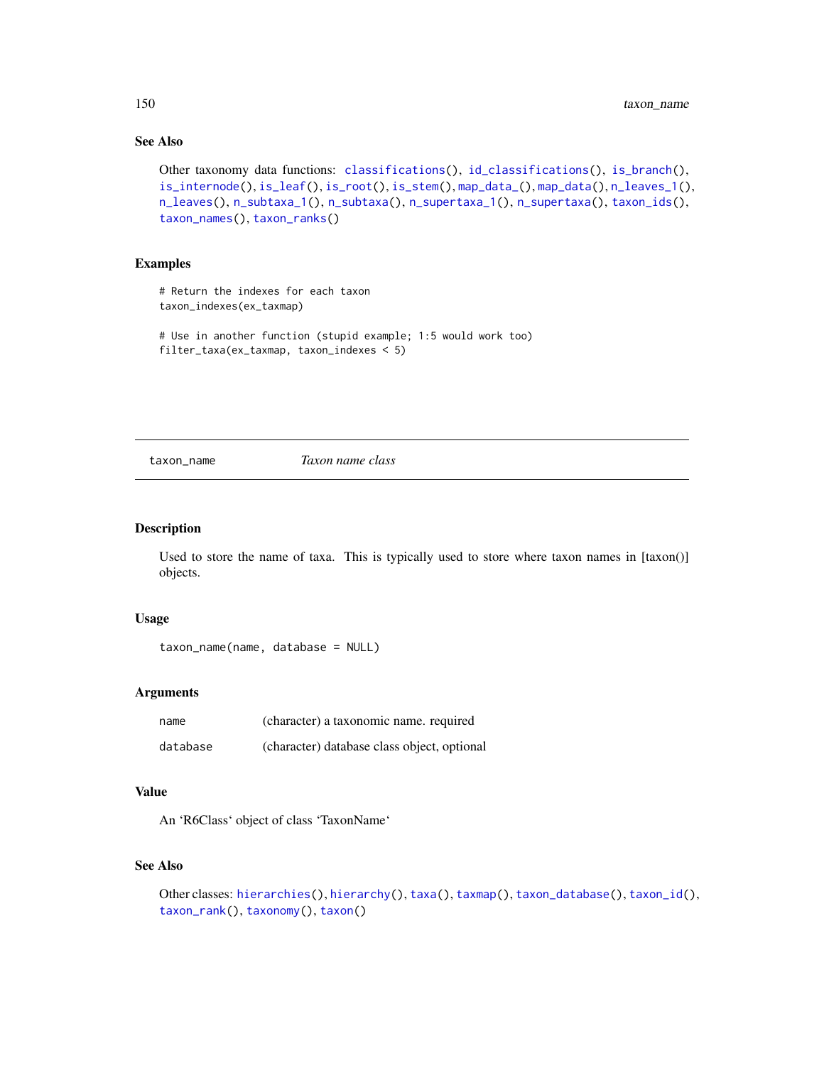### See Also

Other taxonomy data functions: classifications(), id_classifications(), is_branch(), is_internode(), is_leaf(), is_root(), is_stem(), map_data_(), map_data(), n_leaves_1(), n_leaves(), n_subtaxa_1(), n_subtaxa(), n_supertaxa_1(), n_supertaxa(), taxon_ids(), taxon_names(), taxon_ranks()

### Examples

```
# Return the indexes for each taxon
taxon_indexes(ex_taxmap)

# Use in another function (stupid example; 1:5 would work too)
filter_taxa(ex_taxmap, taxon_indexes < 5)
```

---

## taxon_name — *Taxon name class*

### Description

Used to store the name of taxa. This is typically used to store where taxon names in [taxon()] objects.

### Usage

```
taxon_name(name, database = NULL)
```

### Arguments

| | |
|---|---|
| name | (character) a taxonomic name. required |
| database | (character) database class object, optional |

### Value

An 'R6Class' object of class 'TaxonName'

### See Also

Other classes: hierarchies(), hierarchy(), taxa(), taxmap(), taxon_database(), taxon_id(), taxon_rank(), taxonomy(), taxon()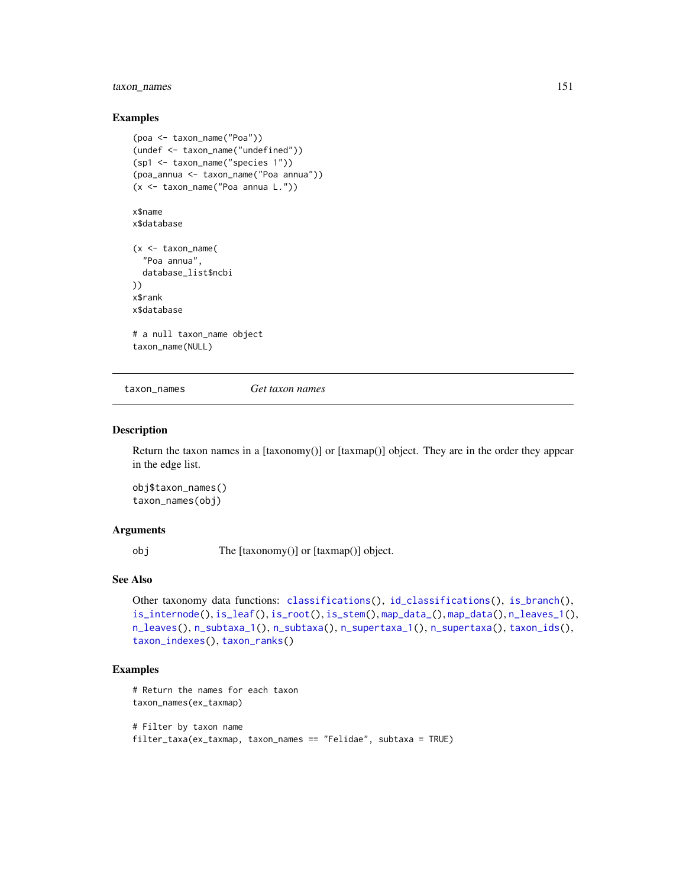## Examples

```
(poa <- taxon_name("Poa"))
(undef <- taxon_name("undefined"))
(sp1 <- taxon_name("species 1"))
(poa_annua <- taxon_name("Poa annua"))
(x <- taxon_name("Poa annua L."))

x$name
x$database

(x <- taxon_name(
  "Poa annua",
  database_list$ncbi
))
x$rank
x$database

# a null taxon_name object
taxon_name(NULL)
```

---

# taxon_names *Get taxon names*

---

## Description

Return the taxon names in a [taxonomy()] or [taxmap()] object. They are in the order they appear in the edge list.

```
obj$taxon_names()
taxon_names(obj)
```

## Arguments

obj The [taxonomy()] or [taxmap()] object.

## See Also

Other taxonomy data functions: classifications(), id_classifications(), is_branch(), is_internode(), is_leaf(), is_root(), is_stem(), map_data_(), map_data(), n_leaves_1(), n_leaves(), n_subtaxa_1(), n_subtaxa(), n_supertaxa_1(), n_supertaxa(), taxon_ids(), taxon_indexes(), taxon_ranks()

## Examples

```
# Return the names for each taxon
taxon_names(ex_taxmap)

# Filter by taxon name
filter_taxa(ex_taxmap, taxon_names == "Felidae", subtaxa = TRUE)
```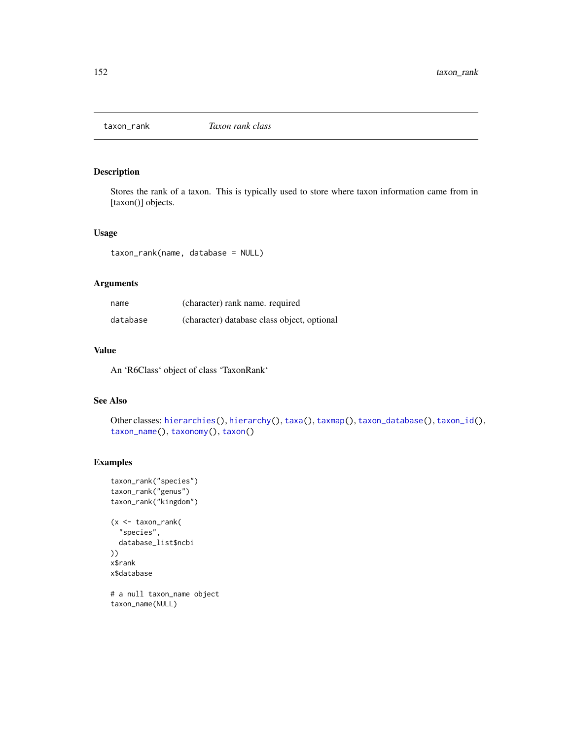# taxon_rank — *Taxon rank class*

## Description

Stores the rank of a taxon. This is typically used to store where taxon information came from in [taxon()] objects.

## Usage

```
taxon_rank(name, database = NULL)
```

## Arguments

| | |
|---|---|
| name | (character) rank name. required |
| database | (character) database class object, optional |

## Value

An 'R6Class' object of class 'TaxonRank'

## See Also

Other classes: hierarchies(), hierarchy(), taxa(), taxmap(), taxon_database(), taxon_id(), taxon_name(), taxonomy(), taxon()

## Examples

```
taxon_rank("species")
taxon_rank("genus")
taxon_rank("kingdom")

(x <- taxon_rank(
  "species",
  database_list$ncbi
))
x$rank
x$database

# a null taxon_name object
taxon_name(NULL)
```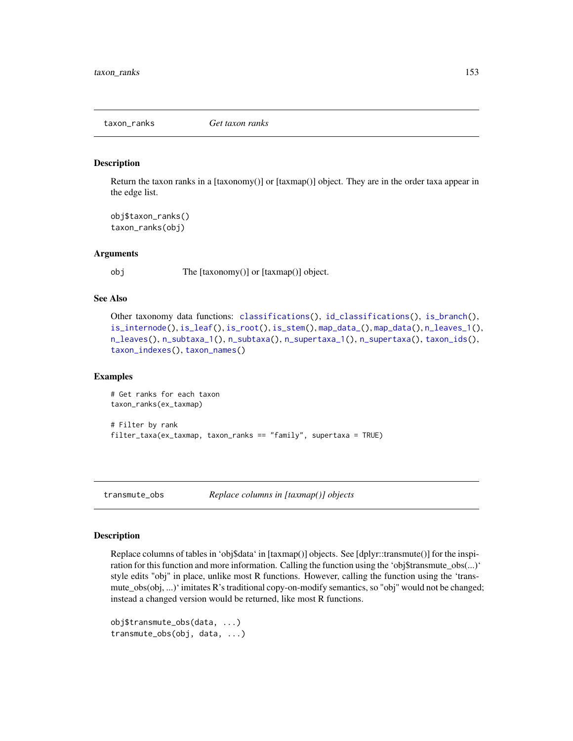## taxon_ranks *Get taxon ranks*

### Description

Return the taxon ranks in a [taxonomy()] or [taxmap()] object. They are in the order taxa appear in the edge list.

```
obj$taxon_ranks()
taxon_ranks(obj)
```

### Arguments

| | |
|---|---|
| obj | The [taxonomy()] or [taxmap()] object. |

### See Also

Other taxonomy data functions: `classifications()`, `id_classifications()`, `is_branch()`, `is_internode()`, `is_leaf()`, `is_root()`, `is_stem()`, `map_data_()`, `map_data()`, `n_leaves_1()`, `n_leaves()`, `n_subtaxa_1()`, `n_subtaxa()`, `n_supertaxa_1()`, `n_supertaxa()`, `taxon_ids()`, `taxon_indexes()`, `taxon_names()`

### Examples

```
# Get ranks for each taxon
taxon_ranks(ex_taxmap)

# Filter by rank
filter_taxa(ex_taxmap, taxon_ranks == "family", supertaxa = TRUE)
```

## transmute_obs *Replace columns in [taxmap()] objects*

### Description

Replace columns of tables in 'obj$data' in [taxmap()] objects. See [dplyr::transmute()] for the inspiration for this function and more information. Calling the function using the 'obj$transmute_obs(...)' style edits "obj" in place, unlike most R functions. However, calling the function using the 'transmute_obs(obj, ...)' imitates R's traditional copy-on-modify semantics, so "obj" would not be changed; instead a changed version would be returned, like most R functions.

```
obj$transmute_obs(data, ...)
transmute_obs(obj, data, ...)
```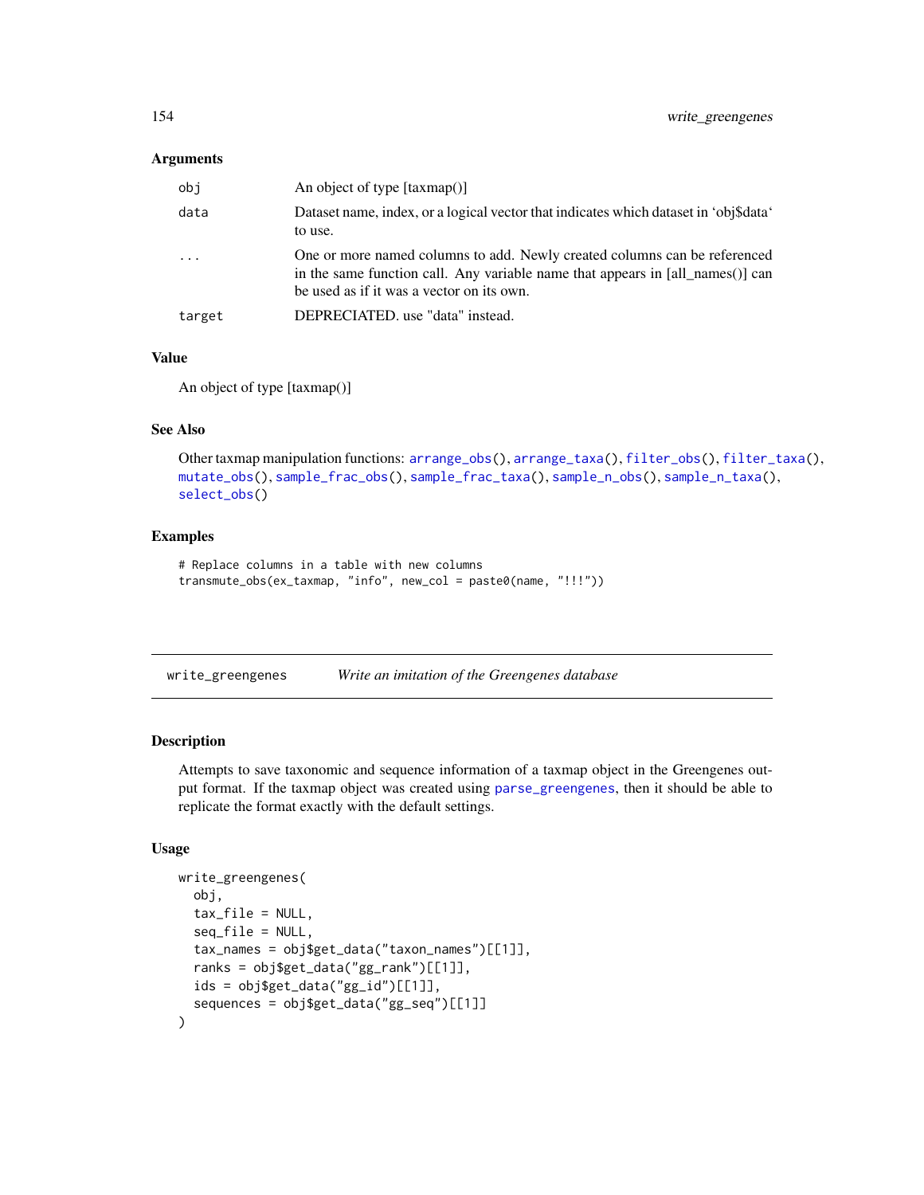### Arguments

| | |
|---|---|
| obj | An object of type [taxmap()] |
| data | Dataset name, index, or a logical vector that indicates which dataset in 'obj$data' to use. |
| ... | One or more named columns to add. Newly created columns can be referenced in the same function call. Any variable name that appears in [all_names()] can be used as if it was a vector on its own. |
| target | DEPRECIATED. use "data" instead. |

### Value

An object of type [taxmap()]

### See Also

Other taxmap manipulation functions: arrange_obs(), arrange_taxa(), filter_obs(), filter_taxa(), mutate_obs(), sample_frac_obs(), sample_frac_taxa(), sample_n_obs(), sample_n_taxa(), select_obs()

### Examples

```
# Replace columns in a table with new columns
transmute_obs(ex_taxmap, "info", new_col = paste0(name, "!!!"))
```

## write_greengenes    *Write an imitation of the Greengenes database*

### Description

Attempts to save taxonomic and sequence information of a taxmap object in the Greengenes output format. If the taxmap object was created using parse_greengenes, then it should be able to replicate the format exactly with the default settings.

### Usage

```
write_greengenes(
  obj,
  tax_file = NULL,
  seq_file = NULL,
  tax_names = obj$get_data("taxon_names")[[1]],
  ranks = obj$get_data("gg_rank")[[1]],
  ids = obj$get_data("gg_id")[[1]],
  sequences = obj$get_data("gg_seq")[[1]]
)
```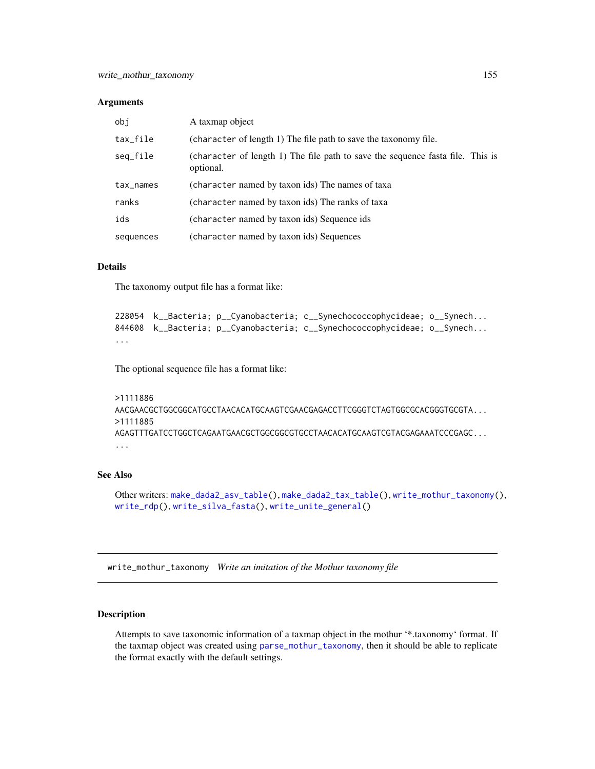### Arguments

| | |
|---|---|
| `obj` | A taxmap object |
| `tax_file` | (`character` of length 1) The file path to save the taxonomy file. |
| `seq_file` | (`character` of length 1) The file path to save the sequence fasta file. This is optional. |
| `tax_names` | (`character` named by taxon ids) The names of taxa |
| `ranks` | (`character` named by taxon ids) The ranks of taxa |
| `ids` | (`character` named by taxon ids) Sequence ids |
| `sequences` | (`character` named by taxon ids) Sequences |

### Details

The taxonomy output file has a format like:

```
228054  k__Bacteria; p__Cyanobacteria; c__Synechococcophycideae; o__Synech...
844608  k__Bacteria; p__Cyanobacteria; c__Synechococcophycideae; o__Synech...
...
```

The optional sequence file has a format like:

```
>1111886
AACGAACGCTGGCGGCATGCCTAACACATGCAAGTCGAACGAGACCTTCGGGTCTAGTGGCGCACGGGTGCGTA...
>1111885
AGAGTTTGATCCTGGCTCAGAATGAACGCTGGCGGCGTGCCTAACACATGCAAGTCGTACGAGAAATCCCGAGC...
...
```

### See Also

Other writers: `make_dada2_asv_table()`, `make_dada2_tax_table()`, `write_mothur_taxonomy()`, `write_rdp()`, `write_silva_fasta()`, `write_unite_general()`

---

## write_mothur_taxonomy *Write an imitation of the Mothur taxonomy file*

### Description

Attempts to save taxonomic information of a taxmap object in the mothur '*.taxonomy' format. If the taxmap object was created using `parse_mothur_taxonomy`, then it should be able to replicate the format exactly with the default settings.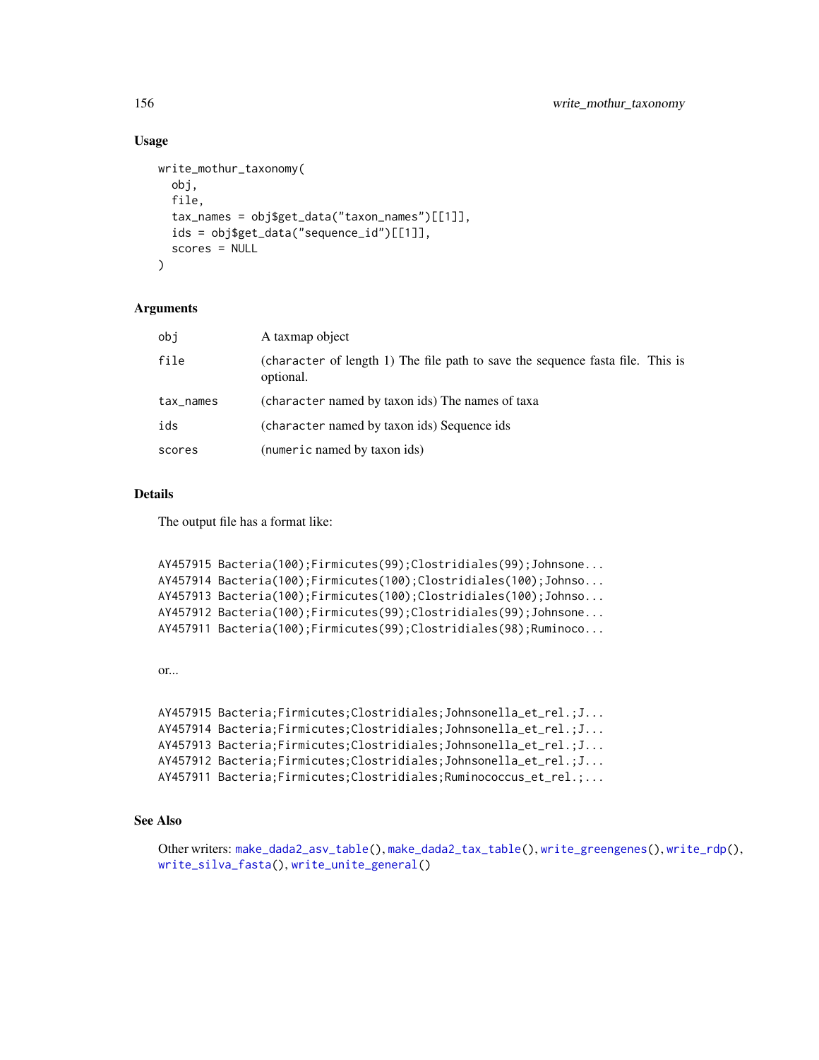## Usage

```
write_mothur_taxonomy(
  obj,
  file,
  tax_names = obj$get_data("taxon_names")[[1]],
  ids = obj$get_data("sequence_id")[[1]],
  scores = NULL
)
```

## Arguments

| | |
|---|---|
| obj | A taxmap object |
| file | (character of length 1) The file path to save the sequence fasta file. This is optional. |
| tax_names | (character named by taxon ids) The names of taxa |
| ids | (character named by taxon ids) Sequence ids |
| scores | (numeric named by taxon ids) |

## Details

The output file has a format like:

```
AY457915 Bacteria(100);Firmicutes(99);Clostridiales(99);Johnsone...
AY457914 Bacteria(100);Firmicutes(100);Clostridiales(100);Johnso...
AY457913 Bacteria(100);Firmicutes(100);Clostridiales(100);Johnso...
AY457912 Bacteria(100);Firmicutes(99);Clostridiales(99);Johnsone...
AY457911 Bacteria(100);Firmicutes(99);Clostridiales(98);Ruminoco...
```

or...

```
AY457915 Bacteria;Firmicutes;Clostridiales;Johnsonella_et_rel.;J...
AY457914 Bacteria;Firmicutes;Clostridiales;Johnsonella_et_rel.;J...
AY457913 Bacteria;Firmicutes;Clostridiales;Johnsonella_et_rel.;J...
AY457912 Bacteria;Firmicutes;Clostridiales;Johnsonella_et_rel.;J...
AY457911 Bacteria;Firmicutes;Clostridiales;Ruminococcus_et_rel.;...
```

## See Also

Other writers: make_dada2_asv_table(), make_dada2_tax_table(), write_greengenes(), write_rdp(), write_silva_fasta(), write_unite_general()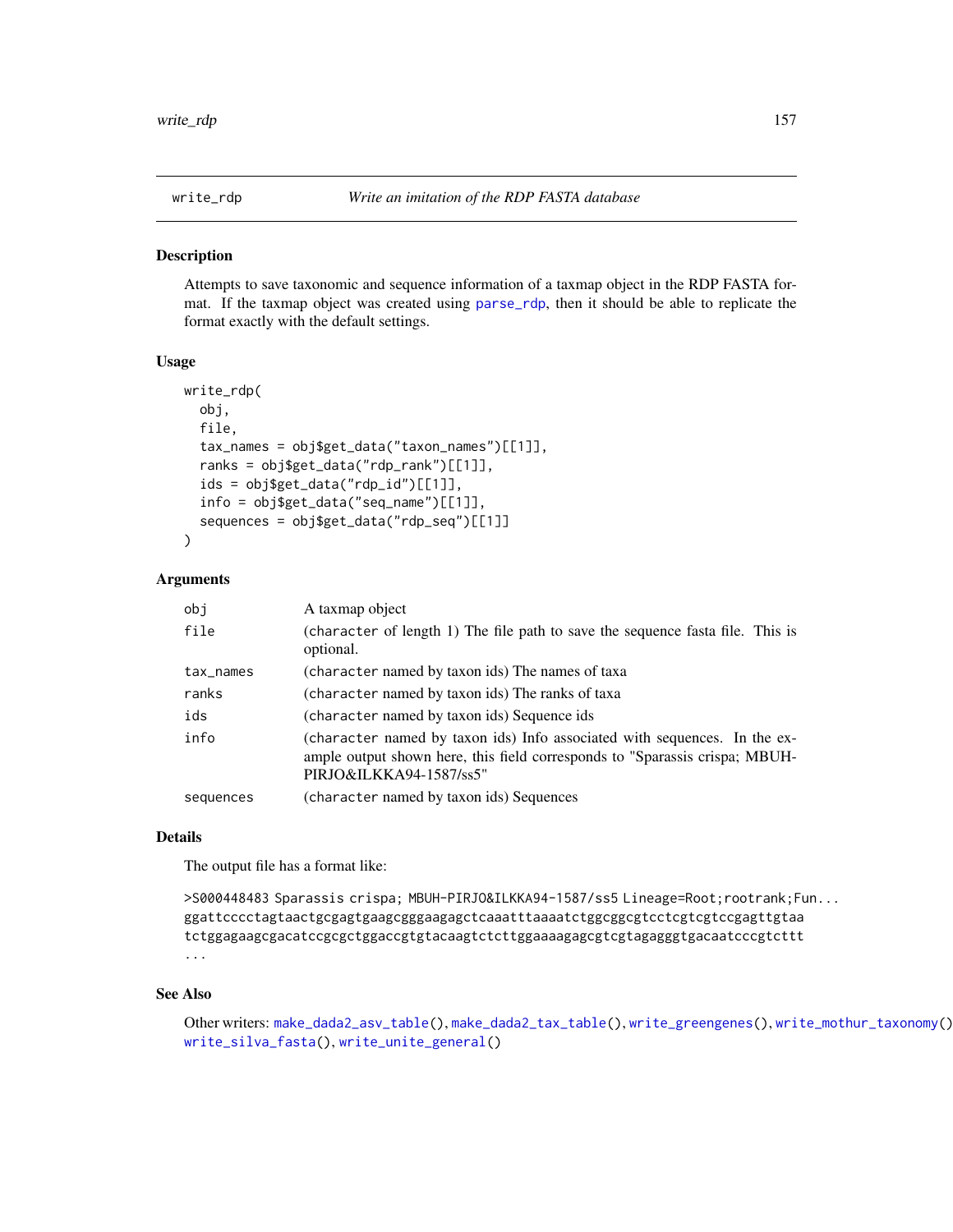## write_rdp — *Write an imitation of the RDP FASTA database*

### Description

Attempts to save taxonomic and sequence information of a taxmap object in the RDP FASTA format. If the taxmap object was created using parse_rdp, then it should be able to replicate the format exactly with the default settings.

### Usage

```
write_rdp(
  obj,
  file,
  tax_names = obj$get_data("taxon_names")[[1]],
  ranks = obj$get_data("rdp_rank")[[1]],
  ids = obj$get_data("rdp_id")[[1]],
  info = obj$get_data("seq_name")[[1]],
  sequences = obj$get_data("rdp_seq")[[1]]
)
```

### Arguments

| Argument | Description |
|---|---|
| `obj` | A taxmap object |
| `file` | (`character` of length 1) The file path to save the sequence fasta file. This is optional. |
| `tax_names` | (`character` named by taxon ids) The names of taxa |
| `ranks` | (`character` named by taxon ids) The ranks of taxa |
| `ids` | (`character` named by taxon ids) Sequence ids |
| `info` | (`character` named by taxon ids) Info associated with sequences. In the example output shown here, this field corresponds to "Sparassis crispa; MBUH-PIRJO&ILKKA94-1587/ss5" |
| `sequences` | (`character` named by taxon ids) Sequences |

### Details

The output file has a format like:

```
>S000448483 Sparassis crispa; MBUH-PIRJO&ILKKA94-1587/ss5 Lineage=Root;rootrank;Fun...
ggattcccctagtaactgcgagtgaagcgggaagagctcaaatttaaaatctggcggcgtcctcgtcgtccgagttgtaa
tctggagaagcgacatccgcgctggaccgtgtacaagtctcttggaaaagagcgtcgtagagggtgacaatcccgtcttt
...
```

### See Also

Other writers: `make_dada2_asv_table()`, `make_dada2_tax_table()`, `write_greengenes()`, `write_mothur_taxonomy()`, `write_silva_fasta()`, `write_unite_general()`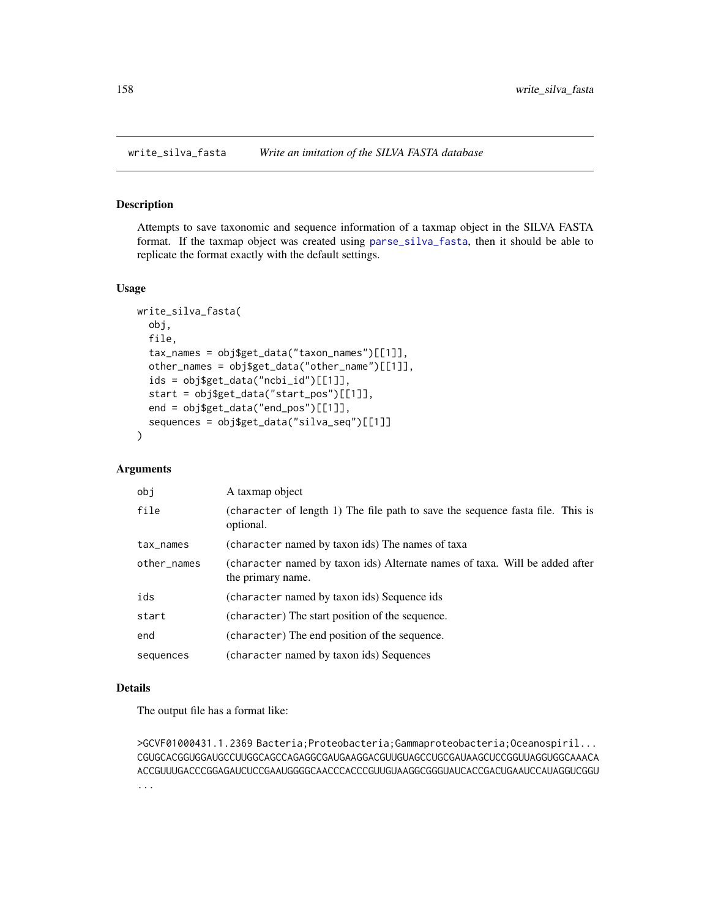# write_silva_fasta *Write an imitation of the SILVA FASTA database*

## Description

Attempts to save taxonomic and sequence information of a taxmap object in the SILVA FASTA format. If the taxmap object was created using parse_silva_fasta, then it should be able to replicate the format exactly with the default settings.

## Usage

```
write_silva_fasta(
  obj,
  file,
  tax_names = obj$get_data("taxon_names")[[1]],
  other_names = obj$get_data("other_name")[[1]],
  ids = obj$get_data("ncbi_id")[[1]],
  start = obj$get_data("start_pos")[[1]],
  end = obj$get_data("end_pos")[[1]],
  sequences = obj$get_data("silva_seq")[[1]]
)
```

## Arguments

| | |
|---|---|
| obj | A taxmap object |
| file | (character of length 1) The file path to save the sequence fasta file. This is optional. |
| tax_names | (character named by taxon ids) The names of taxa |
| other_names | (character named by taxon ids) Alternate names of taxa. Will be added after the primary name. |
| ids | (character named by taxon ids) Sequence ids |
| start | (character) The start position of the sequence. |
| end | (character) The end position of the sequence. |
| sequences | (character named by taxon ids) Sequences |

## Details

The output file has a format like:

```
>GCVF01000431.1.2369 Bacteria;Proteobacteria;Gammaproteobacteria;Oceanospiril...
CGUGCACGGUGGAUGCCUUGGCAGCCAGAGGCGAUGAAGGACGUUGUAGCCUGCGAUAAGCUCCGGUUAGGUGGCAAACA
ACCGUUUGACCCGGAGAUCUCCGAAUGGGGCAACCCACCCGUUGUAAGGCGGGUAUCACCGACUGAAUCCAUAGGUCGGU
...
```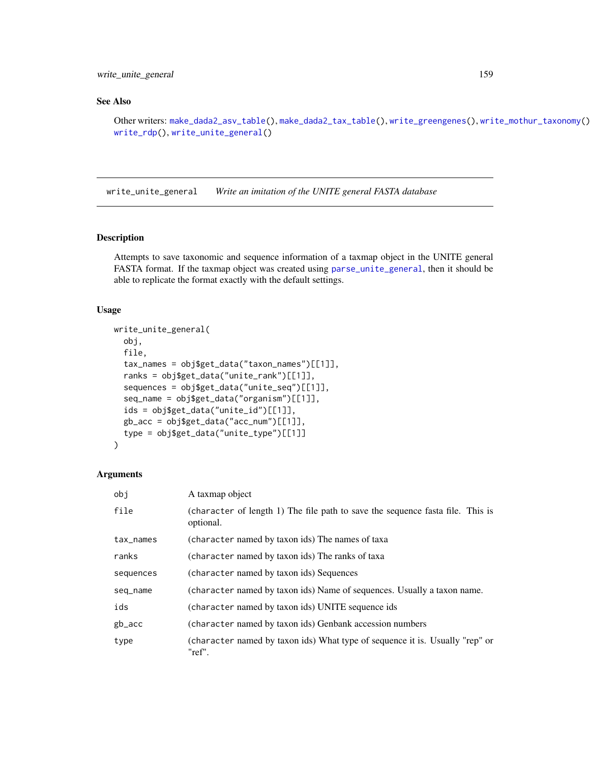### See Also

Other writers: `make_dada2_asv_table()`, `make_dada2_tax_table()`, `write_greengenes()`, `write_mothur_taxonomy()`, `write_rdp()`, `write_unite_general()`

---

## write_unite_general    *Write an imitation of the UNITE general FASTA database*

---

### Description

Attempts to save taxonomic and sequence information of a taxmap object in the UNITE general FASTA format. If the taxmap object was created using `parse_unite_general`, then it should be able to replicate the format exactly with the default settings.

### Usage

```
write_unite_general(
  obj,
  file,
  tax_names = obj$get_data("taxon_names")[[1]],
  ranks = obj$get_data("unite_rank")[[1]],
  sequences = obj$get_data("unite_seq")[[1]],
  seq_name = obj$get_data("organism")[[1]],
  ids = obj$get_data("unite_id")[[1]],
  gb_acc = obj$get_data("acc_num")[[1]],
  type = obj$get_data("unite_type")[[1]]
)
```

### Arguments

| | |
|---|---|
| `obj` | A taxmap object |
| `file` | (`character` of length 1) The file path to save the sequence fasta file. This is optional. |
| `tax_names` | (`character` named by taxon ids) The names of taxa |
| `ranks` | (`character` named by taxon ids) The ranks of taxa |
| `sequences` | (`character` named by taxon ids) Sequences |
| `seq_name` | (`character` named by taxon ids) Name of sequences. Usually a taxon name. |
| `ids` | (`character` named by taxon ids) UNITE sequence ids |
| `gb_acc` | (`character` named by taxon ids) Genbank accession numbers |
| `type` | (`character` named by taxon ids) What type of sequence it is. Usually "rep" or "ref". |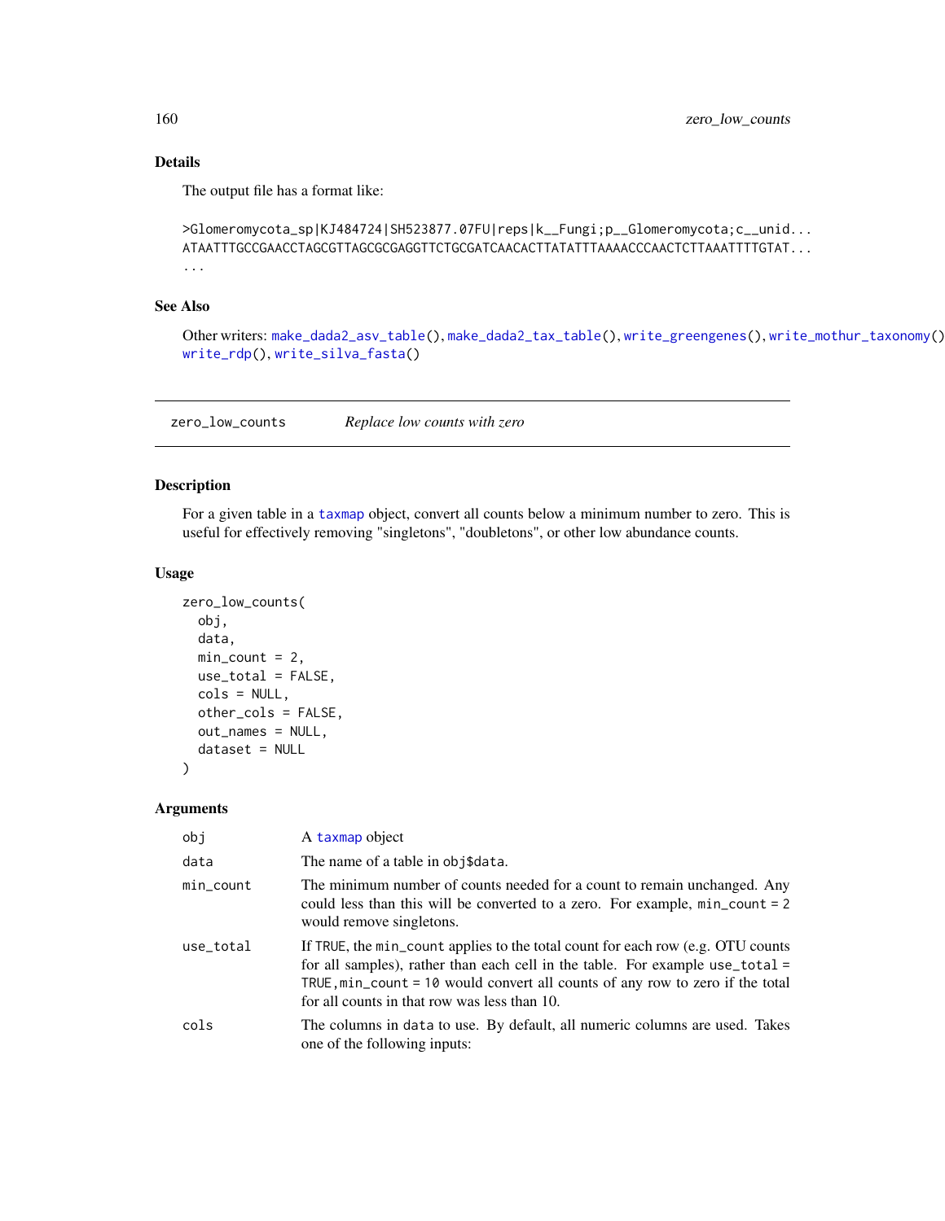### Details

The output file has a format like:

```
>Glomeromycota_sp|KJ484724|SH523877.07FU|reps|k__Fungi;p__Glomeromycota;c__unid...
ATAATTTGCCGAACCTAGCGTTAGCGCGAGGTTCTGCGATCAACACTTATATTTAAAACCCAACTCTTAAATTTTGTAT...
...
```

### See Also

Other writers: `make_dada2_asv_table()`, `make_dada2_tax_table()`, `write_greengenes()`, `write_mothur_taxonomy()`, `write_rdp()`, `write_silva_fasta()`

---

## zero_low_counts *Replace low counts with zero*

### Description

For a given table in a `taxmap` object, convert all counts below a minimum number to zero. This is useful for effectively removing "singletons", "doubletons", or other low abundance counts.

### Usage

```
zero_low_counts(
  obj,
  data,
  min_count = 2,
  use_total = FALSE,
  cols = NULL,
  other_cols = FALSE,
  out_names = NULL,
  dataset = NULL
)
```

### Arguments

| | |
|---|---|
| obj | A `taxmap` object |
| data | The name of a table in `obj$data`. |
| min_count | The minimum number of counts needed for a count to remain unchanged. Any could less than this will be converted to a zero. For example, `min_count = 2` would remove singletons. |
| use_total | If `TRUE`, the `min_count` applies to the total count for each row (e.g. OTU counts for all samples), rather than each cell in the table. For example `use_total = TRUE, min_count = 10` would convert all counts of any row to zero if the total for all counts in that row was less than 10. |
| cols | The columns in `data` to use. By default, all numeric columns are used. Takes one of the following inputs: |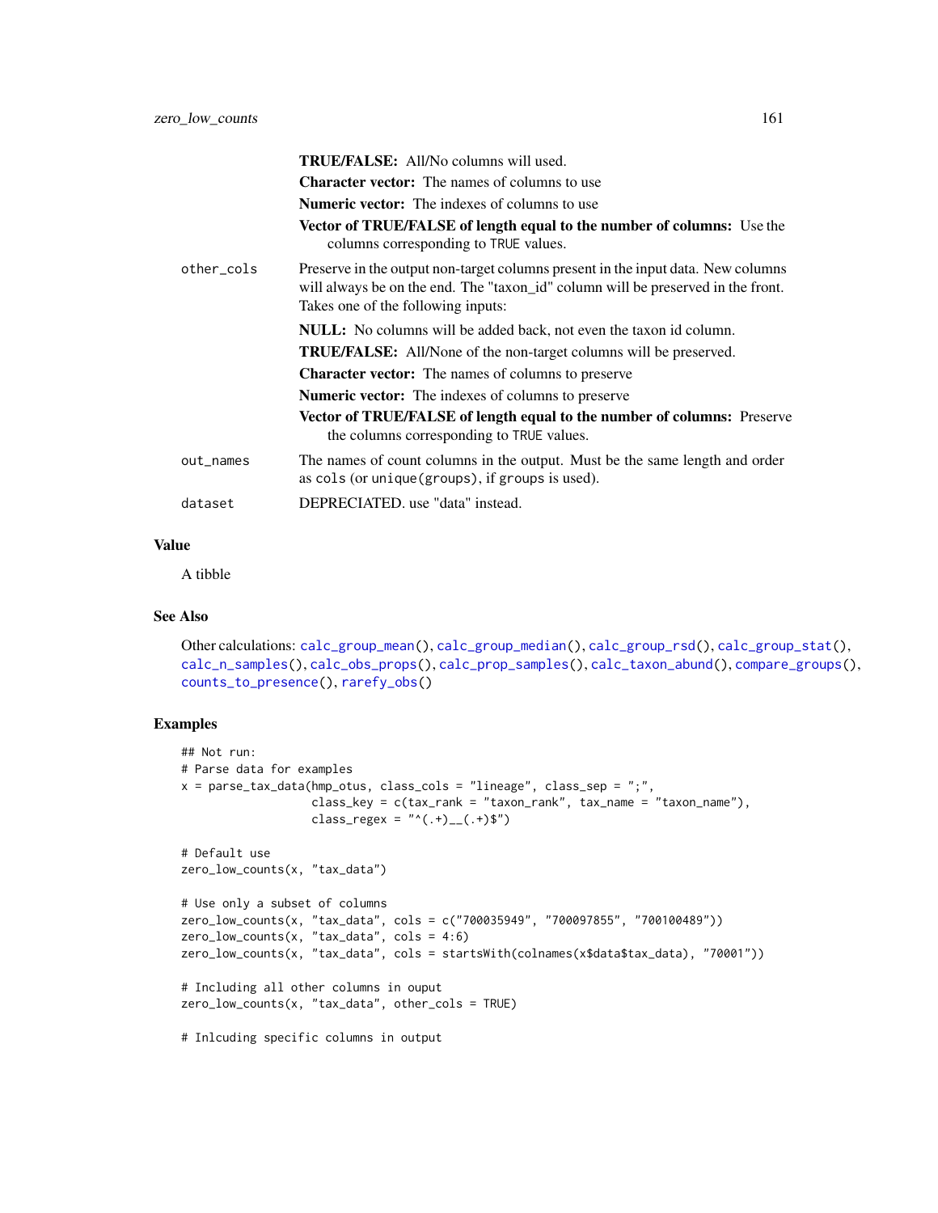**TRUE/FALSE:** All/No columns will used.

**Character vector:** The names of columns to use

**Numeric vector:** The indexes of columns to use

**Vector of TRUE/FALSE of length equal to the number of columns:** Use the columns corresponding to TRUE values.

`other_cols` Preserve in the output non-target columns present in the input data. New columns will always be on the end. The "taxon_id" column will be preserved in the front. Takes one of the following inputs:

**NULL:** No columns will be added back, not even the taxon id column.

**TRUE/FALSE:** All/None of the non-target columns will be preserved.

**Character vector:** The names of columns to preserve

**Numeric vector:** The indexes of columns to preserve

**Vector of TRUE/FALSE of length equal to the number of columns:** Preserve the columns corresponding to TRUE values.

`out_names` The names of count columns in the output. Must be the same length and order as `cols` (or `unique(groups)`, if `groups` is used).

`dataset` DEPRECIATED. use "data" instead.

### Value

A tibble

### See Also

Other calculations: `calc_group_mean()`, `calc_group_median()`, `calc_group_rsd()`, `calc_group_stat()`, `calc_n_samples()`, `calc_obs_props()`, `calc_prop_samples()`, `calc_taxon_abund()`, `compare_groups()`, `counts_to_presence()`, `rarefy_obs()`

### Examples

```
## Not run:
# Parse data for examples
x = parse_tax_data(hmp_otus, class_cols = "lineage", class_sep = ";",
                   class_key = c(tax_rank = "taxon_rank", tax_name = "taxon_name"),
                   class_regex = "^(.+)__(.+)$")

# Default use
zero_low_counts(x, "tax_data")

# Use only a subset of columns
zero_low_counts(x, "tax_data", cols = c("700035949", "700097855", "700100489"))
zero_low_counts(x, "tax_data", cols = 4:6)
zero_low_counts(x, "tax_data", cols = startsWith(colnames(x$data$tax_data), "70001"))

# Including all other columns in ouput
zero_low_counts(x, "tax_data", other_cols = TRUE)

# Inlcuding specific columns in output
```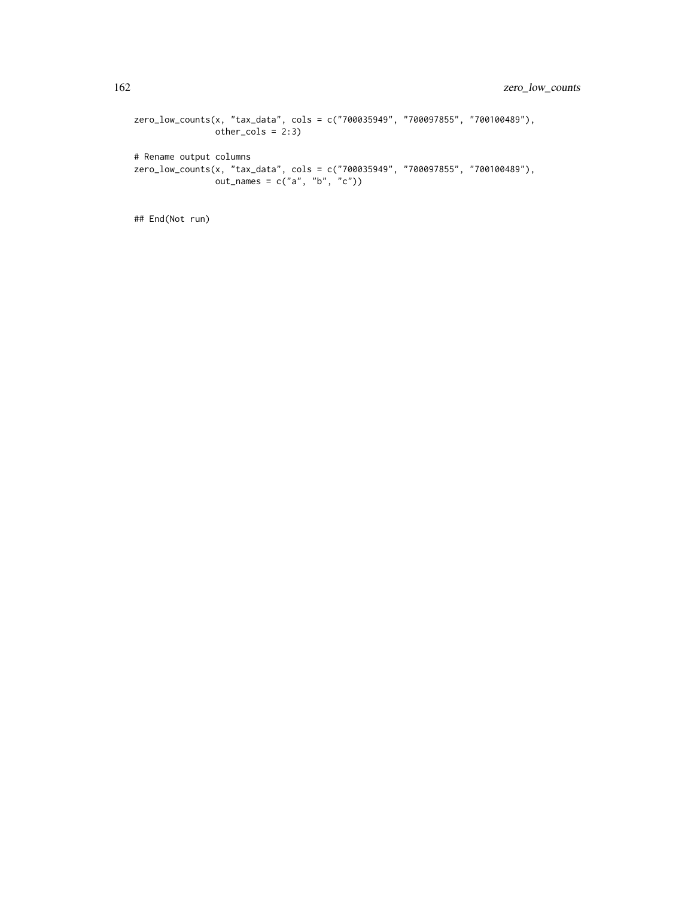```
zero_low_counts(x, "tax_data", cols = c("700035949", "700097855", "700100489"),
                other_cols = 2:3)

# Rename output columns
zero_low_counts(x, "tax_data", cols = c("700035949", "700097855", "700100489"),
                out_names = c("a", "b", "c"))


## End(Not run)
```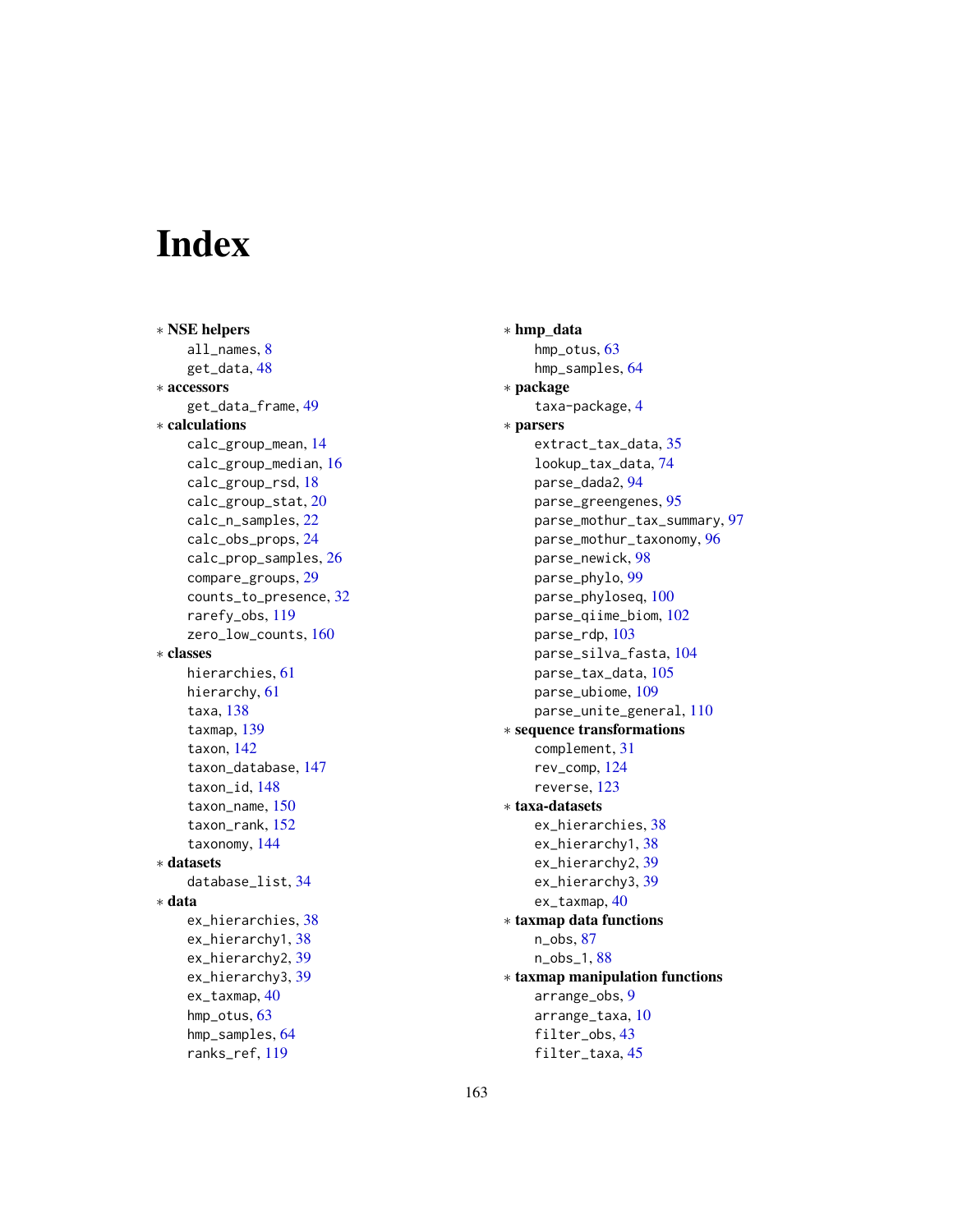# Index

* **NSE helpers**
    all_names, 8
    get_data, 48
* **accessors**
    get_data_frame, 49
* **calculations**
    calc_group_mean, 14
    calc_group_median, 16
    calc_group_rsd, 18
    calc_group_stat, 20
    calc_n_samples, 22
    calc_obs_props, 24
    calc_prop_samples, 26
    compare_groups, 29
    counts_to_presence, 32
    rarefy_obs, 119
    zero_low_counts, 160
* **classes**
    hierarchies, 61
    hierarchy, 61
    taxa, 138
    taxmap, 139
    taxon, 142
    taxon_database, 147
    taxon_id, 148
    taxon_name, 150
    taxon_rank, 152
    taxonomy, 144
* **datasets**
    database_list, 34
* **data**
    ex_hierarchies, 38
    ex_hierarchy1, 38
    ex_hierarchy2, 39
    ex_hierarchy3, 39
    ex_taxmap, 40
    hmp_otus, 63
    hmp_samples, 64
    ranks_ref, 119
* **hmp_data**
    hmp_otus, 63
    hmp_samples, 64
* **package**
    taxa-package, 4
* **parsers**
    extract_tax_data, 35
    lookup_tax_data, 74
    parse_dada2, 94
    parse_greengenes, 95
    parse_mothur_tax_summary, 97
    parse_mothur_taxonomy, 96
    parse_newick, 98
    parse_phylo, 99
    parse_phyloseq, 100
    parse_qiime_biom, 102
    parse_rdp, 103
    parse_silva_fasta, 104
    parse_tax_data, 105
    parse_ubiome, 109
    parse_unite_general, 110
* **sequence transformations**
    complement, 31
    rev_comp, 124
    reverse, 123
* **taxa-datasets**
    ex_hierarchies, 38
    ex_hierarchy1, 38
    ex_hierarchy2, 39
    ex_hierarchy3, 39
    ex_taxmap, 40
* **taxmap data functions**
    n_obs, 87
    n_obs_1, 88
* **taxmap manipulation functions**
    arrange_obs, 9
    arrange_taxa, 10
    filter_obs, 43
    filter_taxa, 45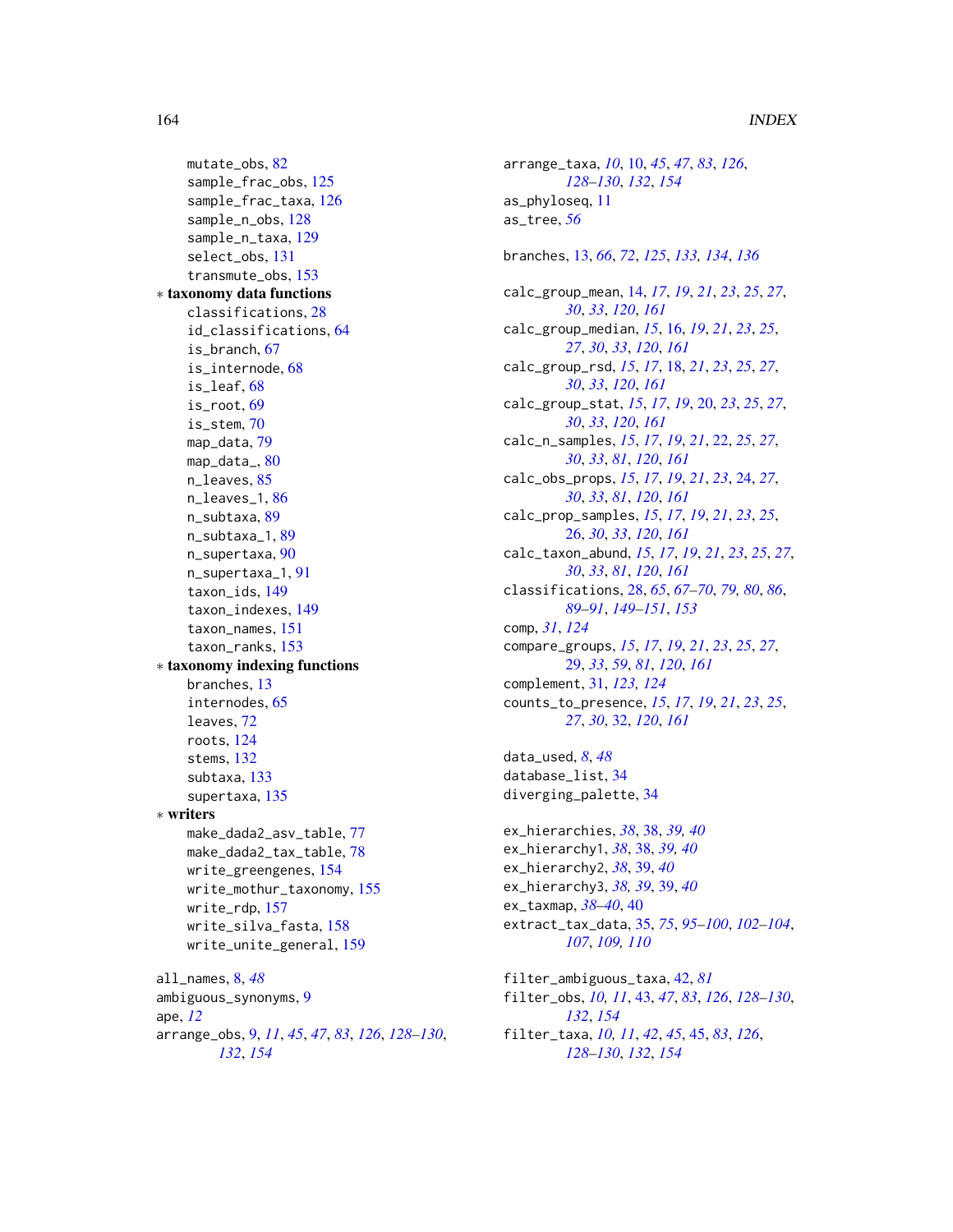mutate_obs, 82
sample_frac_obs, 125
sample_frac_taxa, 126
sample_n_obs, 128
sample_n_taxa, 129
select_obs, 131
transmute_obs, 153

∗ **taxonomy data functions**

classifications, 28
id_classifications, 64
is_branch, 67
is_internode, 68
is_leaf, 68
is_root, 69
is_stem, 70
map_data, 79
map_data_, 80
n_leaves, 85
n_leaves_1, 86
n_subtaxa, 89
n_subtaxa_1, 89
n_supertaxa, 90
n_supertaxa_1, 91
taxon_ids, 149
taxon_indexes, 149
taxon_names, 151
taxon_ranks, 153

∗ **taxonomy indexing functions**

branches, 13
internodes, 65
leaves, 72
roots, 124
stems, 132
subtaxa, 133
supertaxa, 135

∗ **writers**

make_dada2_asv_table, 77
make_dada2_tax_table, 78
write_greengenes, 154
write_mothur_taxonomy, 155
write_rdp, 157
write_silva_fasta, 158
write_unite_general, 159

all_names, 8, *48*
ambiguous_synonyms, 9
ape, *12*
arrange_obs, 9, *11*, *45*, *47*, *83*, *126*, *128–130*, *132*, *154*
arrange_taxa, *10*, 10, *45*, *47*, *83*, *126*, *128–130*, *132*, *154*
as_phyloseq, 11
as_tree, *56*

branches, 13, *66*, *72*, *125*, *133*, *134*, *136*

calc_group_mean, 14, *17*, *19*, *21*, *23*, *25*, *27*, *30*, *33*, *120*, *161*
calc_group_median, *15*, 16, *19*, *21*, *23*, *25*, *27*, *30*, *33*, *120*, *161*
calc_group_rsd, *15*, *17*, 18, *21*, *23*, *25*, *27*, *30*, *33*, *120*, *161*
calc_group_stat, *15*, *17*, *19*, 20, *23*, *25*, *27*, *30*, *33*, *120*, *161*
calc_n_samples, *15*, *17*, *19*, *21*, 22, *25*, *27*, *30*, *33*, *81*, *120*, *161*
calc_obs_props, *15*, *17*, *19*, *21*, *23*, 24, *27*, *30*, *33*, *81*, *120*, *161*
calc_prop_samples, *15*, *17*, *19*, *21*, *23*, *25*, 26, *30*, *33*, *120*, *161*
calc_taxon_abund, *15*, *17*, *19*, *21*, *23*, *25*, *27*, *30*, *33*, *81*, *120*, *161*
classifications, 28, *65*, *67–70*, *79*, *80*, *86*, *89–91*, *149–151*, *153*
comp, *31*, *124*
compare_groups, *15*, *17*, *19*, *21*, *23*, *25*, *27*, 29, *33*, *59*, *81*, *120*, *161*
complement, 31, *123*, *124*
counts_to_presence, *15*, *17*, *19*, *21*, *23*, *25*, *27*, *30*, 32, *120*, *161*

data_used, *8*, *48*
database_list, 34
diverging_palette, 34

ex_hierarchies, *38*, 38, *39*, *40*
ex_hierarchy1, *38*, 38, *39*, *40*
ex_hierarchy2, *38*, 39, *40*
ex_hierarchy3, *38*, *39*, 39, *40*
ex_taxmap, *38–40*, 40
extract_tax_data, 35, *75*, *95–100*, *102–104*, *107*, *109*, *110*

filter_ambiguous_taxa, 42, *81*
filter_obs, *10*, *11*, 43, *47*, *83*, *126*, *128–130*, *132*, *154*
filter_taxa, *10*, *11*, *42*, *45*, 45, *83*, *126*, *128–130*, *132*, *154*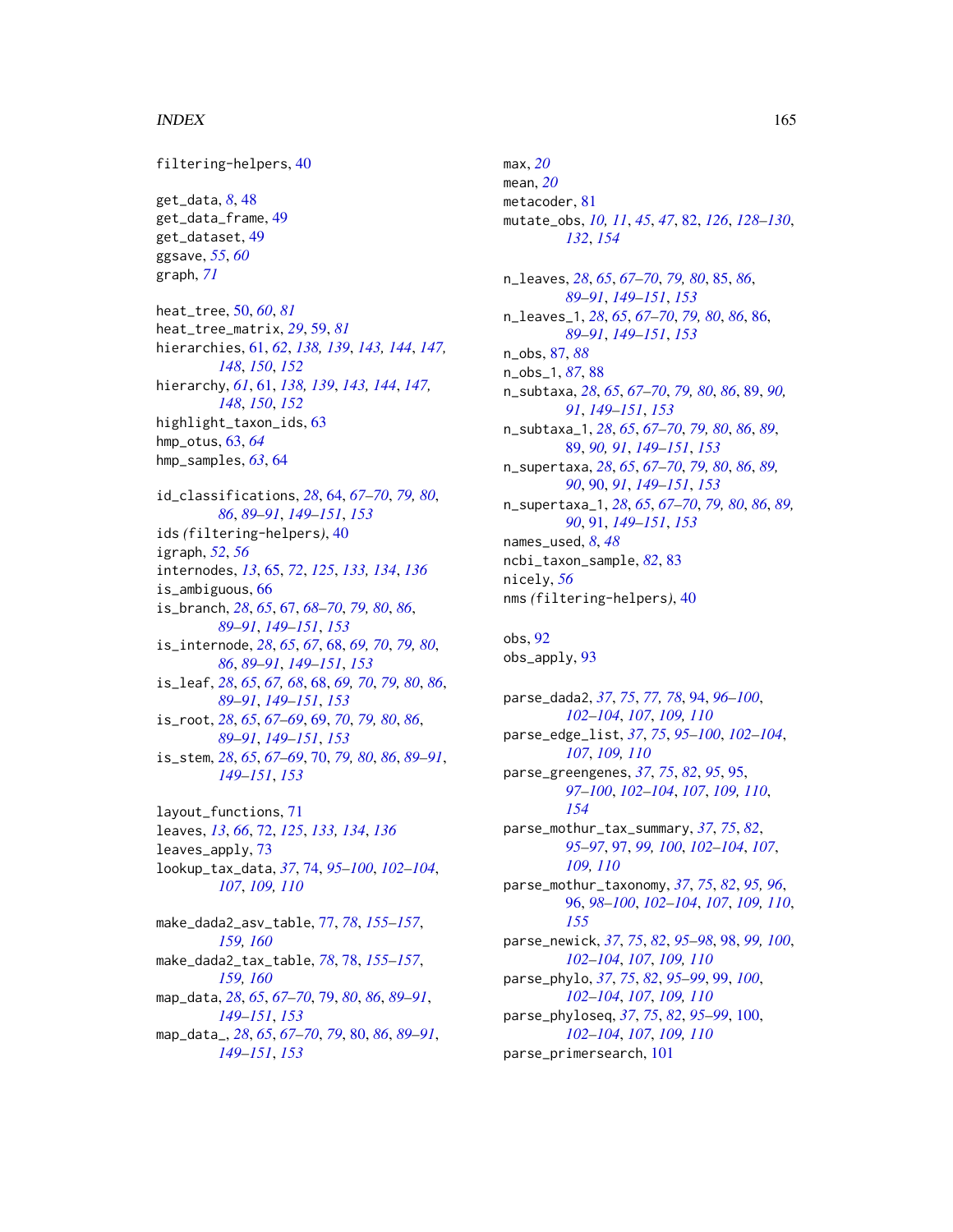filtering-helpers, 40

get_data, *8*, 48
get_data_frame, 49
get_dataset, 49
ggsave, *55*, *60*
graph, *71*

heat_tree, 50, *60*, *81*
heat_tree_matrix, *29*, 59, *81*
hierarchies, 61, *62*, *138, 139*, *143, 144*, *147, 148*, *150*, *152*
hierarchy, *61*, 61, *138, 139*, *143, 144*, *147, 148*, *150*, *152*
highlight_taxon_ids, 63
hmp_otus, 63, *64*
hmp_samples, *63*, 64

id_classifications, *28*, 64, *67–70*, *79, 80*, *86*, *89–91*, *149–151*, *153*
ids *(*filtering-helpers*)*, 40
igraph, *52*, *56*
internodes, *13*, 65, *72*, *125*, *133, 134*, *136*
is_ambiguous, 66
is_branch, *28*, *65*, 67, *68–70*, *79, 80*, *86*, *89–91*, *149–151*, *153*
is_internode, *28*, *65*, *67*, 68, *69, 70*, *79, 80*, *86*, *89–91*, *149–151*, *153*
is_leaf, *28*, *65*, *67, 68*, 68, *69, 70*, *79, 80*, *86*, *89–91*, *149–151*, *153*
is_root, *28*, *65*, *67–69*, 69, *70*, *79, 80*, *86*, *89–91*, *149–151*, *153*
is_stem, *28*, *65*, *67–69*, 70, *79, 80*, *86*, *89–91*, *149–151*, *153*

layout_functions, 71
leaves, *13*, *66*, 72, *125*, *133, 134*, *136*
leaves_apply, 73
lookup_tax_data, *37*, 74, *95–100*, *102–104*, *107*, *109, 110*

make_dada2_asv_table, 77, *78*, *155–157*, *159, 160*
make_dada2_tax_table, *78*, 78, *155–157*, *159, 160*
map_data, *28*, *65*, *67–70*, 79, *80*, *86*, *89–91*, *149–151*, *153*
map_data_, *28*, *65*, *67–70*, *79*, 80, *86*, *89–91*, *149–151*, *153*

max, *20*
mean, *20*
metacoder, 81
mutate_obs, *10, 11*, *45*, *47*, 82, *126*, *128–130*, *132*, *154*

n_leaves, *28*, *65*, *67–70*, *79, 80*, 85, *86*, *89–91*, *149–151*, *153*
n_leaves_1, *28*, *65*, *67–70*, *79, 80*, *86*, 86, *89–91*, *149–151*, *153*
n_obs, 87, *88*
n_obs_1, *87*, 88
n_subtaxa, *28*, *65*, *67–70*, *79, 80*, *86*, 89, *90, 91*, *149–151*, *153*
n_subtaxa_1, *28*, *65*, *67–70*, *79, 80*, *86*, *89*, 89, *90, 91*, *149–151*, *153*
n_supertaxa, *28*, *65*, *67–70*, *79, 80*, *86*, *89, 90*, 90, *91*, *149–151*, *153*
n_supertaxa_1, *28*, *65*, *67–70*, *79, 80*, *86*, *89, 90*, 91, *149–151*, *153*
names_used, *8*, *48*
ncbi_taxon_sample, *82*, 83
nicely, *56*
nms *(*filtering-helpers*)*, 40

obs, 92
obs_apply, 93

parse_dada2, *37*, *75*, *77, 78*, 94, *96–100*, *102–104*, *107*, *109, 110*
parse_edge_list, *37*, *75*, 95–100, *102–104*, *107*, *109, 110*
parse_greengenes, *37*, *75*, *82*, *95*, 95, *97–100*, *102–104*, *107*, *109, 110*, *154*
parse_mothur_tax_summary, *37*, *75*, *82*, *95–97*, 97, *99, 100*, *102–104*, *107*, *109, 110*
parse_mothur_taxonomy, *37*, *75*, *82*, *95, 96*, 96, *98–100*, *102–104*, *107*, *109, 110*, *155*
parse_newick, *37*, *75*, *82*, *95–98*, 98, *99, 100*, *102–104*, *107*, *109, 110*
parse_phylo, *37*, *75*, *82*, *95–99*, 99, *100*, *102–104*, *107*, *109, 110*
parse_phyloseq, *37*, *75*, *82*, *95–99*, 100, *102–104*, *107*, *109, 110*
parse_primersearch, 101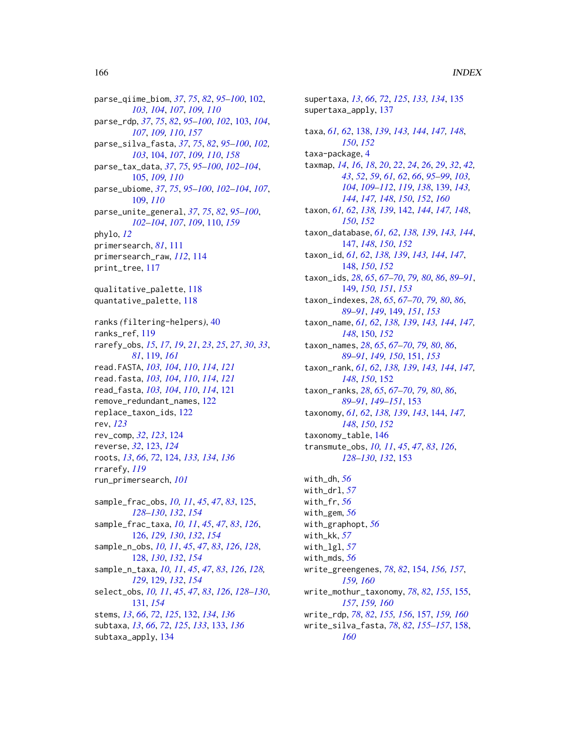parse_qiime_biom, *37*, *75*, *82*, *95–100*, 102, *103, 104*, *107*, *109, 110*
parse_rdp, *37*, *75*, *82*, *95–100*, *102*, 103, *104*, *107*, *109, 110*, *157*
parse_silva_fasta, *37*, *75*, *82*, *95–100*, *102, 103*, 104, *107*, *109, 110*, *158*
parse_tax_data, *37*, *75*, *95–100*, *102–104*, 105, *109, 110*
parse_ubiome, *37*, *75*, *95–100*, *102–104*, *107*, 109, *110*
parse_unite_general, *37*, *75*, *82*, *95–100*, *102–104*, *107*, *109*, 110, *159*
phylo, *12*
primersearch, *81*, 111
primersearch_raw, *112*, 114
print_tree, 117

qualitative_palette, 118
quantative_palette, 118

ranks *(*filtering-helpers*)*, 40
ranks_ref, 119
rarefy_obs, *15*, *17*, *19*, *21*, *23*, *25*, *27*, *30*, *33*, *81*, 119, *161*
read.FASTA, *103, 104*, *110*, *114*, *121*
read.fasta, *103, 104*, *110*, *114*, *121*
read_fasta, *103, 104*, *110*, *114*, 121
remove_redundant_names, 122
replace_taxon_ids, 122
rev, *123*
rev_comp, *32*, *123*, 124
reverse, *32*, 123, *124*
roots, *13*, *66*, *72*, 124, *133, 134*, *136*
rrarefy, *119*
run_primersearch, *101*

sample_frac_obs, *10, 11*, *45*, *47*, *83*, 125, *128–130*, *132*, *154*
sample_frac_taxa, *10, 11*, *45*, *47*, *83*, *126*, 126, *129, 130*, *132*, *154*
sample_n_obs, *10, 11*, *45*, *47*, *83*, *126*, *128*, 128, *130*, *132*, *154*
sample_n_taxa, *10, 11*, *45*, *47*, *83*, *126*, *128, 129*, 129, *132*, *154*
select_obs, *10, 11*, *45*, *47*, *83*, *126*, *128–130*, 131, *154*
stems, *13*, *66*, *72*, *125*, 132, *134*, *136*
subtaxa, *13*, *66*, *72*, *125*, *133*, 133, *136*
subtaxa_apply, 134

supertaxa, *13*, *66*, *72*, *125*, *133, 134*, 135
supertaxa_apply, 137

taxa, *61, 62*, 138, *139*, *143, 144*, *147, 148*, *150*, *152*
taxa-package, 4
taxmap, *14*, *16*, *18*, *20*, *22*, *24*, *26*, *29*, *32*, *42, 43*, *52*, *59*, *61, 62*, *66*, *95–99*, *103, 104*, *109–112*, *119*, *138*, 139, *143, 144*, *147, 148*, *150*, *152*, *160*
taxon, *61, 62*, *138, 139*, 142, *144*, *147, 148*, *150*, *152*
taxon_database, *61, 62*, *138, 139*, *143, 144*, 147, *148*, *150*, *152*
taxon_id, *61, 62*, *138, 139*, *143, 144*, *147*, 148, *150*, *152*
taxon_ids, *28*, *65*, *67–70*, *79, 80*, *86*, *89–91*, 149, *150*, *151*, *153*
taxon_indexes, *28*, *65*, *67–70*, *79, 80*, *86*, *89–91*, *149*, 149, *151*, *153*
taxon_name, *61, 62*, *138, 139*, *143, 144*, *147, 148*, 150, *152*
taxon_names, *28*, *65*, *67–70*, *79, 80*, *86*, *89–91*, *149, 150*, 151, *153*
taxon_rank, *61, 62*, *138, 139*, *143, 144*, *147, 148*, *150*, 152
taxon_ranks, *28*, *65*, *67–70*, *79, 80*, *86*, *89–91*, *149–151*, 153
taxonomy, *61, 62*, *138, 139*, *143*, 144, *147, 148*, *150*, *152*
taxonomy_table, 146
transmute_obs, *10, 11*, *45*, *47*, *83*, *126*, *128–130*, *132*, 153

with_dh, *56*
with_drl, *57*
with_fr, *56*
with_gem, *56*
with_graphopt, *56*
with_kk, *57*
with_lgl, *57*
with_mds, *56*
write_greengenes, *78*, *82*, 154, *156, 157*, *159, 160*
write_mothur_taxonomy, *78*, *82*, *155*, 155, *157*, *159, 160*
write_rdp, *78*, *82*, *155, 156*, 157, *159, 160*
write_silva_fasta, *78*, *82*, *155–157*, 158, *160*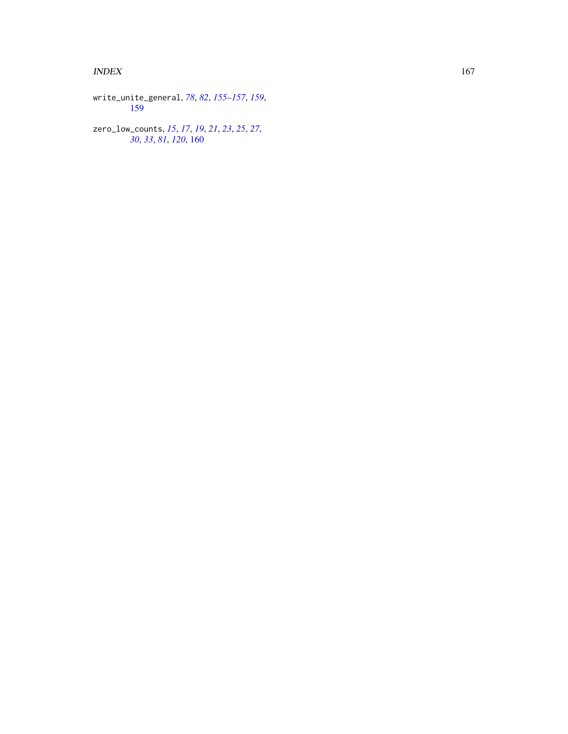write_unite_general, *78*, *82*, *155–157*, *159*, 159

zero_low_counts, *15*, *17*, *19*, *21*, *23*, *25*, *27*, *30*, *33*, *81*, *120*, 160